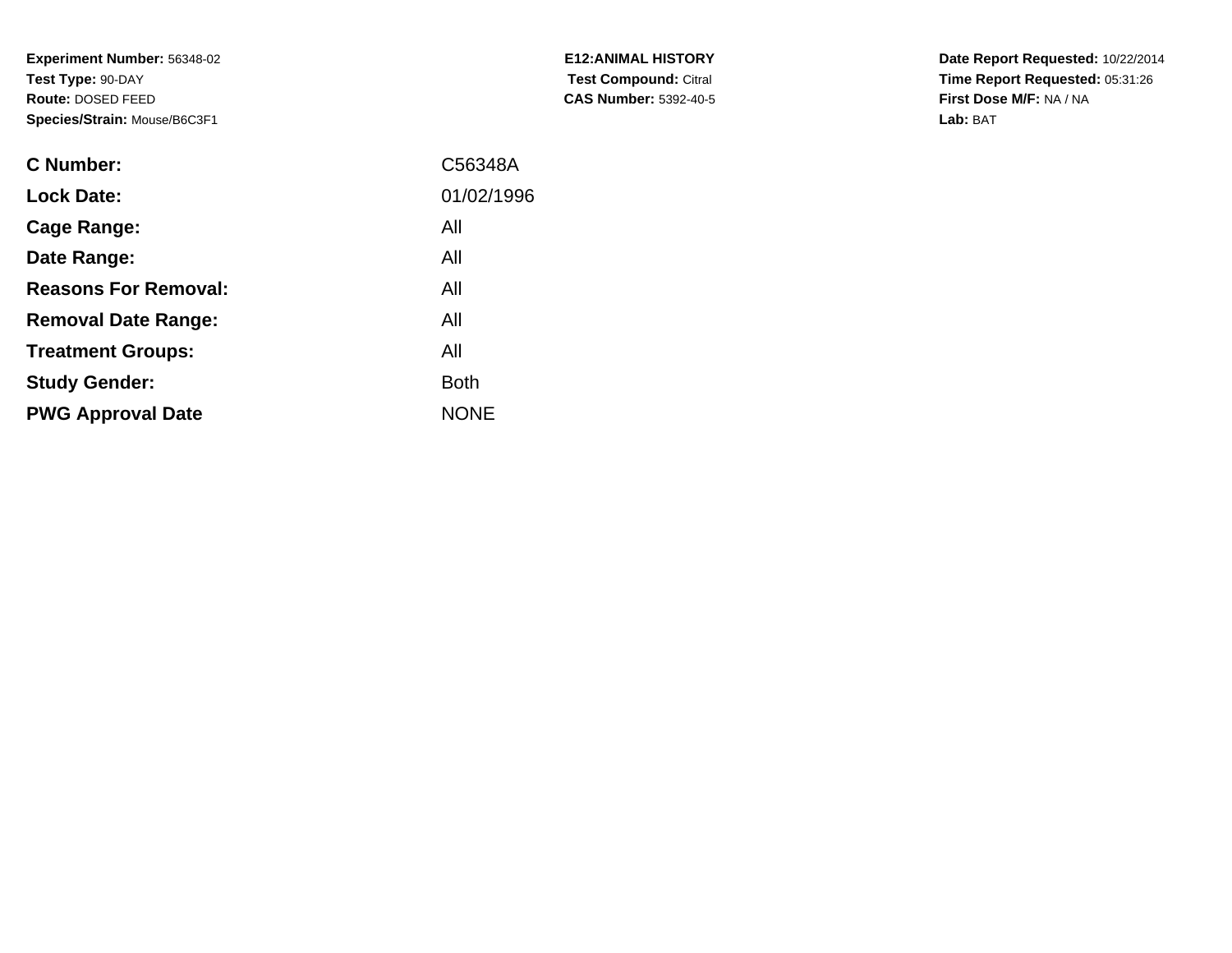**Experiment Number:** 56348-02
**Test Type:** 90-DAY
**Route:** DOSED FEED
**Species/Strain:** Mouse/B6C3F1

**E12:ANIMAL HISTORY**
**Test Compound:** Citral
**CAS Number:** 5392-40-5

**Date Report Requested:** 10/22/2014
**Time Report Requested:** 05:31:26
**First Dose M/F:** NA / NA
**Lab:** BAT

| | |
|---|---|
| **C Number:** | C56348A |
| **Lock Date:** | 01/02/1996 |
| **Cage Range:** | All |
| **Date Range:** | All |
| **Reasons For Removal:** | All |
| **Removal Date Range:** | All |
| **Treatment Groups:** | All |
| **Study Gender:** | Both |
| **PWG Approval Date** | NONE |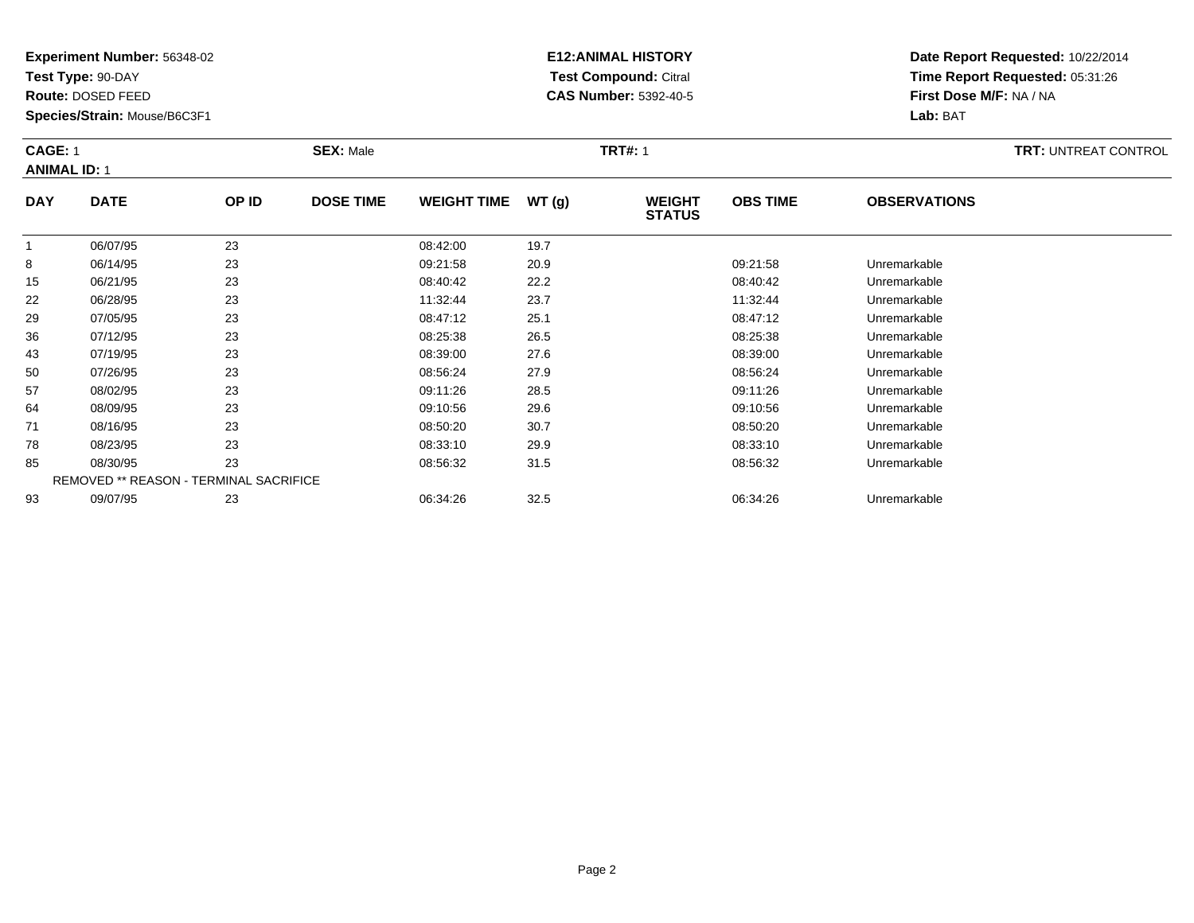**Experiment Number:** 56348-02
**Test Type:** 90-DAY
**Route:** DOSED FEED
**Species/Strain:** Mouse/B6C3F1

**E12:ANIMAL HISTORY**
**Test Compound:** Citral
**CAS Number:** 5392-40-5

**Date Report Requested:** 10/22/2014
**Time Report Requested:** 05:31:26
**First Dose M/F:** NA / NA
**Lab:** BAT

**CAGE:** 1 **SEX:** Male **TRT#:** 1 **TRT:** UNTREAT CONTROL
**ANIMAL ID:** 1

| DAY | DATE | OP ID | DOSE TIME | WEIGHT TIME | WT (g) | WEIGHT STATUS | OBS TIME | OBSERVATIONS |
|---|---|---|---|---|---|---|---|---|
| 1 | 06/07/95 | 23 | | 08:42:00 | 19.7 | | | |
| 8 | 06/14/95 | 23 | | 09:21:58 | 20.9 | | 09:21:58 | Unremarkable |
| 15 | 06/21/95 | 23 | | 08:40:42 | 22.2 | | 08:40:42 | Unremarkable |
| 22 | 06/28/95 | 23 | | 11:32:44 | 23.7 | | 11:32:44 | Unremarkable |
| 29 | 07/05/95 | 23 | | 08:47:12 | 25.1 | | 08:47:12 | Unremarkable |
| 36 | 07/12/95 | 23 | | 08:25:38 | 26.5 | | 08:25:38 | Unremarkable |
| 43 | 07/19/95 | 23 | | 08:39:00 | 27.6 | | 08:39:00 | Unremarkable |
| 50 | 07/26/95 | 23 | | 08:56:24 | 27.9 | | 08:56:24 | Unremarkable |
| 57 | 08/02/95 | 23 | | 09:11:26 | 28.5 | | 09:11:26 | Unremarkable |
| 64 | 08/09/95 | 23 | | 09:10:56 | 29.6 | | 09:10:56 | Unremarkable |
| 71 | 08/16/95 | 23 | | 08:50:20 | 30.7 | | 08:50:20 | Unremarkable |
| 78 | 08/23/95 | 23 | | 08:33:10 | 29.9 | | 08:33:10 | Unremarkable |
| 85 | 08/30/95 | 23 | | 08:56:32 | 31.5 | | 08:56:32 | Unremarkable |
| REMOVED ** REASON - TERMINAL SACRIFICE | | | | | | | | |
| 93 | 09/07/95 | 23 | | 06:34:26 | 32.5 | | 06:34:26 | Unremarkable |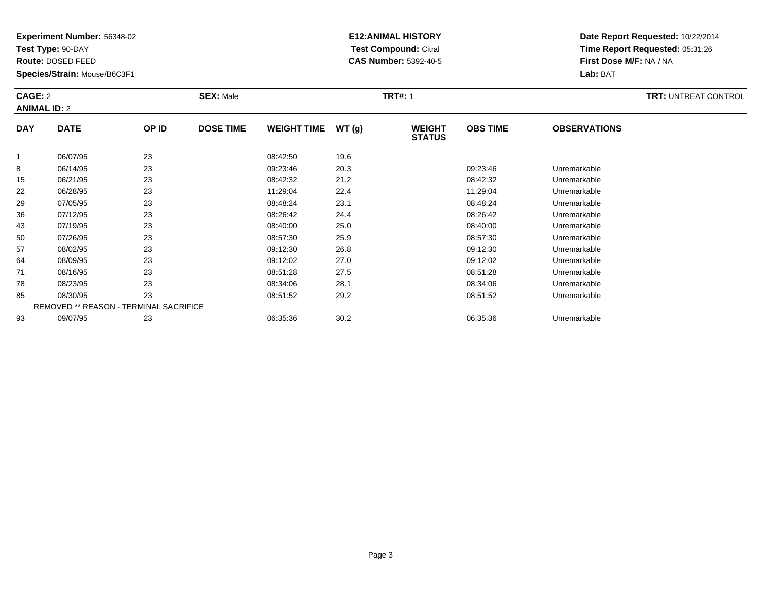**Experiment Number:** 56348-02
**Test Type:** 90-DAY
**Route:** DOSED FEED
**Species/Strain:** Mouse/B6C3F1

**E12:ANIMAL HISTORY**
**Test Compound:** Citral
**CAS Number:** 5392-40-5

**Date Report Requested:** 10/22/2014
**Time Report Requested:** 05:31:26
**First Dose M/F:** NA / NA
**Lab:** BAT

**CAGE:** 2 **SEX:** Male **TRT#:** 1 **TRT:** UNTREAT CONTROL
**ANIMAL ID:** 2

| DAY | DATE | OP ID | DOSE TIME | WEIGHT TIME | WT (g) | WEIGHT STATUS | OBS TIME | OBSERVATIONS |
|---|---|---|---|---|---|---|---|---|
| 1 | 06/07/95 | 23 | | 08:42:50 | 19.6 | | | |
| 8 | 06/14/95 | 23 | | 09:23:46 | 20.3 | | 09:23:46 | Unremarkable |
| 15 | 06/21/95 | 23 | | 08:42:32 | 21.2 | | 08:42:32 | Unremarkable |
| 22 | 06/28/95 | 23 | | 11:29:04 | 22.4 | | 11:29:04 | Unremarkable |
| 29 | 07/05/95 | 23 | | 08:48:24 | 23.1 | | 08:48:24 | Unremarkable |
| 36 | 07/12/95 | 23 | | 08:26:42 | 24.4 | | 08:26:42 | Unremarkable |
| 43 | 07/19/95 | 23 | | 08:40:00 | 25.0 | | 08:40:00 | Unremarkable |
| 50 | 07/26/95 | 23 | | 08:57:30 | 25.9 | | 08:57:30 | Unremarkable |
| 57 | 08/02/95 | 23 | | 09:12:30 | 26.8 | | 09:12:30 | Unremarkable |
| 64 | 08/09/95 | 23 | | 09:12:02 | 27.0 | | 09:12:02 | Unremarkable |
| 71 | 08/16/95 | 23 | | 08:51:28 | 27.5 | | 08:51:28 | Unremarkable |
| 78 | 08/23/95 | 23 | | 08:34:06 | 28.1 | | 08:34:06 | Unremarkable |
| 85 | 08/30/95 | 23 | | 08:51:52 | 29.2 | | 08:51:52 | Unremarkable |
| REMOVED ** REASON - TERMINAL SACRIFICE | | | | | | | | |
| 93 | 09/07/95 | 23 | | 06:35:36 | 30.2 | | 06:35:36 | Unremarkable |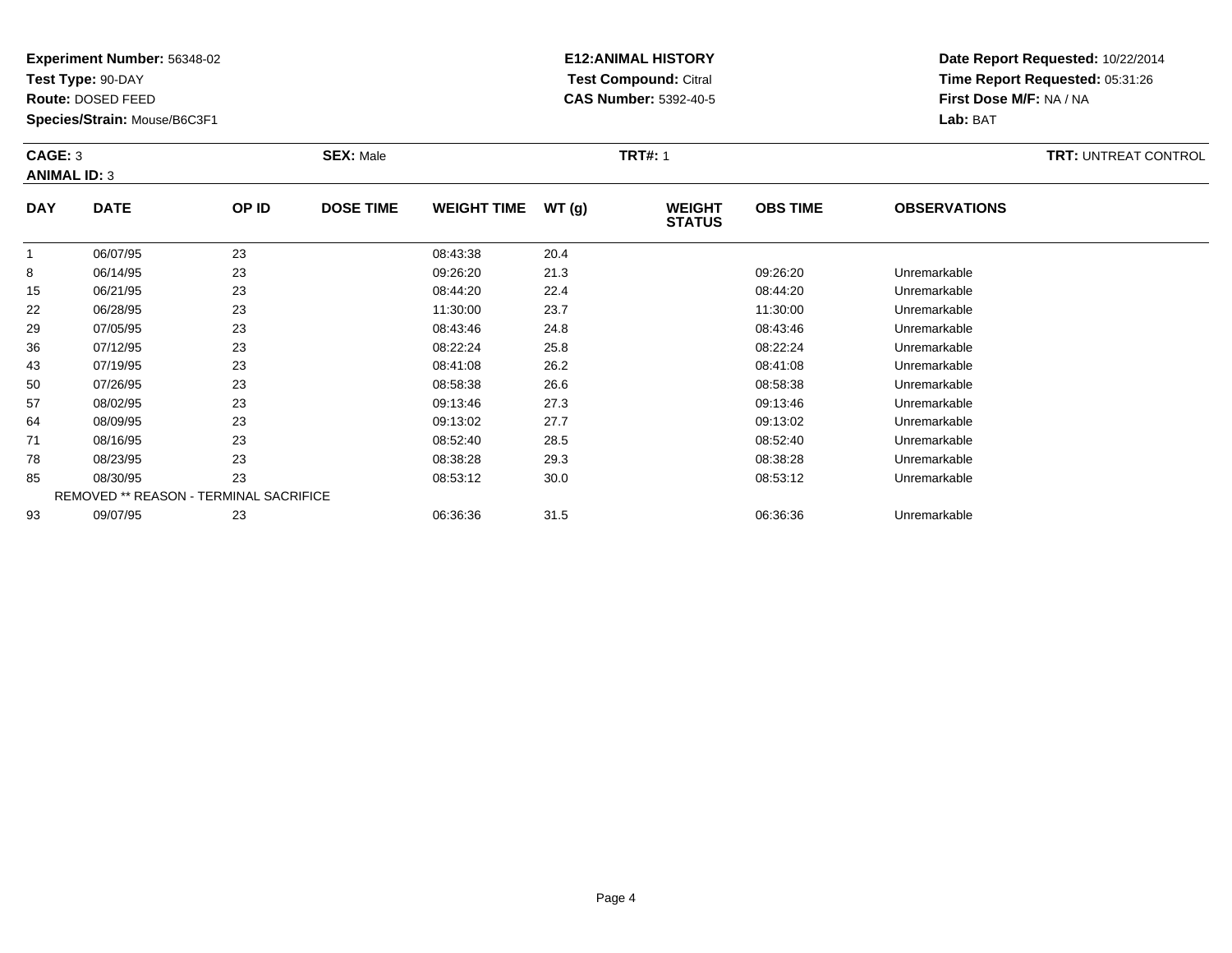**Experiment Number:** 56348-02
**Test Type:** 90-DAY
**Route:** DOSED FEED
**Species/Strain:** Mouse/B6C3F1

**E12:ANIMAL HISTORY**
**Test Compound:** Citral
**CAS Number:** 5392-40-5

**Date Report Requested:** 10/22/2014
**Time Report Requested:** 05:31:26
**First Dose M/F:** NA / NA
**Lab:** BAT

**CAGE:** 3 **SEX:** Male **TRT#:** 1 **TRT:** UNTREAT CONTROL
**ANIMAL ID:** 3

| DAY | DATE | OP ID | DOSE TIME | WEIGHT TIME | WT (g) | WEIGHT STATUS | OBS TIME | OBSERVATIONS |
|---|---|---|---|---|---|---|---|---|
| 1 | 06/07/95 | 23 | | 08:43:38 | 20.4 | | | |
| 8 | 06/14/95 | 23 | | 09:26:20 | 21.3 | | 09:26:20 | Unremarkable |
| 15 | 06/21/95 | 23 | | 08:44:20 | 22.4 | | 08:44:20 | Unremarkable |
| 22 | 06/28/95 | 23 | | 11:30:00 | 23.7 | | 11:30:00 | Unremarkable |
| 29 | 07/05/95 | 23 | | 08:43:46 | 24.8 | | 08:43:46 | Unremarkable |
| 36 | 07/12/95 | 23 | | 08:22:24 | 25.8 | | 08:22:24 | Unremarkable |
| 43 | 07/19/95 | 23 | | 08:41:08 | 26.2 | | 08:41:08 | Unremarkable |
| 50 | 07/26/95 | 23 | | 08:58:38 | 26.6 | | 08:58:38 | Unremarkable |
| 57 | 08/02/95 | 23 | | 09:13:46 | 27.3 | | 09:13:46 | Unremarkable |
| 64 | 08/09/95 | 23 | | 09:13:02 | 27.7 | | 09:13:02 | Unremarkable |
| 71 | 08/16/95 | 23 | | 08:52:40 | 28.5 | | 08:52:40 | Unremarkable |
| 78 | 08/23/95 | 23 | | 08:38:28 | 29.3 | | 08:38:28 | Unremarkable |
| 85 | 08/30/95 | 23 | | 08:53:12 | 30.0 | | 08:53:12 | Unremarkable |
| REMOVED ** REASON - TERMINAL SACRIFICE | | | | | | | | |
| 93 | 09/07/95 | 23 | | 06:36:36 | 31.5 | | 06:36:36 | Unremarkable |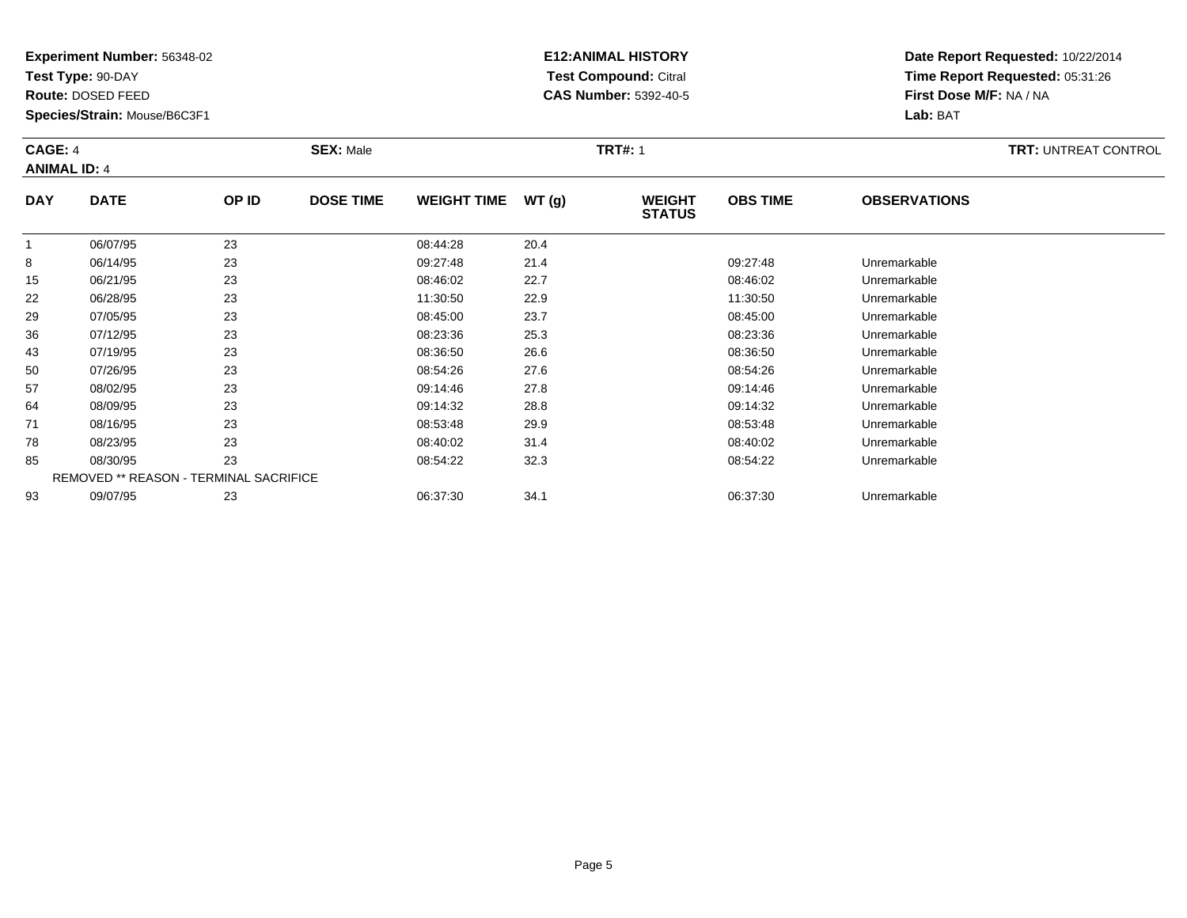**Experiment Number:** 56348-02
**Test Type:** 90-DAY
**Route:** DOSED FEED
**Species/Strain:** Mouse/B6C3F1

**E12:ANIMAL HISTORY**
**Test Compound:** Citral
**CAS Number:** 5392-40-5

**Date Report Requested:** 10/22/2014
**Time Report Requested:** 05:31:26
**First Dose M/F:** NA / NA
**Lab:** BAT

**CAGE:** 4 **SEX:** Male **TRT#:** 1 **TRT:** UNTREAT CONTROL
**ANIMAL ID:** 4

| DAY | DATE | OP ID | DOSE TIME | WEIGHT TIME | WT (g) | WEIGHT STATUS | OBS TIME | OBSERVATIONS |
|---|---|---|---|---|---|---|---|---|
| 1 | 06/07/95 | 23 | | 08:44:28 | 20.4 | | | |
| 8 | 06/14/95 | 23 | | 09:27:48 | 21.4 | | 09:27:48 | Unremarkable |
| 15 | 06/21/95 | 23 | | 08:46:02 | 22.7 | | 08:46:02 | Unremarkable |
| 22 | 06/28/95 | 23 | | 11:30:50 | 22.9 | | 11:30:50 | Unremarkable |
| 29 | 07/05/95 | 23 | | 08:45:00 | 23.7 | | 08:45:00 | Unremarkable |
| 36 | 07/12/95 | 23 | | 08:23:36 | 25.3 | | 08:23:36 | Unremarkable |
| 43 | 07/19/95 | 23 | | 08:36:50 | 26.6 | | 08:36:50 | Unremarkable |
| 50 | 07/26/95 | 23 | | 08:54:26 | 27.6 | | 08:54:26 | Unremarkable |
| 57 | 08/02/95 | 23 | | 09:14:46 | 27.8 | | 09:14:46 | Unremarkable |
| 64 | 08/09/95 | 23 | | 09:14:32 | 28.8 | | 09:14:32 | Unremarkable |
| 71 | 08/16/95 | 23 | | 08:53:48 | 29.9 | | 08:53:48 | Unremarkable |
| 78 | 08/23/95 | 23 | | 08:40:02 | 31.4 | | 08:40:02 | Unremarkable |
| 85 | 08/30/95 | 23 | | 08:54:22 | 32.3 | | 08:54:22 | Unremarkable |
| REMOVED ** REASON - TERMINAL SACRIFICE | | | | | | | | |
| 93 | 09/07/95 | 23 | | 06:37:30 | 34.1 | | 06:37:30 | Unremarkable |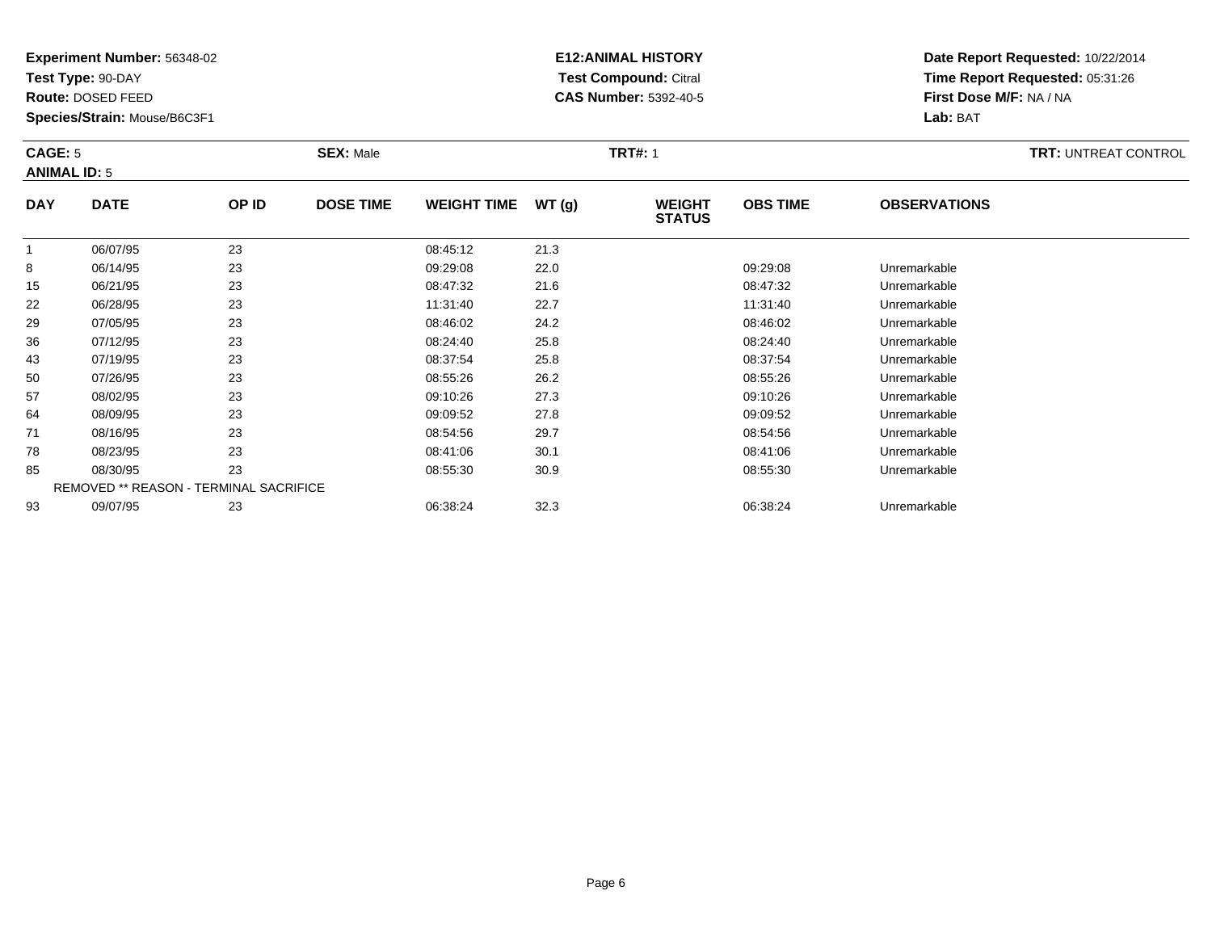**Experiment Number:** 56348-02
**Test Type:** 90-DAY
**Route:** DOSED FEED
**Species/Strain:** Mouse/B6C3F1

**E12:ANIMAL HISTORY**
**Test Compound:** Citral
**CAS Number:** 5392-40-5

**Date Report Requested:** 10/22/2014
**Time Report Requested:** 05:31:26
**First Dose M/F:** NA / NA
**Lab:** BAT

**CAGE:** 5 **SEX:** Male **TRT#:** 1 **TRT:** UNTREAT CONTROL
**ANIMAL ID:** 5

| DAY | DATE | OP ID | DOSE TIME | WEIGHT TIME | WT (g) | WEIGHT STATUS | OBS TIME | OBSERVATIONS |
|---|---|---|---|---|---|---|---|---|
| 1 | 06/07/95 | 23 | | 08:45:12 | 21.3 | | | |
| 8 | 06/14/95 | 23 | | 09:29:08 | 22.0 | | 09:29:08 | Unremarkable |
| 15 | 06/21/95 | 23 | | 08:47:32 | 21.6 | | 08:47:32 | Unremarkable |
| 22 | 06/28/95 | 23 | | 11:31:40 | 22.7 | | 11:31:40 | Unremarkable |
| 29 | 07/05/95 | 23 | | 08:46:02 | 24.2 | | 08:46:02 | Unremarkable |
| 36 | 07/12/95 | 23 | | 08:24:40 | 25.8 | | 08:24:40 | Unremarkable |
| 43 | 07/19/95 | 23 | | 08:37:54 | 25.8 | | 08:37:54 | Unremarkable |
| 50 | 07/26/95 | 23 | | 08:55:26 | 26.2 | | 08:55:26 | Unremarkable |
| 57 | 08/02/95 | 23 | | 09:10:26 | 27.3 | | 09:10:26 | Unremarkable |
| 64 | 08/09/95 | 23 | | 09:09:52 | 27.8 | | 09:09:52 | Unremarkable |
| 71 | 08/16/95 | 23 | | 08:54:56 | 29.7 | | 08:54:56 | Unremarkable |
| 78 | 08/23/95 | 23 | | 08:41:06 | 30.1 | | 08:41:06 | Unremarkable |
| 85 | 08/30/95 | 23 | | 08:55:30 | 30.9 | | 08:55:30 | Unremarkable |
| REMOVED ** REASON - TERMINAL SACRIFICE | | | | | | | | |
| 93 | 09/07/95 | 23 | | 06:38:24 | 32.3 | | 06:38:24 | Unremarkable |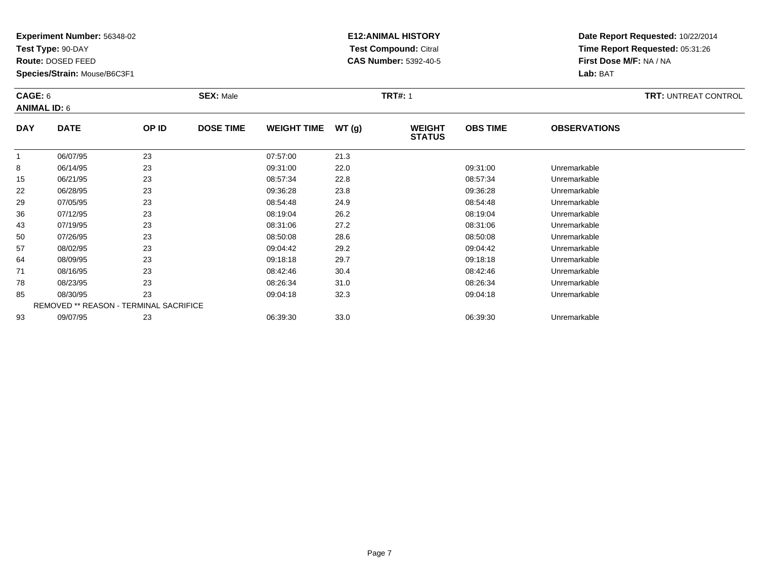**Experiment Number:** 56348-02
**Test Type:** 90-DAY
**Route:** DOSED FEED
**Species/Strain:** Mouse/B6C3F1

**E12:ANIMAL HISTORY**
**Test Compound:** Citral
**CAS Number:** 5392-40-5

**Date Report Requested:** 10/22/2014
**Time Report Requested:** 05:31:26
**First Dose M/F:** NA / NA
**Lab:** BAT

**CAGE:** 6 **SEX:** Male **TRT#:** 1 **TRT:** UNTREAT CONTROL
**ANIMAL ID:** 6

| DAY | DATE | OP ID | DOSE TIME | WEIGHT TIME | WT (g) | WEIGHT STATUS | OBS TIME | OBSERVATIONS |
|---|---|---|---|---|---|---|---|---|
| 1 | 06/07/95 | 23 | | 07:57:00 | 21.3 | | | |
| 8 | 06/14/95 | 23 | | 09:31:00 | 22.0 | | 09:31:00 | Unremarkable |
| 15 | 06/21/95 | 23 | | 08:57:34 | 22.8 | | 08:57:34 | Unremarkable |
| 22 | 06/28/95 | 23 | | 09:36:28 | 23.8 | | 09:36:28 | Unremarkable |
| 29 | 07/05/95 | 23 | | 08:54:48 | 24.9 | | 08:54:48 | Unremarkable |
| 36 | 07/12/95 | 23 | | 08:19:04 | 26.2 | | 08:19:04 | Unremarkable |
| 43 | 07/19/95 | 23 | | 08:31:06 | 27.2 | | 08:31:06 | Unremarkable |
| 50 | 07/26/95 | 23 | | 08:50:08 | 28.6 | | 08:50:08 | Unremarkable |
| 57 | 08/02/95 | 23 | | 09:04:42 | 29.2 | | 09:04:42 | Unremarkable |
| 64 | 08/09/95 | 23 | | 09:18:18 | 29.7 | | 09:18:18 | Unremarkable |
| 71 | 08/16/95 | 23 | | 08:42:46 | 30.4 | | 08:42:46 | Unremarkable |
| 78 | 08/23/95 | 23 | | 08:26:34 | 31.0 | | 08:26:34 | Unremarkable |
| 85 | 08/30/95 | 23 | | 09:04:18 | 32.3 | | 09:04:18 | Unremarkable |
| | REMOVED ** REASON - TERMINAL SACRIFICE | | | | | | | |
| 93 | 09/07/95 | 23 | | 06:39:30 | 33.0 | | 06:39:30 | Unremarkable |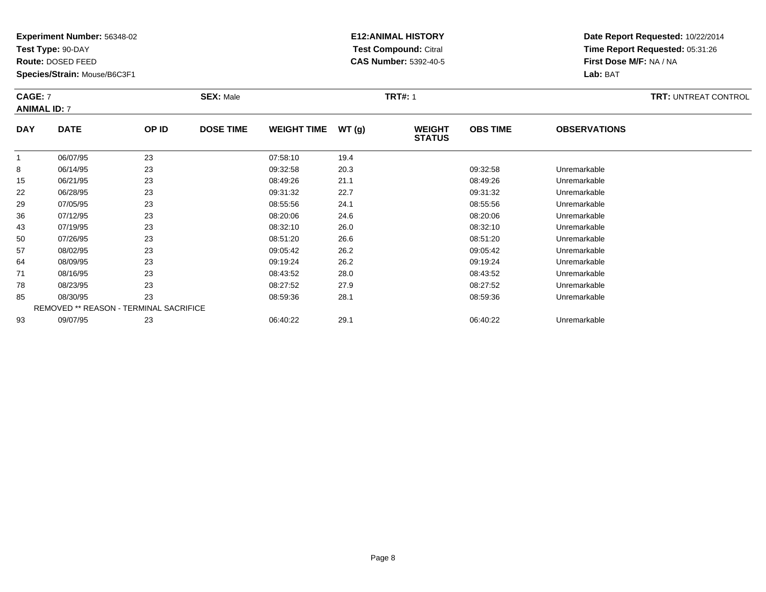**Experiment Number:** 56348-02
**Test Type:** 90-DAY
**Route:** DOSED FEED
**Species/Strain:** Mouse/B6C3F1

**E12:ANIMAL HISTORY**
**Test Compound:** Citral
**CAS Number:** 5392-40-5

**Date Report Requested:** 10/22/2014
**Time Report Requested:** 05:31:26
**First Dose M/F:** NA / NA
**Lab:** BAT

**CAGE:** 7 **SEX:** Male **TRT#:** 1 **TRT:** UNTREAT CONTROL
**ANIMAL ID:** 7

| DAY | DATE | OP ID | DOSE TIME | WEIGHT TIME | WT (g) | WEIGHT STATUS | OBS TIME | OBSERVATIONS |
|---|---|---|---|---|---|---|---|---|
| 1 | 06/07/95 | 23 | | 07:58:10 | 19.4 | | | |
| 8 | 06/14/95 | 23 | | 09:32:58 | 20.3 | | 09:32:58 | Unremarkable |
| 15 | 06/21/95 | 23 | | 08:49:26 | 21.1 | | 08:49:26 | Unremarkable |
| 22 | 06/28/95 | 23 | | 09:31:32 | 22.7 | | 09:31:32 | Unremarkable |
| 29 | 07/05/95 | 23 | | 08:55:56 | 24.1 | | 08:55:56 | Unremarkable |
| 36 | 07/12/95 | 23 | | 08:20:06 | 24.6 | | 08:20:06 | Unremarkable |
| 43 | 07/19/95 | 23 | | 08:32:10 | 26.0 | | 08:32:10 | Unremarkable |
| 50 | 07/26/95 | 23 | | 08:51:20 | 26.6 | | 08:51:20 | Unremarkable |
| 57 | 08/02/95 | 23 | | 09:05:42 | 26.2 | | 09:05:42 | Unremarkable |
| 64 | 08/09/95 | 23 | | 09:19:24 | 26.2 | | 09:19:24 | Unremarkable |
| 71 | 08/16/95 | 23 | | 08:43:52 | 28.0 | | 08:43:52 | Unremarkable |
| 78 | 08/23/95 | 23 | | 08:27:52 | 27.9 | | 08:27:52 | Unremarkable |
| 85 | 08/30/95 | 23 | | 08:59:36 | 28.1 | | 08:59:36 | Unremarkable |
| REMOVED ** REASON - TERMINAL SACRIFICE | | | | | | | | |
| 93 | 09/07/95 | 23 | | 06:40:22 | 29.1 | | 06:40:22 | Unremarkable |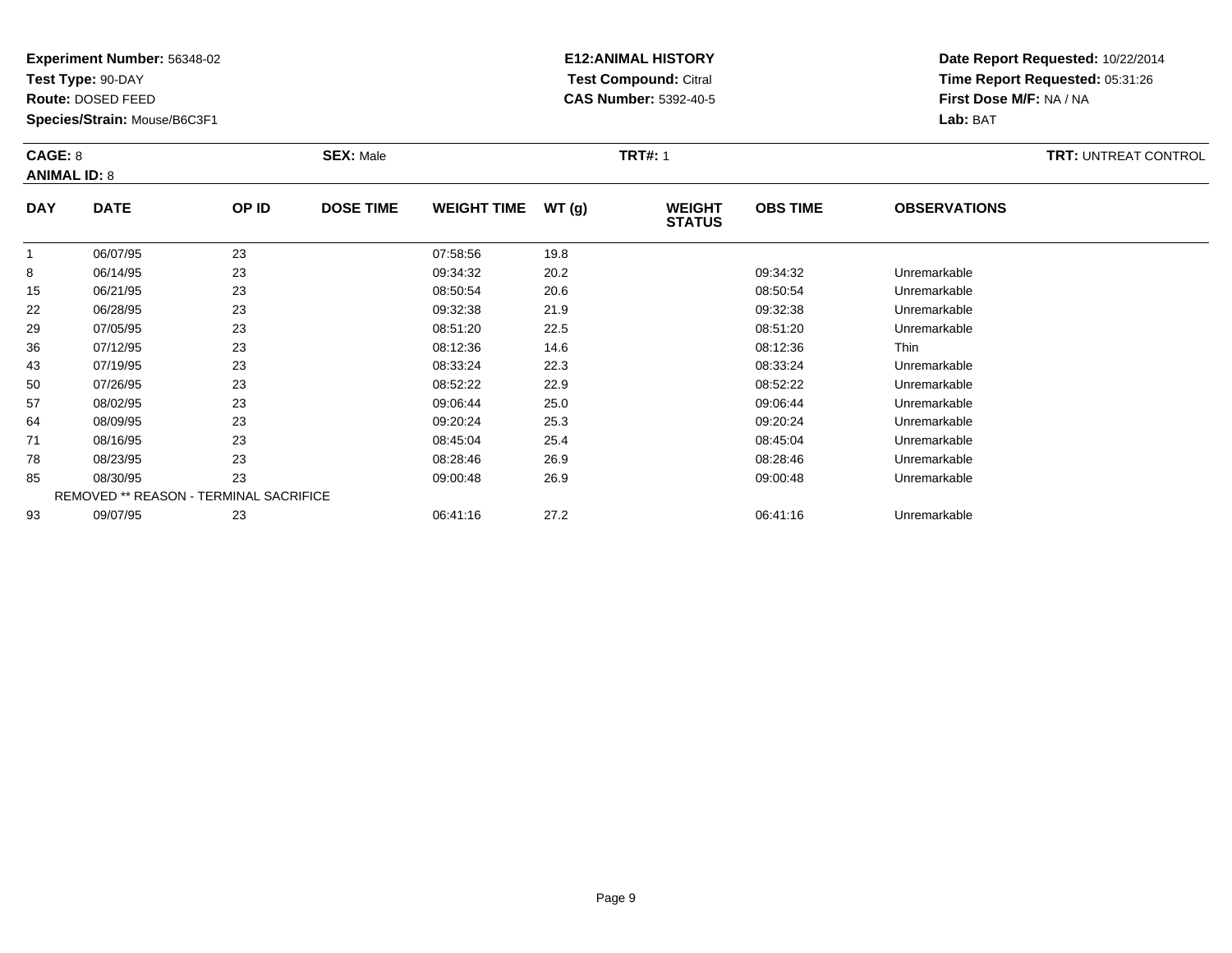**Experiment Number:** 56348-02
**Test Type:** 90-DAY
**Route:** DOSED FEED
**Species/Strain:** Mouse/B6C3F1

**E12:ANIMAL HISTORY**
**Test Compound:** Citral
**CAS Number:** 5392-40-5

**Date Report Requested:** 10/22/2014
**Time Report Requested:** 05:31:26
**First Dose M/F:** NA / NA
**Lab:** BAT

**CAGE:** 8 **SEX:** Male **TRT#:** 1 **TRT:** UNTREAT CONTROL
**ANIMAL ID:** 8

| DAY | DATE | OP ID | DOSE TIME | WEIGHT TIME | WT (g) | WEIGHT STATUS | OBS TIME | OBSERVATIONS |
|---|---|---|---|---|---|---|---|---|
| 1 | 06/07/95 | 23 | | 07:58:56 | 19.8 | | | |
| 8 | 06/14/95 | 23 | | 09:34:32 | 20.2 | | 09:34:32 | Unremarkable |
| 15 | 06/21/95 | 23 | | 08:50:54 | 20.6 | | 08:50:54 | Unremarkable |
| 22 | 06/28/95 | 23 | | 09:32:38 | 21.9 | | 09:32:38 | Unremarkable |
| 29 | 07/05/95 | 23 | | 08:51:20 | 22.5 | | 08:51:20 | Unremarkable |
| 36 | 07/12/95 | 23 | | 08:12:36 | 14.6 | | 08:12:36 | Thin |
| 43 | 07/19/95 | 23 | | 08:33:24 | 22.3 | | 08:33:24 | Unremarkable |
| 50 | 07/26/95 | 23 | | 08:52:22 | 22.9 | | 08:52:22 | Unremarkable |
| 57 | 08/02/95 | 23 | | 09:06:44 | 25.0 | | 09:06:44 | Unremarkable |
| 64 | 08/09/95 | 23 | | 09:20:24 | 25.3 | | 09:20:24 | Unremarkable |
| 71 | 08/16/95 | 23 | | 08:45:04 | 25.4 | | 08:45:04 | Unremarkable |
| 78 | 08/23/95 | 23 | | 08:28:46 | 26.9 | | 08:28:46 | Unremarkable |
| 85 | 08/30/95 | 23 | | 09:00:48 | 26.9 | | 09:00:48 | Unremarkable |
| REMOVED ** REASON - TERMINAL SACRIFICE | | | | | | | | |
| 93 | 09/07/95 | 23 | | 06:41:16 | 27.2 | | 06:41:16 | Unremarkable |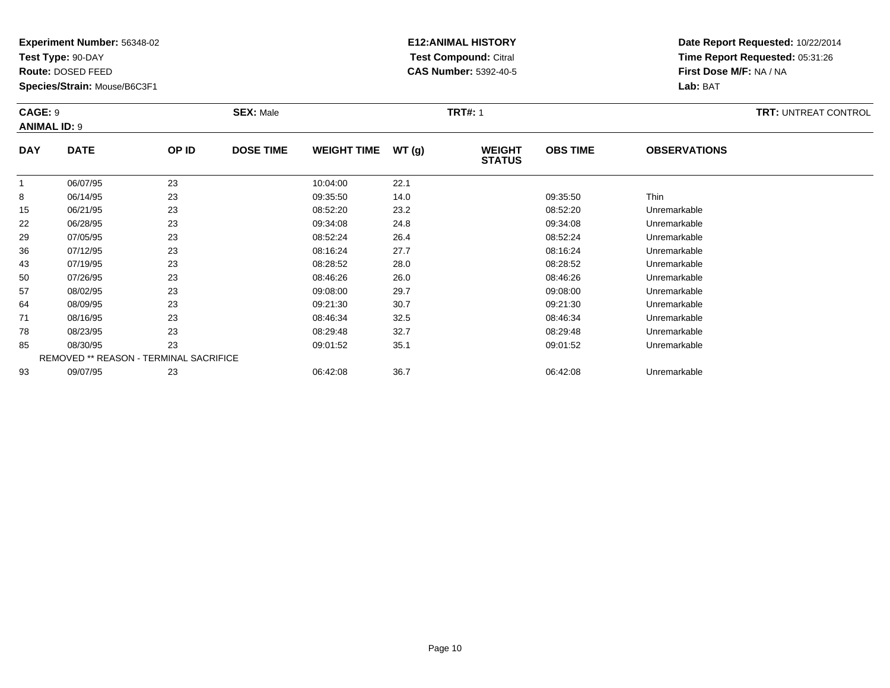**Experiment Number:** 56348-02
**Test Type:** 90-DAY
**Route:** DOSED FEED
**Species/Strain:** Mouse/B6C3F1

**E12:ANIMAL HISTORY**
**Test Compound:** Citral
**CAS Number:** 5392-40-5

**Date Report Requested:** 10/22/2014
**Time Report Requested:** 05:31:26
**First Dose M/F:** NA / NA
**Lab:** BAT

**CAGE:** 9 **SEX:** Male **TRT#:** 1 **TRT:** UNTREAT CONTROL
**ANIMAL ID:** 9

| DAY | DATE | OP ID | DOSE TIME | WEIGHT TIME | WT (g) | WEIGHT STATUS | OBS TIME | OBSERVATIONS |
|---|---|---|---|---|---|---|---|---|
| 1 | 06/07/95 | 23 | | 10:04:00 | 22.1 | | | |
| 8 | 06/14/95 | 23 | | 09:35:50 | 14.0 | | 09:35:50 | Thin |
| 15 | 06/21/95 | 23 | | 08:52:20 | 23.2 | | 08:52:20 | Unremarkable |
| 22 | 06/28/95 | 23 | | 09:34:08 | 24.8 | | 09:34:08 | Unremarkable |
| 29 | 07/05/95 | 23 | | 08:52:24 | 26.4 | | 08:52:24 | Unremarkable |
| 36 | 07/12/95 | 23 | | 08:16:24 | 27.7 | | 08:16:24 | Unremarkable |
| 43 | 07/19/95 | 23 | | 08:28:52 | 28.0 | | 08:28:52 | Unremarkable |
| 50 | 07/26/95 | 23 | | 08:46:26 | 26.0 | | 08:46:26 | Unremarkable |
| 57 | 08/02/95 | 23 | | 09:08:00 | 29.7 | | 09:08:00 | Unremarkable |
| 64 | 08/09/95 | 23 | | 09:21:30 | 30.7 | | 09:21:30 | Unremarkable |
| 71 | 08/16/95 | 23 | | 08:46:34 | 32.5 | | 08:46:34 | Unremarkable |
| 78 | 08/23/95 | 23 | | 08:29:48 | 32.7 | | 08:29:48 | Unremarkable |
| 85 | 08/30/95 | 23 | | 09:01:52 | 35.1 | | 09:01:52 | Unremarkable |
| REMOVED ** REASON - TERMINAL SACRIFICE | | | | | | | | |
| 93 | 09/07/95 | 23 | | 06:42:08 | 36.7 | | 06:42:08 | Unremarkable |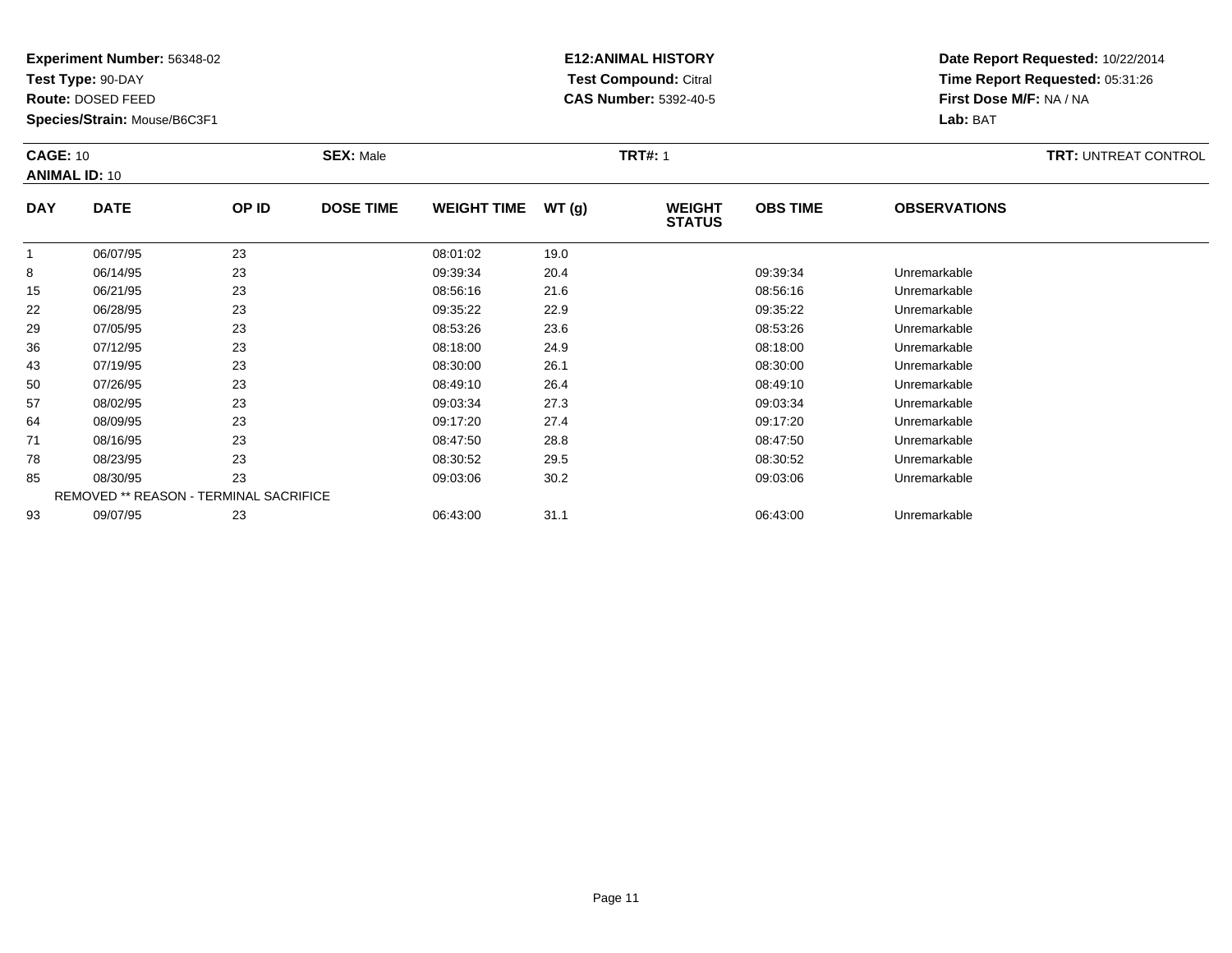**Experiment Number:** 56348-02
**Test Type:** 90-DAY
**Route:** DOSED FEED
**Species/Strain:** Mouse/B6C3F1

**E12:ANIMAL HISTORY**
**Test Compound:** Citral
**CAS Number:** 5392-40-5

**Date Report Requested:** 10/22/2014
**Time Report Requested:** 05:31:26
**First Dose M/F:** NA / NA
**Lab:** BAT

**CAGE:** 10 **SEX:** Male **TRT#:** 1 **TRT:** UNTREAT CONTROL
**ANIMAL ID:** 10

| DAY | DATE | OP ID | DOSE TIME | WEIGHT TIME | WT (g) | WEIGHT STATUS | OBS TIME | OBSERVATIONS |
|---|---|---|---|---|---|---|---|---|
| 1 | 06/07/95 | 23 | | 08:01:02 | 19.0 | | | |
| 8 | 06/14/95 | 23 | | 09:39:34 | 20.4 | | 09:39:34 | Unremarkable |
| 15 | 06/21/95 | 23 | | 08:56:16 | 21.6 | | 08:56:16 | Unremarkable |
| 22 | 06/28/95 | 23 | | 09:35:22 | 22.9 | | 09:35:22 | Unremarkable |
| 29 | 07/05/95 | 23 | | 08:53:26 | 23.6 | | 08:53:26 | Unremarkable |
| 36 | 07/12/95 | 23 | | 08:18:00 | 24.9 | | 08:18:00 | Unremarkable |
| 43 | 07/19/95 | 23 | | 08:30:00 | 26.1 | | 08:30:00 | Unremarkable |
| 50 | 07/26/95 | 23 | | 08:49:10 | 26.4 | | 08:49:10 | Unremarkable |
| 57 | 08/02/95 | 23 | | 09:03:34 | 27.3 | | 09:03:34 | Unremarkable |
| 64 | 08/09/95 | 23 | | 09:17:20 | 27.4 | | 09:17:20 | Unremarkable |
| 71 | 08/16/95 | 23 | | 08:47:50 | 28.8 | | 08:47:50 | Unremarkable |
| 78 | 08/23/95 | 23 | | 08:30:52 | 29.5 | | 08:30:52 | Unremarkable |
| 85 | 08/30/95 | 23 | | 09:03:06 | 30.2 | | 09:03:06 | Unremarkable |
| REMOVED ** REASON - TERMINAL SACRIFICE | | | | | | | | |
| 93 | 09/07/95 | 23 | | 06:43:00 | 31.1 | | 06:43:00 | Unremarkable |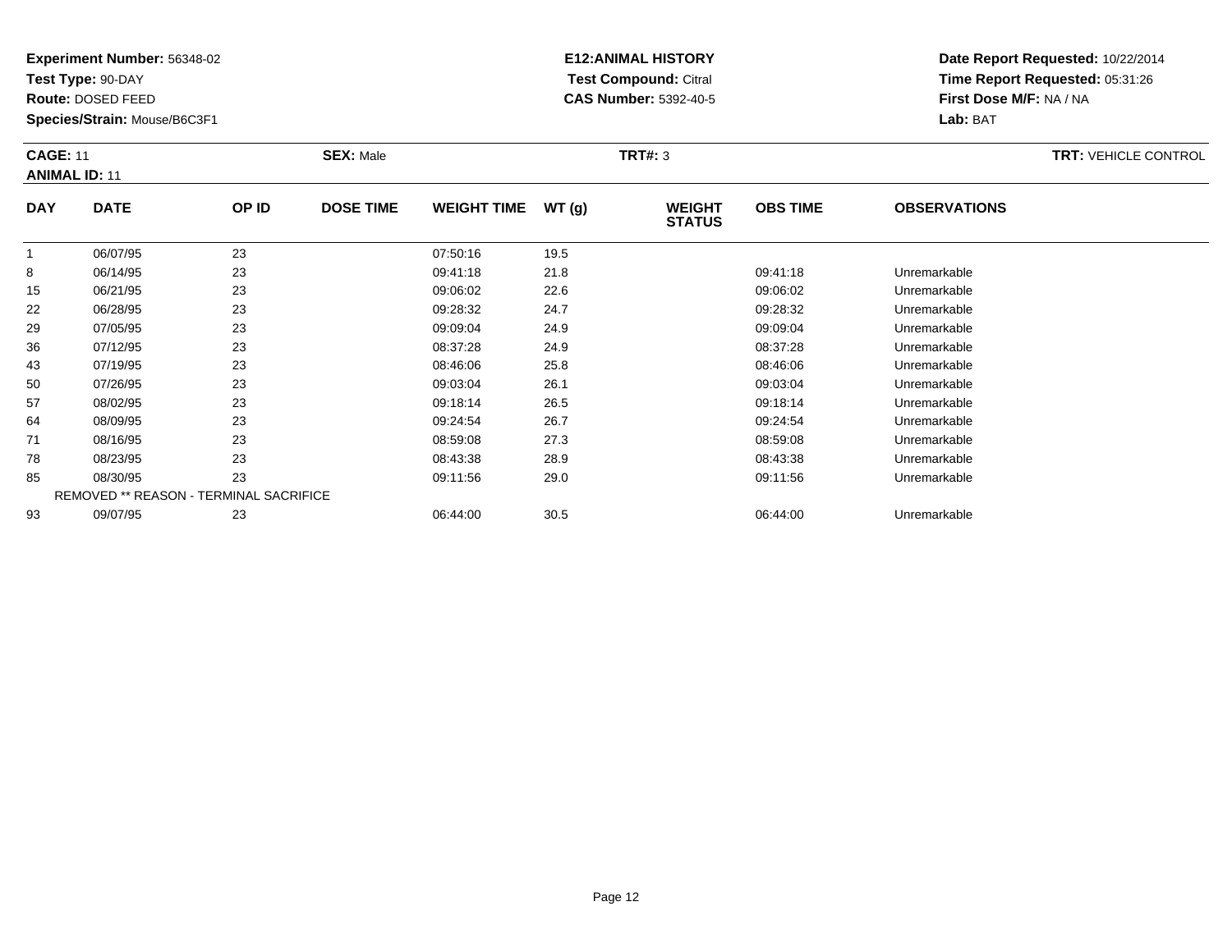**Experiment Number:** 56348-02
**Test Type:** 90-DAY
**Route:** DOSED FEED
**Species/Strain:** Mouse/B6C3F1

**E12:ANIMAL HISTORY**
**Test Compound:** Citral
**CAS Number:** 5392-40-5

**Date Report Requested:** 10/22/2014
**Time Report Requested:** 05:31:26
**First Dose M/F:** NA / NA
**Lab:** BAT

**CAGE:** 11
**ANIMAL ID:** 11
**SEX:** Male
**TRT#:** 3
**TRT:** VEHICLE CONTROL

| DAY | DATE | OP ID | DOSE TIME | WEIGHT TIME | WT (g) | WEIGHT STATUS | OBS TIME | OBSERVATIONS |
|---|---|---|---|---|---|---|---|---|
| 1 | 06/07/95 | 23 | | 07:50:16 | 19.5 | | | |
| 8 | 06/14/95 | 23 | | 09:41:18 | 21.8 | | 09:41:18 | Unremarkable |
| 15 | 06/21/95 | 23 | | 09:06:02 | 22.6 | | 09:06:02 | Unremarkable |
| 22 | 06/28/95 | 23 | | 09:28:32 | 24.7 | | 09:28:32 | Unremarkable |
| 29 | 07/05/95 | 23 | | 09:09:04 | 24.9 | | 09:09:04 | Unremarkable |
| 36 | 07/12/95 | 23 | | 08:37:28 | 24.9 | | 08:37:28 | Unremarkable |
| 43 | 07/19/95 | 23 | | 08:46:06 | 25.8 | | 08:46:06 | Unremarkable |
| 50 | 07/26/95 | 23 | | 09:03:04 | 26.1 | | 09:03:04 | Unremarkable |
| 57 | 08/02/95 | 23 | | 09:18:14 | 26.5 | | 09:18:14 | Unremarkable |
| 64 | 08/09/95 | 23 | | 09:24:54 | 26.7 | | 09:24:54 | Unremarkable |
| 71 | 08/16/95 | 23 | | 08:59:08 | 27.3 | | 08:59:08 | Unremarkable |
| 78 | 08/23/95 | 23 | | 08:43:38 | 28.9 | | 08:43:38 | Unremarkable |
| 85 | 08/30/95 | 23 | | 09:11:56 | 29.0 | | 09:11:56 | Unremarkable |
| REMOVED ** REASON - TERMINAL SACRIFICE | | | | | | | | |
| 93 | 09/07/95 | 23 | | 06:44:00 | 30.5 | | 06:44:00 | Unremarkable |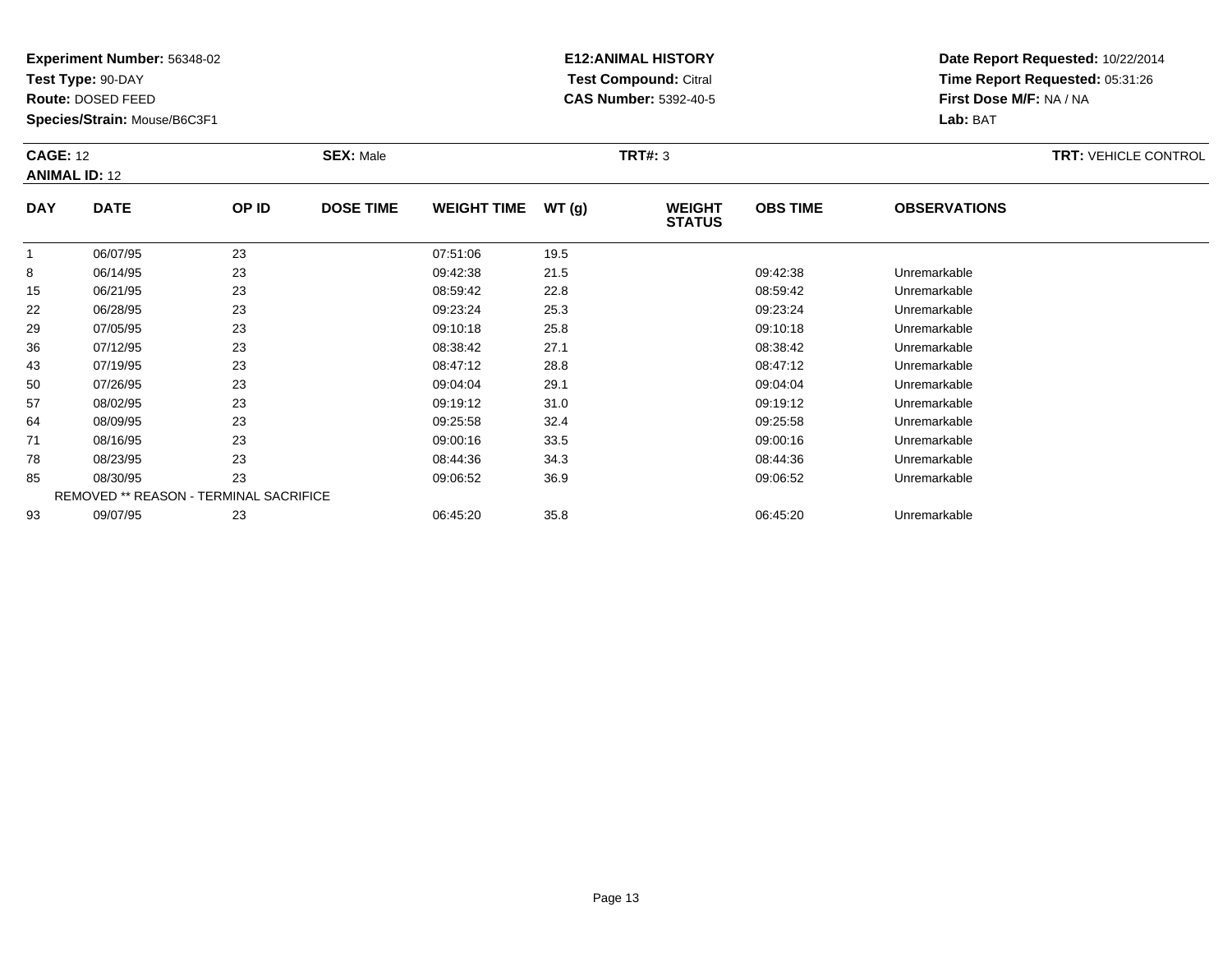**Experiment Number:** 56348-02
**Test Type:** 90-DAY
**Route:** DOSED FEED
**Species/Strain:** Mouse/B6C3F1

**E12:ANIMAL HISTORY**
**Test Compound:** Citral
**CAS Number:** 5392-40-5

**Date Report Requested:** 10/22/2014
**Time Report Requested:** 05:31:26
**First Dose M/F:** NA / NA
**Lab:** BAT

**CAGE:** 12 **SEX:** Male **TRT#:** 3 **TRT:** VEHICLE CONTROL
**ANIMAL ID:** 12

| DAY | DATE | OP ID | DOSE TIME | WEIGHT TIME | WT (g) | WEIGHT STATUS | OBS TIME | OBSERVATIONS |
|---|---|---|---|---|---|---|---|---|
| 1 | 06/07/95 | 23 | | 07:51:06 | 19.5 | | | |
| 8 | 06/14/95 | 23 | | 09:42:38 | 21.5 | | 09:42:38 | Unremarkable |
| 15 | 06/21/95 | 23 | | 08:59:42 | 22.8 | | 08:59:42 | Unremarkable |
| 22 | 06/28/95 | 23 | | 09:23:24 | 25.3 | | 09:23:24 | Unremarkable |
| 29 | 07/05/95 | 23 | | 09:10:18 | 25.8 | | 09:10:18 | Unremarkable |
| 36 | 07/12/95 | 23 | | 08:38:42 | 27.1 | | 08:38:42 | Unremarkable |
| 43 | 07/19/95 | 23 | | 08:47:12 | 28.8 | | 08:47:12 | Unremarkable |
| 50 | 07/26/95 | 23 | | 09:04:04 | 29.1 | | 09:04:04 | Unremarkable |
| 57 | 08/02/95 | 23 | | 09:19:12 | 31.0 | | 09:19:12 | Unremarkable |
| 64 | 08/09/95 | 23 | | 09:25:58 | 32.4 | | 09:25:58 | Unremarkable |
| 71 | 08/16/95 | 23 | | 09:00:16 | 33.5 | | 09:00:16 | Unremarkable |
| 78 | 08/23/95 | 23 | | 08:44:36 | 34.3 | | 08:44:36 | Unremarkable |
| 85 | 08/30/95 | 23 | | 09:06:52 | 36.9 | | 09:06:52 | Unremarkable |
| REMOVED ** REASON - TERMINAL SACRIFICE | | | | | | | | |
| 93 | 09/07/95 | 23 | | 06:45:20 | 35.8 | | 06:45:20 | Unremarkable |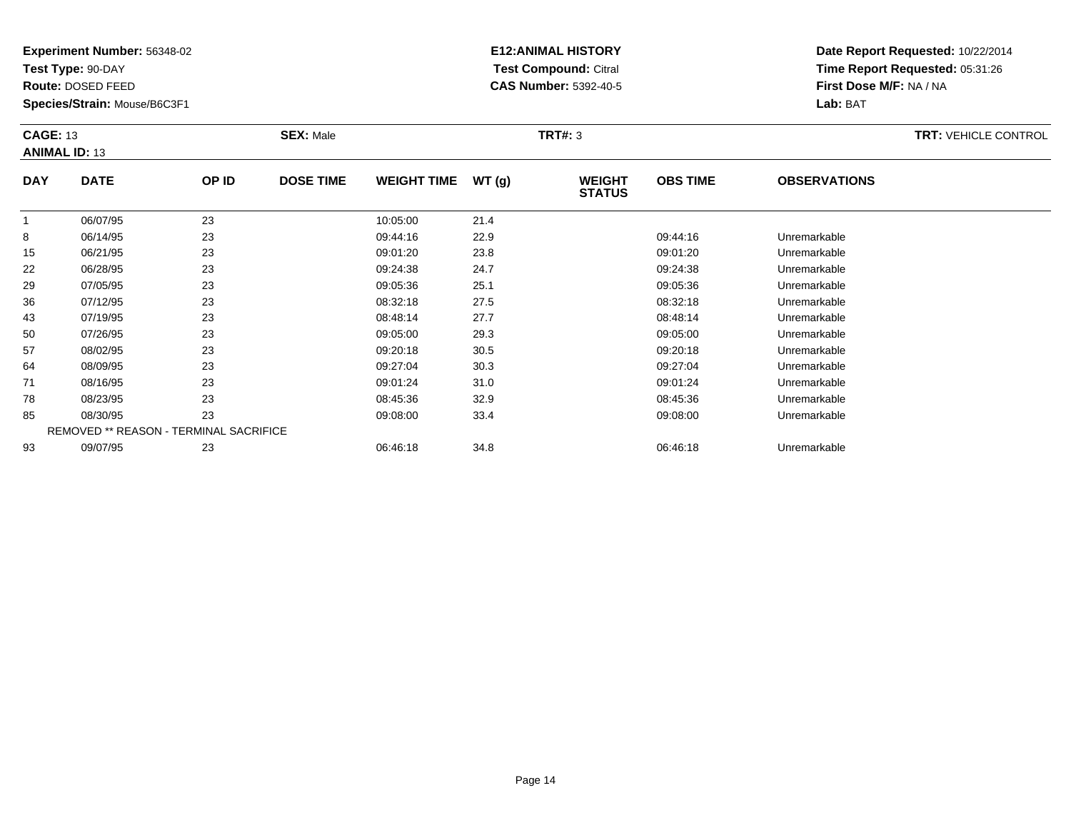**Experiment Number:** 56348-02
**Test Type:** 90-DAY
**Route:** DOSED FEED
**Species/Strain:** Mouse/B6C3F1

**E12:ANIMAL HISTORY**
**Test Compound:** Citral
**CAS Number:** 5392-40-5

**Date Report Requested:** 10/22/2014
**Time Report Requested:** 05:31:26
**First Dose M/F:** NA / NA
**Lab:** BAT

**CAGE:** 13 **SEX:** Male **TRT#:** 3 **TRT:** VEHICLE CONTROL
**ANIMAL ID:** 13

| DAY | DATE | OP ID | DOSE TIME | WEIGHT TIME | WT (g) | WEIGHT STATUS | OBS TIME | OBSERVATIONS |
|---|---|---|---|---|---|---|---|---|
| 1 | 06/07/95 | 23 | | 10:05:00 | 21.4 | | | |
| 8 | 06/14/95 | 23 | | 09:44:16 | 22.9 | | 09:44:16 | Unremarkable |
| 15 | 06/21/95 | 23 | | 09:01:20 | 23.8 | | 09:01:20 | Unremarkable |
| 22 | 06/28/95 | 23 | | 09:24:38 | 24.7 | | 09:24:38 | Unremarkable |
| 29 | 07/05/95 | 23 | | 09:05:36 | 25.1 | | 09:05:36 | Unremarkable |
| 36 | 07/12/95 | 23 | | 08:32:18 | 27.5 | | 08:32:18 | Unremarkable |
| 43 | 07/19/95 | 23 | | 08:48:14 | 27.7 | | 08:48:14 | Unremarkable |
| 50 | 07/26/95 | 23 | | 09:05:00 | 29.3 | | 09:05:00 | Unremarkable |
| 57 | 08/02/95 | 23 | | 09:20:18 | 30.5 | | 09:20:18 | Unremarkable |
| 64 | 08/09/95 | 23 | | 09:27:04 | 30.3 | | 09:27:04 | Unremarkable |
| 71 | 08/16/95 | 23 | | 09:01:24 | 31.0 | | 09:01:24 | Unremarkable |
| 78 | 08/23/95 | 23 | | 08:45:36 | 32.9 | | 08:45:36 | Unremarkable |
| 85 | 08/30/95 | 23 | | 09:08:00 | 33.4 | | 09:08:00 | Unremarkable |
| REMOVED ** REASON - TERMINAL SACRIFICE | | | | | | | | |
| 93 | 09/07/95 | 23 | | 06:46:18 | 34.8 | | 06:46:18 | Unremarkable |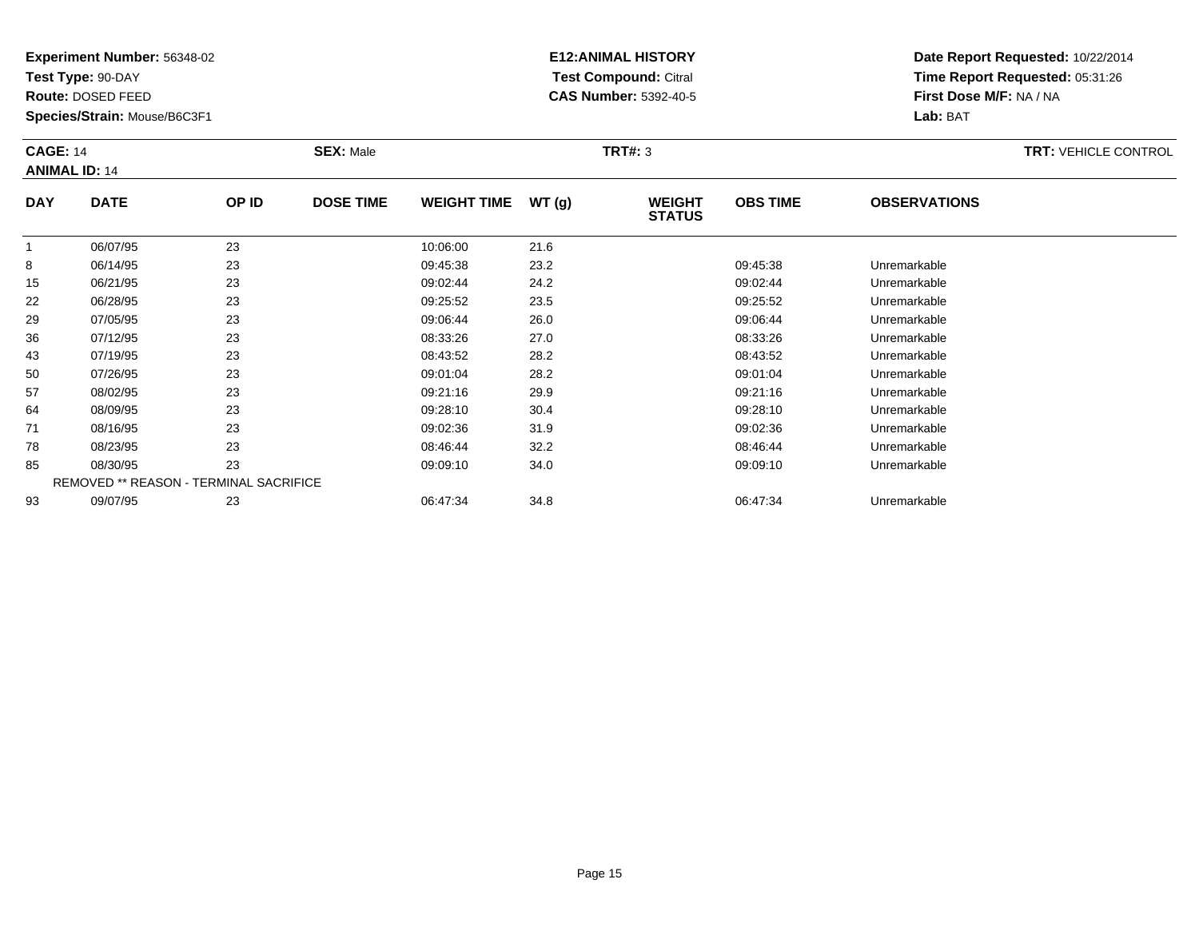**Experiment Number:** 56348-02
**Test Type:** 90-DAY
**Route:** DOSED FEED
**Species/Strain:** Mouse/B6C3F1

**E12:ANIMAL HISTORY**
**Test Compound:** Citral
**CAS Number:** 5392-40-5

**Date Report Requested:** 10/22/2014
**Time Report Requested:** 05:31:26
**First Dose M/F:** NA / NA
**Lab:** BAT

**CAGE:** 14 | **SEX:** Male | **TRT#:** 3 | **TRT:** VEHICLE CONTROL
**ANIMAL ID:** 14

| DAY | DATE | OP ID | DOSE TIME | WEIGHT TIME | WT (g) | WEIGHT STATUS | OBS TIME | OBSERVATIONS |
|---|---|---|---|---|---|---|---|---|
| 1 | 06/07/95 | 23 | | 10:06:00 | 21.6 | | | |
| 8 | 06/14/95 | 23 | | 09:45:38 | 23.2 | | 09:45:38 | Unremarkable |
| 15 | 06/21/95 | 23 | | 09:02:44 | 24.2 | | 09:02:44 | Unremarkable |
| 22 | 06/28/95 | 23 | | 09:25:52 | 23.5 | | 09:25:52 | Unremarkable |
| 29 | 07/05/95 | 23 | | 09:06:44 | 26.0 | | 09:06:44 | Unremarkable |
| 36 | 07/12/95 | 23 | | 08:33:26 | 27.0 | | 08:33:26 | Unremarkable |
| 43 | 07/19/95 | 23 | | 08:43:52 | 28.2 | | 08:43:52 | Unremarkable |
| 50 | 07/26/95 | 23 | | 09:01:04 | 28.2 | | 09:01:04 | Unremarkable |
| 57 | 08/02/95 | 23 | | 09:21:16 | 29.9 | | 09:21:16 | Unremarkable |
| 64 | 08/09/95 | 23 | | 09:28:10 | 30.4 | | 09:28:10 | Unremarkable |
| 71 | 08/16/95 | 23 | | 09:02:36 | 31.9 | | 09:02:36 | Unremarkable |
| 78 | 08/23/95 | 23 | | 08:46:44 | 32.2 | | 08:46:44 | Unremarkable |
| 85 | 08/30/95 | 23 | | 09:09:10 | 34.0 | | 09:09:10 | Unremarkable |
| REMOVED ** REASON - TERMINAL SACRIFICE | | | | | | | | |
| 93 | 09/07/95 | 23 | | 06:47:34 | 34.8 | | 06:47:34 | Unremarkable |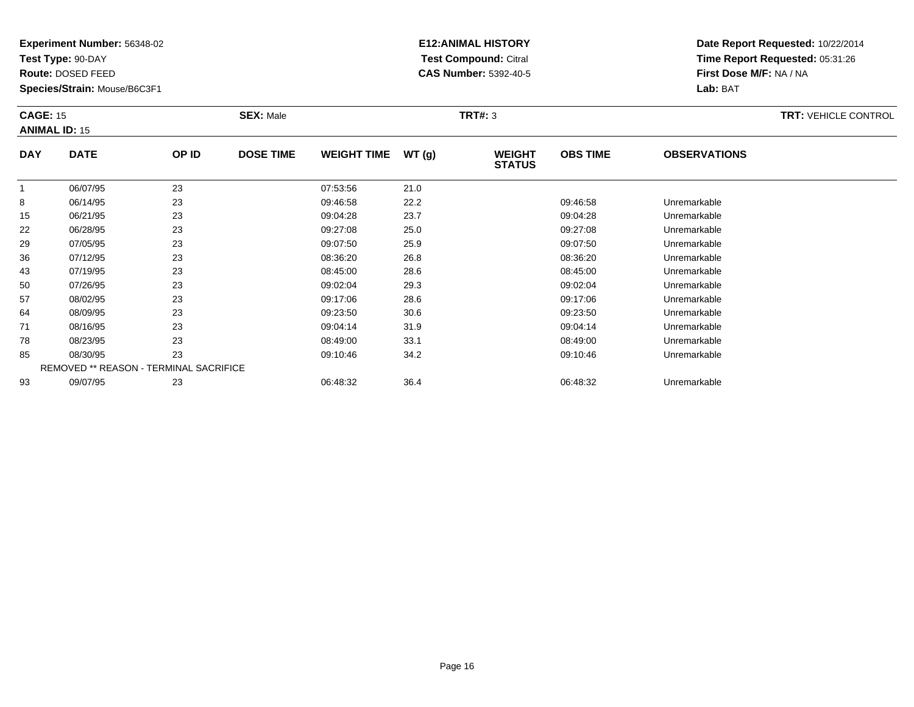**Experiment Number:** 56348-02
**Test Type:** 90-DAY
**Route:** DOSED FEED
**Species/Strain:** Mouse/B6C3F1

**E12:ANIMAL HISTORY**
**Test Compound:** Citral
**CAS Number:** 5392-40-5

**Date Report Requested:** 10/22/2014
**Time Report Requested:** 05:31:26
**First Dose M/F:** NA / NA
**Lab:** BAT

**CAGE:** 15 **SEX:** Male **TRT#:** 3 **TRT:** VEHICLE CONTROL
**ANIMAL ID:** 15

| DAY | DATE | OP ID | DOSE TIME | WEIGHT TIME | WT (g) | WEIGHT STATUS | OBS TIME | OBSERVATIONS |
|---|---|---|---|---|---|---|---|---|
| 1 | 06/07/95 | 23 | | 07:53:56 | 21.0 | | | |
| 8 | 06/14/95 | 23 | | 09:46:58 | 22.2 | | 09:46:58 | Unremarkable |
| 15 | 06/21/95 | 23 | | 09:04:28 | 23.7 | | 09:04:28 | Unremarkable |
| 22 | 06/28/95 | 23 | | 09:27:08 | 25.0 | | 09:27:08 | Unremarkable |
| 29 | 07/05/95 | 23 | | 09:07:50 | 25.9 | | 09:07:50 | Unremarkable |
| 36 | 07/12/95 | 23 | | 08:36:20 | 26.8 | | 08:36:20 | Unremarkable |
| 43 | 07/19/95 | 23 | | 08:45:00 | 28.6 | | 08:45:00 | Unremarkable |
| 50 | 07/26/95 | 23 | | 09:02:04 | 29.3 | | 09:02:04 | Unremarkable |
| 57 | 08/02/95 | 23 | | 09:17:06 | 28.6 | | 09:17:06 | Unremarkable |
| 64 | 08/09/95 | 23 | | 09:23:50 | 30.6 | | 09:23:50 | Unremarkable |
| 71 | 08/16/95 | 23 | | 09:04:14 | 31.9 | | 09:04:14 | Unremarkable |
| 78 | 08/23/95 | 23 | | 08:49:00 | 33.1 | | 08:49:00 | Unremarkable |
| 85 | 08/30/95 | 23 | | 09:10:46 | 34.2 | | 09:10:46 | Unremarkable |
| REMOVED ** REASON - TERMINAL SACRIFICE | | | | | | | | |
| 93 | 09/07/95 | 23 | | 06:48:32 | 36.4 | | 06:48:32 | Unremarkable |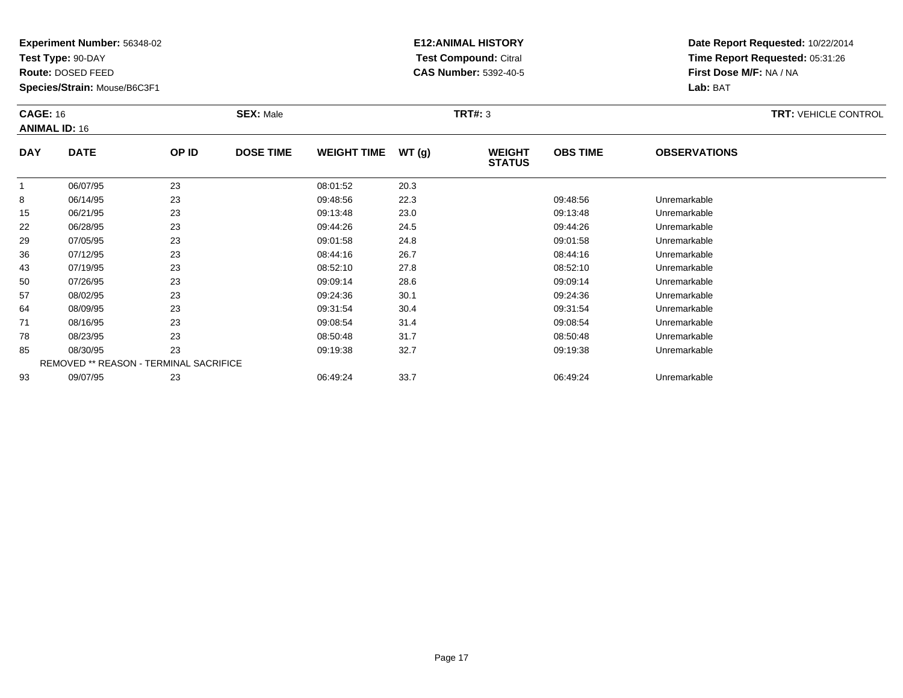**Experiment Number:** 56348-02
**Test Type:** 90-DAY
**Route:** DOSED FEED
**Species/Strain:** Mouse/B6C3F1

**E12:ANIMAL HISTORY**
**Test Compound:** Citral
**CAS Number:** 5392-40-5

**Date Report Requested:** 10/22/2014
**Time Report Requested:** 05:31:26
**First Dose M/F:** NA / NA
**Lab:** BAT

**CAGE:** 16 **SEX:** Male **TRT#:** 3 **TRT:** VEHICLE CONTROL
**ANIMAL ID:** 16

| DAY | DATE | OP ID | DOSE TIME | WEIGHT TIME | WT (g) | WEIGHT STATUS | OBS TIME | OBSERVATIONS |
|---|---|---|---|---|---|---|---|---|
| 1 | 06/07/95 | 23 | | 08:01:52 | 20.3 | | | |
| 8 | 06/14/95 | 23 | | 09:48:56 | 22.3 | | 09:48:56 | Unremarkable |
| 15 | 06/21/95 | 23 | | 09:13:48 | 23.0 | | 09:13:48 | Unremarkable |
| 22 | 06/28/95 | 23 | | 09:44:26 | 24.5 | | 09:44:26 | Unremarkable |
| 29 | 07/05/95 | 23 | | 09:01:58 | 24.8 | | 09:01:58 | Unremarkable |
| 36 | 07/12/95 | 23 | | 08:44:16 | 26.7 | | 08:44:16 | Unremarkable |
| 43 | 07/19/95 | 23 | | 08:52:10 | 27.8 | | 08:52:10 | Unremarkable |
| 50 | 07/26/95 | 23 | | 09:09:14 | 28.6 | | 09:09:14 | Unremarkable |
| 57 | 08/02/95 | 23 | | 09:24:36 | 30.1 | | 09:24:36 | Unremarkable |
| 64 | 08/09/95 | 23 | | 09:31:54 | 30.4 | | 09:31:54 | Unremarkable |
| 71 | 08/16/95 | 23 | | 09:08:54 | 31.4 | | 09:08:54 | Unremarkable |
| 78 | 08/23/95 | 23 | | 08:50:48 | 31.7 | | 08:50:48 | Unremarkable |
| 85 | 08/30/95 | 23 | | 09:19:38 | 32.7 | | 09:19:38 | Unremarkable |
| REMOVED ** REASON - TERMINAL SACRIFICE | | | | | | | | |
| 93 | 09/07/95 | 23 | | 06:49:24 | 33.7 | | 06:49:24 | Unremarkable |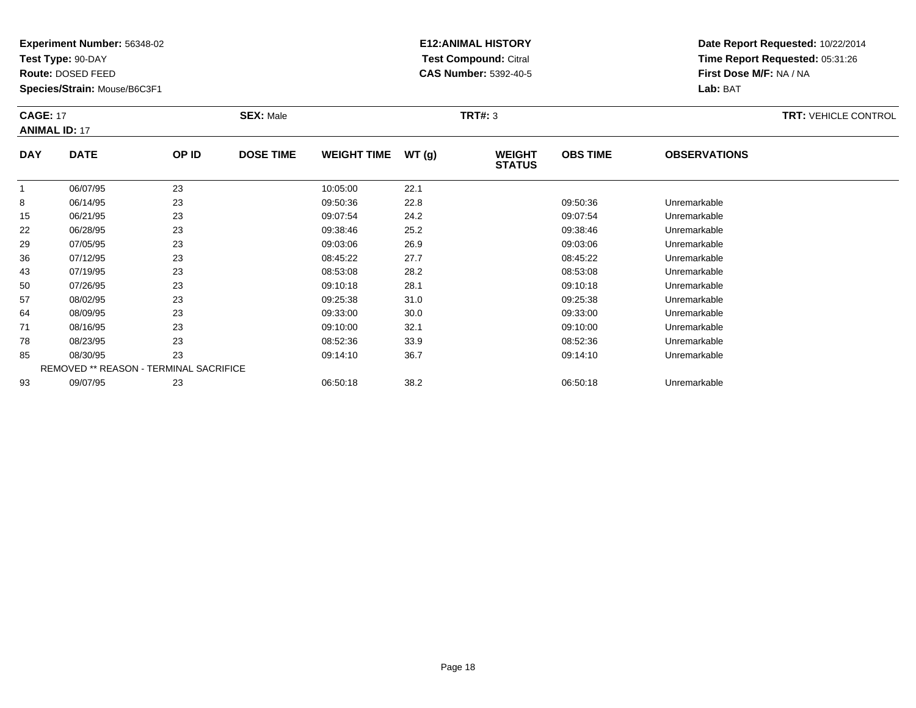**Experiment Number:** 56348-02
**Test Type:** 90-DAY
**Route:** DOSED FEED
**Species/Strain:** Mouse/B6C3F1

**E12:ANIMAL HISTORY**
**Test Compound:** Citral
**CAS Number:** 5392-40-5

**Date Report Requested:** 10/22/2014
**Time Report Requested:** 05:31:26
**First Dose M/F:** NA / NA
**Lab:** BAT

**CAGE:** 17 **SEX:** Male **TRT#:** 3 **TRT:** VEHICLE CONTROL
**ANIMAL ID:** 17

| DAY | DATE | OP ID | DOSE TIME | WEIGHT TIME | WT (g) | WEIGHT STATUS | OBS TIME | OBSERVATIONS |
|---|---|---|---|---|---|---|---|---|
| 1 | 06/07/95 | 23 | | 10:05:00 | 22.1 | | | |
| 8 | 06/14/95 | 23 | | 09:50:36 | 22.8 | | 09:50:36 | Unremarkable |
| 15 | 06/21/95 | 23 | | 09:07:54 | 24.2 | | 09:07:54 | Unremarkable |
| 22 | 06/28/95 | 23 | | 09:38:46 | 25.2 | | 09:38:46 | Unremarkable |
| 29 | 07/05/95 | 23 | | 09:03:06 | 26.9 | | 09:03:06 | Unremarkable |
| 36 | 07/12/95 | 23 | | 08:45:22 | 27.7 | | 08:45:22 | Unremarkable |
| 43 | 07/19/95 | 23 | | 08:53:08 | 28.2 | | 08:53:08 | Unremarkable |
| 50 | 07/26/95 | 23 | | 09:10:18 | 28.1 | | 09:10:18 | Unremarkable |
| 57 | 08/02/95 | 23 | | 09:25:38 | 31.0 | | 09:25:38 | Unremarkable |
| 64 | 08/09/95 | 23 | | 09:33:00 | 30.0 | | 09:33:00 | Unremarkable |
| 71 | 08/16/95 | 23 | | 09:10:00 | 32.1 | | 09:10:00 | Unremarkable |
| 78 | 08/23/95 | 23 | | 08:52:36 | 33.9 | | 08:52:36 | Unremarkable |
| 85 | 08/30/95 | 23 | | 09:14:10 | 36.7 | | 09:14:10 | Unremarkable |
| | REMOVED ** REASON - TERMINAL SACRIFICE | | | | | | | |
| 93 | 09/07/95 | 23 | | 06:50:18 | 38.2 | | 06:50:18 | Unremarkable |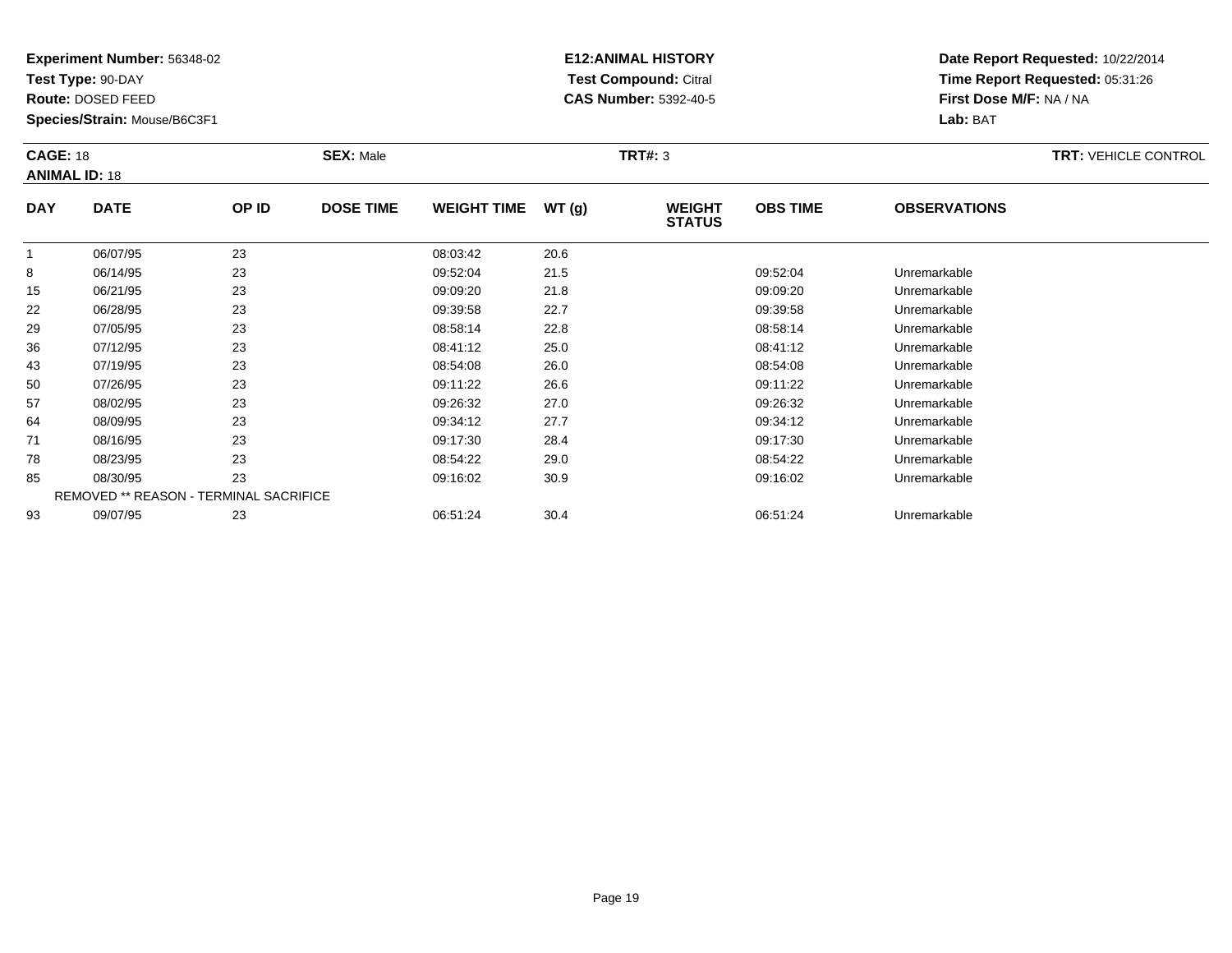**Experiment Number:** 56348-02
**Test Type:** 90-DAY
**Route:** DOSED FEED
**Species/Strain:** Mouse/B6C3F1

**E12:ANIMAL HISTORY**
**Test Compound:** Citral
**CAS Number:** 5392-40-5

**Date Report Requested:** 10/22/2014
**Time Report Requested:** 05:31:26
**First Dose M/F:** NA / NA
**Lab:** BAT

**CAGE:** 18
**ANIMAL ID:** 18
**SEX:** Male
**TRT#:** 3
**TRT:** VEHICLE CONTROL

| DAY | DATE | OP ID | DOSE TIME | WEIGHT TIME | WT (g) | WEIGHT STATUS | OBS TIME | OBSERVATIONS |
|---|---|---|---|---|---|---|---|---|
| 1 | 06/07/95 | 23 | | 08:03:42 | 20.6 | | | |
| 8 | 06/14/95 | 23 | | 09:52:04 | 21.5 | | 09:52:04 | Unremarkable |
| 15 | 06/21/95 | 23 | | 09:09:20 | 21.8 | | 09:09:20 | Unremarkable |
| 22 | 06/28/95 | 23 | | 09:39:58 | 22.7 | | 09:39:58 | Unremarkable |
| 29 | 07/05/95 | 23 | | 08:58:14 | 22.8 | | 08:58:14 | Unremarkable |
| 36 | 07/12/95 | 23 | | 08:41:12 | 25.0 | | 08:41:12 | Unremarkable |
| 43 | 07/19/95 | 23 | | 08:54:08 | 26.0 | | 08:54:08 | Unremarkable |
| 50 | 07/26/95 | 23 | | 09:11:22 | 26.6 | | 09:11:22 | Unremarkable |
| 57 | 08/02/95 | 23 | | 09:26:32 | 27.0 | | 09:26:32 | Unremarkable |
| 64 | 08/09/95 | 23 | | 09:34:12 | 27.7 | | 09:34:12 | Unremarkable |
| 71 | 08/16/95 | 23 | | 09:17:30 | 28.4 | | 09:17:30 | Unremarkable |
| 78 | 08/23/95 | 23 | | 08:54:22 | 29.0 | | 08:54:22 | Unremarkable |
| 85 | 08/30/95 | 23 | | 09:16:02 | 30.9 | | 09:16:02 | Unremarkable |
| REMOVED ** REASON - TERMINAL SACRIFICE | | | | | | | | |
| 93 | 09/07/95 | 23 | | 06:51:24 | 30.4 | | 06:51:24 | Unremarkable |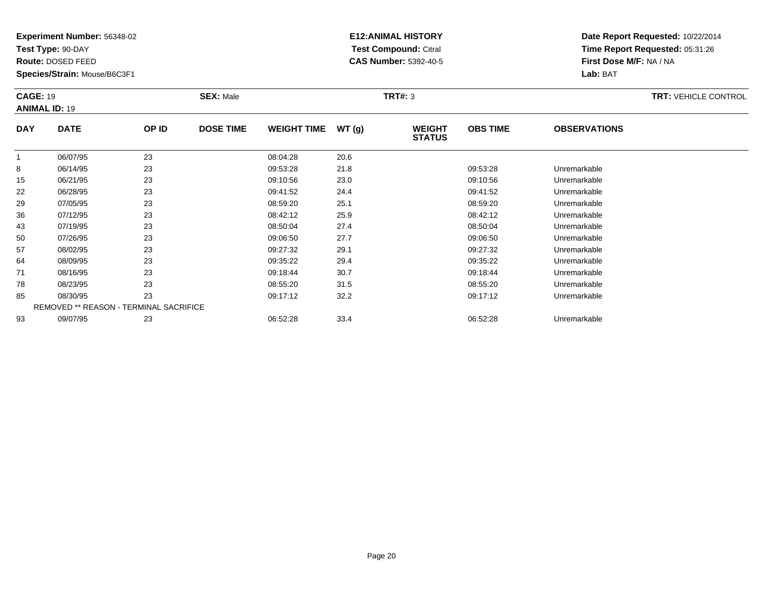**Experiment Number:** 56348-02
**Test Type:** 90-DAY
**Route:** DOSED FEED
**Species/Strain:** Mouse/B6C3F1

**E12:ANIMAL HISTORY**
**Test Compound:** Citral
**CAS Number:** 5392-40-5

**Date Report Requested:** 10/22/2014
**Time Report Requested:** 05:31:26
**First Dose M/F:** NA / NA
**Lab:** BAT

**CAGE:** 19 **SEX:** Male **TRT#:** 3 **TRT:** VEHICLE CONTROL
**ANIMAL ID:** 19

| DAY | DATE | OP ID | DOSE TIME | WEIGHT TIME | WT (g) | WEIGHT STATUS | OBS TIME | OBSERVATIONS |
|---|---|---|---|---|---|---|---|---|
| 1 | 06/07/95 | 23 | | 08:04:28 | 20.6 | | | |
| 8 | 06/14/95 | 23 | | 09:53:28 | 21.8 | | 09:53:28 | Unremarkable |
| 15 | 06/21/95 | 23 | | 09:10:56 | 23.0 | | 09:10:56 | Unremarkable |
| 22 | 06/28/95 | 23 | | 09:41:52 | 24.4 | | 09:41:52 | Unremarkable |
| 29 | 07/05/95 | 23 | | 08:59:20 | 25.1 | | 08:59:20 | Unremarkable |
| 36 | 07/12/95 | 23 | | 08:42:12 | 25.9 | | 08:42:12 | Unremarkable |
| 43 | 07/19/95 | 23 | | 08:50:04 | 27.4 | | 08:50:04 | Unremarkable |
| 50 | 07/26/95 | 23 | | 09:06:50 | 27.7 | | 09:06:50 | Unremarkable |
| 57 | 08/02/95 | 23 | | 09:27:32 | 29.1 | | 09:27:32 | Unremarkable |
| 64 | 08/09/95 | 23 | | 09:35:22 | 29.4 | | 09:35:22 | Unremarkable |
| 71 | 08/16/95 | 23 | | 09:18:44 | 30.7 | | 09:18:44 | Unremarkable |
| 78 | 08/23/95 | 23 | | 08:55:20 | 31.5 | | 08:55:20 | Unremarkable |
| 85 | 08/30/95 | 23 | | 09:17:12 | 32.2 | | 09:17:12 | Unremarkable |
| REMOVED ** REASON - TERMINAL SACRIFICE | | | | | | | | |
| 93 | 09/07/95 | 23 | | 06:52:28 | 33.4 | | 06:52:28 | Unremarkable |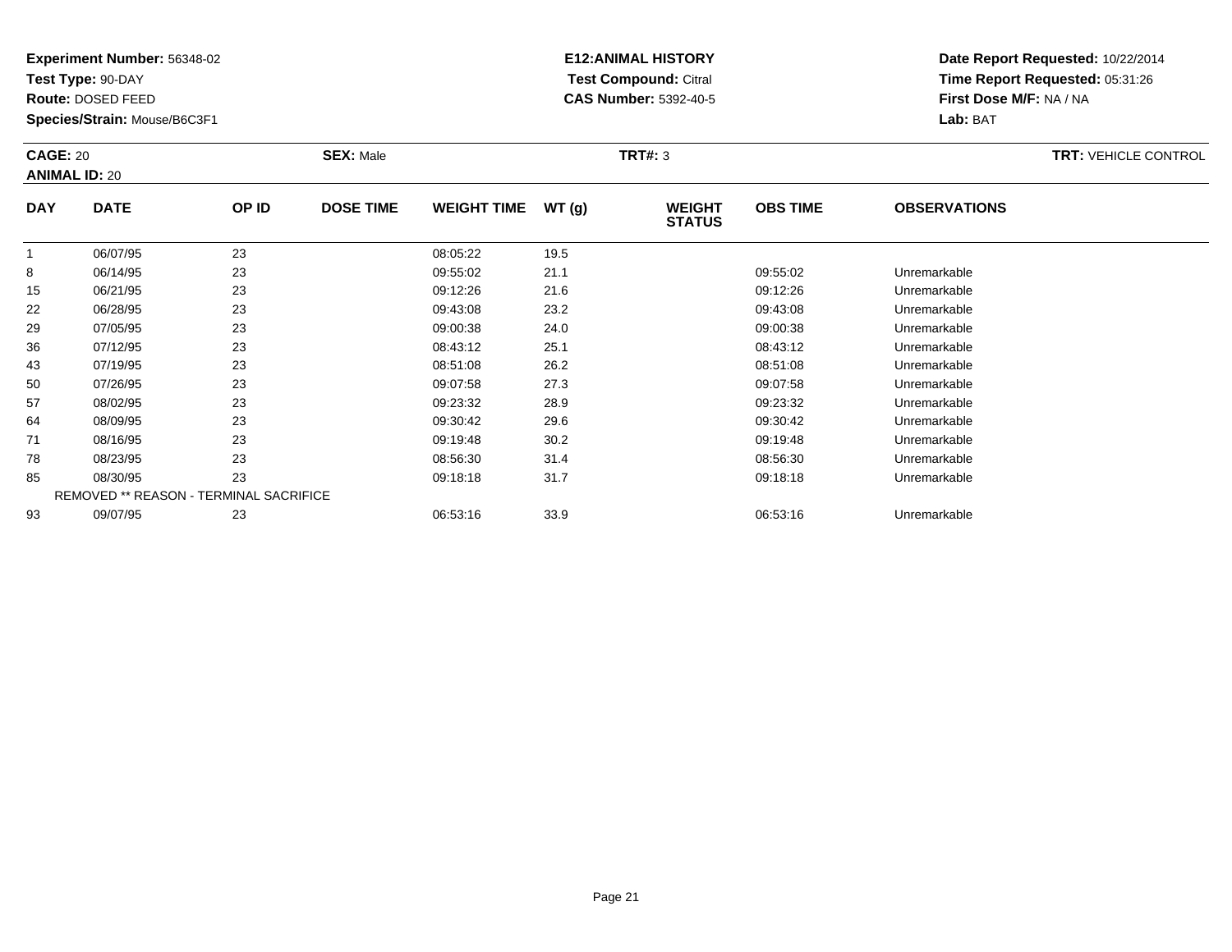**Experiment Number:** 56348-02
**Test Type:** 90-DAY
**Route:** DOSED FEED
**Species/Strain:** Mouse/B6C3F1

**E12:ANIMAL HISTORY**
**Test Compound:** Citral
**CAS Number:** 5392-40-5

**Date Report Requested:** 10/22/2014
**Time Report Requested:** 05:31:26
**First Dose M/F:** NA / NA
**Lab:** BAT

**CAGE:** 20
**ANIMAL ID:** 20

**SEX:** Male

**TRT#:** 3

**TRT:** VEHICLE CONTROL

| DAY | DATE | OP ID | DOSE TIME | WEIGHT TIME | WT (g) | WEIGHT STATUS | OBS TIME | OBSERVATIONS |
|---|---|---|---|---|---|---|---|---|
| 1 | 06/07/95 | 23 | | 08:05:22 | 19.5 | | | |
| 8 | 06/14/95 | 23 | | 09:55:02 | 21.1 | | 09:55:02 | Unremarkable |
| 15 | 06/21/95 | 23 | | 09:12:26 | 21.6 | | 09:12:26 | Unremarkable |
| 22 | 06/28/95 | 23 | | 09:43:08 | 23.2 | | 09:43:08 | Unremarkable |
| 29 | 07/05/95 | 23 | | 09:00:38 | 24.0 | | 09:00:38 | Unremarkable |
| 36 | 07/12/95 | 23 | | 08:43:12 | 25.1 | | 08:43:12 | Unremarkable |
| 43 | 07/19/95 | 23 | | 08:51:08 | 26.2 | | 08:51:08 | Unremarkable |
| 50 | 07/26/95 | 23 | | 09:07:58 | 27.3 | | 09:07:58 | Unremarkable |
| 57 | 08/02/95 | 23 | | 09:23:32 | 28.9 | | 09:23:32 | Unremarkable |
| 64 | 08/09/95 | 23 | | 09:30:42 | 29.6 | | 09:30:42 | Unremarkable |
| 71 | 08/16/95 | 23 | | 09:19:48 | 30.2 | | 09:19:48 | Unremarkable |
| 78 | 08/23/95 | 23 | | 08:56:30 | 31.4 | | 08:56:30 | Unremarkable |
| 85 | 08/30/95 | 23 | | 09:18:18 | 31.7 | | 09:18:18 | Unremarkable |
| REMOVED ** REASON - TERMINAL SACRIFICE | | | | | | | | |
| 93 | 09/07/95 | 23 | | 06:53:16 | 33.9 | | 06:53:16 | Unremarkable |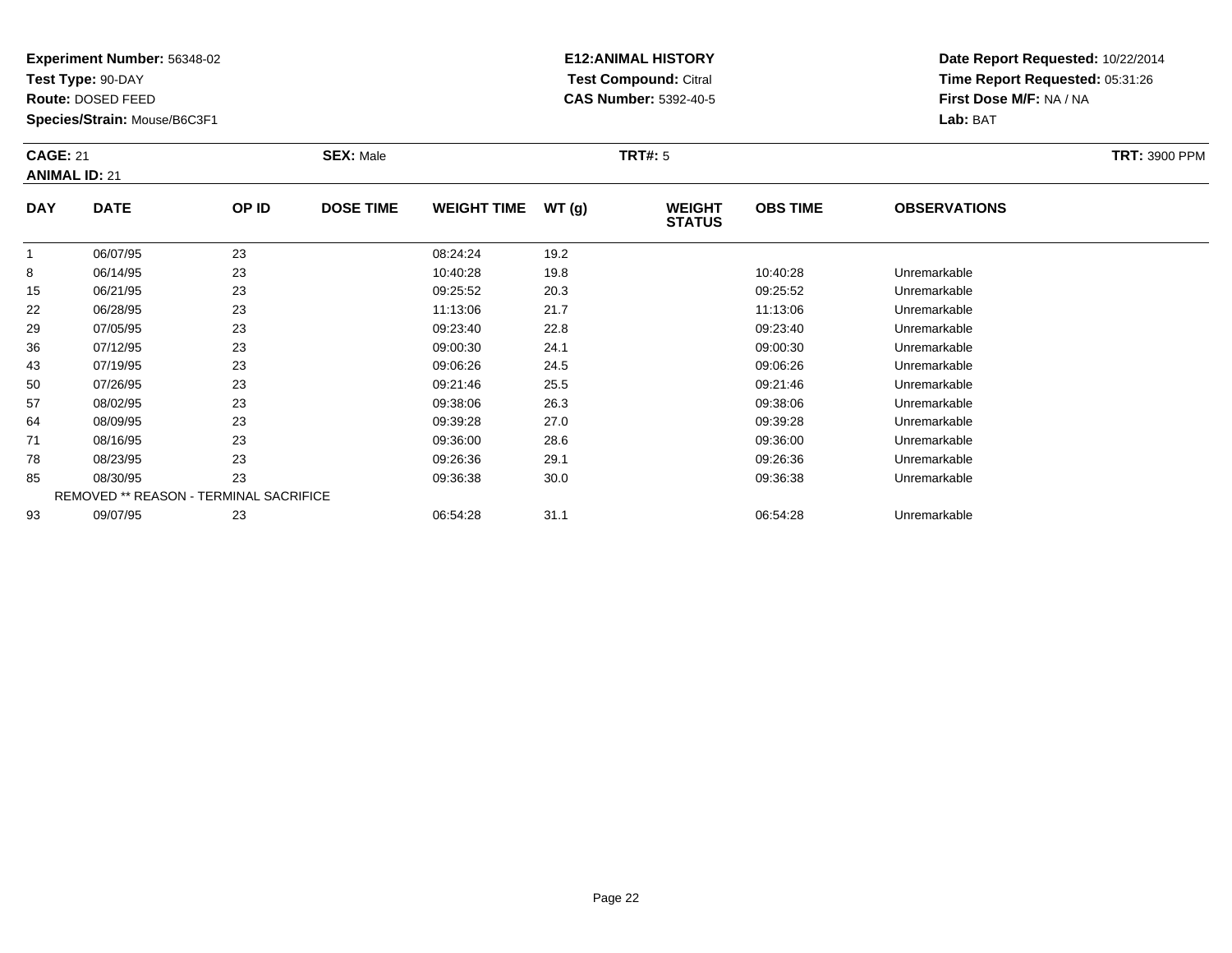**Experiment Number:** 56348-02
**Test Type:** 90-DAY
**Route:** DOSED FEED
**Species/Strain:** Mouse/B6C3F1

**E12:ANIMAL HISTORY**
**Test Compound:** Citral
**CAS Number:** 5392-40-5

**Date Report Requested:** 10/22/2014
**Time Report Requested:** 05:31:26
**First Dose M/F:** NA / NA
**Lab:** BAT

**CAGE:** 21 **SEX:** Male **TRT#:** 5 **TRT:** 3900 PPM
**ANIMAL ID:** 21

| DAY | DATE | OP ID | DOSE TIME | WEIGHT TIME | WT (g) | WEIGHT STATUS | OBS TIME | OBSERVATIONS |
|---|---|---|---|---|---|---|---|---|
| 1 | 06/07/95 | 23 | | 08:24:24 | 19.2 | | | |
| 8 | 06/14/95 | 23 | | 10:40:28 | 19.8 | | 10:40:28 | Unremarkable |
| 15 | 06/21/95 | 23 | | 09:25:52 | 20.3 | | 09:25:52 | Unremarkable |
| 22 | 06/28/95 | 23 | | 11:13:06 | 21.7 | | 11:13:06 | Unremarkable |
| 29 | 07/05/95 | 23 | | 09:23:40 | 22.8 | | 09:23:40 | Unremarkable |
| 36 | 07/12/95 | 23 | | 09:00:30 | 24.1 | | 09:00:30 | Unremarkable |
| 43 | 07/19/95 | 23 | | 09:06:26 | 24.5 | | 09:06:26 | Unremarkable |
| 50 | 07/26/95 | 23 | | 09:21:46 | 25.5 | | 09:21:46 | Unremarkable |
| 57 | 08/02/95 | 23 | | 09:38:06 | 26.3 | | 09:38:06 | Unremarkable |
| 64 | 08/09/95 | 23 | | 09:39:28 | 27.0 | | 09:39:28 | Unremarkable |
| 71 | 08/16/95 | 23 | | 09:36:00 | 28.6 | | 09:36:00 | Unremarkable |
| 78 | 08/23/95 | 23 | | 09:26:36 | 29.1 | | 09:26:36 | Unremarkable |
| 85 | 08/30/95 | 23 | | 09:36:38 | 30.0 | | 09:36:38 | Unremarkable |
| | REMOVED ** REASON - TERMINAL SACRIFICE | | | | | | | |
| 93 | 09/07/95 | 23 | | 06:54:28 | 31.1 | | 06:54:28 | Unremarkable |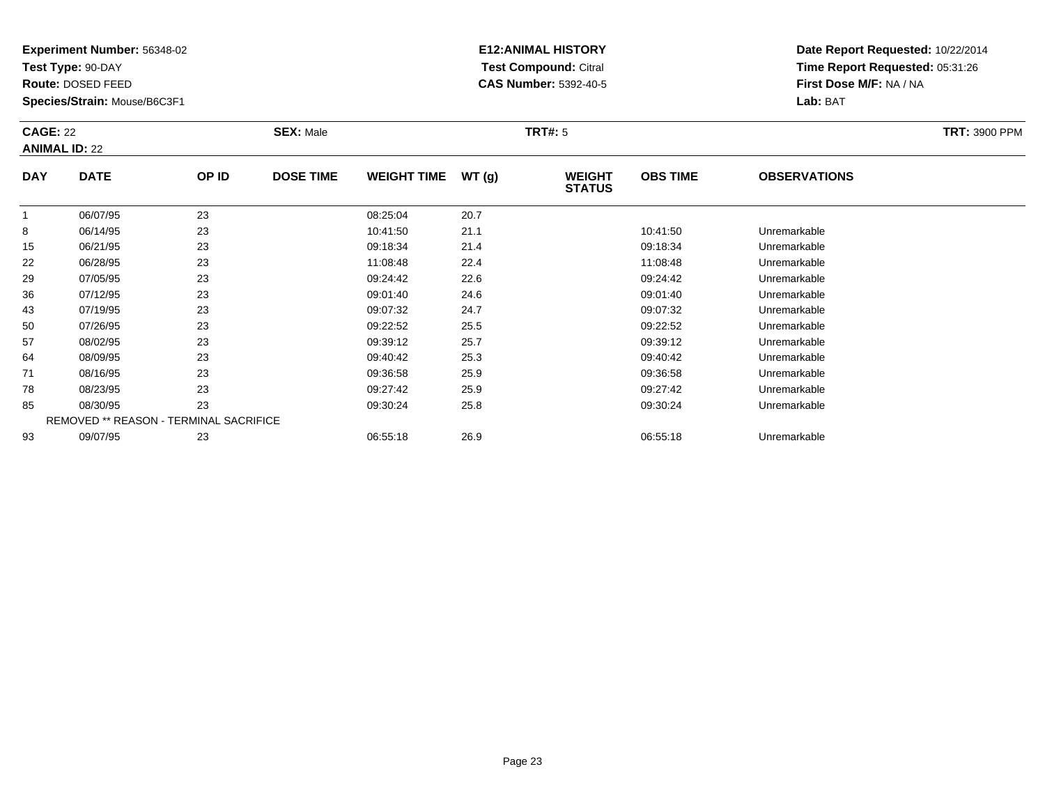**Experiment Number:** 56348-02
**Test Type:** 90-DAY
**Route:** DOSED FEED
**Species/Strain:** Mouse/B6C3F1

**E12:ANIMAL HISTORY**
**Test Compound:** Citral
**CAS Number:** 5392-40-5

**Date Report Requested:** 10/22/2014
**Time Report Requested:** 05:31:26
**First Dose M/F:** NA / NA
**Lab:** BAT

**CAGE:** 22 **SEX:** Male **TRT#:** 5 **TRT:** 3900 PPM
**ANIMAL ID:** 22

| DAY | DATE | OP ID | DOSE TIME | WEIGHT TIME | WT (g) | WEIGHT STATUS | OBS TIME | OBSERVATIONS |
|---|---|---|---|---|---|---|---|---|
| 1 | 06/07/95 | 23 | | 08:25:04 | 20.7 | | | |
| 8 | 06/14/95 | 23 | | 10:41:50 | 21.1 | | 10:41:50 | Unremarkable |
| 15 | 06/21/95 | 23 | | 09:18:34 | 21.4 | | 09:18:34 | Unremarkable |
| 22 | 06/28/95 | 23 | | 11:08:48 | 22.4 | | 11:08:48 | Unremarkable |
| 29 | 07/05/95 | 23 | | 09:24:42 | 22.6 | | 09:24:42 | Unremarkable |
| 36 | 07/12/95 | 23 | | 09:01:40 | 24.6 | | 09:01:40 | Unremarkable |
| 43 | 07/19/95 | 23 | | 09:07:32 | 24.7 | | 09:07:32 | Unremarkable |
| 50 | 07/26/95 | 23 | | 09:22:52 | 25.5 | | 09:22:52 | Unremarkable |
| 57 | 08/02/95 | 23 | | 09:39:12 | 25.7 | | 09:39:12 | Unremarkable |
| 64 | 08/09/95 | 23 | | 09:40:42 | 25.3 | | 09:40:42 | Unremarkable |
| 71 | 08/16/95 | 23 | | 09:36:58 | 25.9 | | 09:36:58 | Unremarkable |
| 78 | 08/23/95 | 23 | | 09:27:42 | 25.9 | | 09:27:42 | Unremarkable |
| 85 | 08/30/95 | 23 | | 09:30:24 | 25.8 | | 09:30:24 | Unremarkable |
| REMOVED ** REASON - TERMINAL SACRIFICE | | | | | | | | |
| 93 | 09/07/95 | 23 | | 06:55:18 | 26.9 | | 06:55:18 | Unremarkable |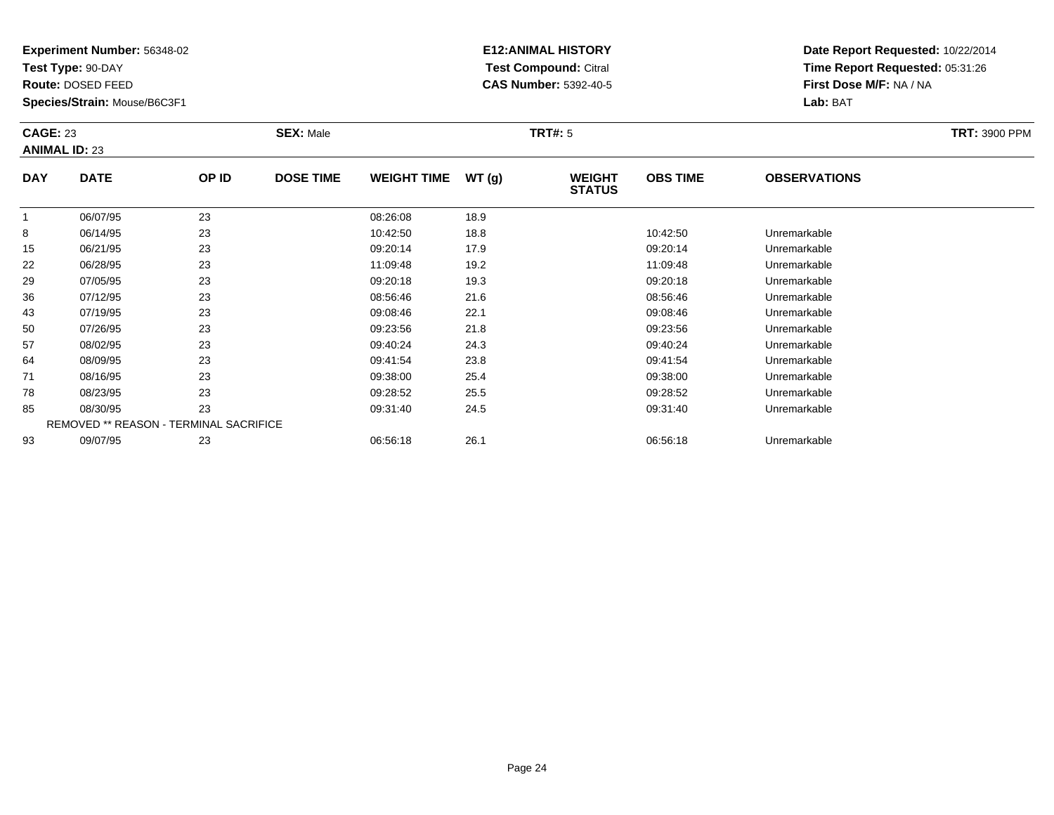**Experiment Number:** 56348-02
**Test Type:** 90-DAY
**Route:** DOSED FEED
**Species/Strain:** Mouse/B6C3F1

**E12:ANIMAL HISTORY**
**Test Compound:** Citral
**CAS Number:** 5392-40-5

**Date Report Requested:** 10/22/2014
**Time Report Requested:** 05:31:26
**First Dose M/F:** NA / NA
**Lab:** BAT

**CAGE:** 23 **SEX:** Male **TRT#:** 5 **TRT:** 3900 PPM
**ANIMAL ID:** 23

| DAY | DATE | OP ID | DOSE TIME | WEIGHT TIME | WT (g) | WEIGHT STATUS | OBS TIME | OBSERVATIONS |
|---|---|---|---|---|---|---|---|---|
| 1 | 06/07/95 | 23 | | 08:26:08 | 18.9 | | | |
| 8 | 06/14/95 | 23 | | 10:42:50 | 18.8 | | 10:42:50 | Unremarkable |
| 15 | 06/21/95 | 23 | | 09:20:14 | 17.9 | | 09:20:14 | Unremarkable |
| 22 | 06/28/95 | 23 | | 11:09:48 | 19.2 | | 11:09:48 | Unremarkable |
| 29 | 07/05/95 | 23 | | 09:20:18 | 19.3 | | 09:20:18 | Unremarkable |
| 36 | 07/12/95 | 23 | | 08:56:46 | 21.6 | | 08:56:46 | Unremarkable |
| 43 | 07/19/95 | 23 | | 09:08:46 | 22.1 | | 09:08:46 | Unremarkable |
| 50 | 07/26/95 | 23 | | 09:23:56 | 21.8 | | 09:23:56 | Unremarkable |
| 57 | 08/02/95 | 23 | | 09:40:24 | 24.3 | | 09:40:24 | Unremarkable |
| 64 | 08/09/95 | 23 | | 09:41:54 | 23.8 | | 09:41:54 | Unremarkable |
| 71 | 08/16/95 | 23 | | 09:38:00 | 25.4 | | 09:38:00 | Unremarkable |
| 78 | 08/23/95 | 23 | | 09:28:52 | 25.5 | | 09:28:52 | Unremarkable |
| 85 | 08/30/95 | 23 | | 09:31:40 | 24.5 | | 09:31:40 | Unremarkable |
| REMOVED ** REASON - TERMINAL SACRIFICE | | | | | | | | |
| 93 | 09/07/95 | 23 | | 06:56:18 | 26.1 | | 06:56:18 | Unremarkable |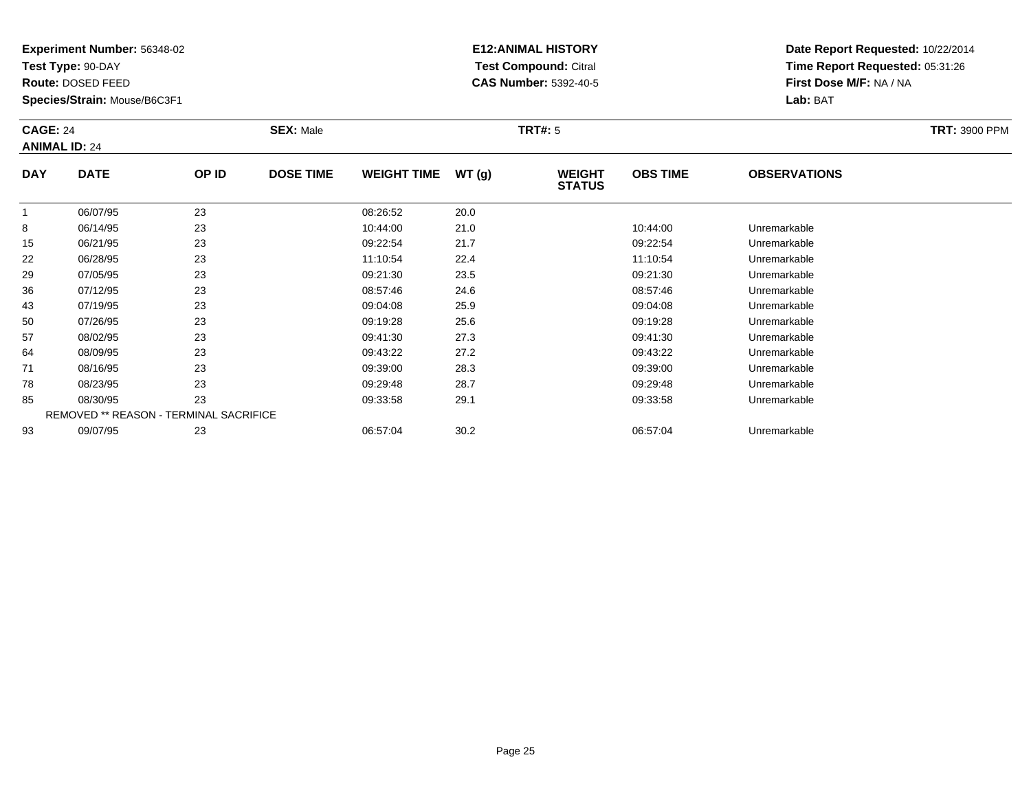**Experiment Number:** 56348-02
**Test Type:** 90-DAY
**Route:** DOSED FEED
**Species/Strain:** Mouse/B6C3F1

**E12:ANIMAL HISTORY**
**Test Compound:** Citral
**CAS Number:** 5392-40-5

**Date Report Requested:** 10/22/2014
**Time Report Requested:** 05:31:26
**First Dose M/F:** NA / NA
**Lab:** BAT

**CAGE:** 24 **SEX:** Male **TRT#:** 5 **TRT:** 3900 PPM
**ANIMAL ID:** 24

| DAY | DATE | OP ID | DOSE TIME | WEIGHT TIME | WT (g) | WEIGHT STATUS | OBS TIME | OBSERVATIONS |
|---|---|---|---|---|---|---|---|---|
| 1 | 06/07/95 | 23 | | 08:26:52 | 20.0 | | | |
| 8 | 06/14/95 | 23 | | 10:44:00 | 21.0 | | 10:44:00 | Unremarkable |
| 15 | 06/21/95 | 23 | | 09:22:54 | 21.7 | | 09:22:54 | Unremarkable |
| 22 | 06/28/95 | 23 | | 11:10:54 | 22.4 | | 11:10:54 | Unremarkable |
| 29 | 07/05/95 | 23 | | 09:21:30 | 23.5 | | 09:21:30 | Unremarkable |
| 36 | 07/12/95 | 23 | | 08:57:46 | 24.6 | | 08:57:46 | Unremarkable |
| 43 | 07/19/95 | 23 | | 09:04:08 | 25.9 | | 09:04:08 | Unremarkable |
| 50 | 07/26/95 | 23 | | 09:19:28 | 25.6 | | 09:19:28 | Unremarkable |
| 57 | 08/02/95 | 23 | | 09:41:30 | 27.3 | | 09:41:30 | Unremarkable |
| 64 | 08/09/95 | 23 | | 09:43:22 | 27.2 | | 09:43:22 | Unremarkable |
| 71 | 08/16/95 | 23 | | 09:39:00 | 28.3 | | 09:39:00 | Unremarkable |
| 78 | 08/23/95 | 23 | | 09:29:48 | 28.7 | | 09:29:48 | Unremarkable |
| 85 | 08/30/95 | 23 | | 09:33:58 | 29.1 | | 09:33:58 | Unremarkable |
| REMOVED ** REASON - TERMINAL SACRIFICE | | | | | | | | |
| 93 | 09/07/95 | 23 | | 06:57:04 | 30.2 | | 06:57:04 | Unremarkable |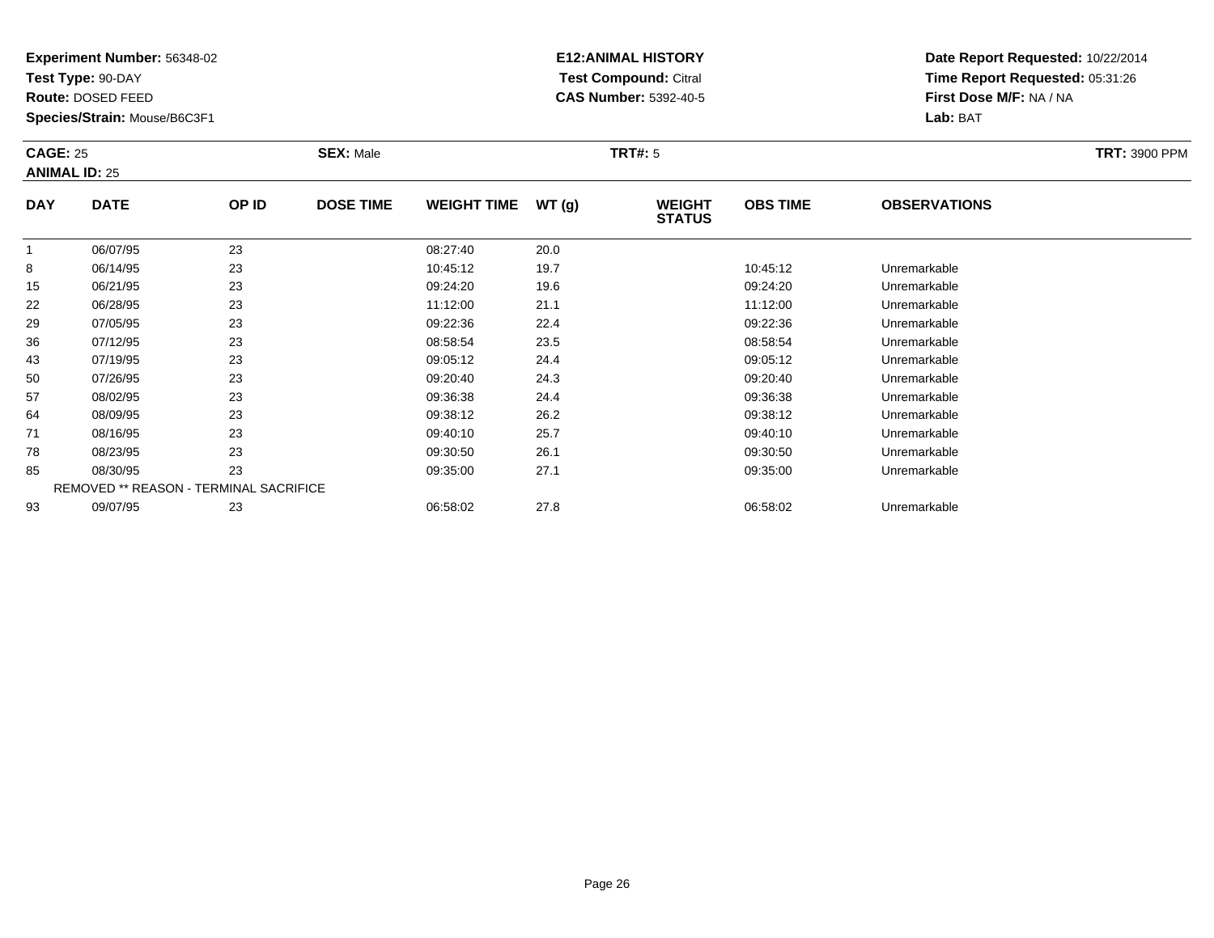**Experiment Number:** 56348-02
**Test Type:** 90-DAY
**Route:** DOSED FEED
**Species/Strain:** Mouse/B6C3F1

**E12:ANIMAL HISTORY**
**Test Compound:** Citral
**CAS Number:** 5392-40-5

**Date Report Requested:** 10/22/2014
**Time Report Requested:** 05:31:26
**First Dose M/F:** NA / NA
**Lab:** BAT

**CAGE:** 25 **SEX:** Male **TRT#:** 5 **TRT:** 3900 PPM
**ANIMAL ID:** 25

| DAY | DATE | OP ID | DOSE TIME | WEIGHT TIME | WT (g) | WEIGHT STATUS | OBS TIME | OBSERVATIONS |
|---|---|---|---|---|---|---|---|---|
| 1 | 06/07/95 | 23 | | 08:27:40 | 20.0 | | | |
| 8 | 06/14/95 | 23 | | 10:45:12 | 19.7 | | 10:45:12 | Unremarkable |
| 15 | 06/21/95 | 23 | | 09:24:20 | 19.6 | | 09:24:20 | Unremarkable |
| 22 | 06/28/95 | 23 | | 11:12:00 | 21.1 | | 11:12:00 | Unremarkable |
| 29 | 07/05/95 | 23 | | 09:22:36 | 22.4 | | 09:22:36 | Unremarkable |
| 36 | 07/12/95 | 23 | | 08:58:54 | 23.5 | | 08:58:54 | Unremarkable |
| 43 | 07/19/95 | 23 | | 09:05:12 | 24.4 | | 09:05:12 | Unremarkable |
| 50 | 07/26/95 | 23 | | 09:20:40 | 24.3 | | 09:20:40 | Unremarkable |
| 57 | 08/02/95 | 23 | | 09:36:38 | 24.4 | | 09:36:38 | Unremarkable |
| 64 | 08/09/95 | 23 | | 09:38:12 | 26.2 | | 09:38:12 | Unremarkable |
| 71 | 08/16/95 | 23 | | 09:40:10 | 25.7 | | 09:40:10 | Unremarkable |
| 78 | 08/23/95 | 23 | | 09:30:50 | 26.1 | | 09:30:50 | Unremarkable |
| 85 | 08/30/95 | 23 | | 09:35:00 | 27.1 | | 09:35:00 | Unremarkable |
| | REMOVED ** REASON - TERMINAL SACRIFICE | | | | | | | |
| 93 | 09/07/95 | 23 | | 06:58:02 | 27.8 | | 06:58:02 | Unremarkable |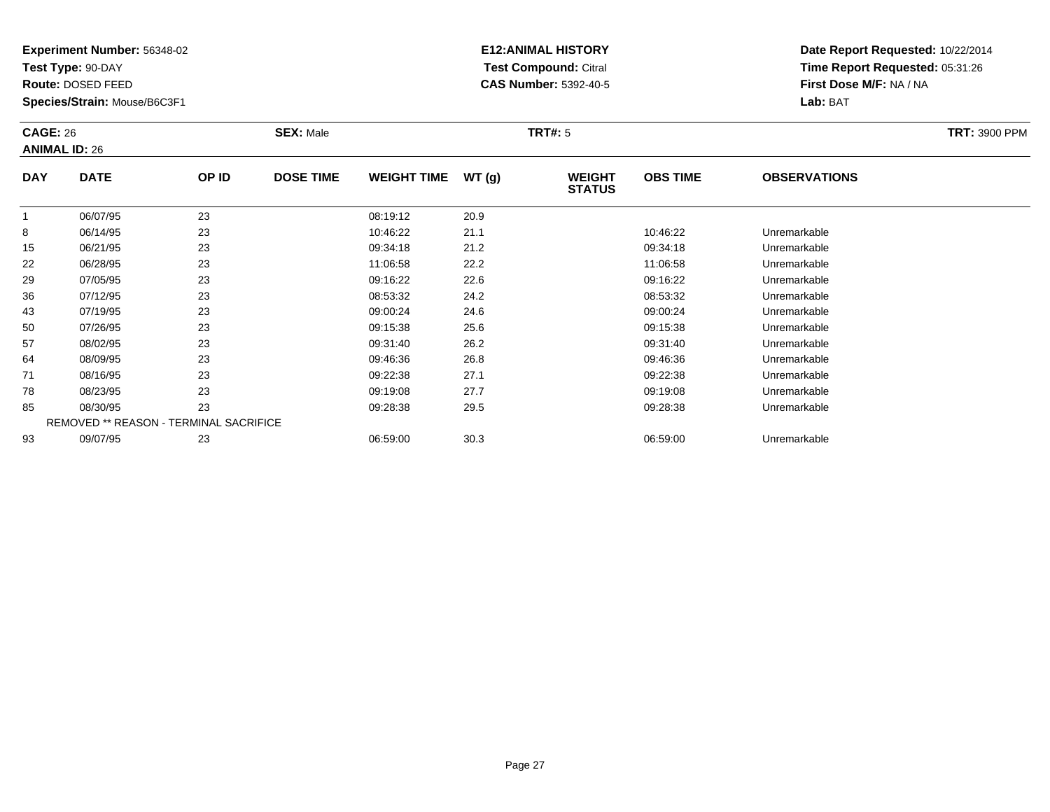**Experiment Number:** 56348-02
**Test Type:** 90-DAY
**Route:** DOSED FEED
**Species/Strain:** Mouse/B6C3F1

**E12:ANIMAL HISTORY**
**Test Compound:** Citral
**CAS Number:** 5392-40-5

**Date Report Requested:** 10/22/2014
**Time Report Requested:** 05:31:26
**First Dose M/F:** NA / NA
**Lab:** BAT

**CAGE:** 26 **SEX:** Male **TRT#:** 5 **TRT:** 3900 PPM
**ANIMAL ID:** 26

| DAY | DATE | OP ID | DOSE TIME | WEIGHT TIME | WT (g) | WEIGHT STATUS | OBS TIME | OBSERVATIONS |
|---|---|---|---|---|---|---|---|---|
| 1 | 06/07/95 | 23 | | 08:19:12 | 20.9 | | | |
| 8 | 06/14/95 | 23 | | 10:46:22 | 21.1 | | 10:46:22 | Unremarkable |
| 15 | 06/21/95 | 23 | | 09:34:18 | 21.2 | | 09:34:18 | Unremarkable |
| 22 | 06/28/95 | 23 | | 11:06:58 | 22.2 | | 11:06:58 | Unremarkable |
| 29 | 07/05/95 | 23 | | 09:16:22 | 22.6 | | 09:16:22 | Unremarkable |
| 36 | 07/12/95 | 23 | | 08:53:32 | 24.2 | | 08:53:32 | Unremarkable |
| 43 | 07/19/95 | 23 | | 09:00:24 | 24.6 | | 09:00:24 | Unremarkable |
| 50 | 07/26/95 | 23 | | 09:15:38 | 25.6 | | 09:15:38 | Unremarkable |
| 57 | 08/02/95 | 23 | | 09:31:40 | 26.2 | | 09:31:40 | Unremarkable |
| 64 | 08/09/95 | 23 | | 09:46:36 | 26.8 | | 09:46:36 | Unremarkable |
| 71 | 08/16/95 | 23 | | 09:22:38 | 27.1 | | 09:22:38 | Unremarkable |
| 78 | 08/23/95 | 23 | | 09:19:08 | 27.7 | | 09:19:08 | Unremarkable |
| 85 | 08/30/95 | 23 | | 09:28:38 | 29.5 | | 09:28:38 | Unremarkable |
| REMOVED ** REASON - TERMINAL SACRIFICE | | | | | | | | |
| 93 | 09/07/95 | 23 | | 06:59:00 | 30.3 | | 06:59:00 | Unremarkable |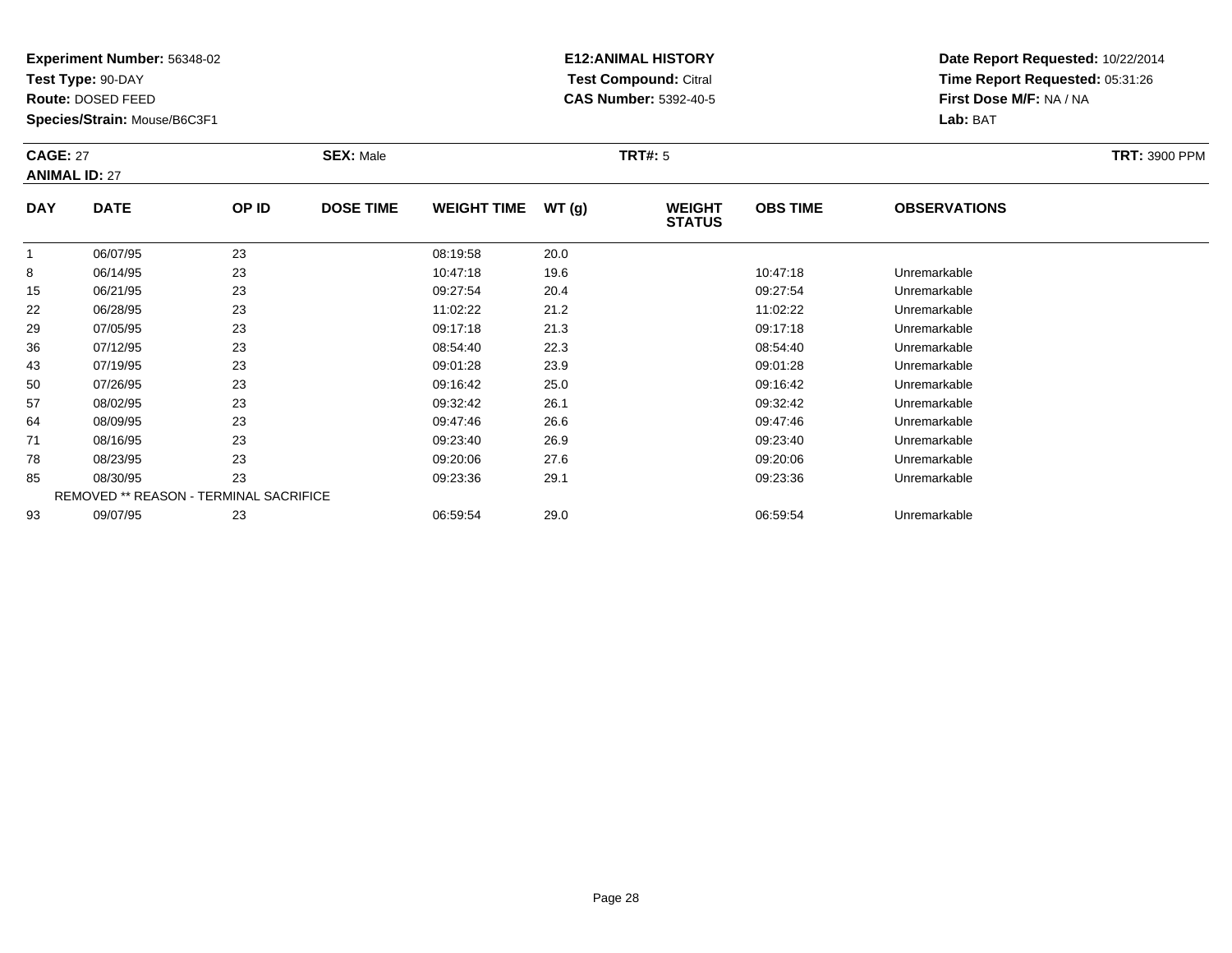**Experiment Number:** 56348-02
**Test Type:** 90-DAY
**Route:** DOSED FEED
**Species/Strain:** Mouse/B6C3F1

**E12:ANIMAL HISTORY**
**Test Compound:** Citral
**CAS Number:** 5392-40-5

**Date Report Requested:** 10/22/2014
**Time Report Requested:** 05:31:26
**First Dose M/F:** NA / NA
**Lab:** BAT

**CAGE:** 27 **SEX:** Male **TRT#:** 5 **TRT:** 3900 PPM
**ANIMAL ID:** 27

| DAY | DATE | OP ID | DOSE TIME | WEIGHT TIME | WT (g) | WEIGHT STATUS | OBS TIME | OBSERVATIONS |
|---|---|---|---|---|---|---|---|---|
| 1 | 06/07/95 | 23 | | 08:19:58 | 20.0 | | | |
| 8 | 06/14/95 | 23 | | 10:47:18 | 19.6 | | 10:47:18 | Unremarkable |
| 15 | 06/21/95 | 23 | | 09:27:54 | 20.4 | | 09:27:54 | Unremarkable |
| 22 | 06/28/95 | 23 | | 11:02:22 | 21.2 | | 11:02:22 | Unremarkable |
| 29 | 07/05/95 | 23 | | 09:17:18 | 21.3 | | 09:17:18 | Unremarkable |
| 36 | 07/12/95 | 23 | | 08:54:40 | 22.3 | | 08:54:40 | Unremarkable |
| 43 | 07/19/95 | 23 | | 09:01:28 | 23.9 | | 09:01:28 | Unremarkable |
| 50 | 07/26/95 | 23 | | 09:16:42 | 25.0 | | 09:16:42 | Unremarkable |
| 57 | 08/02/95 | 23 | | 09:32:42 | 26.1 | | 09:32:42 | Unremarkable |
| 64 | 08/09/95 | 23 | | 09:47:46 | 26.6 | | 09:47:46 | Unremarkable |
| 71 | 08/16/95 | 23 | | 09:23:40 | 26.9 | | 09:23:40 | Unremarkable |
| 78 | 08/23/95 | 23 | | 09:20:06 | 27.6 | | 09:20:06 | Unremarkable |
| 85 | 08/30/95 | 23 | | 09:23:36 | 29.1 | | 09:23:36 | Unremarkable |
| REMOVED ** REASON - TERMINAL SACRIFICE | | | | | | | | |
| 93 | 09/07/95 | 23 | | 06:59:54 | 29.0 | | 06:59:54 | Unremarkable |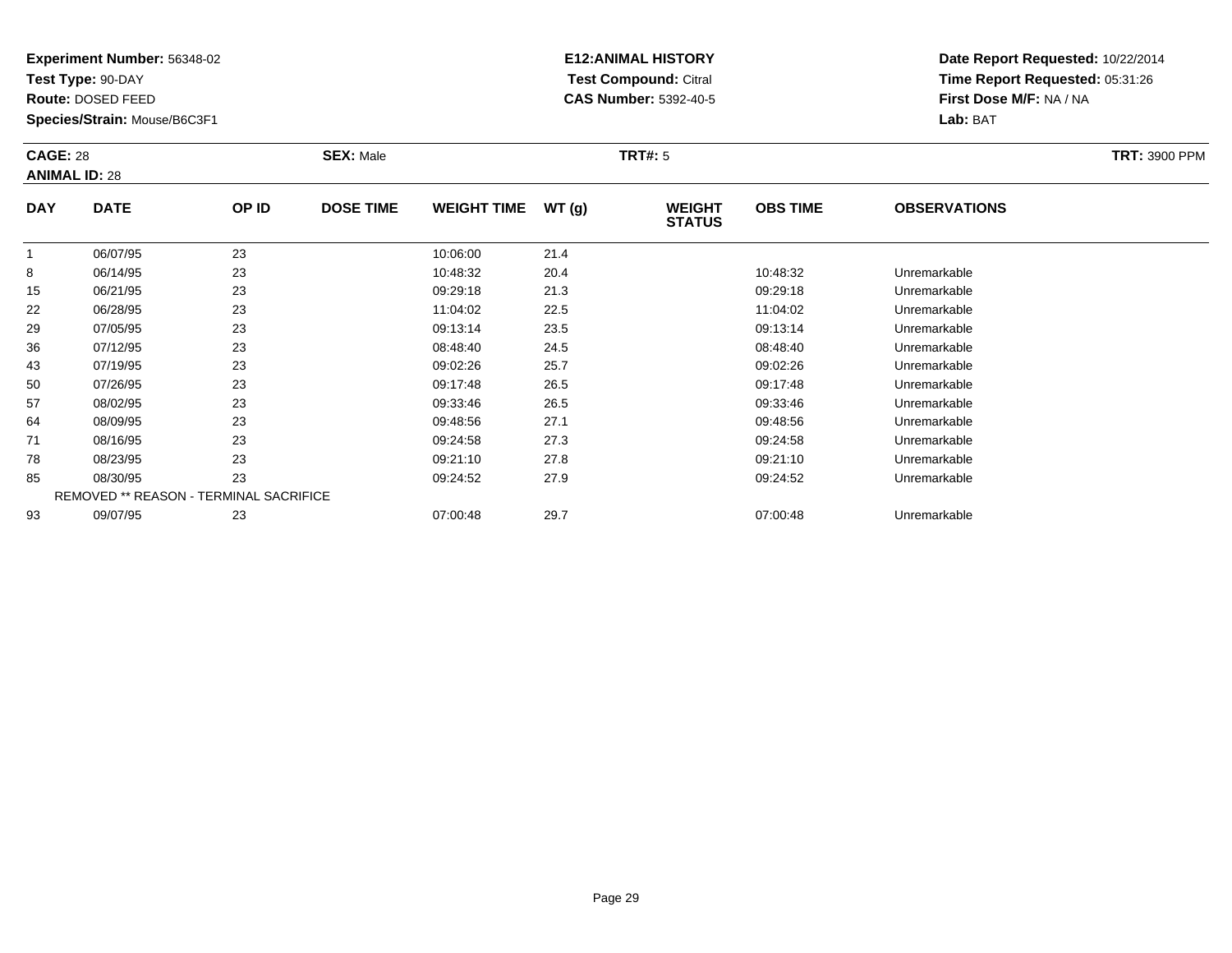**Experiment Number:** 56348-02
**Test Type:** 90-DAY
**Route:** DOSED FEED
**Species/Strain:** Mouse/B6C3F1

**E12:ANIMAL HISTORY**
**Test Compound:** Citral
**CAS Number:** 5392-40-5

**Date Report Requested:** 10/22/2014
**Time Report Requested:** 05:31:26
**First Dose M/F:** NA / NA
**Lab:** BAT

**CAGE:** 28 **SEX:** Male **TRT#:** 5 **TRT:** 3900 PPM
**ANIMAL ID:** 28

| DAY | DATE | OP ID | DOSE TIME | WEIGHT TIME | WT (g) | WEIGHT STATUS | OBS TIME | OBSERVATIONS |
|---|---|---|---|---|---|---|---|---|
| 1 | 06/07/95 | 23 | | 10:06:00 | 21.4 | | | |
| 8 | 06/14/95 | 23 | | 10:48:32 | 20.4 | | 10:48:32 | Unremarkable |
| 15 | 06/21/95 | 23 | | 09:29:18 | 21.3 | | 09:29:18 | Unremarkable |
| 22 | 06/28/95 | 23 | | 11:04:02 | 22.5 | | 11:04:02 | Unremarkable |
| 29 | 07/05/95 | 23 | | 09:13:14 | 23.5 | | 09:13:14 | Unremarkable |
| 36 | 07/12/95 | 23 | | 08:48:40 | 24.5 | | 08:48:40 | Unremarkable |
| 43 | 07/19/95 | 23 | | 09:02:26 | 25.7 | | 09:02:26 | Unremarkable |
| 50 | 07/26/95 | 23 | | 09:17:48 | 26.5 | | 09:17:48 | Unremarkable |
| 57 | 08/02/95 | 23 | | 09:33:46 | 26.5 | | 09:33:46 | Unremarkable |
| 64 | 08/09/95 | 23 | | 09:48:56 | 27.1 | | 09:48:56 | Unremarkable |
| 71 | 08/16/95 | 23 | | 09:24:58 | 27.3 | | 09:24:58 | Unremarkable |
| 78 | 08/23/95 | 23 | | 09:21:10 | 27.8 | | 09:21:10 | Unremarkable |
| 85 | 08/30/95 | 23 | | 09:24:52 | 27.9 | | 09:24:52 | Unremarkable |
| REMOVED ** REASON - TERMINAL SACRIFICE | | | | | | | | |
| 93 | 09/07/95 | 23 | | 07:00:48 | 29.7 | | 07:00:48 | Unremarkable |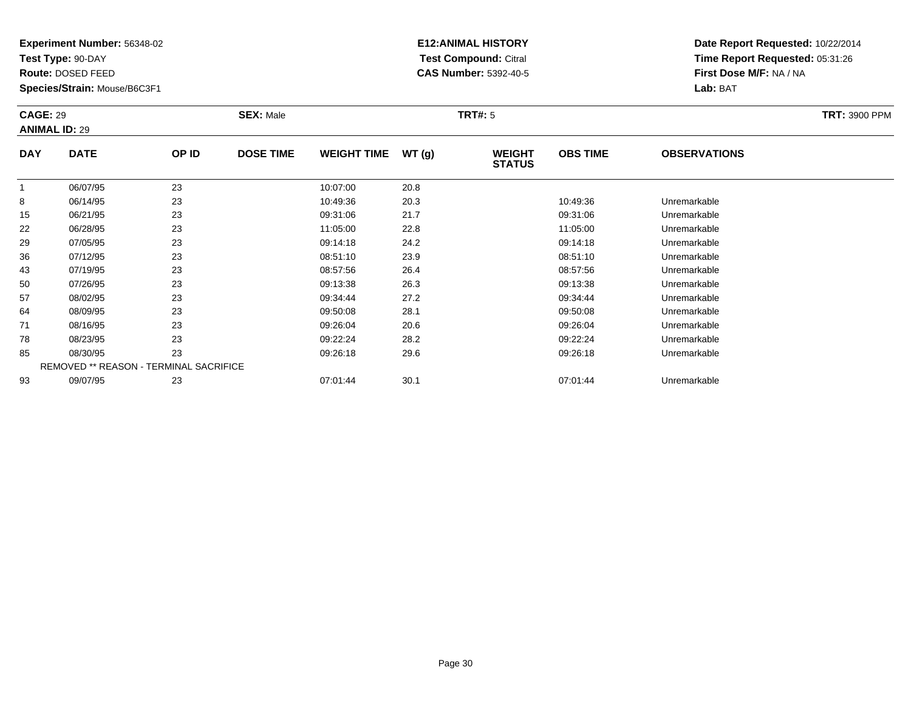**Experiment Number:** 56348-02
**Test Type:** 90-DAY
**Route:** DOSED FEED
**Species/Strain:** Mouse/B6C3F1

**E12:ANIMAL HISTORY**
**Test Compound:** Citral
**CAS Number:** 5392-40-5

**Date Report Requested:** 10/22/2014
**Time Report Requested:** 05:31:26
**First Dose M/F:** NA / NA
**Lab:** BAT

**CAGE:** 29 **SEX:** Male **TRT#:** 5 **TRT:** 3900 PPM
**ANIMAL ID:** 29

| DAY | DATE | OP ID | DOSE TIME | WEIGHT TIME | WT (g) | WEIGHT STATUS | OBS TIME | OBSERVATIONS |
|---|---|---|---|---|---|---|---|---|
| 1 | 06/07/95 | 23 | | 10:07:00 | 20.8 | | | |
| 8 | 06/14/95 | 23 | | 10:49:36 | 20.3 | | 10:49:36 | Unremarkable |
| 15 | 06/21/95 | 23 | | 09:31:06 | 21.7 | | 09:31:06 | Unremarkable |
| 22 | 06/28/95 | 23 | | 11:05:00 | 22.8 | | 11:05:00 | Unremarkable |
| 29 | 07/05/95 | 23 | | 09:14:18 | 24.2 | | 09:14:18 | Unremarkable |
| 36 | 07/12/95 | 23 | | 08:51:10 | 23.9 | | 08:51:10 | Unremarkable |
| 43 | 07/19/95 | 23 | | 08:57:56 | 26.4 | | 08:57:56 | Unremarkable |
| 50 | 07/26/95 | 23 | | 09:13:38 | 26.3 | | 09:13:38 | Unremarkable |
| 57 | 08/02/95 | 23 | | 09:34:44 | 27.2 | | 09:34:44 | Unremarkable |
| 64 | 08/09/95 | 23 | | 09:50:08 | 28.1 | | 09:50:08 | Unremarkable |
| 71 | 08/16/95 | 23 | | 09:26:04 | 20.6 | | 09:26:04 | Unremarkable |
| 78 | 08/23/95 | 23 | | 09:22:24 | 28.2 | | 09:22:24 | Unremarkable |
| 85 | 08/30/95 | 23 | | 09:26:18 | 29.6 | | 09:26:18 | Unremarkable |
| REMOVED ** REASON - TERMINAL SACRIFICE | | | | | | | | |
| 93 | 09/07/95 | 23 | | 07:01:44 | 30.1 | | 07:01:44 | Unremarkable |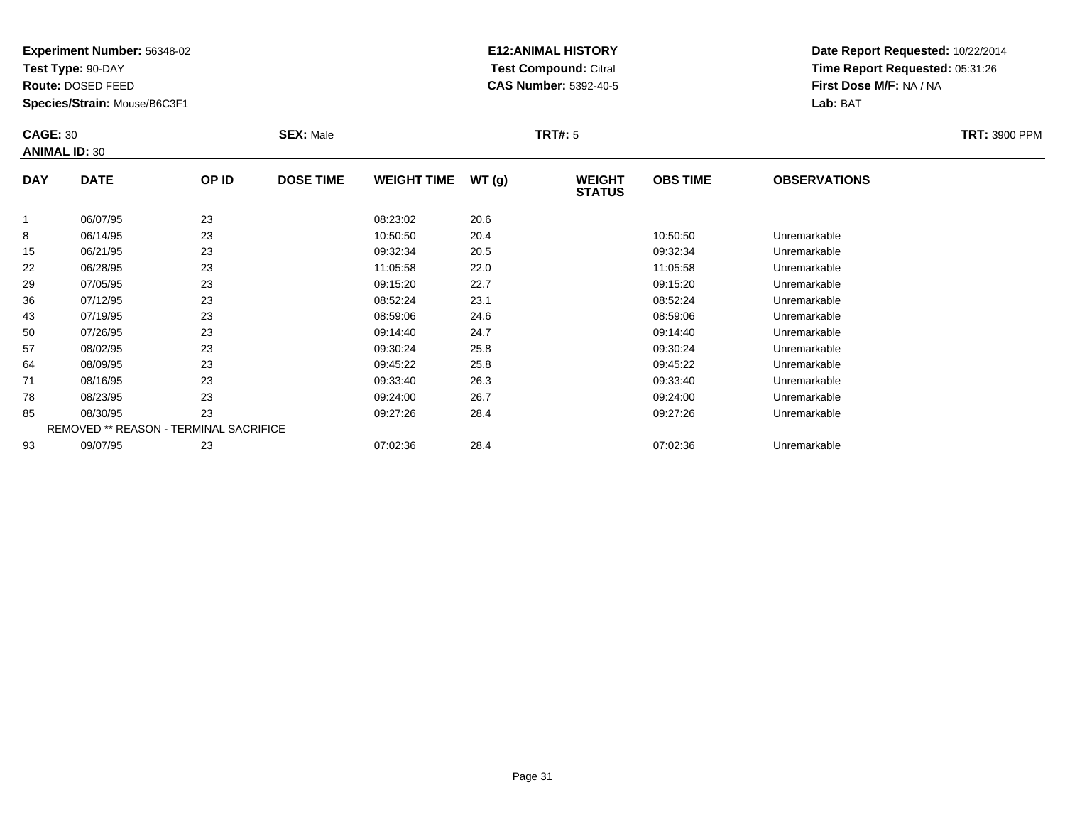**Experiment Number:** 56348-02
**Test Type:** 90-DAY
**Route:** DOSED FEED
**Species/Strain:** Mouse/B6C3F1

**E12:ANIMAL HISTORY**
**Test Compound:** Citral
**CAS Number:** 5392-40-5

**Date Report Requested:** 10/22/2014
**Time Report Requested:** 05:31:26
**First Dose M/F:** NA / NA
**Lab:** BAT

**CAGE:** 30 **SEX:** Male **TRT#:** 5 **TRT:** 3900 PPM
**ANIMAL ID:** 30

| DAY | DATE | OP ID | DOSE TIME | WEIGHT TIME | WT (g) | WEIGHT STATUS | OBS TIME | OBSERVATIONS |
|---|---|---|---|---|---|---|---|---|
| 1 | 06/07/95 | 23 | | 08:23:02 | 20.6 | | | |
| 8 | 06/14/95 | 23 | | 10:50:50 | 20.4 | | 10:50:50 | Unremarkable |
| 15 | 06/21/95 | 23 | | 09:32:34 | 20.5 | | 09:32:34 | Unremarkable |
| 22 | 06/28/95 | 23 | | 11:05:58 | 22.0 | | 11:05:58 | Unremarkable |
| 29 | 07/05/95 | 23 | | 09:15:20 | 22.7 | | 09:15:20 | Unremarkable |
| 36 | 07/12/95 | 23 | | 08:52:24 | 23.1 | | 08:52:24 | Unremarkable |
| 43 | 07/19/95 | 23 | | 08:59:06 | 24.6 | | 08:59:06 | Unremarkable |
| 50 | 07/26/95 | 23 | | 09:14:40 | 24.7 | | 09:14:40 | Unremarkable |
| 57 | 08/02/95 | 23 | | 09:30:24 | 25.8 | | 09:30:24 | Unremarkable |
| 64 | 08/09/95 | 23 | | 09:45:22 | 25.8 | | 09:45:22 | Unremarkable |
| 71 | 08/16/95 | 23 | | 09:33:40 | 26.3 | | 09:33:40 | Unremarkable |
| 78 | 08/23/95 | 23 | | 09:24:00 | 26.7 | | 09:24:00 | Unremarkable |
| 85 | 08/30/95 | 23 | | 09:27:26 | 28.4 | | 09:27:26 | Unremarkable |
| | REMOVED ** REASON - TERMINAL SACRIFICE | | | | | | | |
| 93 | 09/07/95 | 23 | | 07:02:36 | 28.4 | | 07:02:36 | Unremarkable |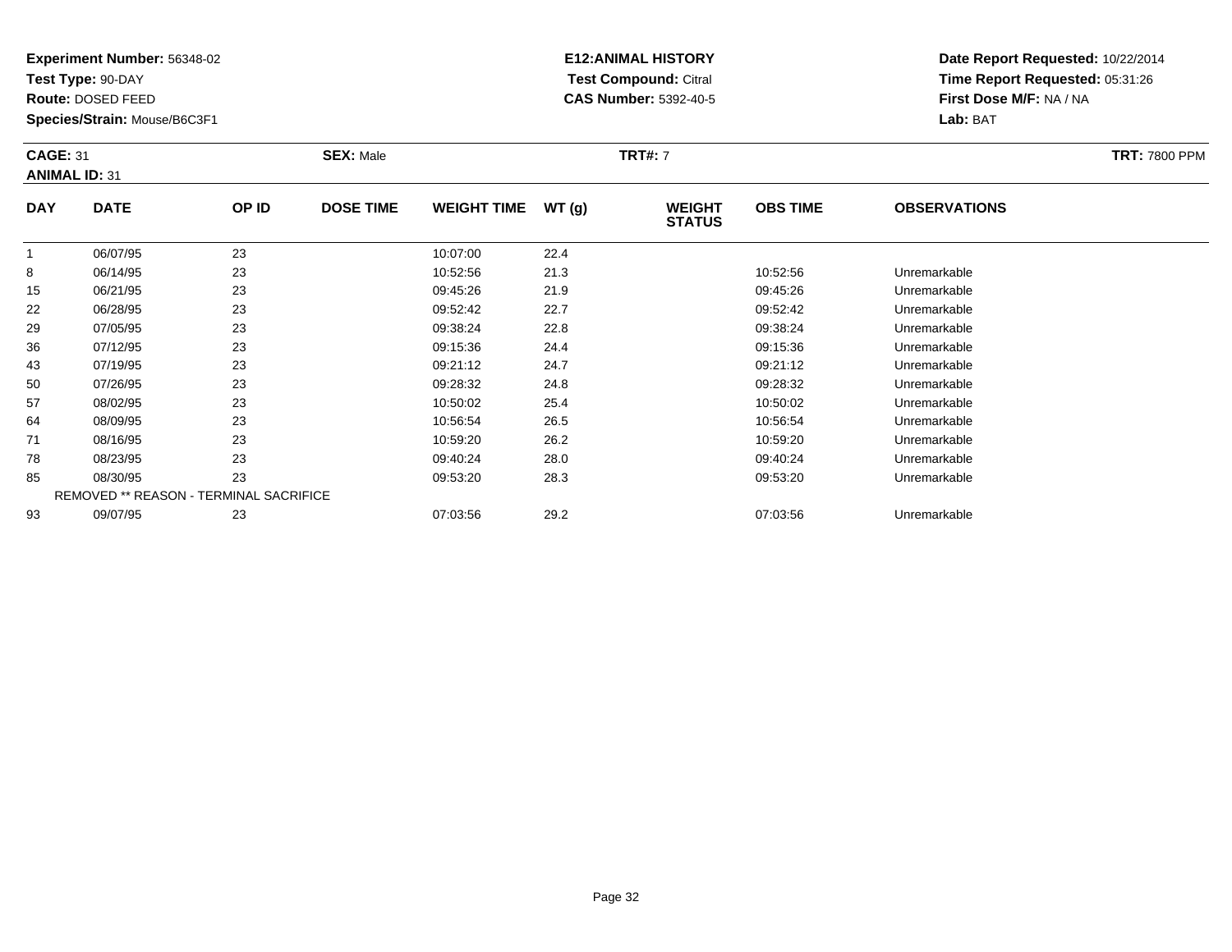**Experiment Number:** 56348-02
**Test Type:** 90-DAY
**Route:** DOSED FEED
**Species/Strain:** Mouse/B6C3F1

**E12:ANIMAL HISTORY**
**Test Compound:** Citral
**CAS Number:** 5392-40-5

**Date Report Requested:** 10/22/2014
**Time Report Requested:** 05:31:26
**First Dose M/F:** NA / NA
**Lab:** BAT

**CAGE:** 31 **SEX:** Male **TRT#:** 7 **TRT:** 7800 PPM
**ANIMAL ID:** 31

| DAY | DATE | OP ID | DOSE TIME | WEIGHT TIME | WT (g) | WEIGHT STATUS | OBS TIME | OBSERVATIONS |
|---|---|---|---|---|---|---|---|---|
| 1 | 06/07/95 | 23 | | 10:07:00 | 22.4 | | | |
| 8 | 06/14/95 | 23 | | 10:52:56 | 21.3 | | 10:52:56 | Unremarkable |
| 15 | 06/21/95 | 23 | | 09:45:26 | 21.9 | | 09:45:26 | Unremarkable |
| 22 | 06/28/95 | 23 | | 09:52:42 | 22.7 | | 09:52:42 | Unremarkable |
| 29 | 07/05/95 | 23 | | 09:38:24 | 22.8 | | 09:38:24 | Unremarkable |
| 36 | 07/12/95 | 23 | | 09:15:36 | 24.4 | | 09:15:36 | Unremarkable |
| 43 | 07/19/95 | 23 | | 09:21:12 | 24.7 | | 09:21:12 | Unremarkable |
| 50 | 07/26/95 | 23 | | 09:28:32 | 24.8 | | 09:28:32 | Unremarkable |
| 57 | 08/02/95 | 23 | | 10:50:02 | 25.4 | | 10:50:02 | Unremarkable |
| 64 | 08/09/95 | 23 | | 10:56:54 | 26.5 | | 10:56:54 | Unremarkable |
| 71 | 08/16/95 | 23 | | 10:59:20 | 26.2 | | 10:59:20 | Unremarkable |
| 78 | 08/23/95 | 23 | | 09:40:24 | 28.0 | | 09:40:24 | Unremarkable |
| 85 | 08/30/95 | 23 | | 09:53:20 | 28.3 | | 09:53:20 | Unremarkable |
| REMOVED ** REASON - TERMINAL SACRIFICE | | | | | | | | |
| 93 | 09/07/95 | 23 | | 07:03:56 | 29.2 | | 07:03:56 | Unremarkable |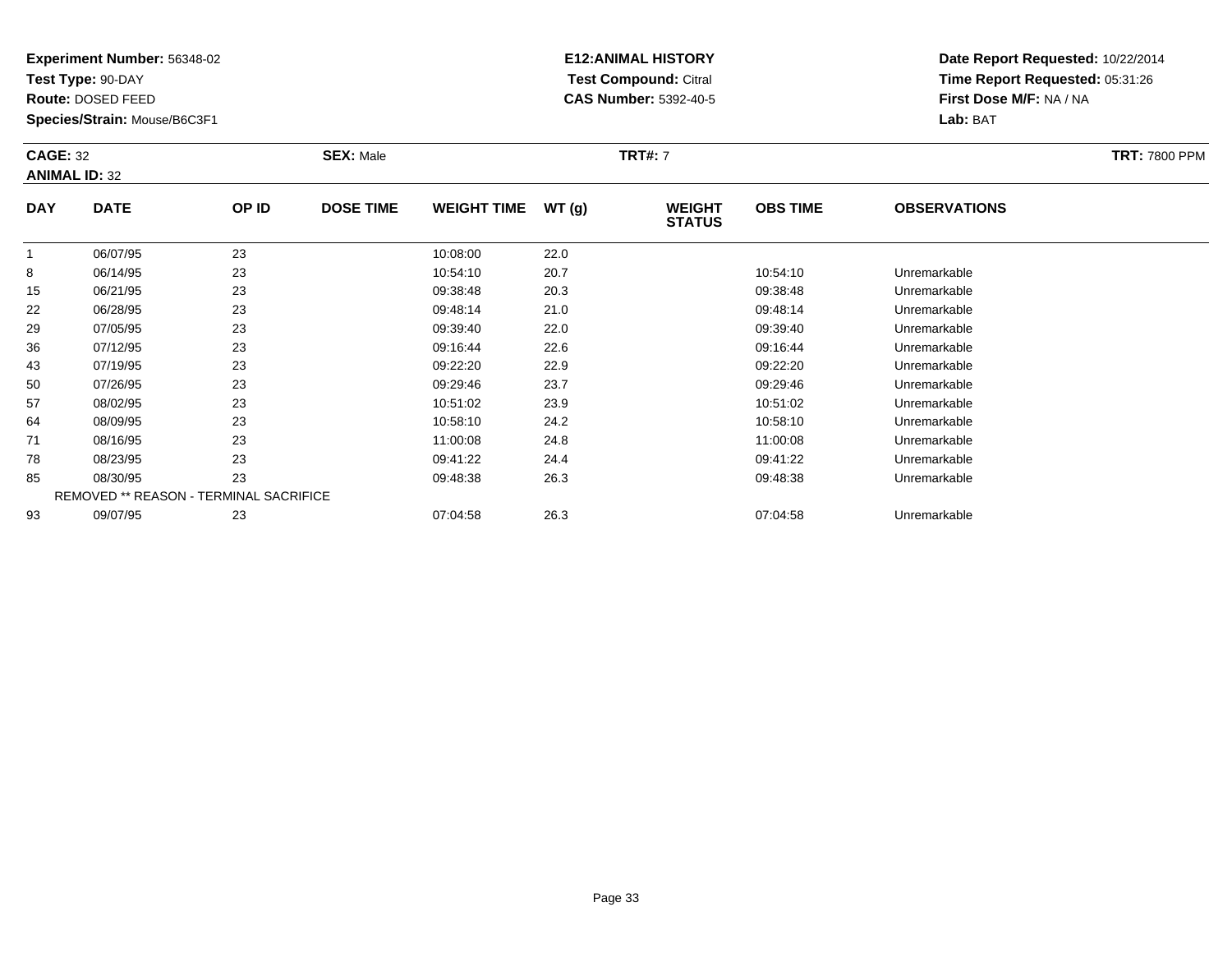**Experiment Number:** 56348-02
**Test Type:** 90-DAY
**Route:** DOSED FEED
**Species/Strain:** Mouse/B6C3F1

**E12:ANIMAL HISTORY**
**Test Compound:** Citral
**CAS Number:** 5392-40-5

**Date Report Requested:** 10/22/2014
**Time Report Requested:** 05:31:26
**First Dose M/F:** NA / NA
**Lab:** BAT

**CAGE:** 32 **SEX:** Male **TRT#:** 7 **TRT:** 7800 PPM
**ANIMAL ID:** 32

| DAY | DATE | OP ID | DOSE TIME | WEIGHT TIME | WT (g) | WEIGHT STATUS | OBS TIME | OBSERVATIONS |
|---|---|---|---|---|---|---|---|---|
| 1 | 06/07/95 | 23 | | 10:08:00 | 22.0 | | | |
| 8 | 06/14/95 | 23 | | 10:54:10 | 20.7 | | 10:54:10 | Unremarkable |
| 15 | 06/21/95 | 23 | | 09:38:48 | 20.3 | | 09:38:48 | Unremarkable |
| 22 | 06/28/95 | 23 | | 09:48:14 | 21.0 | | 09:48:14 | Unremarkable |
| 29 | 07/05/95 | 23 | | 09:39:40 | 22.0 | | 09:39:40 | Unremarkable |
| 36 | 07/12/95 | 23 | | 09:16:44 | 22.6 | | 09:16:44 | Unremarkable |
| 43 | 07/19/95 | 23 | | 09:22:20 | 22.9 | | 09:22:20 | Unremarkable |
| 50 | 07/26/95 | 23 | | 09:29:46 | 23.7 | | 09:29:46 | Unremarkable |
| 57 | 08/02/95 | 23 | | 10:51:02 | 23.9 | | 10:51:02 | Unremarkable |
| 64 | 08/09/95 | 23 | | 10:58:10 | 24.2 | | 10:58:10 | Unremarkable |
| 71 | 08/16/95 | 23 | | 11:00:08 | 24.8 | | 11:00:08 | Unremarkable |
| 78 | 08/23/95 | 23 | | 09:41:22 | 24.4 | | 09:41:22 | Unremarkable |
| 85 | 08/30/95 | 23 | | 09:48:38 | 26.3 | | 09:48:38 | Unremarkable |
| REMOVED ** REASON - TERMINAL SACRIFICE | | | | | | | | |
| 93 | 09/07/95 | 23 | | 07:04:58 | 26.3 | | 07:04:58 | Unremarkable |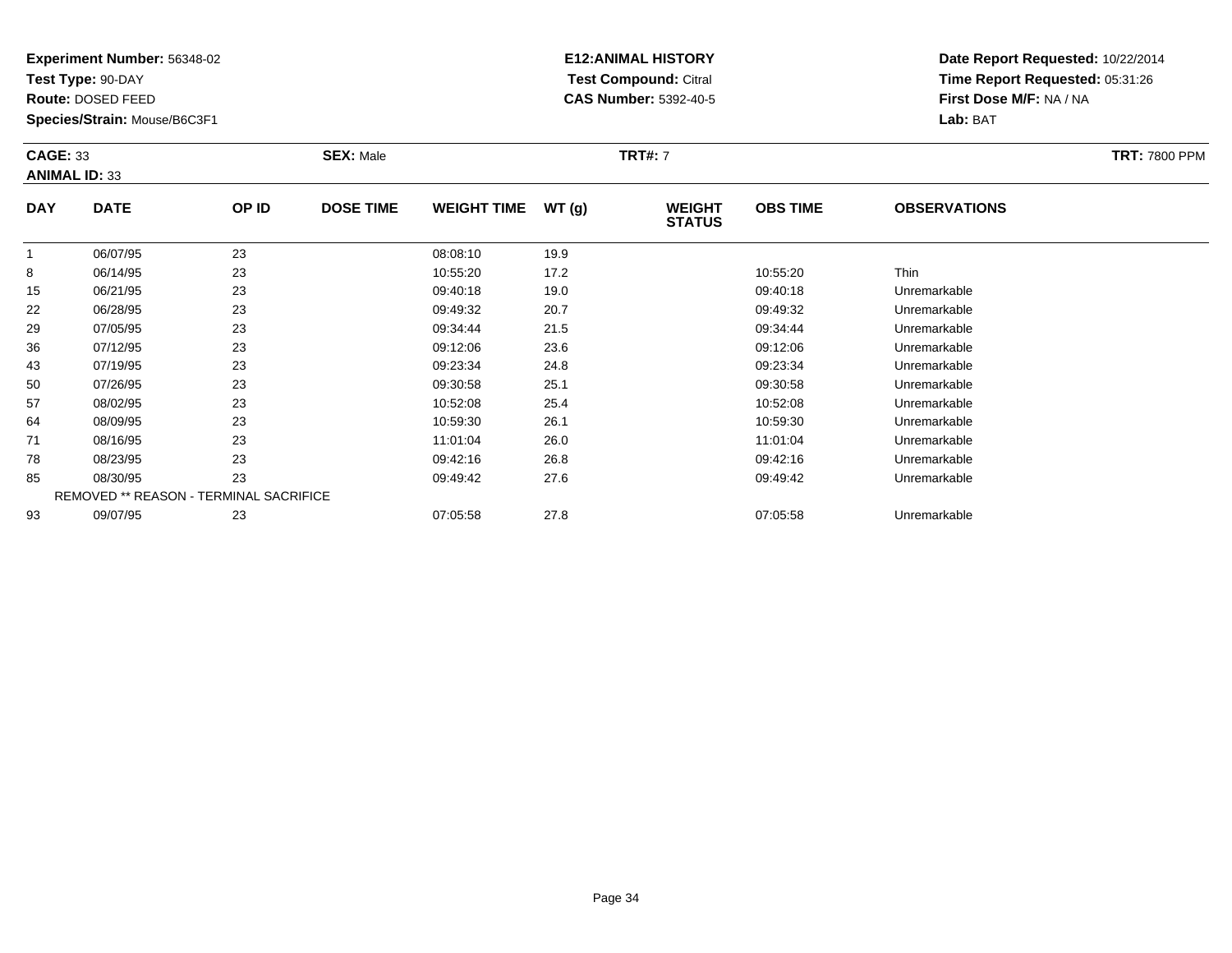**Experiment Number:** 56348-02
**Test Type:** 90-DAY
**Route:** DOSED FEED
**Species/Strain:** Mouse/B6C3F1

**E12:ANIMAL HISTORY**
**Test Compound:** Citral
**CAS Number:** 5392-40-5

**Date Report Requested:** 10/22/2014
**Time Report Requested:** 05:31:26
**First Dose M/F:** NA / NA
**Lab:** BAT

**CAGE:** 33 **SEX:** Male **TRT#:** 7 **TRT:** 7800 PPM
**ANIMAL ID:** 33

| DAY | DATE | OP ID | DOSE TIME | WEIGHT TIME | WT (g) | WEIGHT STATUS | OBS TIME | OBSERVATIONS |
|---|---|---|---|---|---|---|---|---|
| 1 | 06/07/95 | 23 | | 08:08:10 | 19.9 | | | |
| 8 | 06/14/95 | 23 | | 10:55:20 | 17.2 | | 10:55:20 | Thin |
| 15 | 06/21/95 | 23 | | 09:40:18 | 19.0 | | 09:40:18 | Unremarkable |
| 22 | 06/28/95 | 23 | | 09:49:32 | 20.7 | | 09:49:32 | Unremarkable |
| 29 | 07/05/95 | 23 | | 09:34:44 | 21.5 | | 09:34:44 | Unremarkable |
| 36 | 07/12/95 | 23 | | 09:12:06 | 23.6 | | 09:12:06 | Unremarkable |
| 43 | 07/19/95 | 23 | | 09:23:34 | 24.8 | | 09:23:34 | Unremarkable |
| 50 | 07/26/95 | 23 | | 09:30:58 | 25.1 | | 09:30:58 | Unremarkable |
| 57 | 08/02/95 | 23 | | 10:52:08 | 25.4 | | 10:52:08 | Unremarkable |
| 64 | 08/09/95 | 23 | | 10:59:30 | 26.1 | | 10:59:30 | Unremarkable |
| 71 | 08/16/95 | 23 | | 11:01:04 | 26.0 | | 11:01:04 | Unremarkable |
| 78 | 08/23/95 | 23 | | 09:42:16 | 26.8 | | 09:42:16 | Unremarkable |
| 85 | 08/30/95 | 23 | | 09:49:42 | 27.6 | | 09:49:42 | Unremarkable |
| REMOVED ** REASON - TERMINAL SACRIFICE | | | | | | | | |
| 93 | 09/07/95 | 23 | | 07:05:58 | 27.8 | | 07:05:58 | Unremarkable |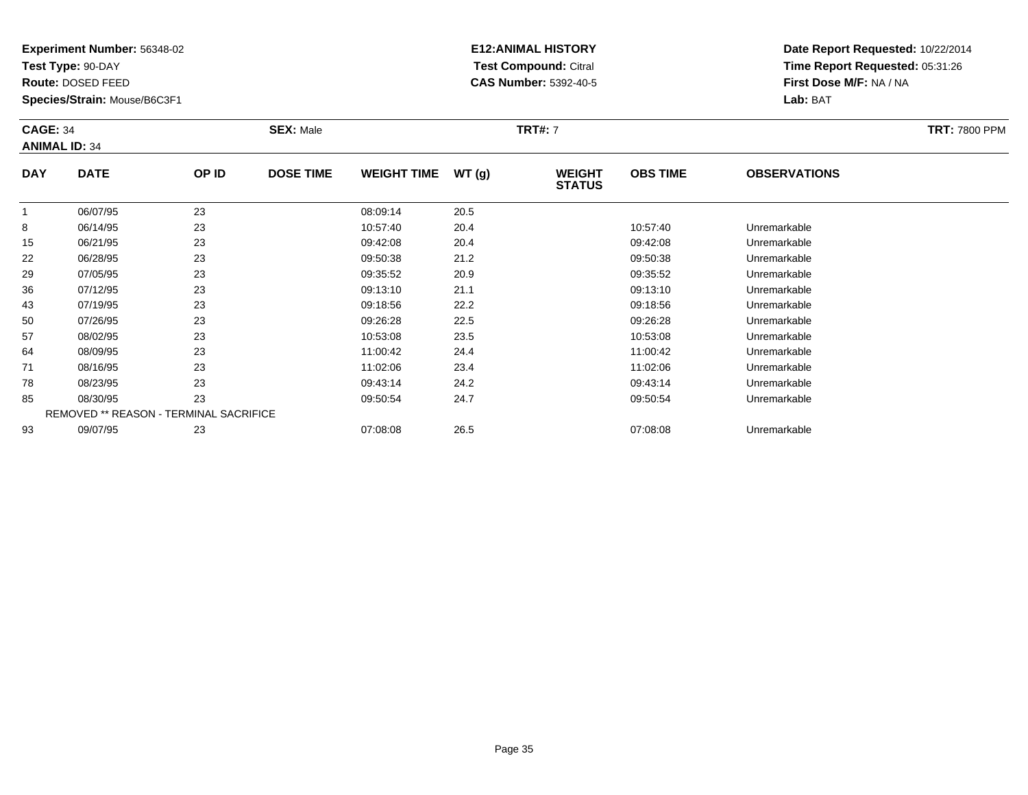**Experiment Number:** 56348-02
**Test Type:** 90-DAY
**Route:** DOSED FEED
**Species/Strain:** Mouse/B6C3F1

**E12:ANIMAL HISTORY**
**Test Compound:** Citral
**CAS Number:** 5392-40-5

**Date Report Requested:** 10/22/2014
**Time Report Requested:** 05:31:26
**First Dose M/F:** NA / NA
**Lab:** BAT

**CAGE:** 34 **SEX:** Male **TRT#:** 7 **TRT:** 7800 PPM
**ANIMAL ID:** 34

| DAY | DATE | OP ID | DOSE TIME | WEIGHT TIME | WT (g) | WEIGHT STATUS | OBS TIME | OBSERVATIONS |
|---|---|---|---|---|---|---|---|---|
| 1 | 06/07/95 | 23 | | 08:09:14 | 20.5 | | | |
| 8 | 06/14/95 | 23 | | 10:57:40 | 20.4 | | 10:57:40 | Unremarkable |
| 15 | 06/21/95 | 23 | | 09:42:08 | 20.4 | | 09:42:08 | Unremarkable |
| 22 | 06/28/95 | 23 | | 09:50:38 | 21.2 | | 09:50:38 | Unremarkable |
| 29 | 07/05/95 | 23 | | 09:35:52 | 20.9 | | 09:35:52 | Unremarkable |
| 36 | 07/12/95 | 23 | | 09:13:10 | 21.1 | | 09:13:10 | Unremarkable |
| 43 | 07/19/95 | 23 | | 09:18:56 | 22.2 | | 09:18:56 | Unremarkable |
| 50 | 07/26/95 | 23 | | 09:26:28 | 22.5 | | 09:26:28 | Unremarkable |
| 57 | 08/02/95 | 23 | | 10:53:08 | 23.5 | | 10:53:08 | Unremarkable |
| 64 | 08/09/95 | 23 | | 11:00:42 | 24.4 | | 11:00:42 | Unremarkable |
| 71 | 08/16/95 | 23 | | 11:02:06 | 23.4 | | 11:02:06 | Unremarkable |
| 78 | 08/23/95 | 23 | | 09:43:14 | 24.2 | | 09:43:14 | Unremarkable |
| 85 | 08/30/95 | 23 | | 09:50:54 | 24.7 | | 09:50:54 | Unremarkable |
| REMOVED ** REASON - TERMINAL SACRIFICE | | | | | | | | |
| 93 | 09/07/95 | 23 | | 07:08:08 | 26.5 | | 07:08:08 | Unremarkable |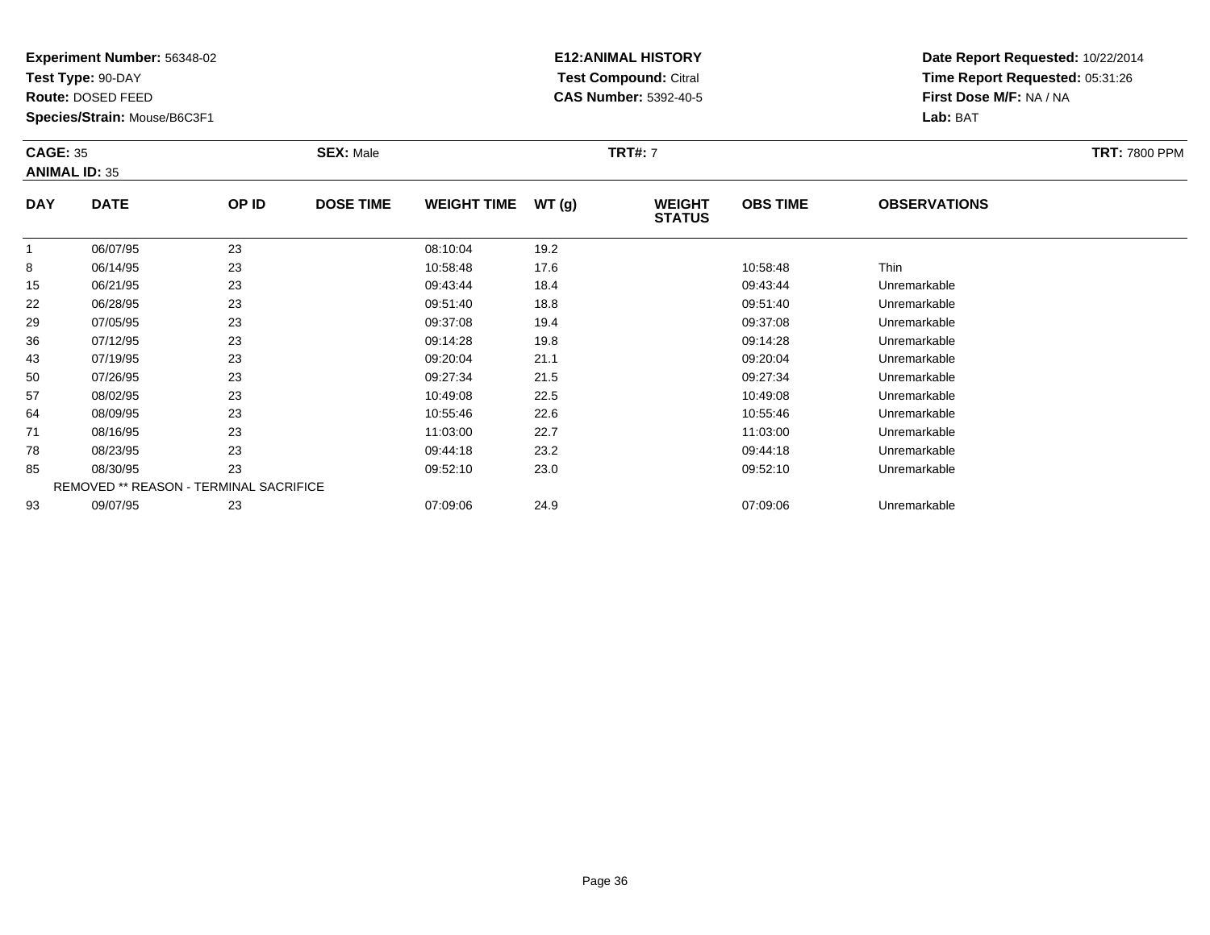**Experiment Number:** 56348-02
**Test Type:** 90-DAY
**Route:** DOSED FEED
**Species/Strain:** Mouse/B6C3F1

**E12:ANIMAL HISTORY**
**Test Compound:** Citral
**CAS Number:** 5392-40-5

**Date Report Requested:** 10/22/2014
**Time Report Requested:** 05:31:26
**First Dose M/F:** NA / NA
**Lab:** BAT

**CAGE:** 35 **SEX:** Male **TRT#:** 7 **TRT:** 7800 PPM
**ANIMAL ID:** 35

| DAY | DATE | OP ID | DOSE TIME | WEIGHT TIME | WT (g) | WEIGHT STATUS | OBS TIME | OBSERVATIONS |
|---|---|---|---|---|---|---|---|---|
| 1 | 06/07/95 | 23 | | 08:10:04 | 19.2 | | | |
| 8 | 06/14/95 | 23 | | 10:58:48 | 17.6 | | 10:58:48 | Thin |
| 15 | 06/21/95 | 23 | | 09:43:44 | 18.4 | | 09:43:44 | Unremarkable |
| 22 | 06/28/95 | 23 | | 09:51:40 | 18.8 | | 09:51:40 | Unremarkable |
| 29 | 07/05/95 | 23 | | 09:37:08 | 19.4 | | 09:37:08 | Unremarkable |
| 36 | 07/12/95 | 23 | | 09:14:28 | 19.8 | | 09:14:28 | Unremarkable |
| 43 | 07/19/95 | 23 | | 09:20:04 | 21.1 | | 09:20:04 | Unremarkable |
| 50 | 07/26/95 | 23 | | 09:27:34 | 21.5 | | 09:27:34 | Unremarkable |
| 57 | 08/02/95 | 23 | | 10:49:08 | 22.5 | | 10:49:08 | Unremarkable |
| 64 | 08/09/95 | 23 | | 10:55:46 | 22.6 | | 10:55:46 | Unremarkable |
| 71 | 08/16/95 | 23 | | 11:03:00 | 22.7 | | 11:03:00 | Unremarkable |
| 78 | 08/23/95 | 23 | | 09:44:18 | 23.2 | | 09:44:18 | Unremarkable |
| 85 | 08/30/95 | 23 | | 09:52:10 | 23.0 | | 09:52:10 | Unremarkable |
| REMOVED ** REASON - TERMINAL SACRIFICE | | | | | | | | |
| 93 | 09/07/95 | 23 | | 07:09:06 | 24.9 | | 07:09:06 | Unremarkable |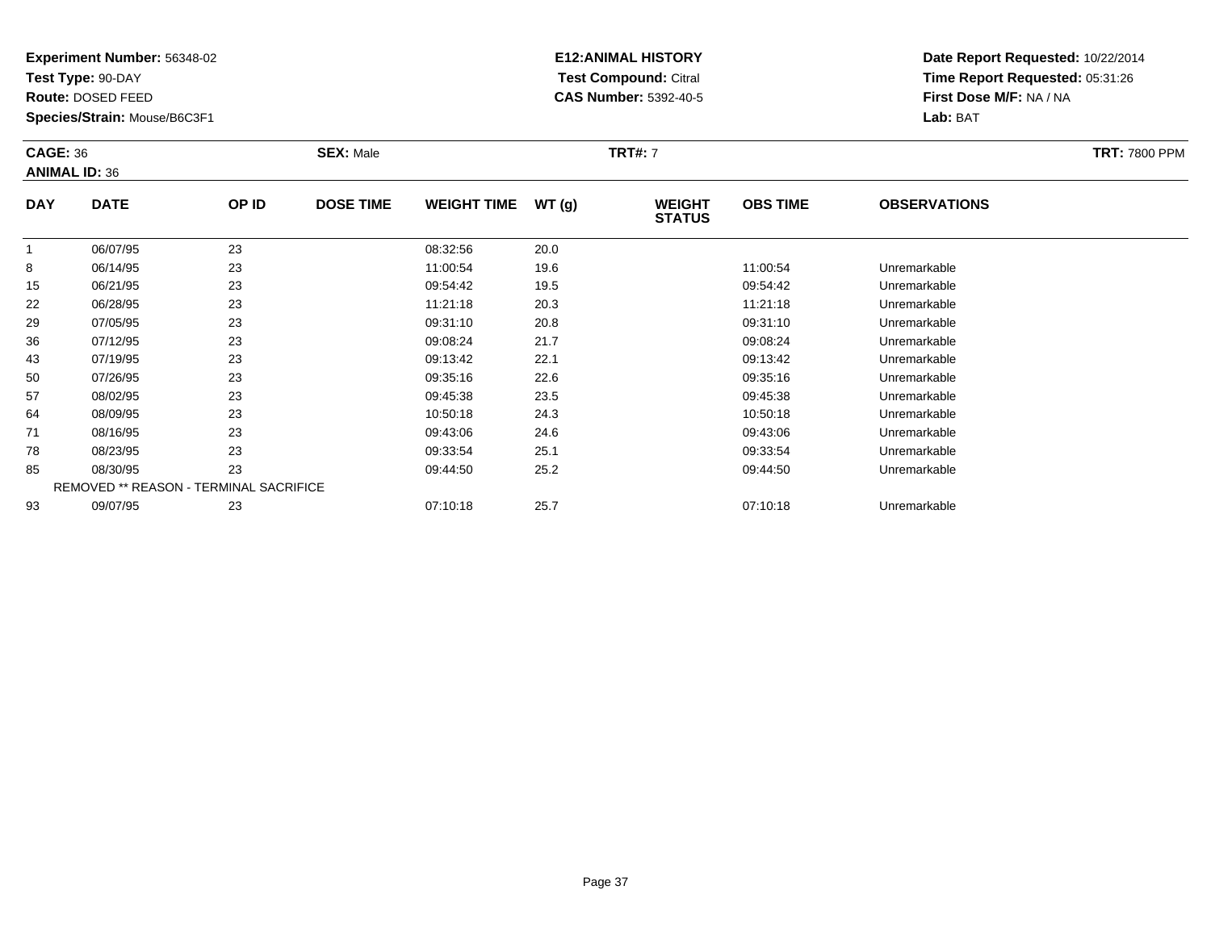**Experiment Number:** 56348-02
**Test Type:** 90-DAY
**Route:** DOSED FEED
**Species/Strain:** Mouse/B6C3F1

**E12:ANIMAL HISTORY**
**Test Compound:** Citral
**CAS Number:** 5392-40-5

**Date Report Requested:** 10/22/2014
**Time Report Requested:** 05:31:26
**First Dose M/F:** NA / NA
**Lab:** BAT

**CAGE:** 36 **SEX:** Male **TRT#:** 7 **TRT:** 7800 PPM
**ANIMAL ID:** 36

| DAY | DATE | OP ID | DOSE TIME | WEIGHT TIME | WT (g) | WEIGHT STATUS | OBS TIME | OBSERVATIONS |
|---|---|---|---|---|---|---|---|---|
| 1 | 06/07/95 | 23 | | 08:32:56 | 20.0 | | | |
| 8 | 06/14/95 | 23 | | 11:00:54 | 19.6 | | 11:00:54 | Unremarkable |
| 15 | 06/21/95 | 23 | | 09:54:42 | 19.5 | | 09:54:42 | Unremarkable |
| 22 | 06/28/95 | 23 | | 11:21:18 | 20.3 | | 11:21:18 | Unremarkable |
| 29 | 07/05/95 | 23 | | 09:31:10 | 20.8 | | 09:31:10 | Unremarkable |
| 36 | 07/12/95 | 23 | | 09:08:24 | 21.7 | | 09:08:24 | Unremarkable |
| 43 | 07/19/95 | 23 | | 09:13:42 | 22.1 | | 09:13:42 | Unremarkable |
| 50 | 07/26/95 | 23 | | 09:35:16 | 22.6 | | 09:35:16 | Unremarkable |
| 57 | 08/02/95 | 23 | | 09:45:38 | 23.5 | | 09:45:38 | Unremarkable |
| 64 | 08/09/95 | 23 | | 10:50:18 | 24.3 | | 10:50:18 | Unremarkable |
| 71 | 08/16/95 | 23 | | 09:43:06 | 24.6 | | 09:43:06 | Unremarkable |
| 78 | 08/23/95 | 23 | | 09:33:54 | 25.1 | | 09:33:54 | Unremarkable |
| 85 | 08/30/95 | 23 | | 09:44:50 | 25.2 | | 09:44:50 | Unremarkable |
| REMOVED ** REASON - TERMINAL SACRIFICE | | | | | | | | |
| 93 | 09/07/95 | 23 | | 07:10:18 | 25.7 | | 07:10:18 | Unremarkable |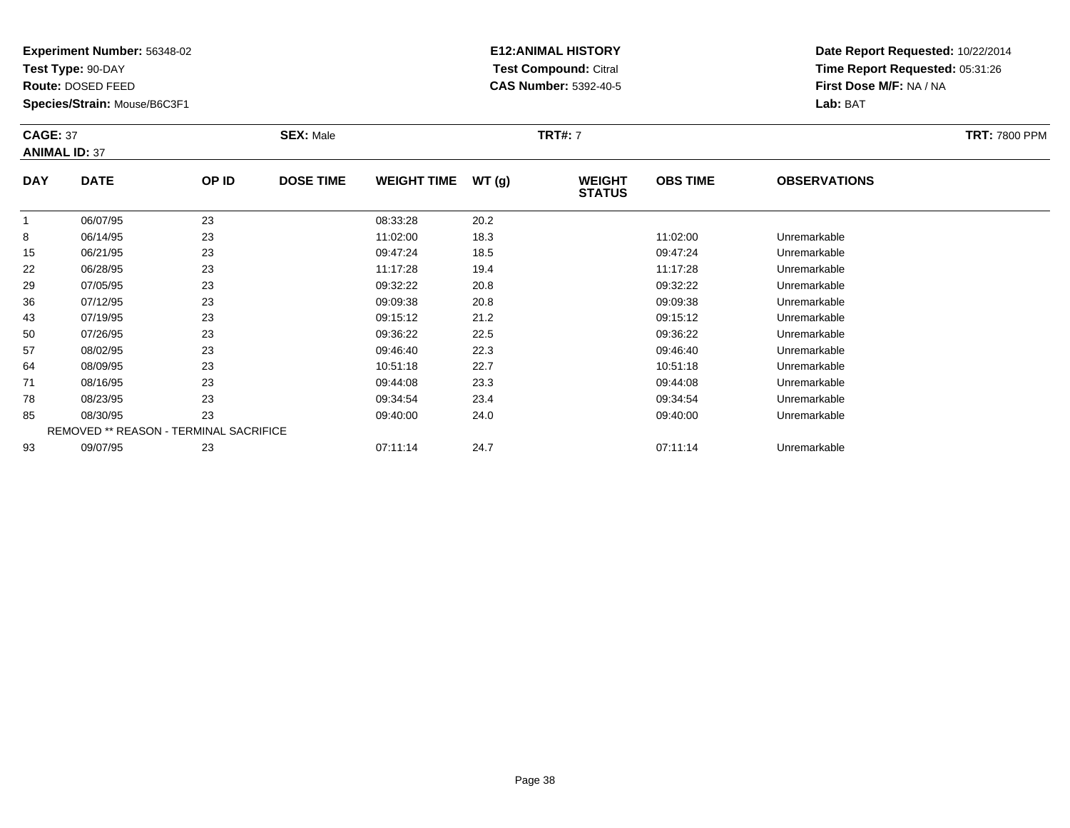**Experiment Number:** 56348-02
**Test Type:** 90-DAY
**Route:** DOSED FEED
**Species/Strain:** Mouse/B6C3F1

**E12:ANIMAL HISTORY**
**Test Compound:** Citral
**CAS Number:** 5392-40-5

**Date Report Requested:** 10/22/2014
**Time Report Requested:** 05:31:26
**First Dose M/F:** NA / NA
**Lab:** BAT

**CAGE:** 37 **SEX:** Male **TRT#:** 7 **TRT:** 7800 PPM
**ANIMAL ID:** 37

| DAY | DATE | OP ID | DOSE TIME | WEIGHT TIME | WT (g) | WEIGHT STATUS | OBS TIME | OBSERVATIONS |
|---|---|---|---|---|---|---|---|---|
| 1 | 06/07/95 | 23 | | 08:33:28 | 20.2 | | | |
| 8 | 06/14/95 | 23 | | 11:02:00 | 18.3 | | 11:02:00 | Unremarkable |
| 15 | 06/21/95 | 23 | | 09:47:24 | 18.5 | | 09:47:24 | Unremarkable |
| 22 | 06/28/95 | 23 | | 11:17:28 | 19.4 | | 11:17:28 | Unremarkable |
| 29 | 07/05/95 | 23 | | 09:32:22 | 20.8 | | 09:32:22 | Unremarkable |
| 36 | 07/12/95 | 23 | | 09:09:38 | 20.8 | | 09:09:38 | Unremarkable |
| 43 | 07/19/95 | 23 | | 09:15:12 | 21.2 | | 09:15:12 | Unremarkable |
| 50 | 07/26/95 | 23 | | 09:36:22 | 22.5 | | 09:36:22 | Unremarkable |
| 57 | 08/02/95 | 23 | | 09:46:40 | 22.3 | | 09:46:40 | Unremarkable |
| 64 | 08/09/95 | 23 | | 10:51:18 | 22.7 | | 10:51:18 | Unremarkable |
| 71 | 08/16/95 | 23 | | 09:44:08 | 23.3 | | 09:44:08 | Unremarkable |
| 78 | 08/23/95 | 23 | | 09:34:54 | 23.4 | | 09:34:54 | Unremarkable |
| 85 | 08/30/95 | 23 | | 09:40:00 | 24.0 | | 09:40:00 | Unremarkable |
| | REMOVED ** REASON - TERMINAL SACRIFICE | | | | | | | |
| 93 | 09/07/95 | 23 | | 07:11:14 | 24.7 | | 07:11:14 | Unremarkable |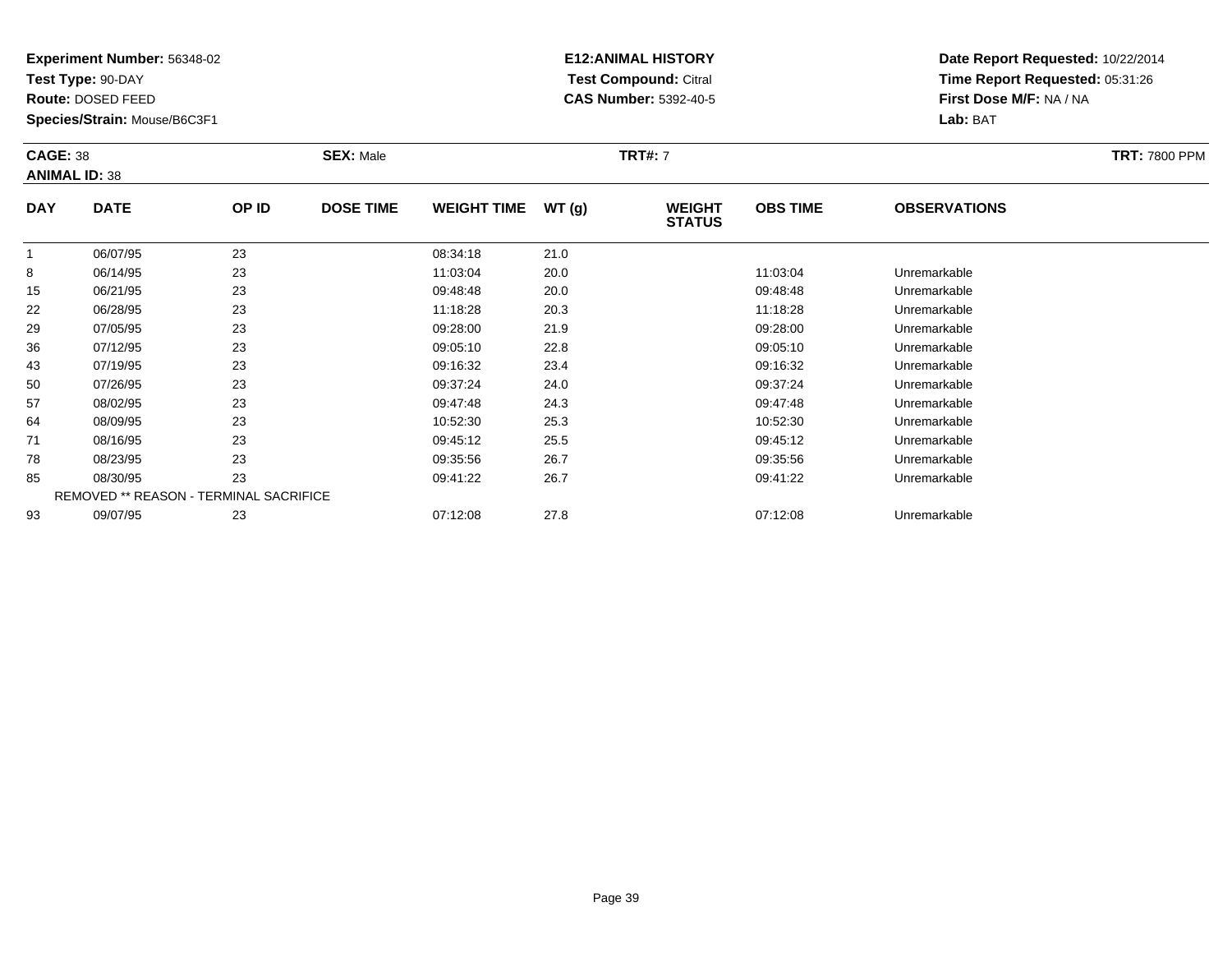**Experiment Number:** 56348-02
**Test Type:** 90-DAY
**Route:** DOSED FEED
**Species/Strain:** Mouse/B6C3F1

**E12:ANIMAL HISTORY**
**Test Compound:** Citral
**CAS Number:** 5392-40-5

**Date Report Requested:** 10/22/2014
**Time Report Requested:** 05:31:26
**First Dose M/F:** NA / NA
**Lab:** BAT

**CAGE:** 38 **SEX:** Male **TRT#:** 7 **TRT:** 7800 PPM
**ANIMAL ID:** 38

| DAY | DATE | OP ID | DOSE TIME | WEIGHT TIME | WT (g) | WEIGHT STATUS | OBS TIME | OBSERVATIONS |
|---|---|---|---|---|---|---|---|---|
| 1 | 06/07/95 | 23 | | 08:34:18 | 21.0 | | | |
| 8 | 06/14/95 | 23 | | 11:03:04 | 20.0 | | 11:03:04 | Unremarkable |
| 15 | 06/21/95 | 23 | | 09:48:48 | 20.0 | | 09:48:48 | Unremarkable |
| 22 | 06/28/95 | 23 | | 11:18:28 | 20.3 | | 11:18:28 | Unremarkable |
| 29 | 07/05/95 | 23 | | 09:28:00 | 21.9 | | 09:28:00 | Unremarkable |
| 36 | 07/12/95 | 23 | | 09:05:10 | 22.8 | | 09:05:10 | Unremarkable |
| 43 | 07/19/95 | 23 | | 09:16:32 | 23.4 | | 09:16:32 | Unremarkable |
| 50 | 07/26/95 | 23 | | 09:37:24 | 24.0 | | 09:37:24 | Unremarkable |
| 57 | 08/02/95 | 23 | | 09:47:48 | 24.3 | | 09:47:48 | Unremarkable |
| 64 | 08/09/95 | 23 | | 10:52:30 | 25.3 | | 10:52:30 | Unremarkable |
| 71 | 08/16/95 | 23 | | 09:45:12 | 25.5 | | 09:45:12 | Unremarkable |
| 78 | 08/23/95 | 23 | | 09:35:56 | 26.7 | | 09:35:56 | Unremarkable |
| 85 | 08/30/95 | 23 | | 09:41:22 | 26.7 | | 09:41:22 | Unremarkable |
| REMOVED ** REASON - TERMINAL SACRIFICE | | | | | | | | |
| 93 | 09/07/95 | 23 | | 07:12:08 | 27.8 | | 07:12:08 | Unremarkable |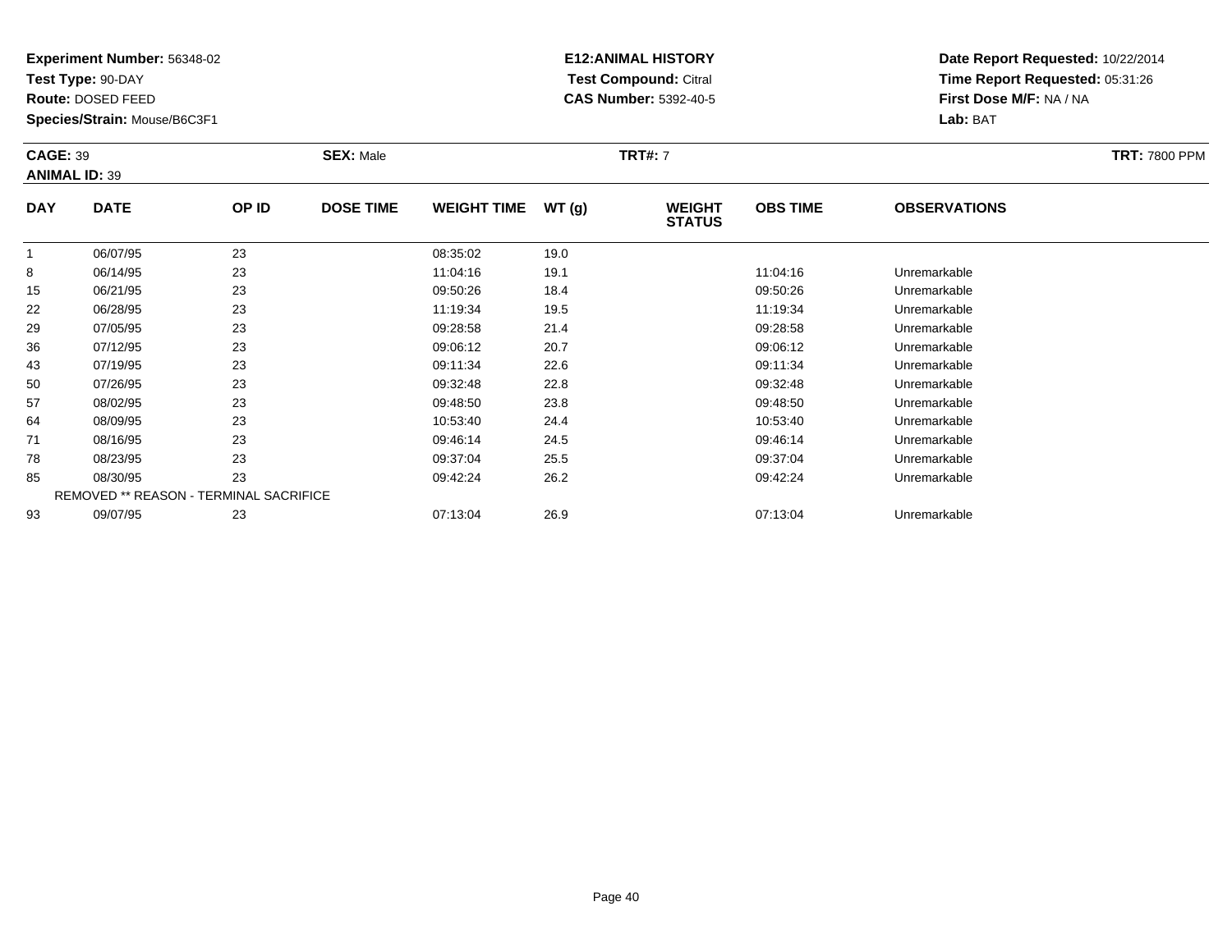**Experiment Number:** 56348-02
**Test Type:** 90-DAY
**Route:** DOSED FEED
**Species/Strain:** Mouse/B6C3F1

**E12:ANIMAL HISTORY**
**Test Compound:** Citral
**CAS Number:** 5392-40-5

**Date Report Requested:** 10/22/2014
**Time Report Requested:** 05:31:26
**First Dose M/F:** NA / NA
**Lab:** BAT

**CAGE:** 39 **SEX:** Male **TRT#:** 7 **TRT:** 7800 PPM
**ANIMAL ID:** 39

| DAY | DATE | OP ID | DOSE TIME | WEIGHT TIME | WT (g) | WEIGHT STATUS | OBS TIME | OBSERVATIONS |
|---|---|---|---|---|---|---|---|---|
| 1 | 06/07/95 | 23 | | 08:35:02 | 19.0 | | | |
| 8 | 06/14/95 | 23 | | 11:04:16 | 19.1 | | 11:04:16 | Unremarkable |
| 15 | 06/21/95 | 23 | | 09:50:26 | 18.4 | | 09:50:26 | Unremarkable |
| 22 | 06/28/95 | 23 | | 11:19:34 | 19.5 | | 11:19:34 | Unremarkable |
| 29 | 07/05/95 | 23 | | 09:28:58 | 21.4 | | 09:28:58 | Unremarkable |
| 36 | 07/12/95 | 23 | | 09:06:12 | 20.7 | | 09:06:12 | Unremarkable |
| 43 | 07/19/95 | 23 | | 09:11:34 | 22.6 | | 09:11:34 | Unremarkable |
| 50 | 07/26/95 | 23 | | 09:32:48 | 22.8 | | 09:32:48 | Unremarkable |
| 57 | 08/02/95 | 23 | | 09:48:50 | 23.8 | | 09:48:50 | Unremarkable |
| 64 | 08/09/95 | 23 | | 10:53:40 | 24.4 | | 10:53:40 | Unremarkable |
| 71 | 08/16/95 | 23 | | 09:46:14 | 24.5 | | 09:46:14 | Unremarkable |
| 78 | 08/23/95 | 23 | | 09:37:04 | 25.5 | | 09:37:04 | Unremarkable |
| 85 | 08/30/95 | 23 | | 09:42:24 | 26.2 | | 09:42:24 | Unremarkable |
| REMOVED ** REASON - TERMINAL SACRIFICE | | | | | | | | |
| 93 | 09/07/95 | 23 | | 07:13:04 | 26.9 | | 07:13:04 | Unremarkable |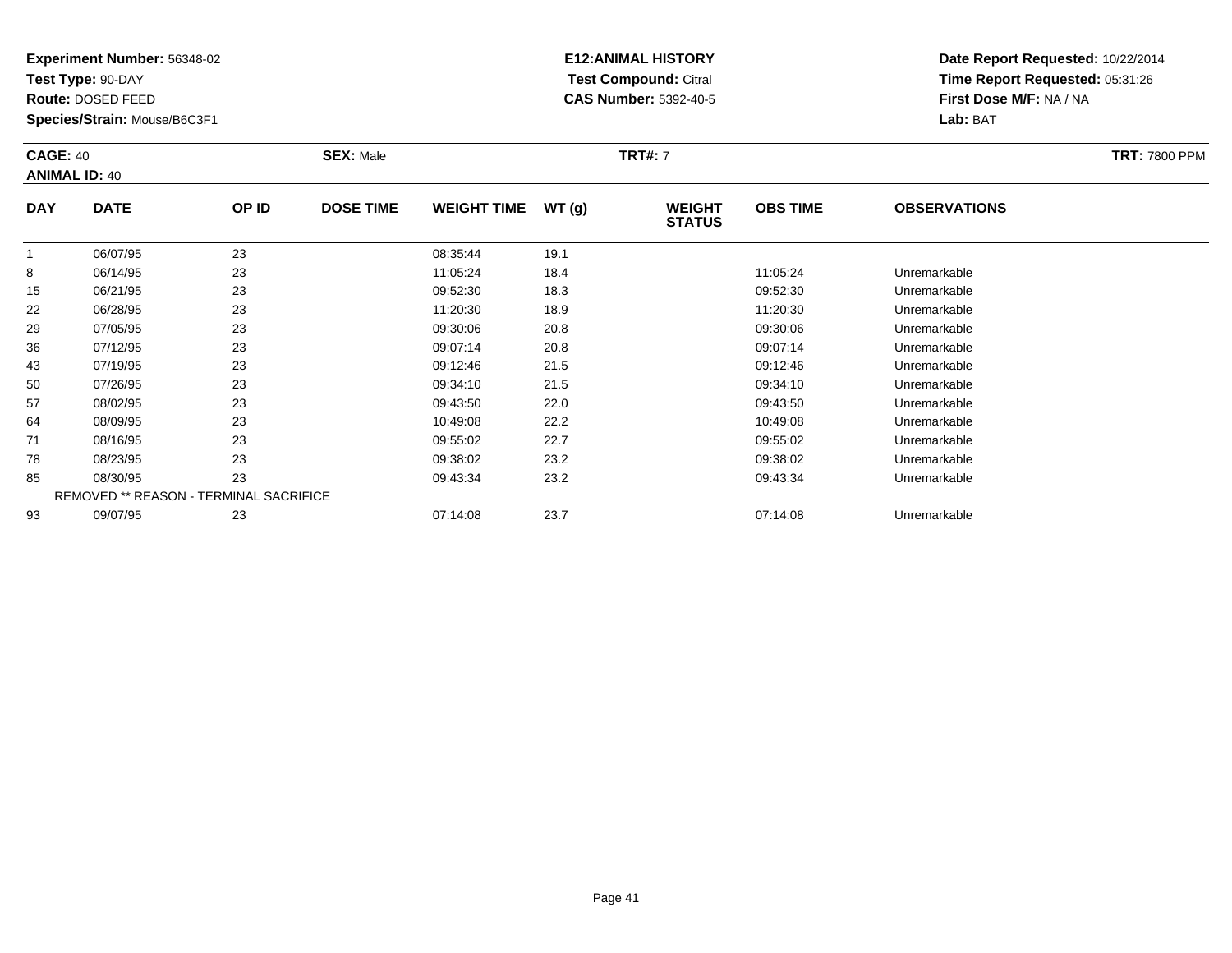**Experiment Number:** 56348-02
**Test Type:** 90-DAY
**Route:** DOSED FEED
**Species/Strain:** Mouse/B6C3F1

**E12:ANIMAL HISTORY**
**Test Compound:** Citral
**CAS Number:** 5392-40-5

**Date Report Requested:** 10/22/2014
**Time Report Requested:** 05:31:26
**First Dose M/F:** NA / NA
**Lab:** BAT

**CAGE:** 40 **SEX:** Male **TRT#:** 7 **TRT:** 7800 PPM
**ANIMAL ID:** 40

| DAY | DATE | OP ID | DOSE TIME | WEIGHT TIME | WT (g) | WEIGHT STATUS | OBS TIME | OBSERVATIONS |
|---|---|---|---|---|---|---|---|---|
| 1 | 06/07/95 | 23 | | 08:35:44 | 19.1 | | | |
| 8 | 06/14/95 | 23 | | 11:05:24 | 18.4 | | 11:05:24 | Unremarkable |
| 15 | 06/21/95 | 23 | | 09:52:30 | 18.3 | | 09:52:30 | Unremarkable |
| 22 | 06/28/95 | 23 | | 11:20:30 | 18.9 | | 11:20:30 | Unremarkable |
| 29 | 07/05/95 | 23 | | 09:30:06 | 20.8 | | 09:30:06 | Unremarkable |
| 36 | 07/12/95 | 23 | | 09:07:14 | 20.8 | | 09:07:14 | Unremarkable |
| 43 | 07/19/95 | 23 | | 09:12:46 | 21.5 | | 09:12:46 | Unremarkable |
| 50 | 07/26/95 | 23 | | 09:34:10 | 21.5 | | 09:34:10 | Unremarkable |
| 57 | 08/02/95 | 23 | | 09:43:50 | 22.0 | | 09:43:50 | Unremarkable |
| 64 | 08/09/95 | 23 | | 10:49:08 | 22.2 | | 10:49:08 | Unremarkable |
| 71 | 08/16/95 | 23 | | 09:55:02 | 22.7 | | 09:55:02 | Unremarkable |
| 78 | 08/23/95 | 23 | | 09:38:02 | 23.2 | | 09:38:02 | Unremarkable |
| 85 | 08/30/95 | 23 | | 09:43:34 | 23.2 | | 09:43:34 | Unremarkable |
| REMOVED ** REASON - TERMINAL SACRIFICE | | | | | | | | |
| 93 | 09/07/95 | 23 | | 07:14:08 | 23.7 | | 07:14:08 | Unremarkable |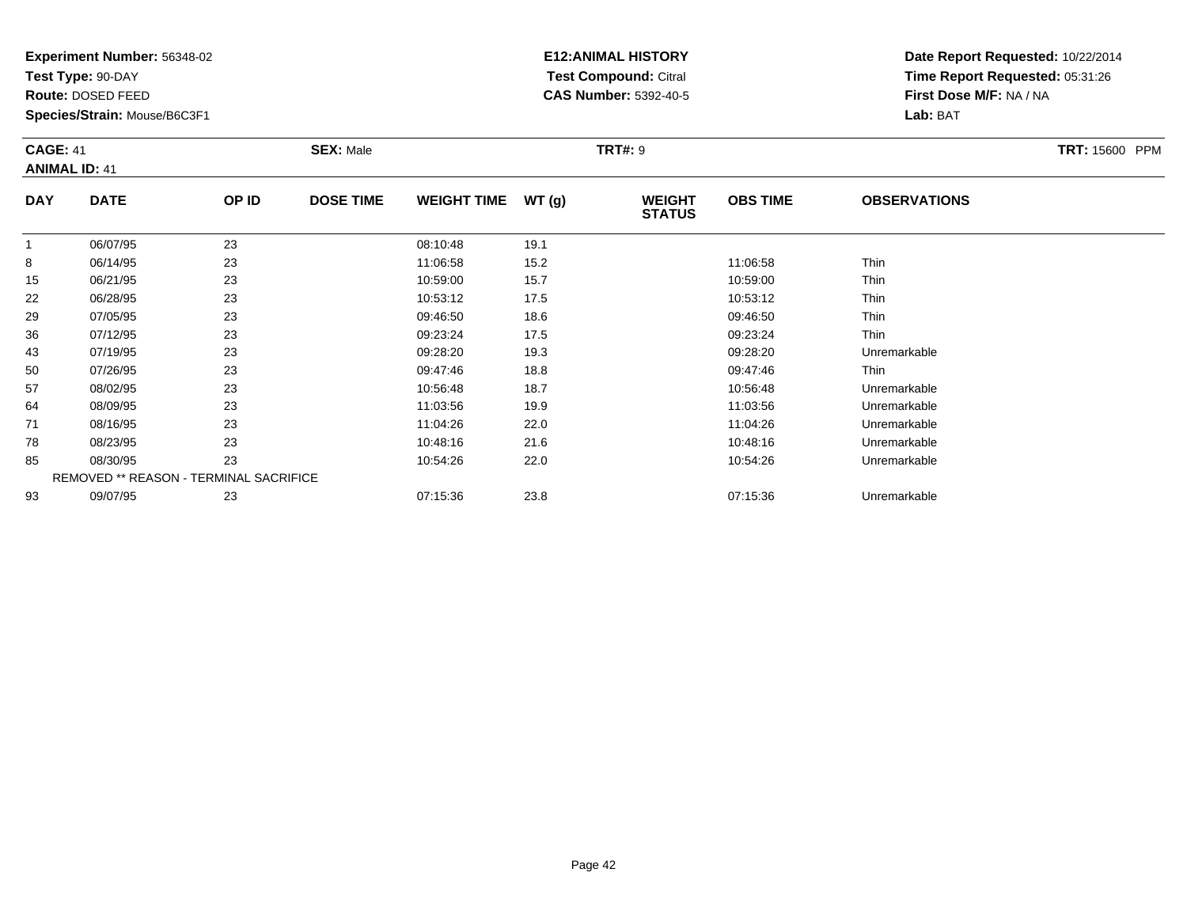**Experiment Number:** 56348-02
**Test Type:** 90-DAY
**Route:** DOSED FEED
**Species/Strain:** Mouse/B6C3F1

**E12:ANIMAL HISTORY**
**Test Compound:** Citral
**CAS Number:** 5392-40-5

**Date Report Requested:** 10/22/2014
**Time Report Requested:** 05:31:26
**First Dose M/F:** NA / NA
**Lab:** BAT

**CAGE:** 41 **SEX:** Male **TRT#:** 9 **TRT:** 15600 PPM
**ANIMAL ID:** 41

| DAY | DATE | OP ID | DOSE TIME | WEIGHT TIME | WT (g) | WEIGHT STATUS | OBS TIME | OBSERVATIONS |
|---|---|---|---|---|---|---|---|---|
| 1 | 06/07/95 | 23 | | 08:10:48 | 19.1 | | | |
| 8 | 06/14/95 | 23 | | 11:06:58 | 15.2 | | 11:06:58 | Thin |
| 15 | 06/21/95 | 23 | | 10:59:00 | 15.7 | | 10:59:00 | Thin |
| 22 | 06/28/95 | 23 | | 10:53:12 | 17.5 | | 10:53:12 | Thin |
| 29 | 07/05/95 | 23 | | 09:46:50 | 18.6 | | 09:46:50 | Thin |
| 36 | 07/12/95 | 23 | | 09:23:24 | 17.5 | | 09:23:24 | Thin |
| 43 | 07/19/95 | 23 | | 09:28:20 | 19.3 | | 09:28:20 | Unremarkable |
| 50 | 07/26/95 | 23 | | 09:47:46 | 18.8 | | 09:47:46 | Thin |
| 57 | 08/02/95 | 23 | | 10:56:48 | 18.7 | | 10:56:48 | Unremarkable |
| 64 | 08/09/95 | 23 | | 11:03:56 | 19.9 | | 11:03:56 | Unremarkable |
| 71 | 08/16/95 | 23 | | 11:04:26 | 22.0 | | 11:04:26 | Unremarkable |
| 78 | 08/23/95 | 23 | | 10:48:16 | 21.6 | | 10:48:16 | Unremarkable |
| 85 | 08/30/95 | 23 | | 10:54:26 | 22.0 | | 10:54:26 | Unremarkable |
| REMOVED ** REASON - TERMINAL SACRIFICE | | | | | | | | |
| 93 | 09/07/95 | 23 | | 07:15:36 | 23.8 | | 07:15:36 | Unremarkable |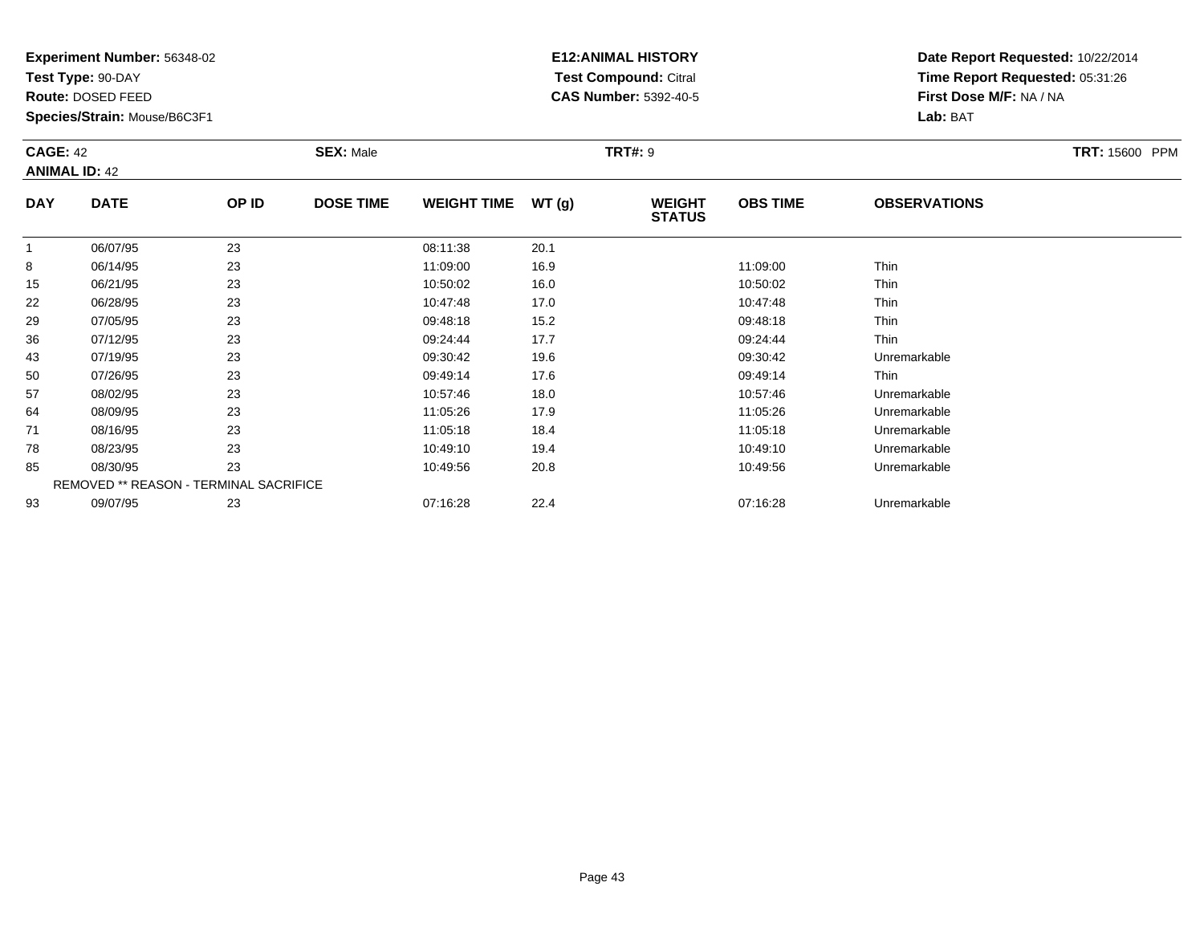**Experiment Number:** 56348-02
**Test Type:** 90-DAY
**Route:** DOSED FEED
**Species/Strain:** Mouse/B6C3F1

**E12:ANIMAL HISTORY**
**Test Compound:** Citral
**CAS Number:** 5392-40-5

**Date Report Requested:** 10/22/2014
**Time Report Requested:** 05:31:26
**First Dose M/F:** NA / NA
**Lab:** BAT

**CAGE:** 42 **SEX:** Male **TRT#:** 9 **TRT:** 15600 PPM
**ANIMAL ID:** 42

| DAY | DATE | OP ID | DOSE TIME | WEIGHT TIME | WT (g) | WEIGHT STATUS | OBS TIME | OBSERVATIONS |
|---|---|---|---|---|---|---|---|---|
| 1 | 06/07/95 | 23 | | 08:11:38 | 20.1 | | | |
| 8 | 06/14/95 | 23 | | 11:09:00 | 16.9 | | 11:09:00 | Thin |
| 15 | 06/21/95 | 23 | | 10:50:02 | 16.0 | | 10:50:02 | Thin |
| 22 | 06/28/95 | 23 | | 10:47:48 | 17.0 | | 10:47:48 | Thin |
| 29 | 07/05/95 | 23 | | 09:48:18 | 15.2 | | 09:48:18 | Thin |
| 36 | 07/12/95 | 23 | | 09:24:44 | 17.7 | | 09:24:44 | Thin |
| 43 | 07/19/95 | 23 | | 09:30:42 | 19.6 | | 09:30:42 | Unremarkable |
| 50 | 07/26/95 | 23 | | 09:49:14 | 17.6 | | 09:49:14 | Thin |
| 57 | 08/02/95 | 23 | | 10:57:46 | 18.0 | | 10:57:46 | Unremarkable |
| 64 | 08/09/95 | 23 | | 11:05:26 | 17.9 | | 11:05:26 | Unremarkable |
| 71 | 08/16/95 | 23 | | 11:05:18 | 18.4 | | 11:05:18 | Unremarkable |
| 78 | 08/23/95 | 23 | | 10:49:10 | 19.4 | | 10:49:10 | Unremarkable |
| 85 | 08/30/95 | 23 | | 10:49:56 | 20.8 | | 10:49:56 | Unremarkable |
| REMOVED ** REASON - TERMINAL SACRIFICE | | | | | | | | |
| 93 | 09/07/95 | 23 | | 07:16:28 | 22.4 | | 07:16:28 | Unremarkable |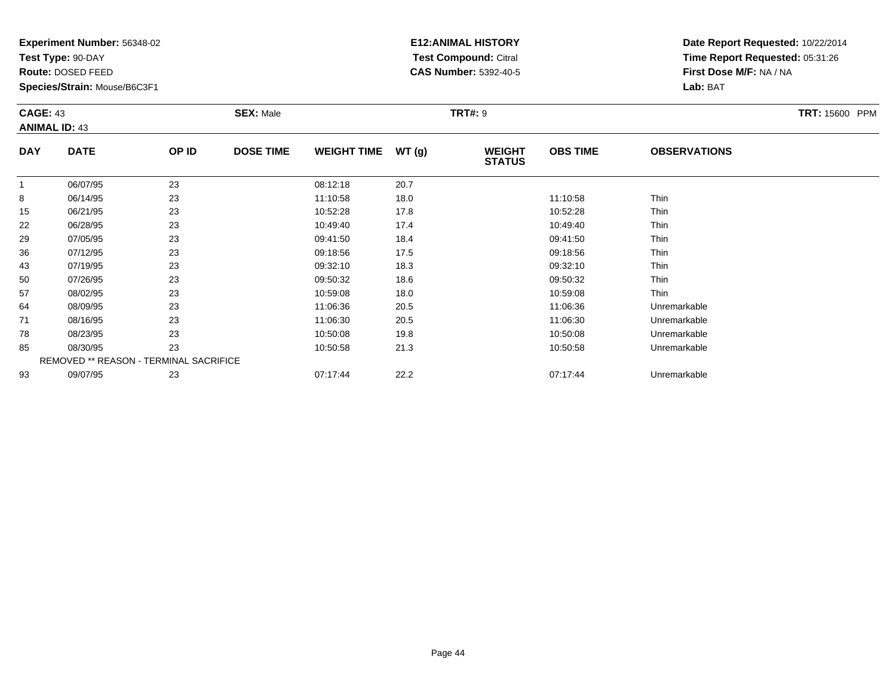**Experiment Number:** 56348-02
**Test Type:** 90-DAY
**Route:** DOSED FEED
**Species/Strain:** Mouse/B6C3F1

**E12:ANIMAL HISTORY**
**Test Compound:** Citral
**CAS Number:** 5392-40-5

**Date Report Requested:** 10/22/2014
**Time Report Requested:** 05:31:26
**First Dose M/F:** NA / NA
**Lab:** BAT

**CAGE:** 43 **SEX:** Male **TRT#:** 9 **TRT:** 15600 PPM
**ANIMAL ID:** 43

| DAY | DATE | OP ID | DOSE TIME | WEIGHT TIME | WT (g) | WEIGHT STATUS | OBS TIME | OBSERVATIONS |
|---|---|---|---|---|---|---|---|---|
| 1 | 06/07/95 | 23 | | 08:12:18 | 20.7 | | | |
| 8 | 06/14/95 | 23 | | 11:10:58 | 18.0 | | 11:10:58 | Thin |
| 15 | 06/21/95 | 23 | | 10:52:28 | 17.8 | | 10:52:28 | Thin |
| 22 | 06/28/95 | 23 | | 10:49:40 | 17.4 | | 10:49:40 | Thin |
| 29 | 07/05/95 | 23 | | 09:41:50 | 18.4 | | 09:41:50 | Thin |
| 36 | 07/12/95 | 23 | | 09:18:56 | 17.5 | | 09:18:56 | Thin |
| 43 | 07/19/95 | 23 | | 09:32:10 | 18.3 | | 09:32:10 | Thin |
| 50 | 07/26/95 | 23 | | 09:50:32 | 18.6 | | 09:50:32 | Thin |
| 57 | 08/02/95 | 23 | | 10:59:08 | 18.0 | | 10:59:08 | Thin |
| 64 | 08/09/95 | 23 | | 11:06:36 | 20.5 | | 11:06:36 | Unremarkable |
| 71 | 08/16/95 | 23 | | 11:06:30 | 20.5 | | 11:06:30 | Unremarkable |
| 78 | 08/23/95 | 23 | | 10:50:08 | 19.8 | | 10:50:08 | Unremarkable |
| 85 | 08/30/95 | 23 | | 10:50:58 | 21.3 | | 10:50:58 | Unremarkable |
| REMOVED ** REASON - TERMINAL SACRIFICE | | | | | | | | |
| 93 | 09/07/95 | 23 | | 07:17:44 | 22.2 | | 07:17:44 | Unremarkable |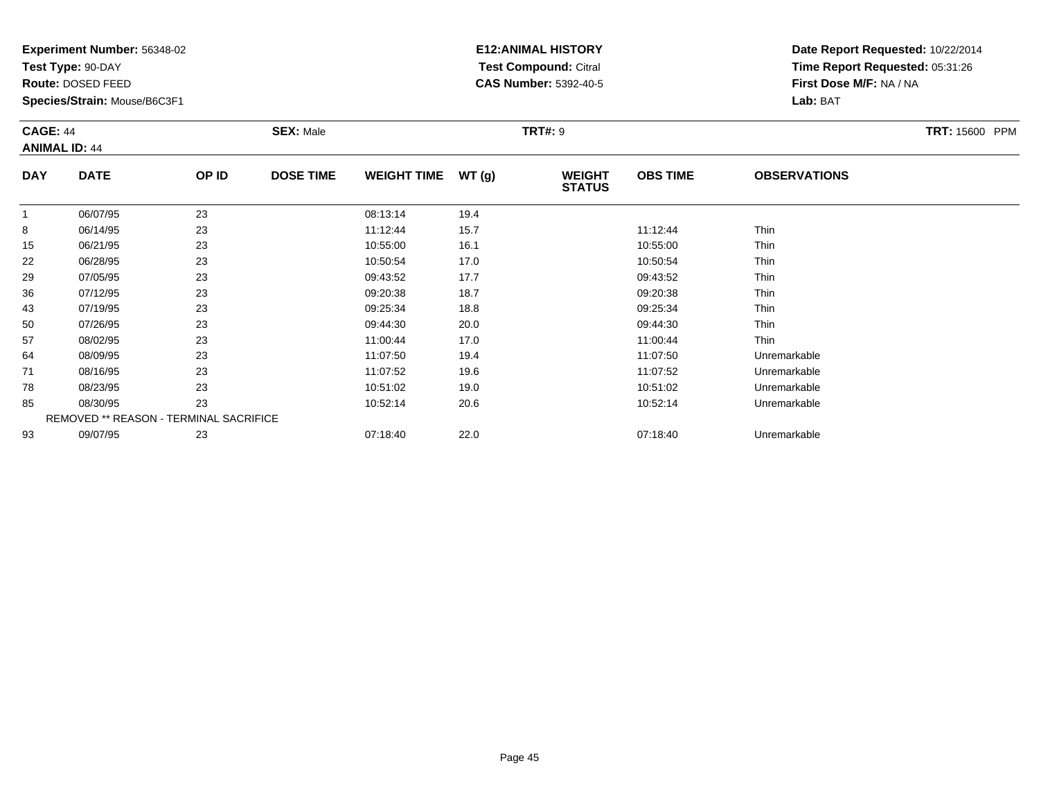**Experiment Number:** 56348-02
**Test Type:** 90-DAY
**Route:** DOSED FEED
**Species/Strain:** Mouse/B6C3F1

**E12:ANIMAL HISTORY**
**Test Compound:** Citral
**CAS Number:** 5392-40-5

**Date Report Requested:** 10/22/2014
**Time Report Requested:** 05:31:26
**First Dose M/F:** NA / NA
**Lab:** BAT

**CAGE:** 44 **SEX:** Male **TRT#:** 9 **TRT:** 15600 PPM
**ANIMAL ID:** 44

| DAY | DATE | OP ID | DOSE TIME | WEIGHT TIME | WT (g) | WEIGHT STATUS | OBS TIME | OBSERVATIONS |
|---|---|---|---|---|---|---|---|---|
| 1 | 06/07/95 | 23 | | 08:13:14 | 19.4 | | | |
| 8 | 06/14/95 | 23 | | 11:12:44 | 15.7 | | 11:12:44 | Thin |
| 15 | 06/21/95 | 23 | | 10:55:00 | 16.1 | | 10:55:00 | Thin |
| 22 | 06/28/95 | 23 | | 10:50:54 | 17.0 | | 10:50:54 | Thin |
| 29 | 07/05/95 | 23 | | 09:43:52 | 17.7 | | 09:43:52 | Thin |
| 36 | 07/12/95 | 23 | | 09:20:38 | 18.7 | | 09:20:38 | Thin |
| 43 | 07/19/95 | 23 | | 09:25:34 | 18.8 | | 09:25:34 | Thin |
| 50 | 07/26/95 | 23 | | 09:44:30 | 20.0 | | 09:44:30 | Thin |
| 57 | 08/02/95 | 23 | | 11:00:44 | 17.0 | | 11:00:44 | Thin |
| 64 | 08/09/95 | 23 | | 11:07:50 | 19.4 | | 11:07:50 | Unremarkable |
| 71 | 08/16/95 | 23 | | 11:07:52 | 19.6 | | 11:07:52 | Unremarkable |
| 78 | 08/23/95 | 23 | | 10:51:02 | 19.0 | | 10:51:02 | Unremarkable |
| 85 | 08/30/95 | 23 | | 10:52:14 | 20.6 | | 10:52:14 | Unremarkable |
| | REMOVED ** REASON - TERMINAL SACRIFICE | | | | | | | |
| 93 | 09/07/95 | 23 | | 07:18:40 | 22.0 | | 07:18:40 | Unremarkable |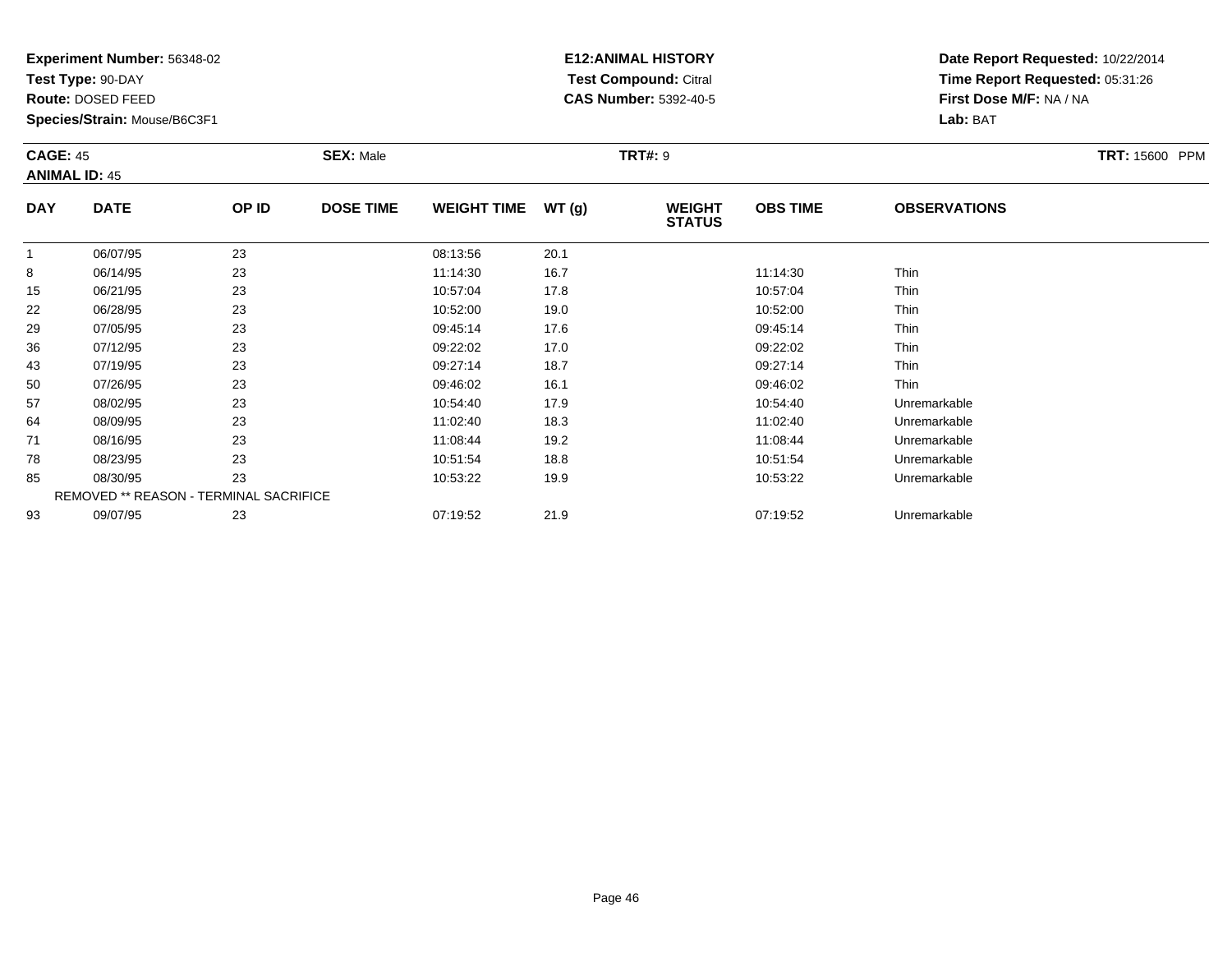**Experiment Number:** 56348-02
**Test Type:** 90-DAY
**Route:** DOSED FEED
**Species/Strain:** Mouse/B6C3F1

**E12:ANIMAL HISTORY**
**Test Compound:** Citral
**CAS Number:** 5392-40-5

**Date Report Requested:** 10/22/2014
**Time Report Requested:** 05:31:26
**First Dose M/F:** NA / NA
**Lab:** BAT

**CAGE:** 45
**ANIMAL ID:** 45
**SEX:** Male
**TRT#:** 9
**TRT:** 15600 PPM

| DAY | DATE | OP ID | DOSE TIME | WEIGHT TIME | WT (g) | WEIGHT STATUS | OBS TIME | OBSERVATIONS |
|---|---|---|---|---|---|---|---|---|
| 1 | 06/07/95 | 23 | | 08:13:56 | 20.1 | | | |
| 8 | 06/14/95 | 23 | | 11:14:30 | 16.7 | | 11:14:30 | Thin |
| 15 | 06/21/95 | 23 | | 10:57:04 | 17.8 | | 10:57:04 | Thin |
| 22 | 06/28/95 | 23 | | 10:52:00 | 19.0 | | 10:52:00 | Thin |
| 29 | 07/05/95 | 23 | | 09:45:14 | 17.6 | | 09:45:14 | Thin |
| 36 | 07/12/95 | 23 | | 09:22:02 | 17.0 | | 09:22:02 | Thin |
| 43 | 07/19/95 | 23 | | 09:27:14 | 18.7 | | 09:27:14 | Thin |
| 50 | 07/26/95 | 23 | | 09:46:02 | 16.1 | | 09:46:02 | Thin |
| 57 | 08/02/95 | 23 | | 10:54:40 | 17.9 | | 10:54:40 | Unremarkable |
| 64 | 08/09/95 | 23 | | 11:02:40 | 18.3 | | 11:02:40 | Unremarkable |
| 71 | 08/16/95 | 23 | | 11:08:44 | 19.2 | | 11:08:44 | Unremarkable |
| 78 | 08/23/95 | 23 | | 10:51:54 | 18.8 | | 10:51:54 | Unremarkable |
| 85 | 08/30/95 | 23 | | 10:53:22 | 19.9 | | 10:53:22 | Unremarkable |
| REMOVED ** REASON - TERMINAL SACRIFICE | | | | | | | | |
| 93 | 09/07/95 | 23 | | 07:19:52 | 21.9 | | 07:19:52 | Unremarkable |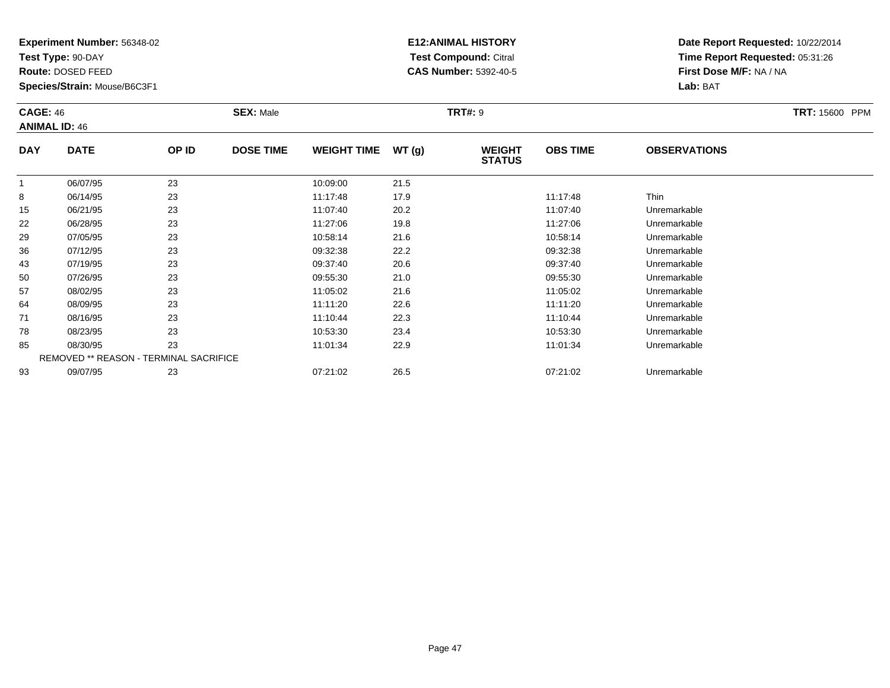**Experiment Number:** 56348-02
**Test Type:** 90-DAY
**Route:** DOSED FEED
**Species/Strain:** Mouse/B6C3F1

**E12:ANIMAL HISTORY**
**Test Compound:** Citral
**CAS Number:** 5392-40-5

**Date Report Requested:** 10/22/2014
**Time Report Requested:** 05:31:26
**First Dose M/F:** NA / NA
**Lab:** BAT

**CAGE:** 46 **SEX:** Male **TRT#:** 9 **TRT:** 15600 PPM
**ANIMAL ID:** 46

| DAY | DATE | OP ID | DOSE TIME | WEIGHT TIME | WT (g) | WEIGHT STATUS | OBS TIME | OBSERVATIONS |
|---|---|---|---|---|---|---|---|---|
| 1 | 06/07/95 | 23 | | 10:09:00 | 21.5 | | | |
| 8 | 06/14/95 | 23 | | 11:17:48 | 17.9 | | 11:17:48 | Thin |
| 15 | 06/21/95 | 23 | | 11:07:40 | 20.2 | | 11:07:40 | Unremarkable |
| 22 | 06/28/95 | 23 | | 11:27:06 | 19.8 | | 11:27:06 | Unremarkable |
| 29 | 07/05/95 | 23 | | 10:58:14 | 21.6 | | 10:58:14 | Unremarkable |
| 36 | 07/12/95 | 23 | | 09:32:38 | 22.2 | | 09:32:38 | Unremarkable |
| 43 | 07/19/95 | 23 | | 09:37:40 | 20.6 | | 09:37:40 | Unremarkable |
| 50 | 07/26/95 | 23 | | 09:55:30 | 21.0 | | 09:55:30 | Unremarkable |
| 57 | 08/02/95 | 23 | | 11:05:02 | 21.6 | | 11:05:02 | Unremarkable |
| 64 | 08/09/95 | 23 | | 11:11:20 | 22.6 | | 11:11:20 | Unremarkable |
| 71 | 08/16/95 | 23 | | 11:10:44 | 22.3 | | 11:10:44 | Unremarkable |
| 78 | 08/23/95 | 23 | | 10:53:30 | 23.4 | | 10:53:30 | Unremarkable |
| 85 | 08/30/95 | 23 | | 11:01:34 | 22.9 | | 11:01:34 | Unremarkable |
| REMOVED ** REASON - TERMINAL SACRIFICE | | | | | | | | |
| 93 | 09/07/95 | 23 | | 07:21:02 | 26.5 | | 07:21:02 | Unremarkable |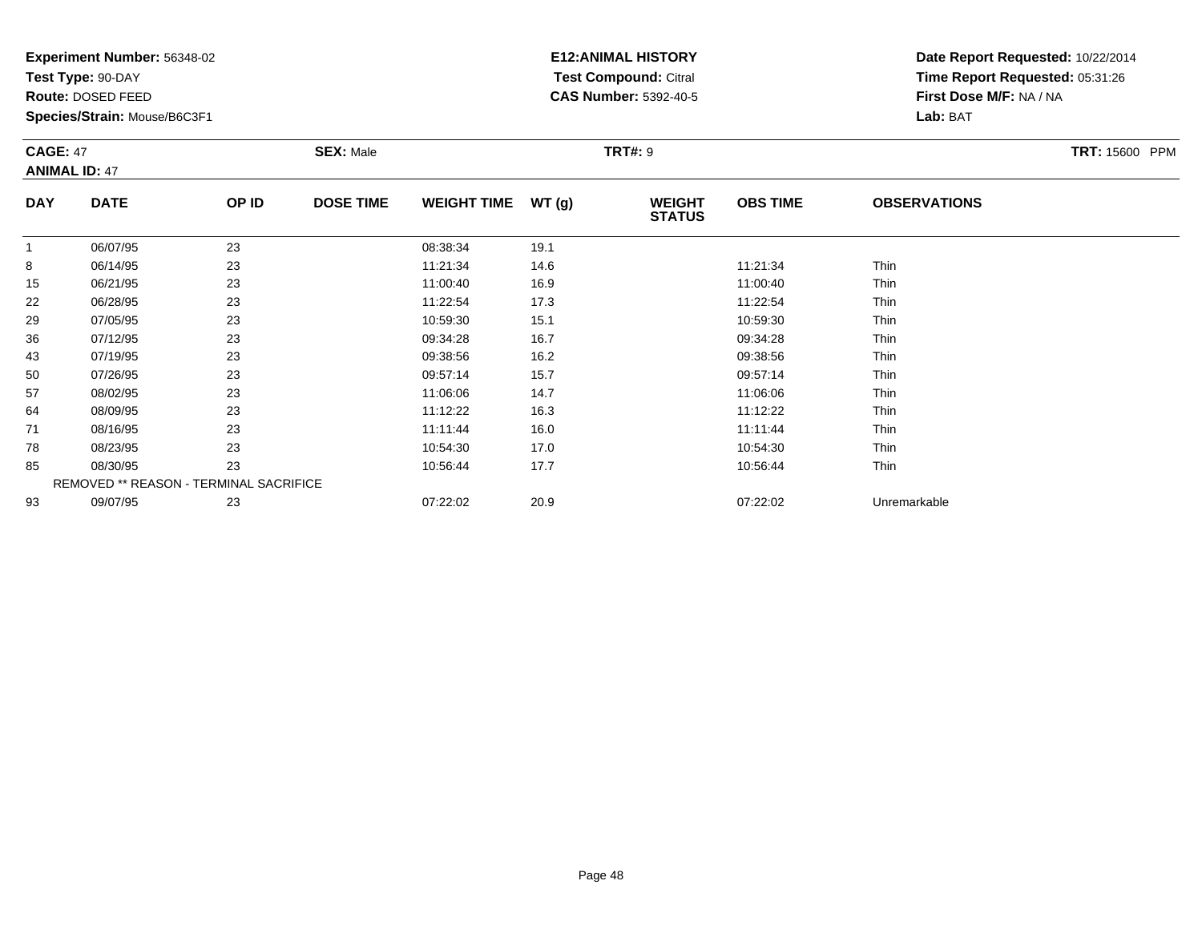**Experiment Number:** 56348-02
**Test Type:** 90-DAY
**Route:** DOSED FEED
**Species/Strain:** Mouse/B6C3F1

**E12:ANIMAL HISTORY**
**Test Compound:** Citral
**CAS Number:** 5392-40-5

**Date Report Requested:** 10/22/2014
**Time Report Requested:** 05:31:26
**First Dose M/F:** NA / NA
**Lab:** BAT

**CAGE:** 47 **SEX:** Male **TRT#:** 9 **TRT:** 15600 PPM
**ANIMAL ID:** 47

| DAY | DATE | OP ID | DOSE TIME | WEIGHT TIME | WT (g) | WEIGHT STATUS | OBS TIME | OBSERVATIONS |
|---|---|---|---|---|---|---|---|---|
| 1 | 06/07/95 | 23 | | 08:38:34 | 19.1 | | | |
| 8 | 06/14/95 | 23 | | 11:21:34 | 14.6 | | 11:21:34 | Thin |
| 15 | 06/21/95 | 23 | | 11:00:40 | 16.9 | | 11:00:40 | Thin |
| 22 | 06/28/95 | 23 | | 11:22:54 | 17.3 | | 11:22:54 | Thin |
| 29 | 07/05/95 | 23 | | 10:59:30 | 15.1 | | 10:59:30 | Thin |
| 36 | 07/12/95 | 23 | | 09:34:28 | 16.7 | | 09:34:28 | Thin |
| 43 | 07/19/95 | 23 | | 09:38:56 | 16.2 | | 09:38:56 | Thin |
| 50 | 07/26/95 | 23 | | 09:57:14 | 15.7 | | 09:57:14 | Thin |
| 57 | 08/02/95 | 23 | | 11:06:06 | 14.7 | | 11:06:06 | Thin |
| 64 | 08/09/95 | 23 | | 11:12:22 | 16.3 | | 11:12:22 | Thin |
| 71 | 08/16/95 | 23 | | 11:11:44 | 16.0 | | 11:11:44 | Thin |
| 78 | 08/23/95 | 23 | | 10:54:30 | 17.0 | | 10:54:30 | Thin |
| 85 | 08/30/95 | 23 | | 10:56:44 | 17.7 | | 10:56:44 | Thin |
| | REMOVED ** REASON - TERMINAL SACRIFICE | | | | | | | |
| 93 | 09/07/95 | 23 | | 07:22:02 | 20.9 | | 07:22:02 | Unremarkable |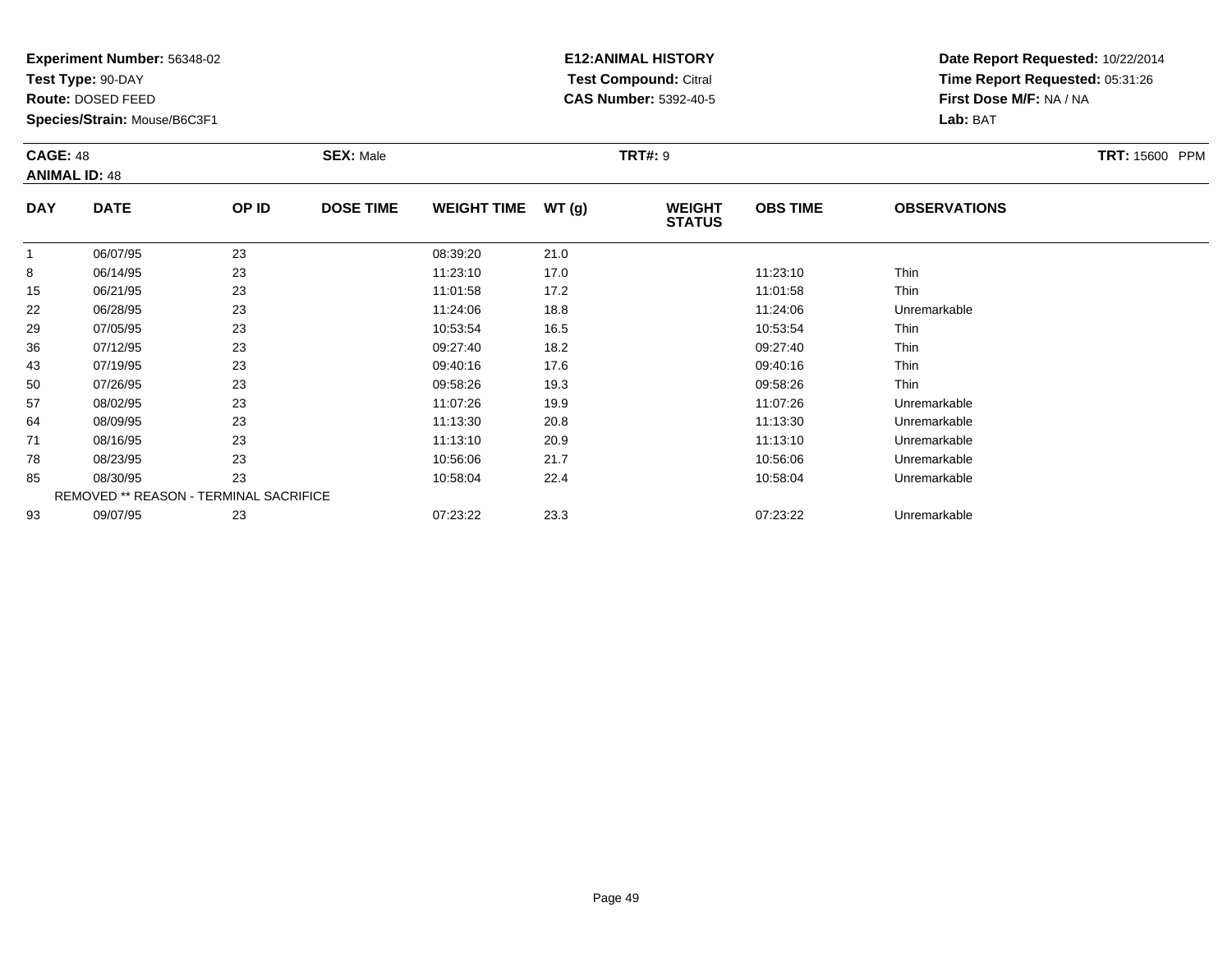**Experiment Number:** 56348-02
**Test Type:** 90-DAY
**Route:** DOSED FEED
**Species/Strain:** Mouse/B6C3F1

**E12:ANIMAL HISTORY**
**Test Compound:** Citral
**CAS Number:** 5392-40-5

**Date Report Requested:** 10/22/2014
**Time Report Requested:** 05:31:26
**First Dose M/F:** NA / NA
**Lab:** BAT

**CAGE:** 48 **SEX:** Male **TRT#:** 9 **TRT:** 15600 PPM
**ANIMAL ID:** 48

| DAY | DATE | OP ID | DOSE TIME | WEIGHT TIME | WT (g) | WEIGHT STATUS | OBS TIME | OBSERVATIONS |
|---|---|---|---|---|---|---|---|---|
| 1 | 06/07/95 | 23 | | 08:39:20 | 21.0 | | | |
| 8 | 06/14/95 | 23 | | 11:23:10 | 17.0 | | 11:23:10 | Thin |
| 15 | 06/21/95 | 23 | | 11:01:58 | 17.2 | | 11:01:58 | Thin |
| 22 | 06/28/95 | 23 | | 11:24:06 | 18.8 | | 11:24:06 | Unremarkable |
| 29 | 07/05/95 | 23 | | 10:53:54 | 16.5 | | 10:53:54 | Thin |
| 36 | 07/12/95 | 23 | | 09:27:40 | 18.2 | | 09:27:40 | Thin |
| 43 | 07/19/95 | 23 | | 09:40:16 | 17.6 | | 09:40:16 | Thin |
| 50 | 07/26/95 | 23 | | 09:58:26 | 19.3 | | 09:58:26 | Thin |
| 57 | 08/02/95 | 23 | | 11:07:26 | 19.9 | | 11:07:26 | Unremarkable |
| 64 | 08/09/95 | 23 | | 11:13:30 | 20.8 | | 11:13:30 | Unremarkable |
| 71 | 08/16/95 | 23 | | 11:13:10 | 20.9 | | 11:13:10 | Unremarkable |
| 78 | 08/23/95 | 23 | | 10:56:06 | 21.7 | | 10:56:06 | Unremarkable |
| 85 | 08/30/95 | 23 | | 10:58:04 | 22.4 | | 10:58:04 | Unremarkable |
| REMOVED ** REASON - TERMINAL SACRIFICE | | | | | | | | |
| 93 | 09/07/95 | 23 | | 07:23:22 | 23.3 | | 07:23:22 | Unremarkable |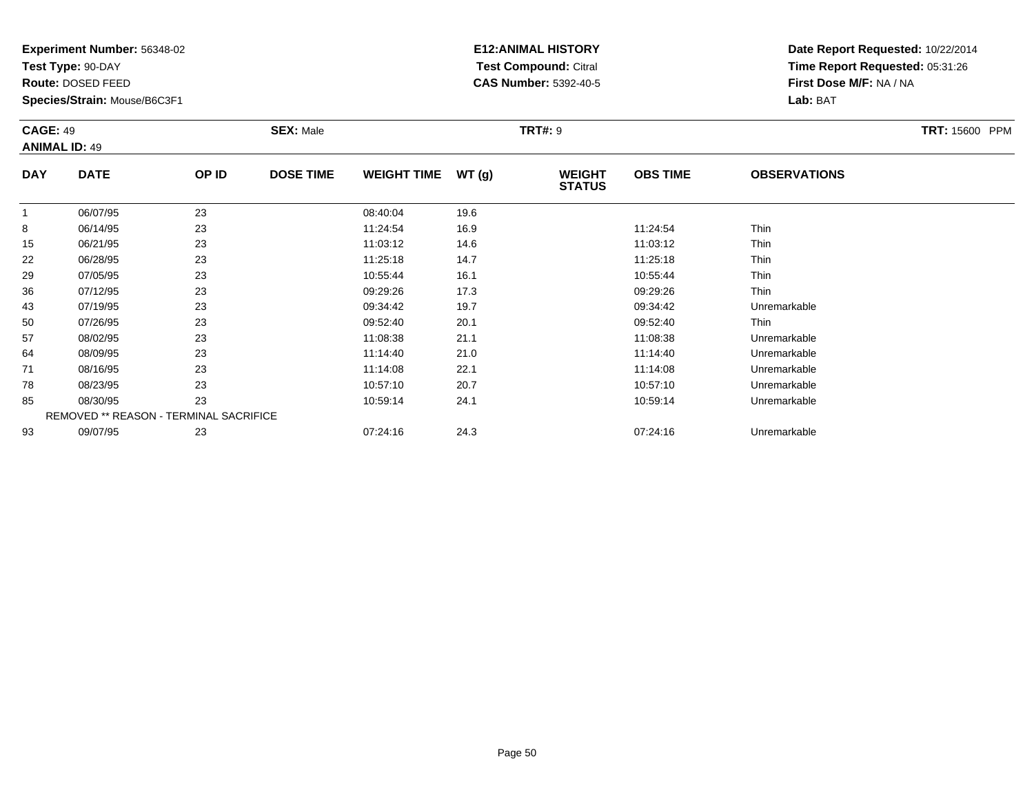**Experiment Number:** 56348-02
**Test Type:** 90-DAY
**Route:** DOSED FEED
**Species/Strain:** Mouse/B6C3F1

**E12:ANIMAL HISTORY**
**Test Compound:** Citral
**CAS Number:** 5392-40-5

**Date Report Requested:** 10/22/2014
**Time Report Requested:** 05:31:26
**First Dose M/F:** NA / NA
**Lab:** BAT

**CAGE:** 49 **SEX:** Male **TRT#:** 9 **TRT:** 15600 PPM
**ANIMAL ID:** 49

| DAY | DATE | OP ID | DOSE TIME | WEIGHT TIME | WT (g) | WEIGHT STATUS | OBS TIME | OBSERVATIONS |
|---|---|---|---|---|---|---|---|---|
| 1 | 06/07/95 | 23 | | 08:40:04 | 19.6 | | | |
| 8 | 06/14/95 | 23 | | 11:24:54 | 16.9 | | 11:24:54 | Thin |
| 15 | 06/21/95 | 23 | | 11:03:12 | 14.6 | | 11:03:12 | Thin |
| 22 | 06/28/95 | 23 | | 11:25:18 | 14.7 | | 11:25:18 | Thin |
| 29 | 07/05/95 | 23 | | 10:55:44 | 16.1 | | 10:55:44 | Thin |
| 36 | 07/12/95 | 23 | | 09:29:26 | 17.3 | | 09:29:26 | Thin |
| 43 | 07/19/95 | 23 | | 09:34:42 | 19.7 | | 09:34:42 | Unremarkable |
| 50 | 07/26/95 | 23 | | 09:52:40 | 20.1 | | 09:52:40 | Thin |
| 57 | 08/02/95 | 23 | | 11:08:38 | 21.1 | | 11:08:38 | Unremarkable |
| 64 | 08/09/95 | 23 | | 11:14:40 | 21.0 | | 11:14:40 | Unremarkable |
| 71 | 08/16/95 | 23 | | 11:14:08 | 22.1 | | 11:14:08 | Unremarkable |
| 78 | 08/23/95 | 23 | | 10:57:10 | 20.7 | | 10:57:10 | Unremarkable |
| 85 | 08/30/95 | 23 | | 10:59:14 | 24.1 | | 10:59:14 | Unremarkable |
| | REMOVED ** REASON - TERMINAL SACRIFICE | | | | | | | |
| 93 | 09/07/95 | 23 | | 07:24:16 | 24.3 | | 07:24:16 | Unremarkable |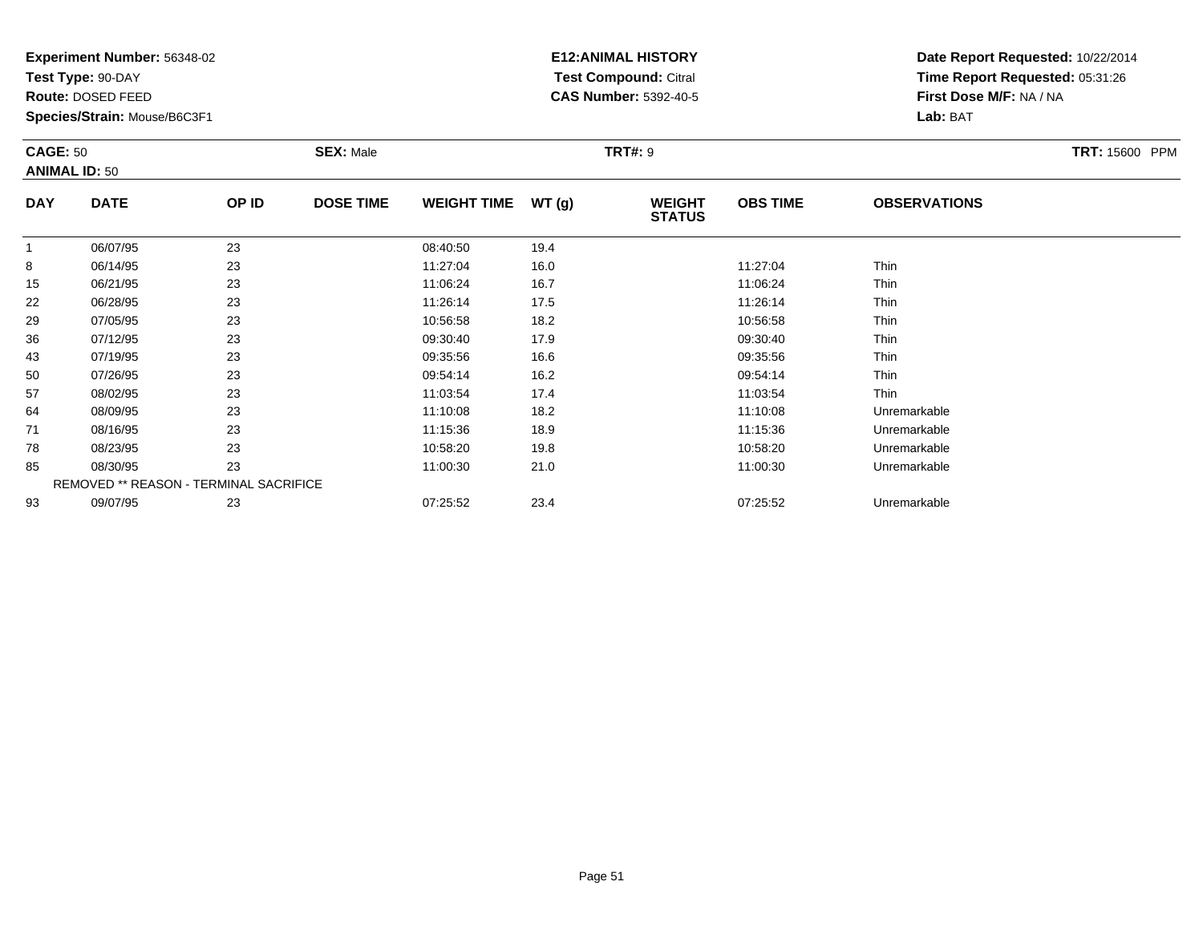**Experiment Number:** 56348-02
**Test Type:** 90-DAY
**Route:** DOSED FEED
**Species/Strain:** Mouse/B6C3F1

**E12:ANIMAL HISTORY**
**Test Compound:** Citral
**CAS Number:** 5392-40-5

**Date Report Requested:** 10/22/2014
**Time Report Requested:** 05:31:26
**First Dose M/F:** NA / NA
**Lab:** BAT

**CAGE:** 50 **SEX:** Male **TRT#:** 9 **TRT:** 15600 PPM
**ANIMAL ID:** 50

| DAY | DATE | OP ID | DOSE TIME | WEIGHT TIME | WT (g) | WEIGHT STATUS | OBS TIME | OBSERVATIONS |
|---|---|---|---|---|---|---|---|---|
| 1 | 06/07/95 | 23 | | 08:40:50 | 19.4 | | | |
| 8 | 06/14/95 | 23 | | 11:27:04 | 16.0 | | 11:27:04 | Thin |
| 15 | 06/21/95 | 23 | | 11:06:24 | 16.7 | | 11:06:24 | Thin |
| 22 | 06/28/95 | 23 | | 11:26:14 | 17.5 | | 11:26:14 | Thin |
| 29 | 07/05/95 | 23 | | 10:56:58 | 18.2 | | 10:56:58 | Thin |
| 36 | 07/12/95 | 23 | | 09:30:40 | 17.9 | | 09:30:40 | Thin |
| 43 | 07/19/95 | 23 | | 09:35:56 | 16.6 | | 09:35:56 | Thin |
| 50 | 07/26/95 | 23 | | 09:54:14 | 16.2 | | 09:54:14 | Thin |
| 57 | 08/02/95 | 23 | | 11:03:54 | 17.4 | | 11:03:54 | Thin |
| 64 | 08/09/95 | 23 | | 11:10:08 | 18.2 | | 11:10:08 | Unremarkable |
| 71 | 08/16/95 | 23 | | 11:15:36 | 18.9 | | 11:15:36 | Unremarkable |
| 78 | 08/23/95 | 23 | | 10:58:20 | 19.8 | | 10:58:20 | Unremarkable |
| 85 | 08/30/95 | 23 | | 11:00:30 | 21.0 | | 11:00:30 | Unremarkable |
| | REMOVED ** REASON - TERMINAL SACRIFICE | | | | | | | |
| 93 | 09/07/95 | 23 | | 07:25:52 | 23.4 | | 07:25:52 | Unremarkable |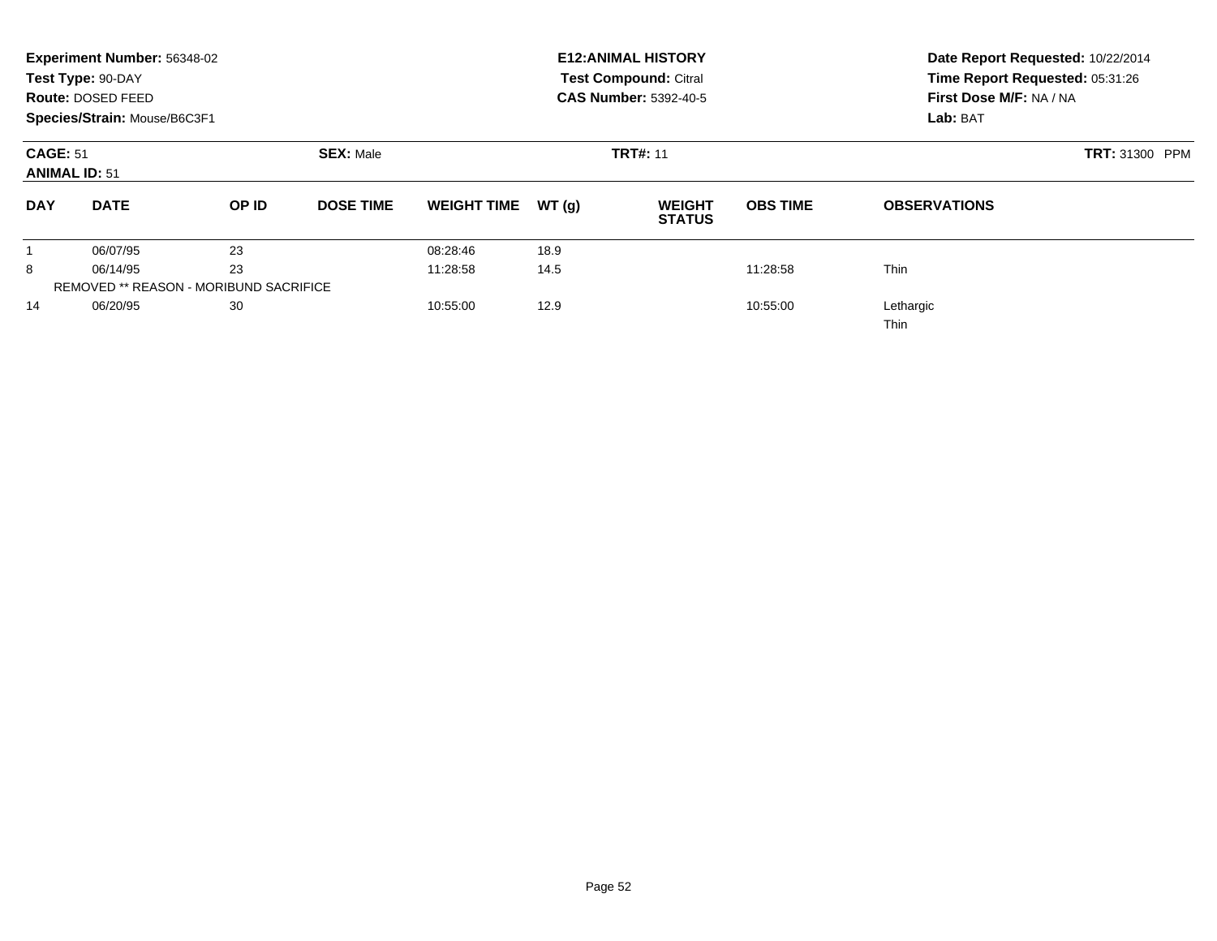**Experiment Number:** 56348-02
**Test Type:** 90-DAY
**Route:** DOSED FEED
**Species/Strain:** Mouse/B6C3F1

**E12:ANIMAL HISTORY**
**Test Compound:** Citral
**CAS Number:** 5392-40-5

**Date Report Requested:** 10/22/2014
**Time Report Requested:** 05:31:26
**First Dose M/F:** NA / NA
**Lab:** BAT

**CAGE:** 51 **SEX:** Male **TRT#:** 11 **TRT:** 31300 PPM
**ANIMAL ID:** 51

| DAY | DATE | OP ID | DOSE TIME | WEIGHT TIME | WT (g) | WEIGHT STATUS | OBS TIME | OBSERVATIONS |
|---|---|---|---|---|---|---|---|---|
| 1 | 06/07/95 | 23 | | 08:28:46 | 18.9 | | | |
| 8 | 06/14/95 | 23 | | 11:28:58 | 14.5 | | 11:28:58 | Thin |
| REMOVED ** REASON - MORIBUND SACRIFICE | | | | | | | | |
| 14 | 06/20/95 | 30 | | 10:55:00 | 12.9 | | 10:55:00 | Lethargic<br>Thin |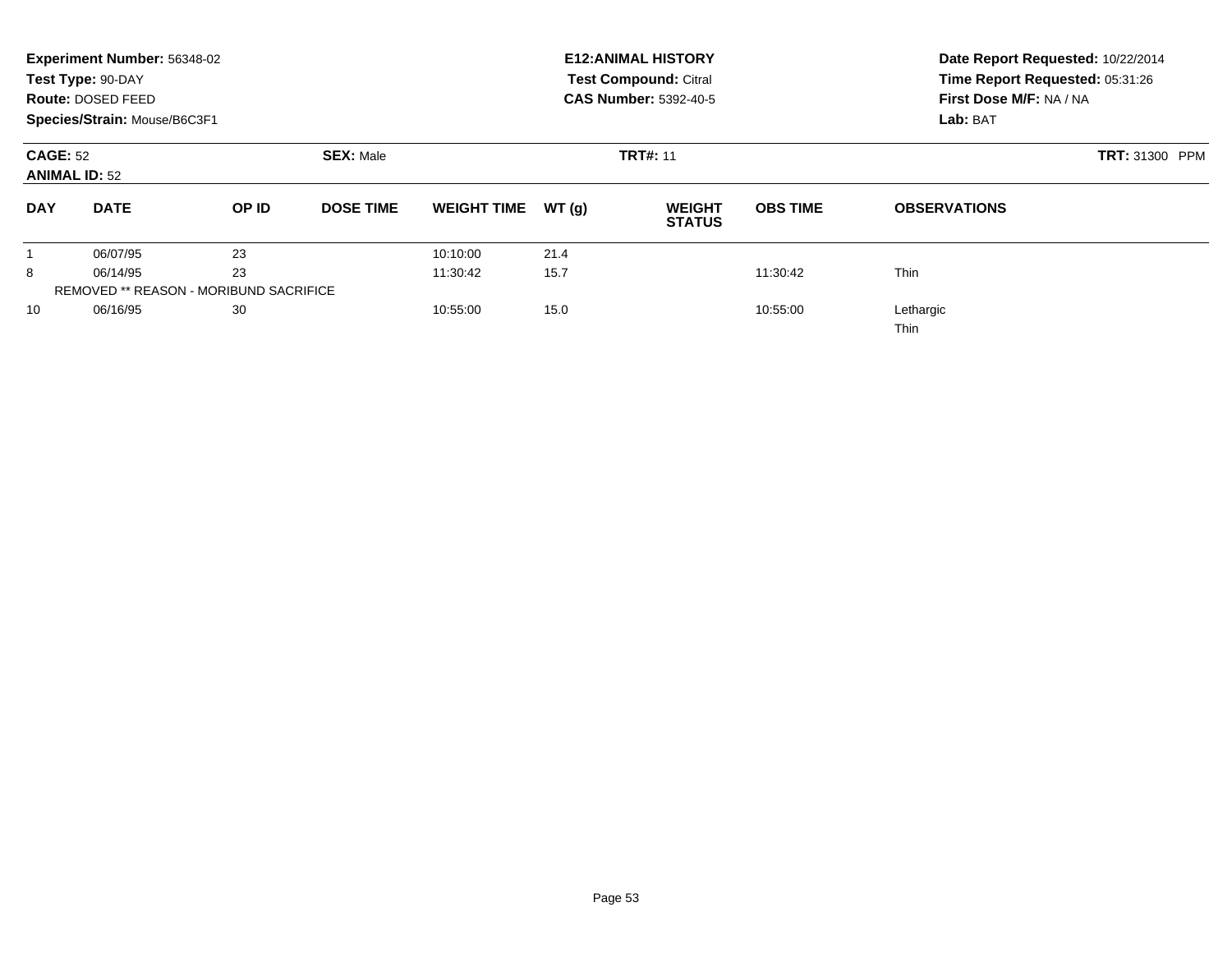**Experiment Number:** 56348-02
**Test Type:** 90-DAY
**Route:** DOSED FEED
**Species/Strain:** Mouse/B6C3F1

**E12:ANIMAL HISTORY**
**Test Compound:** Citral
**CAS Number:** 5392-40-5

**Date Report Requested:** 10/22/2014
**Time Report Requested:** 05:31:26
**First Dose M/F:** NA / NA
**Lab:** BAT

**CAGE:** 52 **SEX:** Male **TRT#:** 11 **TRT:** 31300 PPM
**ANIMAL ID:** 52

| DAY | DATE | OP ID | DOSE TIME | WEIGHT TIME | WT (g) | WEIGHT STATUS | OBS TIME | OBSERVATIONS |
|---|---|---|---|---|---|---|---|---|
| 1 | 06/07/95 | 23 | | 10:10:00 | 21.4 | | | |
| 8 | 06/14/95 | 23 | | 11:30:42 | 15.7 | | 11:30:42 | Thin |
| REMOVED ** REASON - MORIBUND SACRIFICE | | | | | | | | |
| 10 | 06/16/95 | 30 | | 10:55:00 | 15.0 | | 10:55:00 | Lethargic<br>Thin |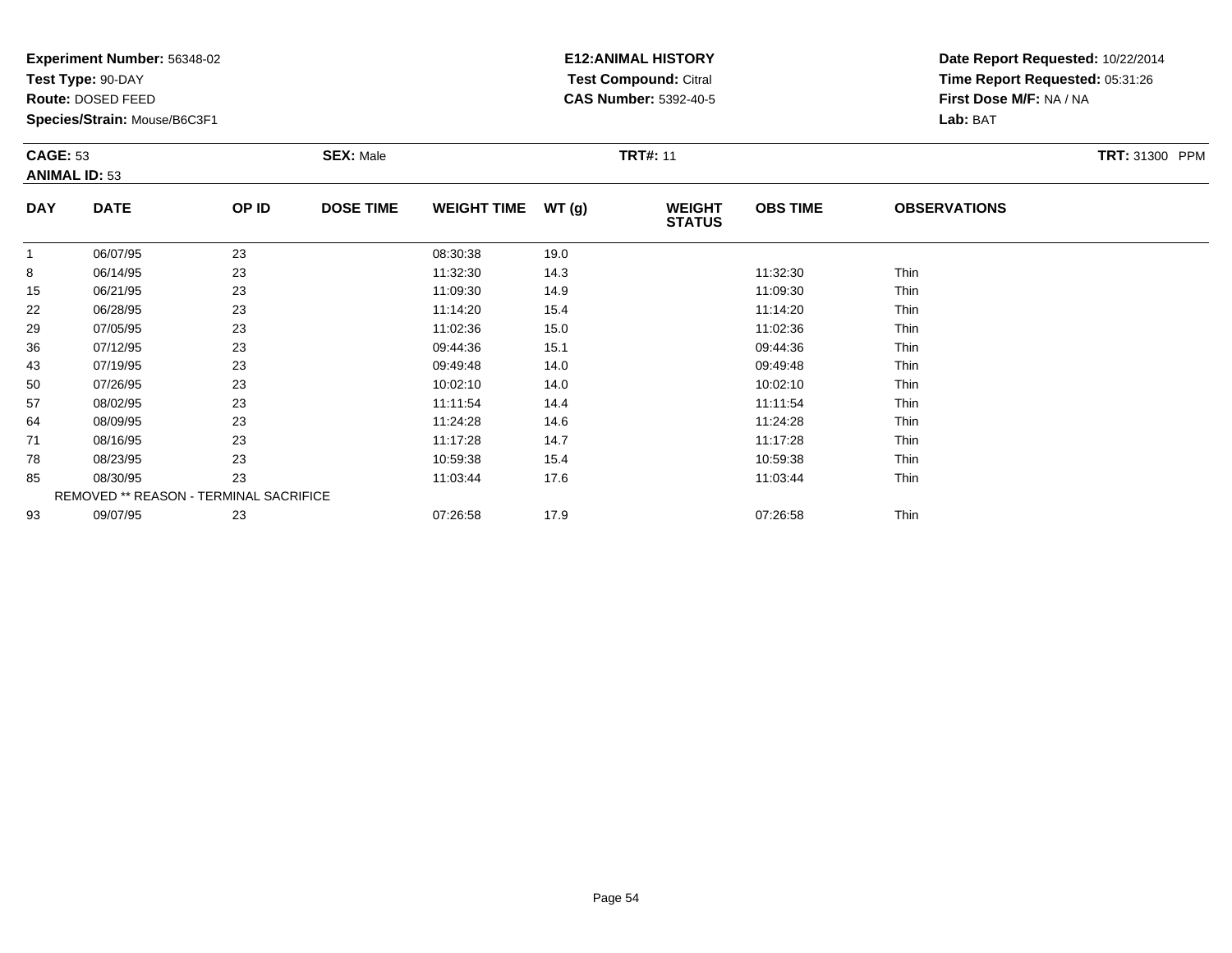**Experiment Number:** 56348-02
**Test Type:** 90-DAY
**Route:** DOSED FEED
**Species/Strain:** Mouse/B6C3F1

**E12:ANIMAL HISTORY**
**Test Compound:** Citral
**CAS Number:** 5392-40-5

**Date Report Requested:** 10/22/2014
**Time Report Requested:** 05:31:26
**First Dose M/F:** NA / NA
**Lab:** BAT

**CAGE:** 53 **SEX:** Male **TRT#:** 11 **TRT:** 31300 PPM
**ANIMAL ID:** 53

| DAY | DATE | OP ID | DOSE TIME | WEIGHT TIME | WT (g) | WEIGHT STATUS | OBS TIME | OBSERVATIONS |
|---|---|---|---|---|---|---|---|---|
| 1 | 06/07/95 | 23 | | 08:30:38 | 19.0 | | | |
| 8 | 06/14/95 | 23 | | 11:32:30 | 14.3 | | 11:32:30 | Thin |
| 15 | 06/21/95 | 23 | | 11:09:30 | 14.9 | | 11:09:30 | Thin |
| 22 | 06/28/95 | 23 | | 11:14:20 | 15.4 | | 11:14:20 | Thin |
| 29 | 07/05/95 | 23 | | 11:02:36 | 15.0 | | 11:02:36 | Thin |
| 36 | 07/12/95 | 23 | | 09:44:36 | 15.1 | | 09:44:36 | Thin |
| 43 | 07/19/95 | 23 | | 09:49:48 | 14.0 | | 09:49:48 | Thin |
| 50 | 07/26/95 | 23 | | 10:02:10 | 14.0 | | 10:02:10 | Thin |
| 57 | 08/02/95 | 23 | | 11:11:54 | 14.4 | | 11:11:54 | Thin |
| 64 | 08/09/95 | 23 | | 11:24:28 | 14.6 | | 11:24:28 | Thin |
| 71 | 08/16/95 | 23 | | 11:17:28 | 14.7 | | 11:17:28 | Thin |
| 78 | 08/23/95 | 23 | | 10:59:38 | 15.4 | | 10:59:38 | Thin |
| 85 | 08/30/95 | 23 | | 11:03:44 | 17.6 | | 11:03:44 | Thin |
| REMOVED ** REASON - TERMINAL SACRIFICE | | | | | | | | |
| 93 | 09/07/95 | 23 | | 07:26:58 | 17.9 | | 07:26:58 | Thin |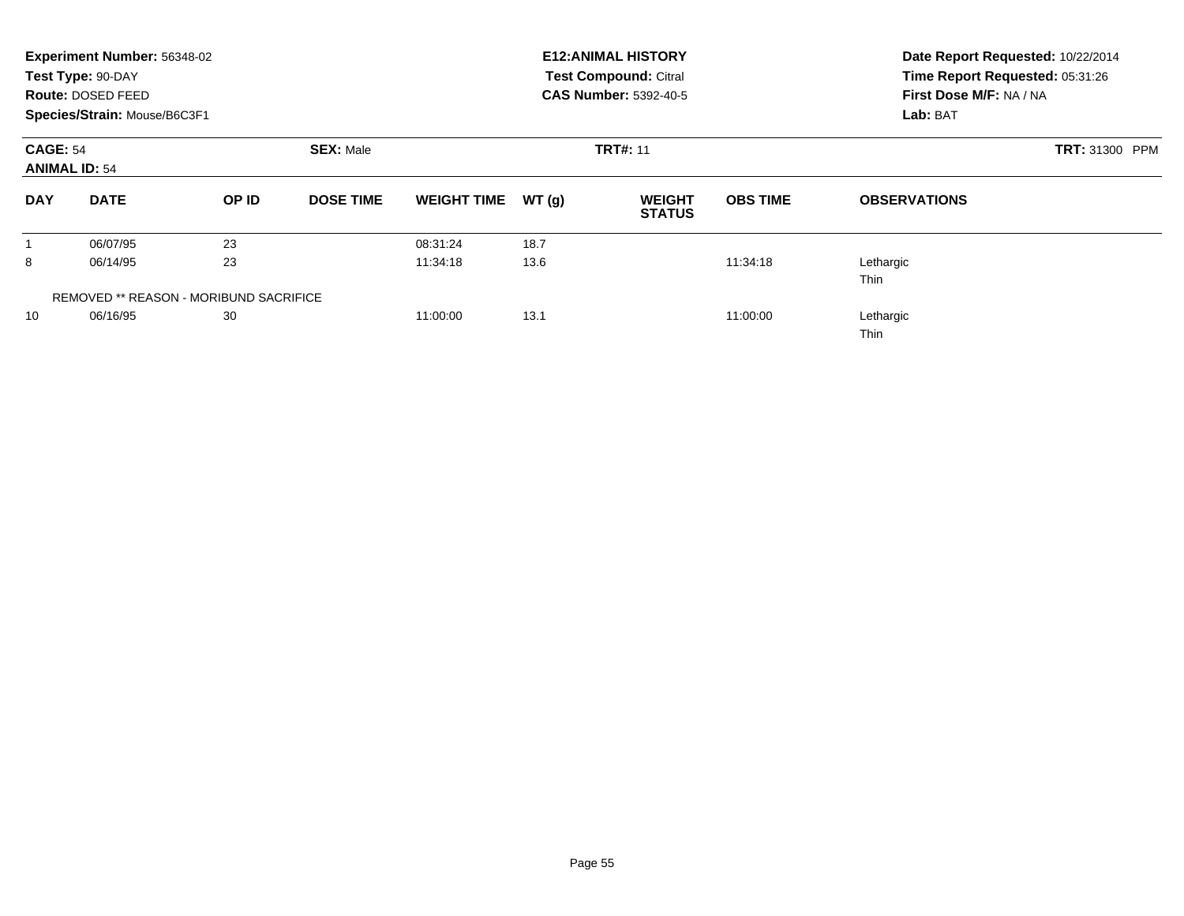**Experiment Number:** 56348-02
**Test Type:** 90-DAY
**Route:** DOSED FEED
**Species/Strain:** Mouse/B6C3F1

**E12:ANIMAL HISTORY**
**Test Compound:** Citral
**CAS Number:** 5392-40-5

**Date Report Requested:** 10/22/2014
**Time Report Requested:** 05:31:26
**First Dose M/F:** NA / NA
**Lab:** BAT

**CAGE:** 54
**ANIMAL ID:** 54
**SEX:** Male
**TRT#:** 11
**TRT:** 31300 PPM

| DAY | DATE | OP ID | DOSE TIME | WEIGHT TIME | WT (g) | WEIGHT STATUS | OBS TIME | OBSERVATIONS |
|---|---|---|---|---|---|---|---|---|
| 1 | 06/07/95 | 23 | | 08:31:24 | 18.7 | | | |
| 8 | 06/14/95 | 23 | | 11:34:18 | 13.6 | | 11:34:18 | Lethargic<br>Thin |
| REMOVED ** REASON - MORIBUND SACRIFICE | | | | | | | | |
| 10 | 06/16/95 | 30 | | 11:00:00 | 13.1 | | 11:00:00 | Lethargic<br>Thin |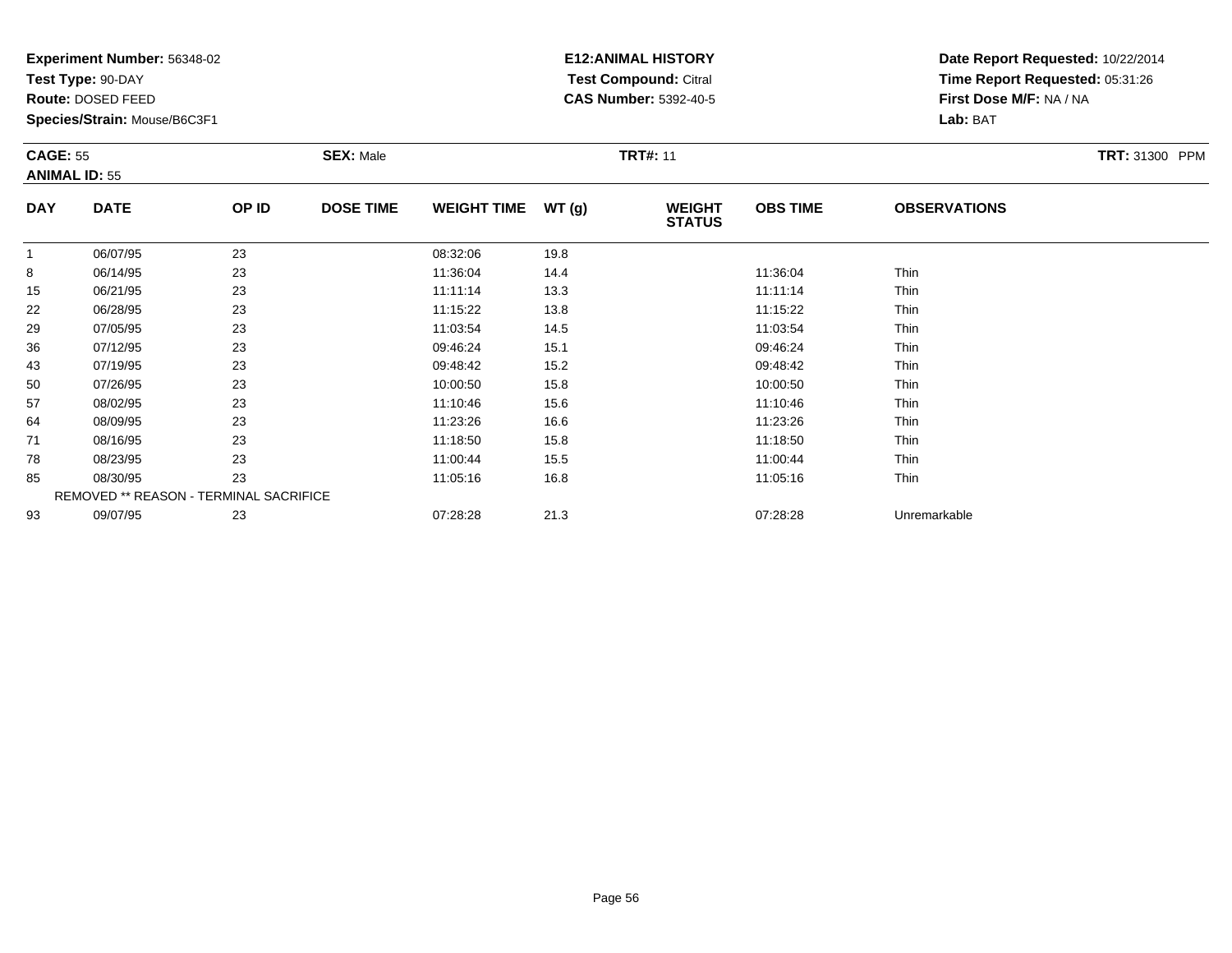**Experiment Number:** 56348-02
**Test Type:** 90-DAY
**Route:** DOSED FEED
**Species/Strain:** Mouse/B6C3F1

**E12:ANIMAL HISTORY**
**Test Compound:** Citral
**CAS Number:** 5392-40-5

**Date Report Requested:** 10/22/2014
**Time Report Requested:** 05:31:26
**First Dose M/F:** NA / NA
**Lab:** BAT

**CAGE:** 55 **SEX:** Male **TRT#:** 11 **TRT:** 31300 PPM
**ANIMAL ID:** 55

| DAY | DATE | OP ID | DOSE TIME | WEIGHT TIME | WT (g) | WEIGHT STATUS | OBS TIME | OBSERVATIONS |
|---|---|---|---|---|---|---|---|---|
| 1 | 06/07/95 | 23 | | 08:32:06 | 19.8 | | | |
| 8 | 06/14/95 | 23 | | 11:36:04 | 14.4 | | 11:36:04 | Thin |
| 15 | 06/21/95 | 23 | | 11:11:14 | 13.3 | | 11:11:14 | Thin |
| 22 | 06/28/95 | 23 | | 11:15:22 | 13.8 | | 11:15:22 | Thin |
| 29 | 07/05/95 | 23 | | 11:03:54 | 14.5 | | 11:03:54 | Thin |
| 36 | 07/12/95 | 23 | | 09:46:24 | 15.1 | | 09:46:24 | Thin |
| 43 | 07/19/95 | 23 | | 09:48:42 | 15.2 | | 09:48:42 | Thin |
| 50 | 07/26/95 | 23 | | 10:00:50 | 15.8 | | 10:00:50 | Thin |
| 57 | 08/02/95 | 23 | | 11:10:46 | 15.6 | | 11:10:46 | Thin |
| 64 | 08/09/95 | 23 | | 11:23:26 | 16.6 | | 11:23:26 | Thin |
| 71 | 08/16/95 | 23 | | 11:18:50 | 15.8 | | 11:18:50 | Thin |
| 78 | 08/23/95 | 23 | | 11:00:44 | 15.5 | | 11:00:44 | Thin |
| 85 | 08/30/95 | 23 | | 11:05:16 | 16.8 | | 11:05:16 | Thin |
| | REMOVED ** REASON - TERMINAL SACRIFICE | | | | | | | |
| 93 | 09/07/95 | 23 | | 07:28:28 | 21.3 | | 07:28:28 | Unremarkable |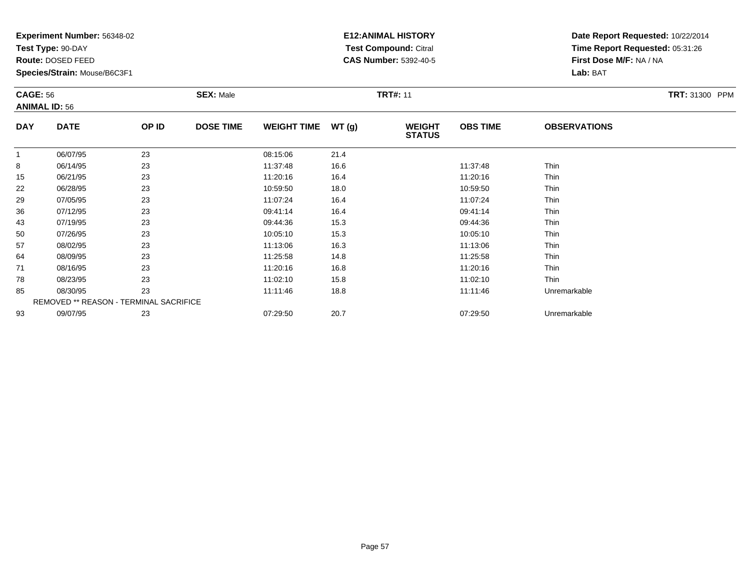**Experiment Number:** 56348-02
**Test Type:** 90-DAY
**Route:** DOSED FEED
**Species/Strain:** Mouse/B6C3F1

**E12:ANIMAL HISTORY**
**Test Compound:** Citral
**CAS Number:** 5392-40-5

**Date Report Requested:** 10/22/2014
**Time Report Requested:** 05:31:26
**First Dose M/F:** NA / NA
**Lab:** BAT

**CAGE:** 56 **SEX:** Male **TRT#:** 11 **TRT:** 31300 PPM
**ANIMAL ID:** 56

| DAY | DATE | OP ID | DOSE TIME | WEIGHT TIME | WT (g) | WEIGHT STATUS | OBS TIME | OBSERVATIONS |
|---|---|---|---|---|---|---|---|---|
| 1 | 06/07/95 | 23 | | 08:15:06 | 21.4 | | | |
| 8 | 06/14/95 | 23 | | 11:37:48 | 16.6 | | 11:37:48 | Thin |
| 15 | 06/21/95 | 23 | | 11:20:16 | 16.4 | | 11:20:16 | Thin |
| 22 | 06/28/95 | 23 | | 10:59:50 | 18.0 | | 10:59:50 | Thin |
| 29 | 07/05/95 | 23 | | 11:07:24 | 16.4 | | 11:07:24 | Thin |
| 36 | 07/12/95 | 23 | | 09:41:14 | 16.4 | | 09:41:14 | Thin |
| 43 | 07/19/95 | 23 | | 09:44:36 | 15.3 | | 09:44:36 | Thin |
| 50 | 07/26/95 | 23 | | 10:05:10 | 15.3 | | 10:05:10 | Thin |
| 57 | 08/02/95 | 23 | | 11:13:06 | 16.3 | | 11:13:06 | Thin |
| 64 | 08/09/95 | 23 | | 11:25:58 | 14.8 | | 11:25:58 | Thin |
| 71 | 08/16/95 | 23 | | 11:20:16 | 16.8 | | 11:20:16 | Thin |
| 78 | 08/23/95 | 23 | | 11:02:10 | 15.8 | | 11:02:10 | Thin |
| 85 | 08/30/95 | 23 | | 11:11:46 | 18.8 | | 11:11:46 | Unremarkable |
| REMOVED ** REASON - TERMINAL SACRIFICE | | | | | | | | |
| 93 | 09/07/95 | 23 | | 07:29:50 | 20.7 | | 07:29:50 | Unremarkable |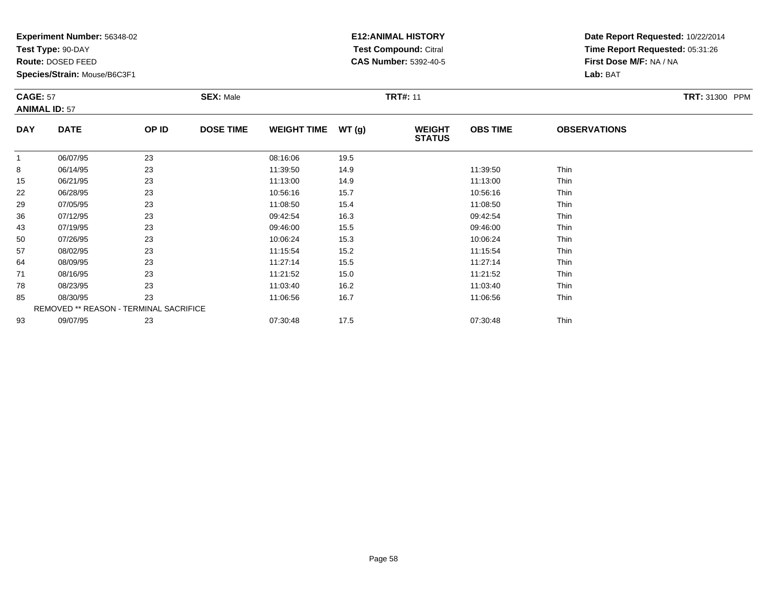**Experiment Number:** 56348-02
**Test Type:** 90-DAY
**Route:** DOSED FEED
**Species/Strain:** Mouse/B6C3F1

**E12:ANIMAL HISTORY**
**Test Compound:** Citral
**CAS Number:** 5392-40-5

**Date Report Requested:** 10/22/2014
**Time Report Requested:** 05:31:26
**First Dose M/F:** NA / NA
**Lab:** BAT

**CAGE:** 57 **SEX:** Male **TRT#:** 11 **TRT:** 31300 PPM
**ANIMAL ID:** 57

| DAY | DATE | OP ID | DOSE TIME | WEIGHT TIME | WT (g) | WEIGHT STATUS | OBS TIME | OBSERVATIONS |
|---|---|---|---|---|---|---|---|---|
| 1 | 06/07/95 | 23 | | 08:16:06 | 19.5 | | | |
| 8 | 06/14/95 | 23 | | 11:39:50 | 14.9 | | 11:39:50 | Thin |
| 15 | 06/21/95 | 23 | | 11:13:00 | 14.9 | | 11:13:00 | Thin |
| 22 | 06/28/95 | 23 | | 10:56:16 | 15.7 | | 10:56:16 | Thin |
| 29 | 07/05/95 | 23 | | 11:08:50 | 15.4 | | 11:08:50 | Thin |
| 36 | 07/12/95 | 23 | | 09:42:54 | 16.3 | | 09:42:54 | Thin |
| 43 | 07/19/95 | 23 | | 09:46:00 | 15.5 | | 09:46:00 | Thin |
| 50 | 07/26/95 | 23 | | 10:06:24 | 15.3 | | 10:06:24 | Thin |
| 57 | 08/02/95 | 23 | | 11:15:54 | 15.2 | | 11:15:54 | Thin |
| 64 | 08/09/95 | 23 | | 11:27:14 | 15.5 | | 11:27:14 | Thin |
| 71 | 08/16/95 | 23 | | 11:21:52 | 15.0 | | 11:21:52 | Thin |
| 78 | 08/23/95 | 23 | | 11:03:40 | 16.2 | | 11:03:40 | Thin |
| 85 | 08/30/95 | 23 | | 11:06:56 | 16.7 | | 11:06:56 | Thin |
| REMOVED ** REASON - TERMINAL SACRIFICE | | | | | | | | |
| 93 | 09/07/95 | 23 | | 07:30:48 | 17.5 | | 07:30:48 | Thin |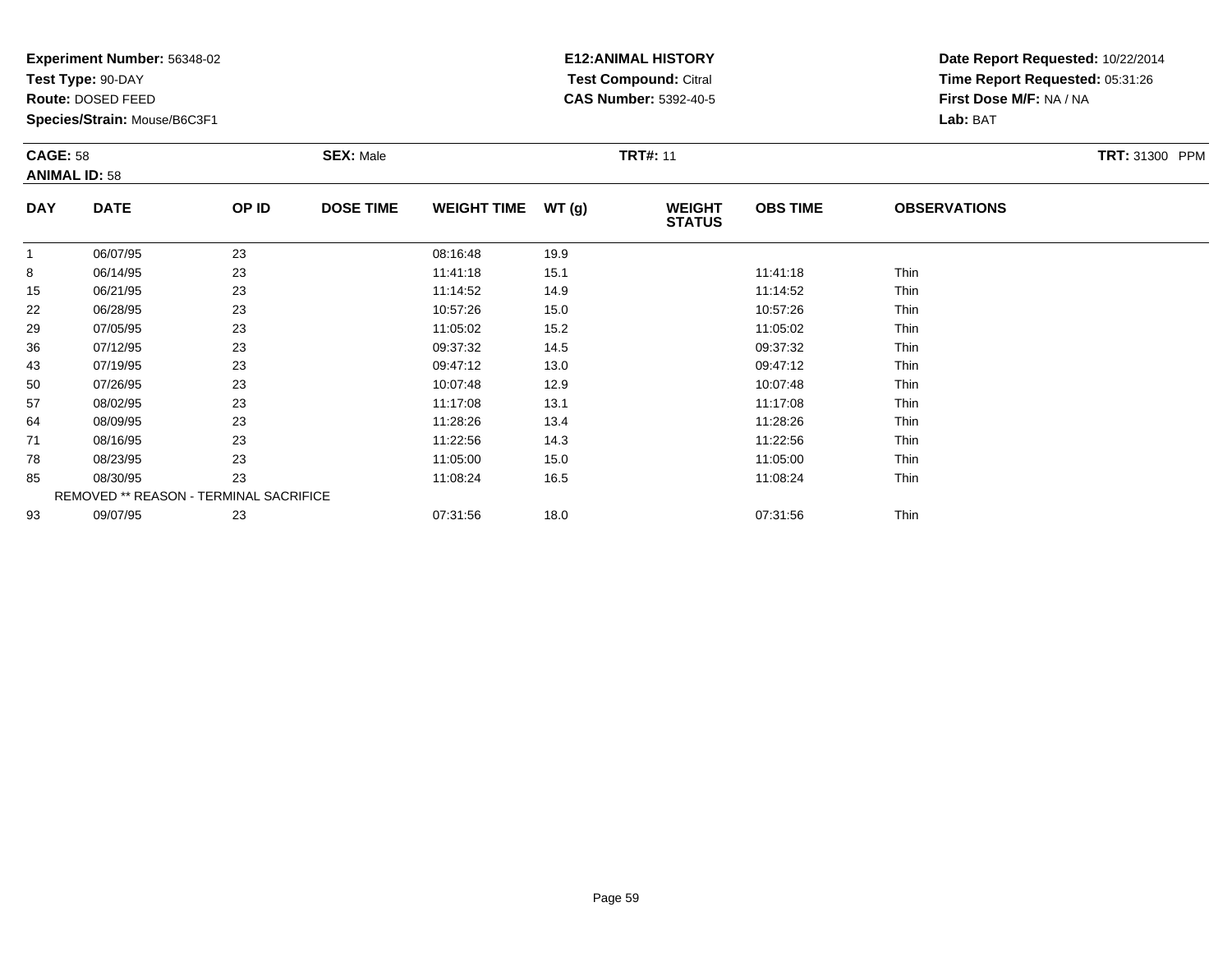**Experiment Number:** 56348-02
**Test Type:** 90-DAY
**Route:** DOSED FEED
**Species/Strain:** Mouse/B6C3F1

**E12:ANIMAL HISTORY**
**Test Compound:** Citral
**CAS Number:** 5392-40-5

**Date Report Requested:** 10/22/2014
**Time Report Requested:** 05:31:26
**First Dose M/F:** NA / NA
**Lab:** BAT

**CAGE:** 58 **SEX:** Male **TRT#:** 11 **TRT:** 31300 PPM
**ANIMAL ID:** 58

| DAY | DATE | OP ID | DOSE TIME | WEIGHT TIME | WT (g) | WEIGHT STATUS | OBS TIME | OBSERVATIONS |
|---|---|---|---|---|---|---|---|---|
| 1 | 06/07/95 | 23 | | 08:16:48 | 19.9 | | | |
| 8 | 06/14/95 | 23 | | 11:41:18 | 15.1 | | 11:41:18 | Thin |
| 15 | 06/21/95 | 23 | | 11:14:52 | 14.9 | | 11:14:52 | Thin |
| 22 | 06/28/95 | 23 | | 10:57:26 | 15.0 | | 10:57:26 | Thin |
| 29 | 07/05/95 | 23 | | 11:05:02 | 15.2 | | 11:05:02 | Thin |
| 36 | 07/12/95 | 23 | | 09:37:32 | 14.5 | | 09:37:32 | Thin |
| 43 | 07/19/95 | 23 | | 09:47:12 | 13.0 | | 09:47:12 | Thin |
| 50 | 07/26/95 | 23 | | 10:07:48 | 12.9 | | 10:07:48 | Thin |
| 57 | 08/02/95 | 23 | | 11:17:08 | 13.1 | | 11:17:08 | Thin |
| 64 | 08/09/95 | 23 | | 11:28:26 | 13.4 | | 11:28:26 | Thin |
| 71 | 08/16/95 | 23 | | 11:22:56 | 14.3 | | 11:22:56 | Thin |
| 78 | 08/23/95 | 23 | | 11:05:00 | 15.0 | | 11:05:00 | Thin |
| 85 | 08/30/95 | 23 | | 11:08:24 | 16.5 | | 11:08:24 | Thin |
| REMOVED ** REASON - TERMINAL SACRIFICE | | | | | | | | |
| 93 | 09/07/95 | 23 | | 07:31:56 | 18.0 | | 07:31:56 | Thin |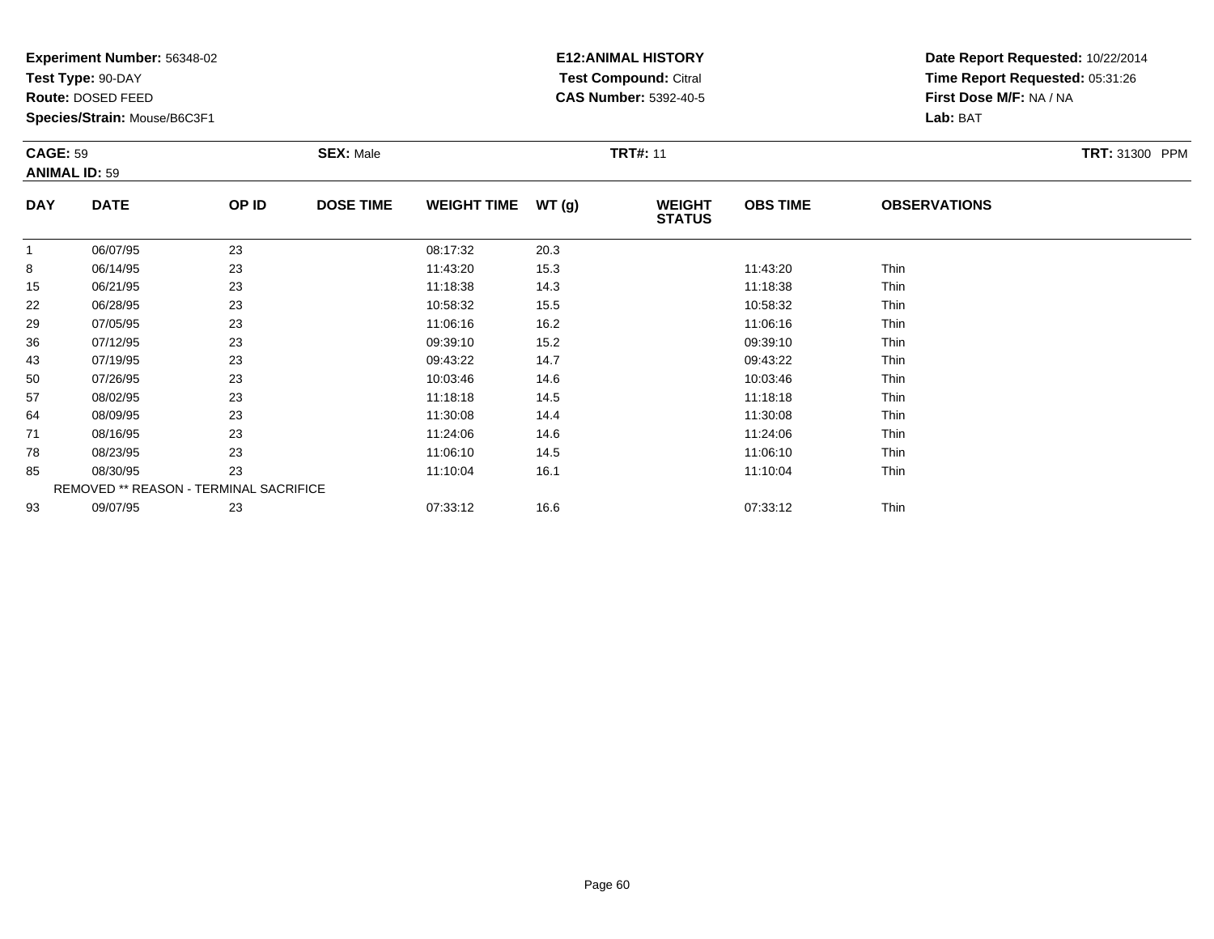**Experiment Number:** 56348-02
**Test Type:** 90-DAY
**Route:** DOSED FEED
**Species/Strain:** Mouse/B6C3F1

**E12:ANIMAL HISTORY**
**Test Compound:** Citral
**CAS Number:** 5392-40-5

**Date Report Requested:** 10/22/2014
**Time Report Requested:** 05:31:26
**First Dose M/F:** NA / NA
**Lab:** BAT

**CAGE:** 59
**ANIMAL ID:** 59
**SEX:** Male
**TRT#:** 11
**TRT:** 31300 PPM

| DAY | DATE | OP ID | DOSE TIME | WEIGHT TIME | WT (g) | WEIGHT STATUS | OBS TIME | OBSERVATIONS |
|---|---|---|---|---|---|---|---|---|
| 1 | 06/07/95 | 23 | | 08:17:32 | 20.3 | | | |
| 8 | 06/14/95 | 23 | | 11:43:20 | 15.3 | | 11:43:20 | Thin |
| 15 | 06/21/95 | 23 | | 11:18:38 | 14.3 | | 11:18:38 | Thin |
| 22 | 06/28/95 | 23 | | 10:58:32 | 15.5 | | 10:58:32 | Thin |
| 29 | 07/05/95 | 23 | | 11:06:16 | 16.2 | | 11:06:16 | Thin |
| 36 | 07/12/95 | 23 | | 09:39:10 | 15.2 | | 09:39:10 | Thin |
| 43 | 07/19/95 | 23 | | 09:43:22 | 14.7 | | 09:43:22 | Thin |
| 50 | 07/26/95 | 23 | | 10:03:46 | 14.6 | | 10:03:46 | Thin |
| 57 | 08/02/95 | 23 | | 11:18:18 | 14.5 | | 11:18:18 | Thin |
| 64 | 08/09/95 | 23 | | 11:30:08 | 14.4 | | 11:30:08 | Thin |
| 71 | 08/16/95 | 23 | | 11:24:06 | 14.6 | | 11:24:06 | Thin |
| 78 | 08/23/95 | 23 | | 11:06:10 | 14.5 | | 11:06:10 | Thin |
| 85 | 08/30/95 | 23 | | 11:10:04 | 16.1 | | 11:10:04 | Thin |
| | REMOVED ** REASON - TERMINAL SACRIFICE | | | | | | | |
| 93 | 09/07/95 | 23 | | 07:33:12 | 16.6 | | 07:33:12 | Thin |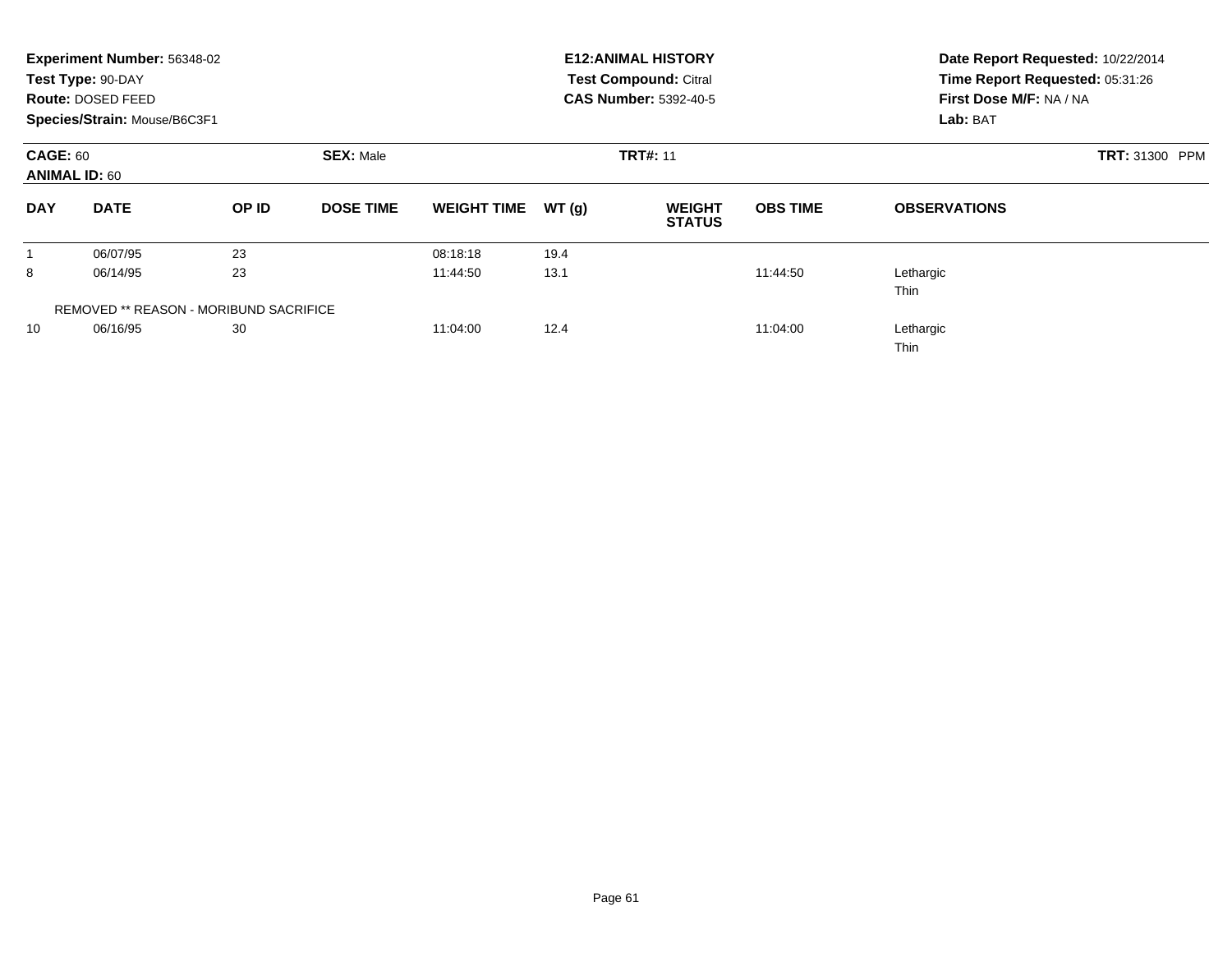**Experiment Number:** 56348-02
**Test Type:** 90-DAY
**Route:** DOSED FEED
**Species/Strain:** Mouse/B6C3F1

**E12:ANIMAL HISTORY**
**Test Compound:** Citral
**CAS Number:** 5392-40-5

**Date Report Requested:** 10/22/2014
**Time Report Requested:** 05:31:26
**First Dose M/F:** NA / NA
**Lab:** BAT

**CAGE:** 60
**ANIMAL ID:** 60
**SEX:** Male
**TRT#:** 11
**TRT:** 31300 PPM

| DAY | DATE | OP ID | DOSE TIME | WEIGHT TIME | WT (g) | WEIGHT STATUS | OBS TIME | OBSERVATIONS |
|---|---|---|---|---|---|---|---|---|
| 1 | 06/07/95 | 23 | | 08:18:18 | 19.4 | | | |
| 8 | 06/14/95 | 23 | | 11:44:50 | 13.1 | | 11:44:50 | Lethargic<br>Thin |
| | REMOVED ** REASON - MORIBUND SACRIFICE | | | | | | | |
| 10 | 06/16/95 | 30 | | 11:04:00 | 12.4 | | 11:04:00 | Lethargic<br>Thin |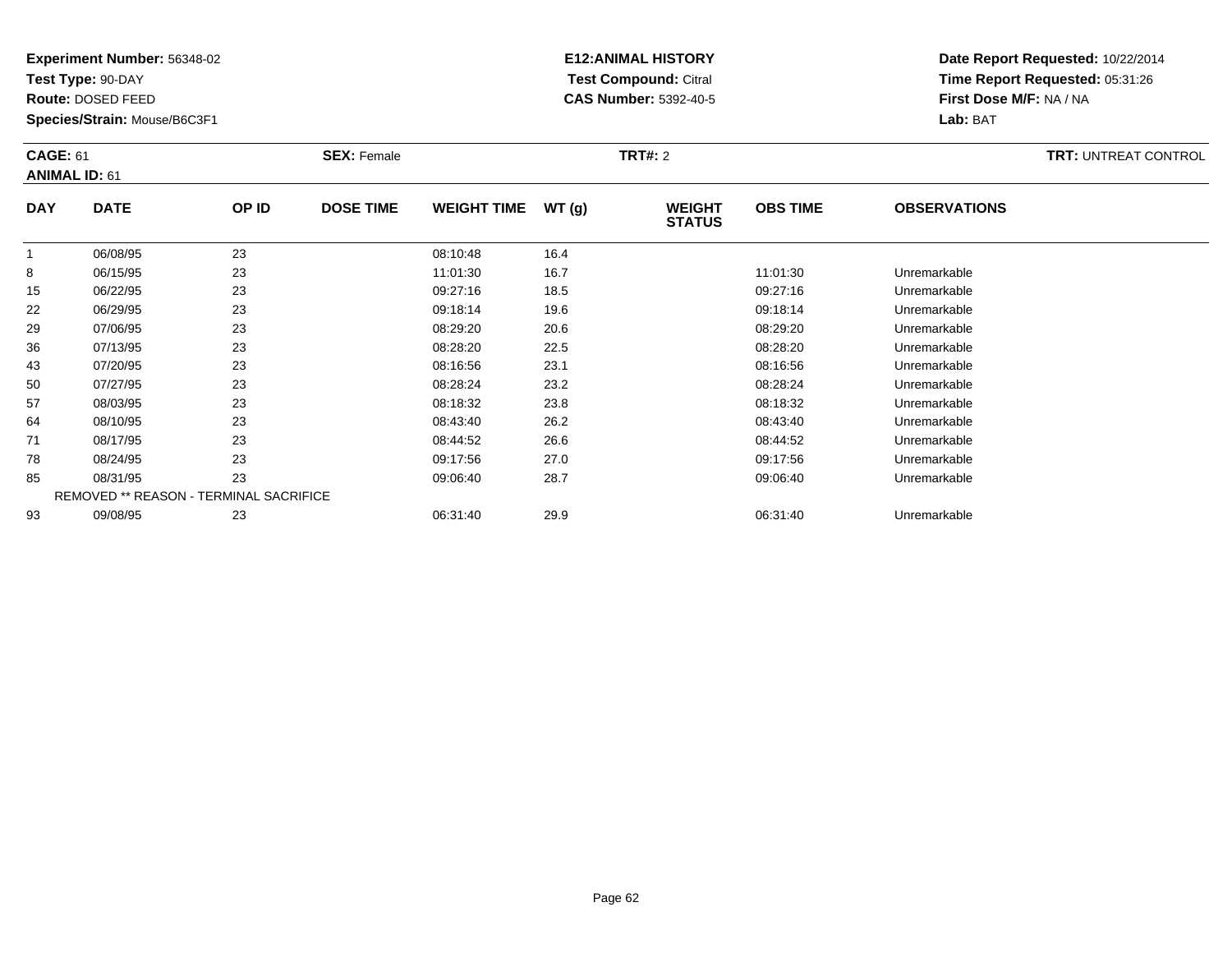**Experiment Number:** 56348-02
**Test Type:** 90-DAY
**Route:** DOSED FEED
**Species/Strain:** Mouse/B6C3F1

**E12:ANIMAL HISTORY**
**Test Compound:** Citral
**CAS Number:** 5392-40-5

**Date Report Requested:** 10/22/2014
**Time Report Requested:** 05:31:26
**First Dose M/F:** NA / NA
**Lab:** BAT

**CAGE:** 61 **SEX:** Female **TRT#:** 2 **TRT:** UNTREAT CONTROL
**ANIMAL ID:** 61

| DAY | DATE | OP ID | DOSE TIME | WEIGHT TIME | WT (g) | WEIGHT STATUS | OBS TIME | OBSERVATIONS |
|---|---|---|---|---|---|---|---|---|
| 1 | 06/08/95 | 23 | | 08:10:48 | 16.4 | | | |
| 8 | 06/15/95 | 23 | | 11:01:30 | 16.7 | | 11:01:30 | Unremarkable |
| 15 | 06/22/95 | 23 | | 09:27:16 | 18.5 | | 09:27:16 | Unremarkable |
| 22 | 06/29/95 | 23 | | 09:18:14 | 19.6 | | 09:18:14 | Unremarkable |
| 29 | 07/06/95 | 23 | | 08:29:20 | 20.6 | | 08:29:20 | Unremarkable |
| 36 | 07/13/95 | 23 | | 08:28:20 | 22.5 | | 08:28:20 | Unremarkable |
| 43 | 07/20/95 | 23 | | 08:16:56 | 23.1 | | 08:16:56 | Unremarkable |
| 50 | 07/27/95 | 23 | | 08:28:24 | 23.2 | | 08:28:24 | Unremarkable |
| 57 | 08/03/95 | 23 | | 08:18:32 | 23.8 | | 08:18:32 | Unremarkable |
| 64 | 08/10/95 | 23 | | 08:43:40 | 26.2 | | 08:43:40 | Unremarkable |
| 71 | 08/17/95 | 23 | | 08:44:52 | 26.6 | | 08:44:52 | Unremarkable |
| 78 | 08/24/95 | 23 | | 09:17:56 | 27.0 | | 09:17:56 | Unremarkable |
| 85 | 08/31/95 | 23 | | 09:06:40 | 28.7 | | 09:06:40 | Unremarkable |
| REMOVED ** REASON - TERMINAL SACRIFICE | | | | | | | | |
| 93 | 09/08/95 | 23 | | 06:31:40 | 29.9 | | 06:31:40 | Unremarkable |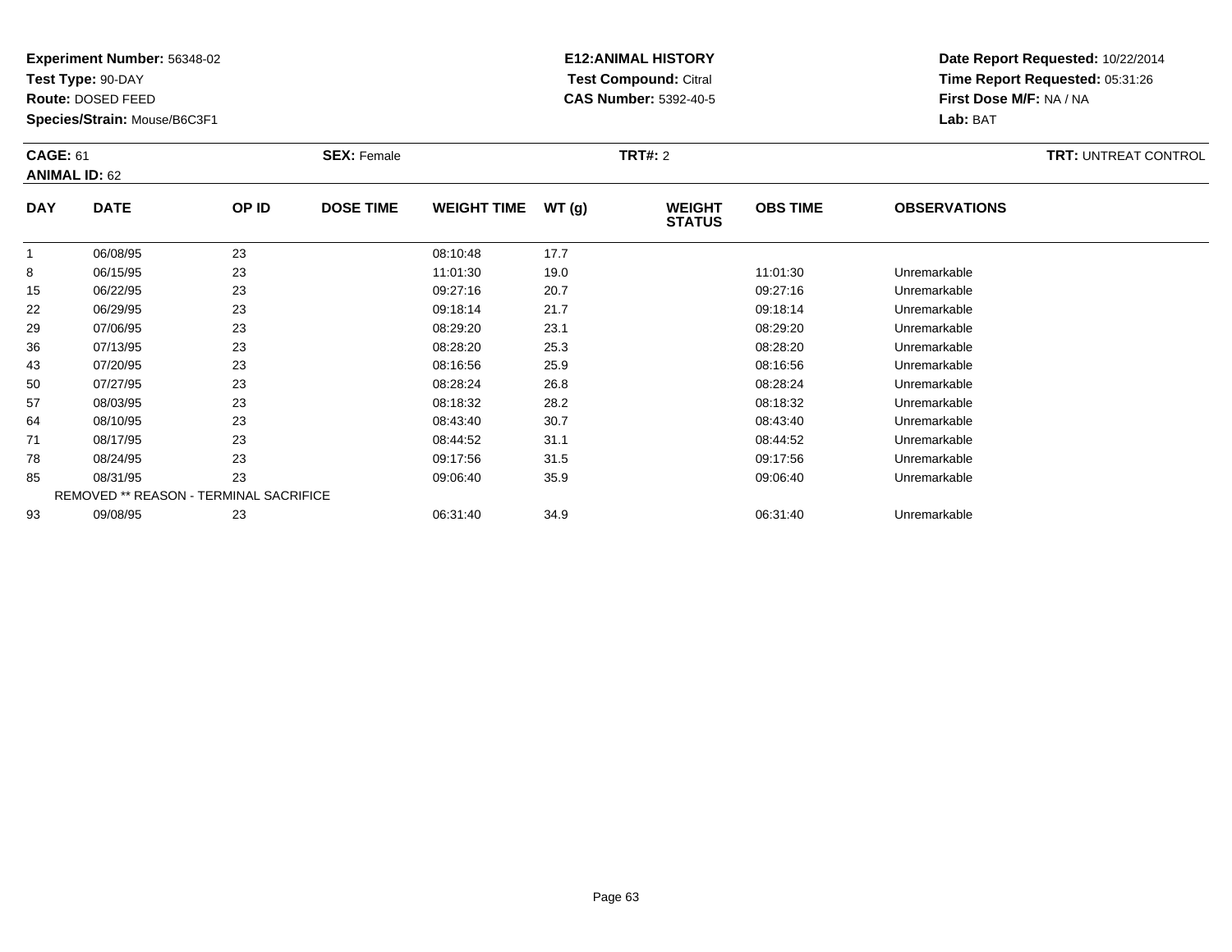**Experiment Number:** 56348-02
**Test Type:** 90-DAY
**Route:** DOSED FEED
**Species/Strain:** Mouse/B6C3F1

**E12:ANIMAL HISTORY**
**Test Compound:** Citral
**CAS Number:** 5392-40-5

**Date Report Requested:** 10/22/2014
**Time Report Requested:** 05:31:26
**First Dose M/F:** NA / NA
**Lab:** BAT

**CAGE:** 61 **SEX:** Female **TRT#:** 2 **TRT:** UNTREAT CONTROL
**ANIMAL ID:** 62

| DAY | DATE | OP ID | DOSE TIME | WEIGHT TIME | WT (g) | WEIGHT STATUS | OBS TIME | OBSERVATIONS |
|---|---|---|---|---|---|---|---|---|
| 1 | 06/08/95 | 23 | | 08:10:48 | 17.7 | | | |
| 8 | 06/15/95 | 23 | | 11:01:30 | 19.0 | | 11:01:30 | Unremarkable |
| 15 | 06/22/95 | 23 | | 09:27:16 | 20.7 | | 09:27:16 | Unremarkable |
| 22 | 06/29/95 | 23 | | 09:18:14 | 21.7 | | 09:18:14 | Unremarkable |
| 29 | 07/06/95 | 23 | | 08:29:20 | 23.1 | | 08:29:20 | Unremarkable |
| 36 | 07/13/95 | 23 | | 08:28:20 | 25.3 | | 08:28:20 | Unremarkable |
| 43 | 07/20/95 | 23 | | 08:16:56 | 25.9 | | 08:16:56 | Unremarkable |
| 50 | 07/27/95 | 23 | | 08:28:24 | 26.8 | | 08:28:24 | Unremarkable |
| 57 | 08/03/95 | 23 | | 08:18:32 | 28.2 | | 08:18:32 | Unremarkable |
| 64 | 08/10/95 | 23 | | 08:43:40 | 30.7 | | 08:43:40 | Unremarkable |
| 71 | 08/17/95 | 23 | | 08:44:52 | 31.1 | | 08:44:52 | Unremarkable |
| 78 | 08/24/95 | 23 | | 09:17:56 | 31.5 | | 09:17:56 | Unremarkable |
| 85 | 08/31/95 | 23 | | 09:06:40 | 35.9 | | 09:06:40 | Unremarkable |
| REMOVED ** REASON - TERMINAL SACRIFICE | | | | | | | | |
| 93 | 09/08/95 | 23 | | 06:31:40 | 34.9 | | 06:31:40 | Unremarkable |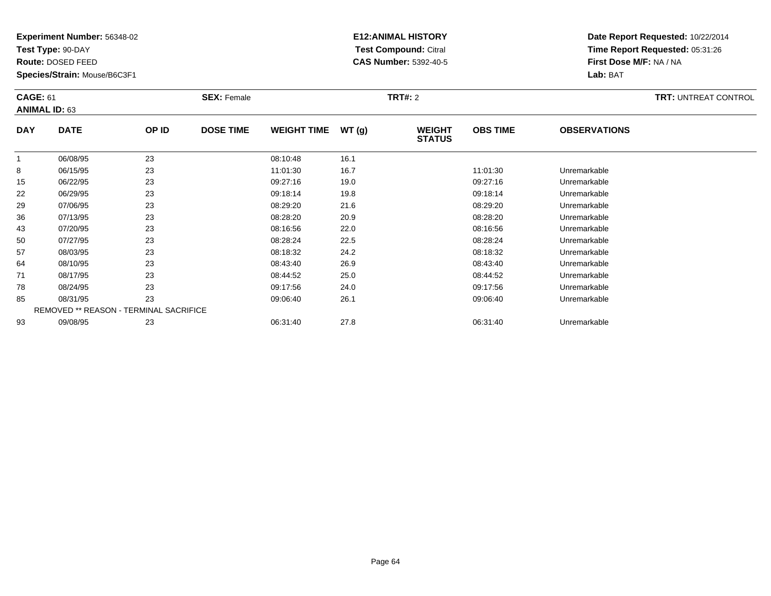**Experiment Number:** 56348-02
**Test Type:** 90-DAY
**Route:** DOSED FEED
**Species/Strain:** Mouse/B6C3F1

**E12:ANIMAL HISTORY**
**Test Compound:** Citral
**CAS Number:** 5392-40-5

**Date Report Requested:** 10/22/2014
**Time Report Requested:** 05:31:26
**First Dose M/F:** NA / NA
**Lab:** BAT

**CAGE:** 61 **SEX:** Female **TRT#:** 2 **TRT:** UNTREAT CONTROL
**ANIMAL ID:** 63

| DAY | DATE | OP ID | DOSE TIME | WEIGHT TIME | WT (g) | WEIGHT STATUS | OBS TIME | OBSERVATIONS |
|---|---|---|---|---|---|---|---|---|
| 1 | 06/08/95 | 23 | | 08:10:48 | 16.1 | | | |
| 8 | 06/15/95 | 23 | | 11:01:30 | 16.7 | | 11:01:30 | Unremarkable |
| 15 | 06/22/95 | 23 | | 09:27:16 | 19.0 | | 09:27:16 | Unremarkable |
| 22 | 06/29/95 | 23 | | 09:18:14 | 19.8 | | 09:18:14 | Unremarkable |
| 29 | 07/06/95 | 23 | | 08:29:20 | 21.6 | | 08:29:20 | Unremarkable |
| 36 | 07/13/95 | 23 | | 08:28:20 | 20.9 | | 08:28:20 | Unremarkable |
| 43 | 07/20/95 | 23 | | 08:16:56 | 22.0 | | 08:16:56 | Unremarkable |
| 50 | 07/27/95 | 23 | | 08:28:24 | 22.5 | | 08:28:24 | Unremarkable |
| 57 | 08/03/95 | 23 | | 08:18:32 | 24.2 | | 08:18:32 | Unremarkable |
| 64 | 08/10/95 | 23 | | 08:43:40 | 26.9 | | 08:43:40 | Unremarkable |
| 71 | 08/17/95 | 23 | | 08:44:52 | 25.0 | | 08:44:52 | Unremarkable |
| 78 | 08/24/95 | 23 | | 09:17:56 | 24.0 | | 09:17:56 | Unremarkable |
| 85 | 08/31/95 | 23 | | 09:06:40 | 26.1 | | 09:06:40 | Unremarkable |
| REMOVED ** REASON - TERMINAL SACRIFICE | | | | | | | | |
| 93 | 09/08/95 | 23 | | 06:31:40 | 27.8 | | 06:31:40 | Unremarkable |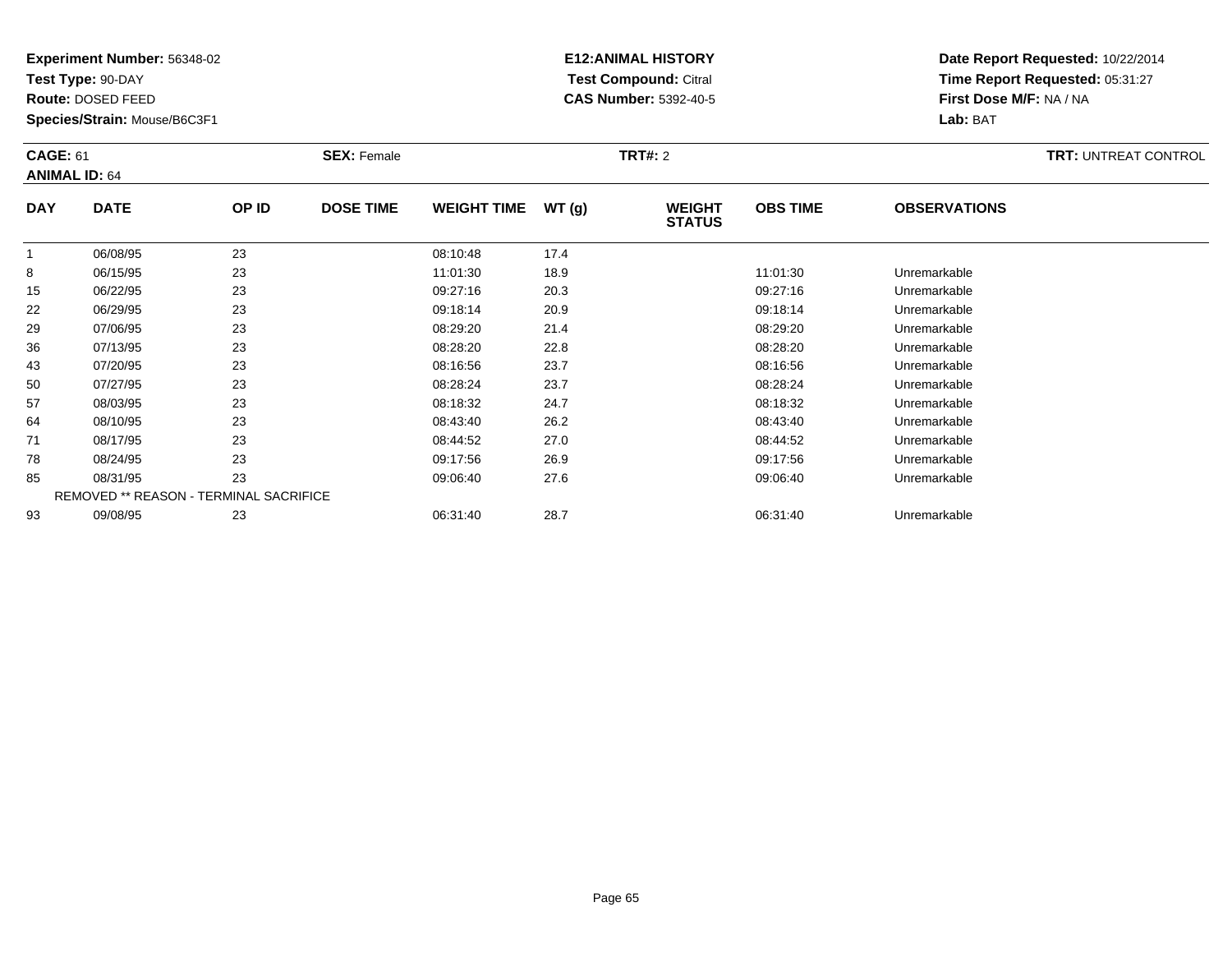**Experiment Number:** 56348-02
**Test Type:** 90-DAY
**Route:** DOSED FEED
**Species/Strain:** Mouse/B6C3F1

**E12:ANIMAL HISTORY**
**Test Compound:** Citral
**CAS Number:** 5392-40-5

**Date Report Requested:** 10/22/2014
**Time Report Requested:** 05:31:27
**First Dose M/F:** NA / NA
**Lab:** BAT

**CAGE:** 61 | **SEX:** Female | **TRT#:** 2 | **TRT:** UNTREAT CONTROL
**ANIMAL ID:** 64

| DAY | DATE | OP ID | DOSE TIME | WEIGHT TIME | WT (g) | WEIGHT STATUS | OBS TIME | OBSERVATIONS |
|---|---|---|---|---|---|---|---|---|
| 1 | 06/08/95 | 23 | | 08:10:48 | 17.4 | | | |
| 8 | 06/15/95 | 23 | | 11:01:30 | 18.9 | | 11:01:30 | Unremarkable |
| 15 | 06/22/95 | 23 | | 09:27:16 | 20.3 | | 09:27:16 | Unremarkable |
| 22 | 06/29/95 | 23 | | 09:18:14 | 20.9 | | 09:18:14 | Unremarkable |
| 29 | 07/06/95 | 23 | | 08:29:20 | 21.4 | | 08:29:20 | Unremarkable |
| 36 | 07/13/95 | 23 | | 08:28:20 | 22.8 | | 08:28:20 | Unremarkable |
| 43 | 07/20/95 | 23 | | 08:16:56 | 23.7 | | 08:16:56 | Unremarkable |
| 50 | 07/27/95 | 23 | | 08:28:24 | 23.7 | | 08:28:24 | Unremarkable |
| 57 | 08/03/95 | 23 | | 08:18:32 | 24.7 | | 08:18:32 | Unremarkable |
| 64 | 08/10/95 | 23 | | 08:43:40 | 26.2 | | 08:43:40 | Unremarkable |
| 71 | 08/17/95 | 23 | | 08:44:52 | 27.0 | | 08:44:52 | Unremarkable |
| 78 | 08/24/95 | 23 | | 09:17:56 | 26.9 | | 09:17:56 | Unremarkable |
| 85 | 08/31/95 | 23 | | 09:06:40 | 27.6 | | 09:06:40 | Unremarkable |
| REMOVED ** REASON - TERMINAL SACRIFICE | | | | | | | | |
| 93 | 09/08/95 | 23 | | 06:31:40 | 28.7 | | 06:31:40 | Unremarkable |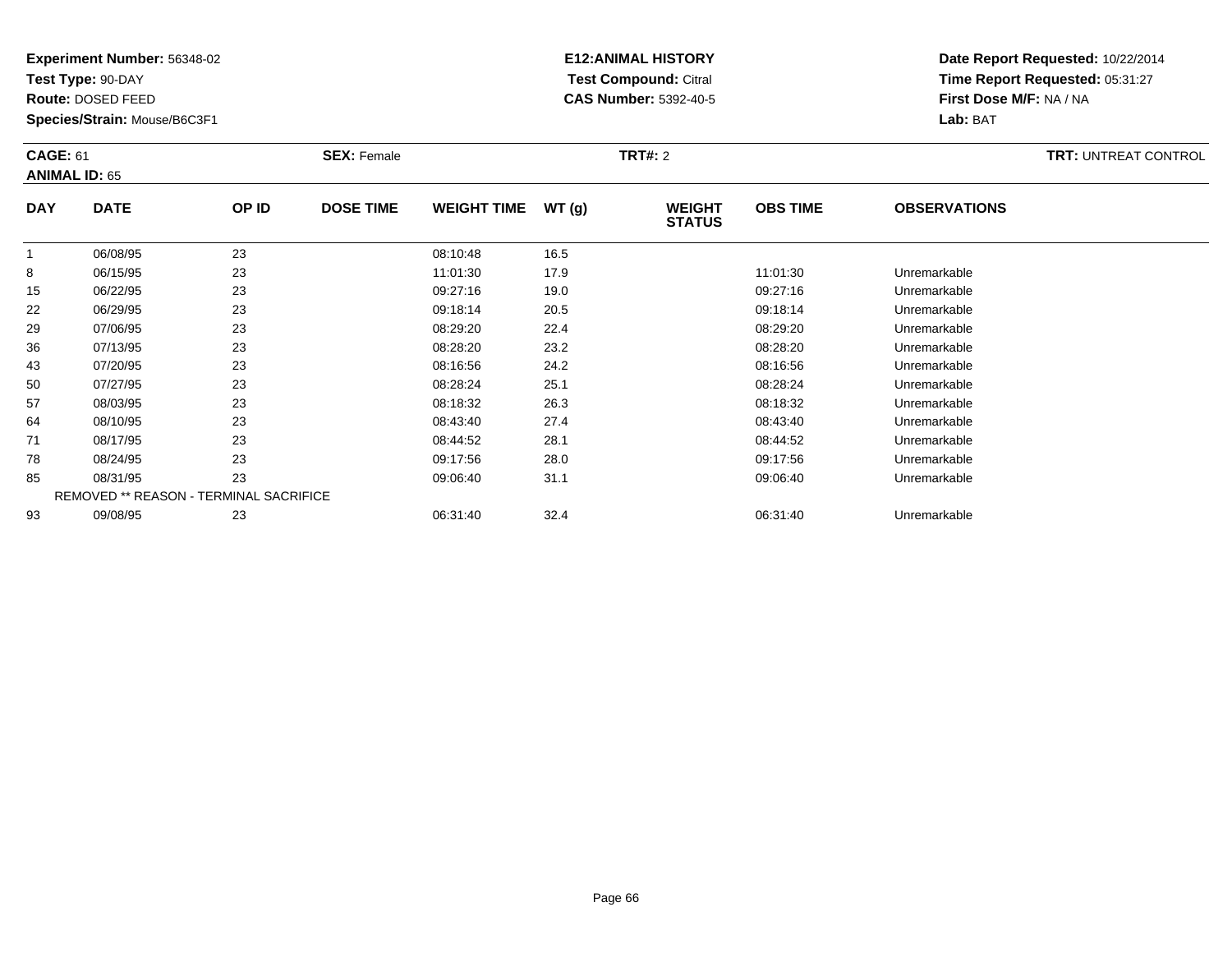**Experiment Number:** 56348-02
**Test Type:** 90-DAY
**Route:** DOSED FEED
**Species/Strain:** Mouse/B6C3F1

**E12:ANIMAL HISTORY**
**Test Compound:** Citral
**CAS Number:** 5392-40-5

**Date Report Requested:** 10/22/2014
**Time Report Requested:** 05:31:27
**First Dose M/F:** NA / NA
**Lab:** BAT

**CAGE:** 61 **SEX:** Female **TRT#:** 2 **TRT:** UNTREAT CONTROL
**ANIMAL ID:** 65

| DAY | DATE | OP ID | DOSE TIME | WEIGHT TIME | WT (g) | WEIGHT STATUS | OBS TIME | OBSERVATIONS |
|---|---|---|---|---|---|---|---|---|
| 1 | 06/08/95 | 23 | | 08:10:48 | 16.5 | | | |
| 8 | 06/15/95 | 23 | | 11:01:30 | 17.9 | | 11:01:30 | Unremarkable |
| 15 | 06/22/95 | 23 | | 09:27:16 | 19.0 | | 09:27:16 | Unremarkable |
| 22 | 06/29/95 | 23 | | 09:18:14 | 20.5 | | 09:18:14 | Unremarkable |
| 29 | 07/06/95 | 23 | | 08:29:20 | 22.4 | | 08:29:20 | Unremarkable |
| 36 | 07/13/95 | 23 | | 08:28:20 | 23.2 | | 08:28:20 | Unremarkable |
| 43 | 07/20/95 | 23 | | 08:16:56 | 24.2 | | 08:16:56 | Unremarkable |
| 50 | 07/27/95 | 23 | | 08:28:24 | 25.1 | | 08:28:24 | Unremarkable |
| 57 | 08/03/95 | 23 | | 08:18:32 | 26.3 | | 08:18:32 | Unremarkable |
| 64 | 08/10/95 | 23 | | 08:43:40 | 27.4 | | 08:43:40 | Unremarkable |
| 71 | 08/17/95 | 23 | | 08:44:52 | 28.1 | | 08:44:52 | Unremarkable |
| 78 | 08/24/95 | 23 | | 09:17:56 | 28.0 | | 09:17:56 | Unremarkable |
| 85 | 08/31/95 | 23 | | 09:06:40 | 31.1 | | 09:06:40 | Unremarkable |
| | REMOVED ** REASON - TERMINAL SACRIFICE | | | | | | | |
| 93 | 09/08/95 | 23 | | 06:31:40 | 32.4 | | 06:31:40 | Unremarkable |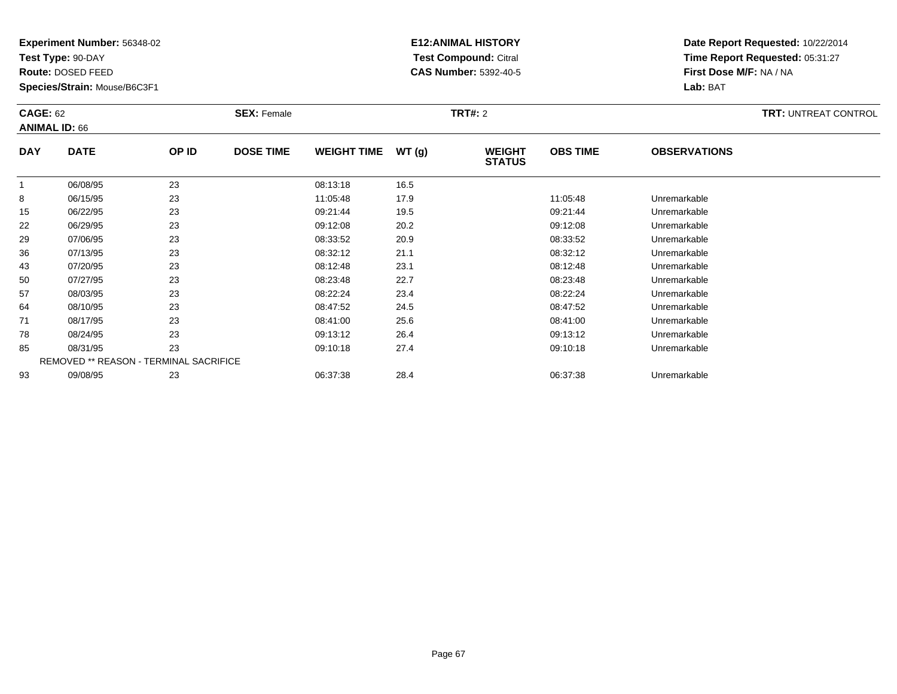**Experiment Number:** 56348-02
**Test Type:** 90-DAY
**Route:** DOSED FEED
**Species/Strain:** Mouse/B6C3F1

**E12:ANIMAL HISTORY**
**Test Compound:** Citral
**CAS Number:** 5392-40-5

**Date Report Requested:** 10/22/2014
**Time Report Requested:** 05:31:27
**First Dose M/F:** NA / NA
**Lab:** BAT

**CAGE:** 62 **SEX:** Female **TRT#:** 2 **TRT:** UNTREAT CONTROL
**ANIMAL ID:** 66

| DAY | DATE | OP ID | DOSE TIME | WEIGHT TIME | WT (g) | WEIGHT STATUS | OBS TIME | OBSERVATIONS |
|---|---|---|---|---|---|---|---|---|
| 1 | 06/08/95 | 23 | | 08:13:18 | 16.5 | | | |
| 8 | 06/15/95 | 23 | | 11:05:48 | 17.9 | | 11:05:48 | Unremarkable |
| 15 | 06/22/95 | 23 | | 09:21:44 | 19.5 | | 09:21:44 | Unremarkable |
| 22 | 06/29/95 | 23 | | 09:12:08 | 20.2 | | 09:12:08 | Unremarkable |
| 29 | 07/06/95 | 23 | | 08:33:52 | 20.9 | | 08:33:52 | Unremarkable |
| 36 | 07/13/95 | 23 | | 08:32:12 | 21.1 | | 08:32:12 | Unremarkable |
| 43 | 07/20/95 | 23 | | 08:12:48 | 23.1 | | 08:12:48 | Unremarkable |
| 50 | 07/27/95 | 23 | | 08:23:48 | 22.7 | | 08:23:48 | Unremarkable |
| 57 | 08/03/95 | 23 | | 08:22:24 | 23.4 | | 08:22:24 | Unremarkable |
| 64 | 08/10/95 | 23 | | 08:47:52 | 24.5 | | 08:47:52 | Unremarkable |
| 71 | 08/17/95 | 23 | | 08:41:00 | 25.6 | | 08:41:00 | Unremarkable |
| 78 | 08/24/95 | 23 | | 09:13:12 | 26.4 | | 09:13:12 | Unremarkable |
| 85 | 08/31/95 | 23 | | 09:10:18 | 27.4 | | 09:10:18 | Unremarkable |
| REMOVED ** REASON - TERMINAL SACRIFICE | | | | | | | | |
| 93 | 09/08/95 | 23 | | 06:37:38 | 28.4 | | 06:37:38 | Unremarkable |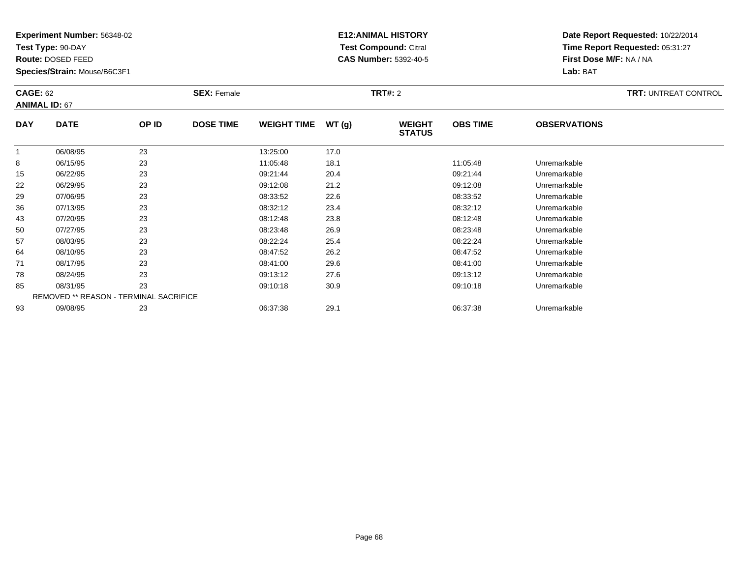**Experiment Number:** 56348-02
**Test Type:** 90-DAY
**Route:** DOSED FEED
**Species/Strain:** Mouse/B6C3F1

**E12:ANIMAL HISTORY**
**Test Compound:** Citral
**CAS Number:** 5392-40-5

**Date Report Requested:** 10/22/2014
**Time Report Requested:** 05:31:27
**First Dose M/F:** NA / NA
**Lab:** BAT

**CAGE:** 62 **SEX:** Female **TRT#:** 2 **TRT:** UNTREAT CONTROL
**ANIMAL ID:** 67

| DAY | DATE | OP ID | DOSE TIME | WEIGHT TIME | WT (g) | WEIGHT STATUS | OBS TIME | OBSERVATIONS |
|---|---|---|---|---|---|---|---|---|
| 1 | 06/08/95 | 23 | | 13:25:00 | 17.0 | | | |
| 8 | 06/15/95 | 23 | | 11:05:48 | 18.1 | | 11:05:48 | Unremarkable |
| 15 | 06/22/95 | 23 | | 09:21:44 | 20.4 | | 09:21:44 | Unremarkable |
| 22 | 06/29/95 | 23 | | 09:12:08 | 21.2 | | 09:12:08 | Unremarkable |
| 29 | 07/06/95 | 23 | | 08:33:52 | 22.6 | | 08:33:52 | Unremarkable |
| 36 | 07/13/95 | 23 | | 08:32:12 | 23.4 | | 08:32:12 | Unremarkable |
| 43 | 07/20/95 | 23 | | 08:12:48 | 23.8 | | 08:12:48 | Unremarkable |
| 50 | 07/27/95 | 23 | | 08:23:48 | 26.9 | | 08:23:48 | Unremarkable |
| 57 | 08/03/95 | 23 | | 08:22:24 | 25.4 | | 08:22:24 | Unremarkable |
| 64 | 08/10/95 | 23 | | 08:47:52 | 26.2 | | 08:47:52 | Unremarkable |
| 71 | 08/17/95 | 23 | | 08:41:00 | 29.6 | | 08:41:00 | Unremarkable |
| 78 | 08/24/95 | 23 | | 09:13:12 | 27.6 | | 09:13:12 | Unremarkable |
| 85 | 08/31/95 | 23 | | 09:10:18 | 30.9 | | 09:10:18 | Unremarkable |
| REMOVED ** REASON - TERMINAL SACRIFICE | | | | | | | | |
| 93 | 09/08/95 | 23 | | 06:37:38 | 29.1 | | 06:37:38 | Unremarkable |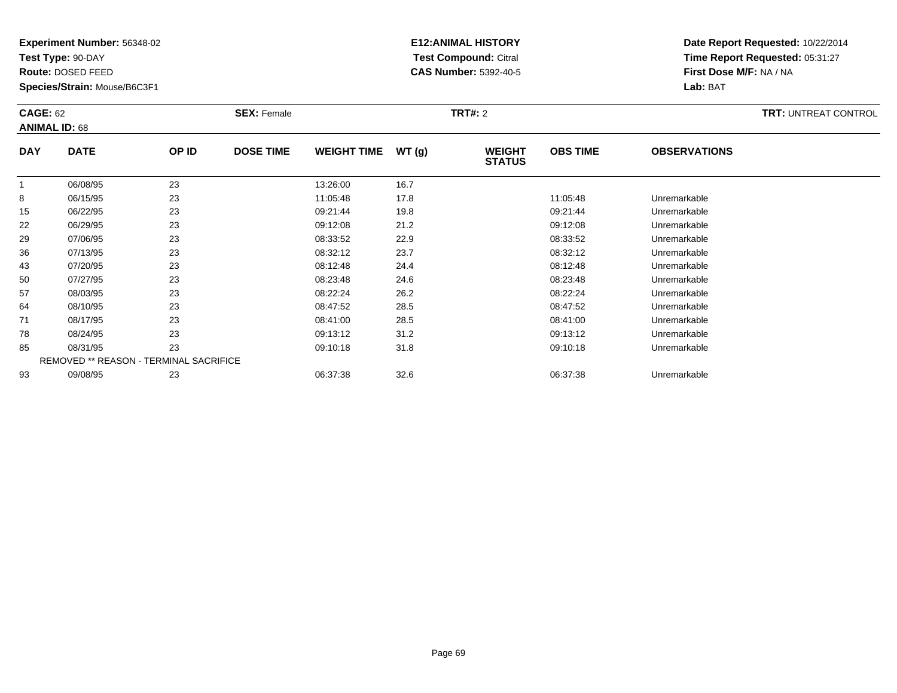**Experiment Number:** 56348-02
**Test Type:** 90-DAY
**Route:** DOSED FEED
**Species/Strain:** Mouse/B6C3F1

**E12:ANIMAL HISTORY**
**Test Compound:** Citral
**CAS Number:** 5392-40-5

**Date Report Requested:** 10/22/2014
**Time Report Requested:** 05:31:27
**First Dose M/F:** NA / NA
**Lab:** BAT

**CAGE:** 62 **SEX:** Female **TRT#:** 2 **TRT:** UNTREAT CONTROL
**ANIMAL ID:** 68

| DAY | DATE | OP ID | DOSE TIME | WEIGHT TIME | WT (g) | WEIGHT STATUS | OBS TIME | OBSERVATIONS |
|---|---|---|---|---|---|---|---|---|
| 1 | 06/08/95 | 23 | | 13:26:00 | 16.7 | | | |
| 8 | 06/15/95 | 23 | | 11:05:48 | 17.8 | | 11:05:48 | Unremarkable |
| 15 | 06/22/95 | 23 | | 09:21:44 | 19.8 | | 09:21:44 | Unremarkable |
| 22 | 06/29/95 | 23 | | 09:12:08 | 21.2 | | 09:12:08 | Unremarkable |
| 29 | 07/06/95 | 23 | | 08:33:52 | 22.9 | | 08:33:52 | Unremarkable |
| 36 | 07/13/95 | 23 | | 08:32:12 | 23.7 | | 08:32:12 | Unremarkable |
| 43 | 07/20/95 | 23 | | 08:12:48 | 24.4 | | 08:12:48 | Unremarkable |
| 50 | 07/27/95 | 23 | | 08:23:48 | 24.6 | | 08:23:48 | Unremarkable |
| 57 | 08/03/95 | 23 | | 08:22:24 | 26.2 | | 08:22:24 | Unremarkable |
| 64 | 08/10/95 | 23 | | 08:47:52 | 28.5 | | 08:47:52 | Unremarkable |
| 71 | 08/17/95 | 23 | | 08:41:00 | 28.5 | | 08:41:00 | Unremarkable |
| 78 | 08/24/95 | 23 | | 09:13:12 | 31.2 | | 09:13:12 | Unremarkable |
| 85 | 08/31/95 | 23 | | 09:10:18 | 31.8 | | 09:10:18 | Unremarkable |
| REMOVED ** REASON - TERMINAL SACRIFICE | | | | | | | | |
| 93 | 09/08/95 | 23 | | 06:37:38 | 32.6 | | 06:37:38 | Unremarkable |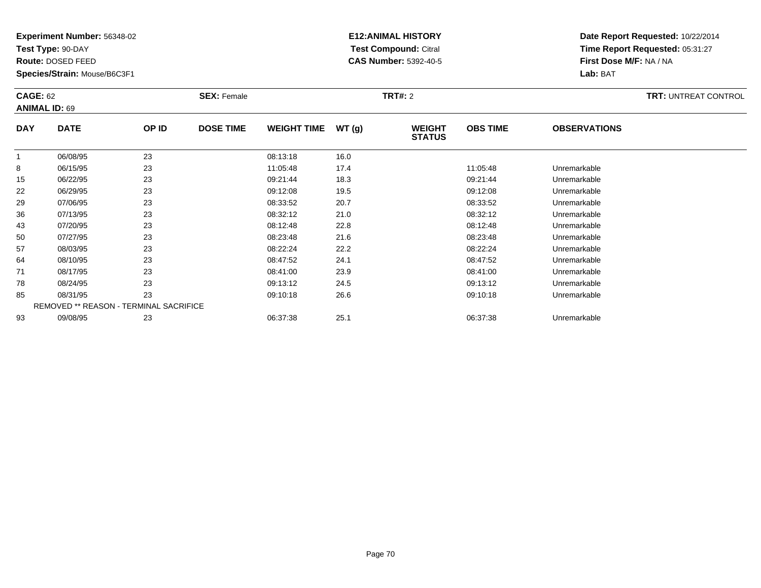**Experiment Number:** 56348-02
**Test Type:** 90-DAY
**Route:** DOSED FEED
**Species/Strain:** Mouse/B6C3F1

**E12:ANIMAL HISTORY**
**Test Compound:** Citral
**CAS Number:** 5392-40-5

**Date Report Requested:** 10/22/2014
**Time Report Requested:** 05:31:27
**First Dose M/F:** NA / NA
**Lab:** BAT

**CAGE:** 62 **SEX:** Female **TRT#:** 2 **TRT:** UNTREAT CONTROL
**ANIMAL ID:** 69

| DAY | DATE | OP ID | DOSE TIME | WEIGHT TIME | WT (g) | WEIGHT STATUS | OBS TIME | OBSERVATIONS |
|---|---|---|---|---|---|---|---|---|
| 1 | 06/08/95 | 23 | | 08:13:18 | 16.0 | | | |
| 8 | 06/15/95 | 23 | | 11:05:48 | 17.4 | | 11:05:48 | Unremarkable |
| 15 | 06/22/95 | 23 | | 09:21:44 | 18.3 | | 09:21:44 | Unremarkable |
| 22 | 06/29/95 | 23 | | 09:12:08 | 19.5 | | 09:12:08 | Unremarkable |
| 29 | 07/06/95 | 23 | | 08:33:52 | 20.7 | | 08:33:52 | Unremarkable |
| 36 | 07/13/95 | 23 | | 08:32:12 | 21.0 | | 08:32:12 | Unremarkable |
| 43 | 07/20/95 | 23 | | 08:12:48 | 22.8 | | 08:12:48 | Unremarkable |
| 50 | 07/27/95 | 23 | | 08:23:48 | 21.6 | | 08:23:48 | Unremarkable |
| 57 | 08/03/95 | 23 | | 08:22:24 | 22.2 | | 08:22:24 | Unremarkable |
| 64 | 08/10/95 | 23 | | 08:47:52 | 24.1 | | 08:47:52 | Unremarkable |
| 71 | 08/17/95 | 23 | | 08:41:00 | 23.9 | | 08:41:00 | Unremarkable |
| 78 | 08/24/95 | 23 | | 09:13:12 | 24.5 | | 09:13:12 | Unremarkable |
| 85 | 08/31/95 | 23 | | 09:10:18 | 26.6 | | 09:10:18 | Unremarkable |
| REMOVED ** REASON - TERMINAL SACRIFICE | | | | | | | | |
| 93 | 09/08/95 | 23 | | 06:37:38 | 25.1 | | 06:37:38 | Unremarkable |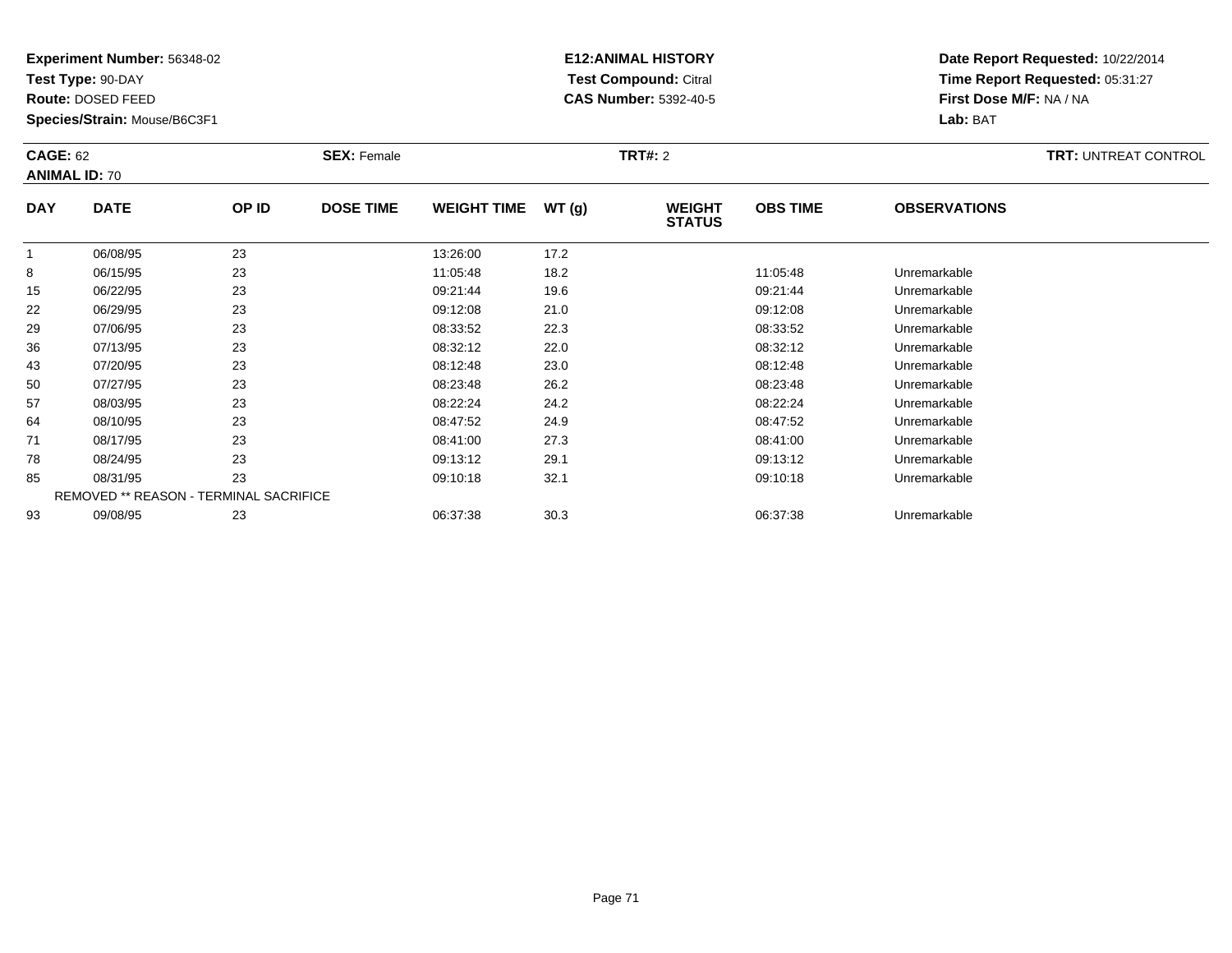**Experiment Number:** 56348-02
**Test Type:** 90-DAY
**Route:** DOSED FEED
**Species/Strain:** Mouse/B6C3F1

**E12:ANIMAL HISTORY**
**Test Compound:** Citral
**CAS Number:** 5392-40-5

**Date Report Requested:** 10/22/2014
**Time Report Requested:** 05:31:27
**First Dose M/F:** NA / NA
**Lab:** BAT

**CAGE:** 62 **SEX:** Female **TRT#:** 2 **TRT:** UNTREAT CONTROL
**ANIMAL ID:** 70

| DAY | DATE | OP ID | DOSE TIME | WEIGHT TIME | WT (g) | WEIGHT STATUS | OBS TIME | OBSERVATIONS |
|---|---|---|---|---|---|---|---|---|
| 1 | 06/08/95 | 23 | | 13:26:00 | 17.2 | | | |
| 8 | 06/15/95 | 23 | | 11:05:48 | 18.2 | | 11:05:48 | Unremarkable |
| 15 | 06/22/95 | 23 | | 09:21:44 | 19.6 | | 09:21:44 | Unremarkable |
| 22 | 06/29/95 | 23 | | 09:12:08 | 21.0 | | 09:12:08 | Unremarkable |
| 29 | 07/06/95 | 23 | | 08:33:52 | 22.3 | | 08:33:52 | Unremarkable |
| 36 | 07/13/95 | 23 | | 08:32:12 | 22.0 | | 08:32:12 | Unremarkable |
| 43 | 07/20/95 | 23 | | 08:12:48 | 23.0 | | 08:12:48 | Unremarkable |
| 50 | 07/27/95 | 23 | | 08:23:48 | 26.2 | | 08:23:48 | Unremarkable |
| 57 | 08/03/95 | 23 | | 08:22:24 | 24.2 | | 08:22:24 | Unremarkable |
| 64 | 08/10/95 | 23 | | 08:47:52 | 24.9 | | 08:47:52 | Unremarkable |
| 71 | 08/17/95 | 23 | | 08:41:00 | 27.3 | | 08:41:00 | Unremarkable |
| 78 | 08/24/95 | 23 | | 09:13:12 | 29.1 | | 09:13:12 | Unremarkable |
| 85 | 08/31/95 | 23 | | 09:10:18 | 32.1 | | 09:10:18 | Unremarkable |
| REMOVED ** REASON - TERMINAL SACRIFICE | | | | | | | | |
| 93 | 09/08/95 | 23 | | 06:37:38 | 30.3 | | 06:37:38 | Unremarkable |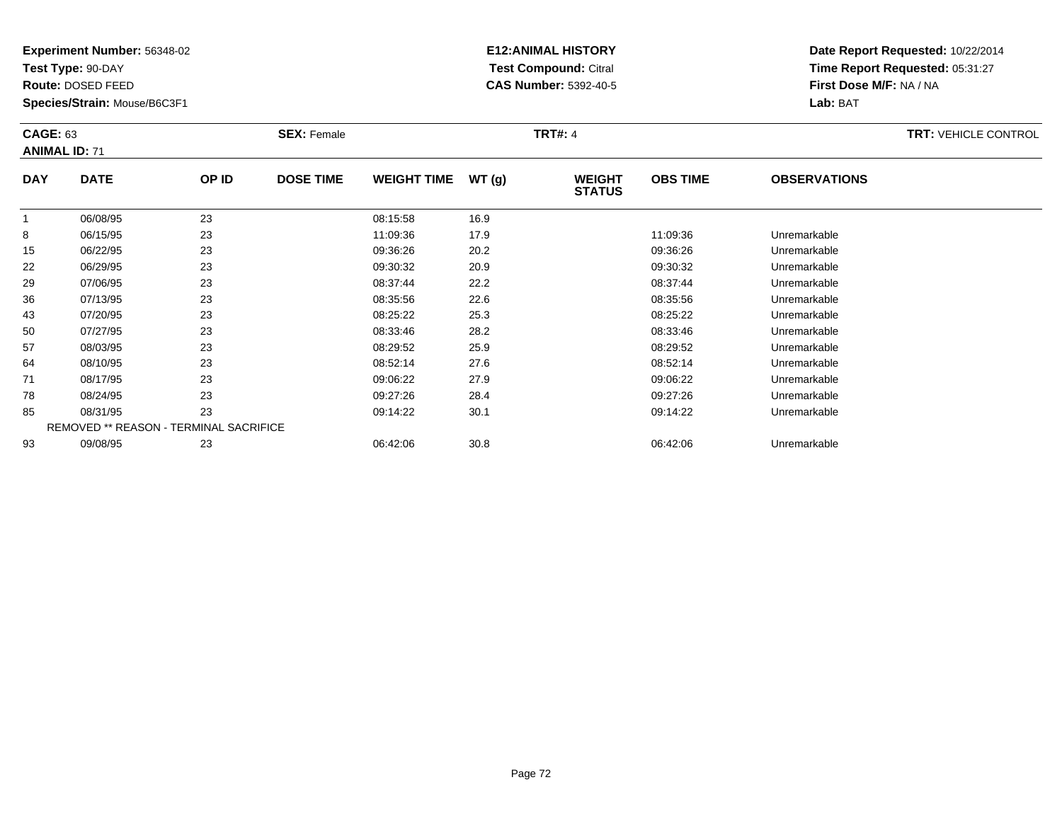**Experiment Number:** 56348-02
**Test Type:** 90-DAY
**Route:** DOSED FEED
**Species/Strain:** Mouse/B6C3F1

**E12:ANIMAL HISTORY**
**Test Compound:** Citral
**CAS Number:** 5392-40-5

**Date Report Requested:** 10/22/2014
**Time Report Requested:** 05:31:27
**First Dose M/F:** NA / NA
**Lab:** BAT

**CAGE:** 63 **SEX:** Female **TRT#:** 4 **TRT:** VEHICLE CONTROL
**ANIMAL ID:** 71

| DAY | DATE | OP ID | DOSE TIME | WEIGHT TIME | WT (g) | WEIGHT STATUS | OBS TIME | OBSERVATIONS |
|---|---|---|---|---|---|---|---|---|
| 1 | 06/08/95 | 23 | | 08:15:58 | 16.9 | | | |
| 8 | 06/15/95 | 23 | | 11:09:36 | 17.9 | | 11:09:36 | Unremarkable |
| 15 | 06/22/95 | 23 | | 09:36:26 | 20.2 | | 09:36:26 | Unremarkable |
| 22 | 06/29/95 | 23 | | 09:30:32 | 20.9 | | 09:30:32 | Unremarkable |
| 29 | 07/06/95 | 23 | | 08:37:44 | 22.2 | | 08:37:44 | Unremarkable |
| 36 | 07/13/95 | 23 | | 08:35:56 | 22.6 | | 08:35:56 | Unremarkable |
| 43 | 07/20/95 | 23 | | 08:25:22 | 25.3 | | 08:25:22 | Unremarkable |
| 50 | 07/27/95 | 23 | | 08:33:46 | 28.2 | | 08:33:46 | Unremarkable |
| 57 | 08/03/95 | 23 | | 08:29:52 | 25.9 | | 08:29:52 | Unremarkable |
| 64 | 08/10/95 | 23 | | 08:52:14 | 27.6 | | 08:52:14 | Unremarkable |
| 71 | 08/17/95 | 23 | | 09:06:22 | 27.9 | | 09:06:22 | Unremarkable |
| 78 | 08/24/95 | 23 | | 09:27:26 | 28.4 | | 09:27:26 | Unremarkable |
| 85 | 08/31/95 | 23 | | 09:14:22 | 30.1 | | 09:14:22 | Unremarkable |
| REMOVED ** REASON - TERMINAL SACRIFICE | | | | | | | | |
| 93 | 09/08/95 | 23 | | 06:42:06 | 30.8 | | 06:42:06 | Unremarkable |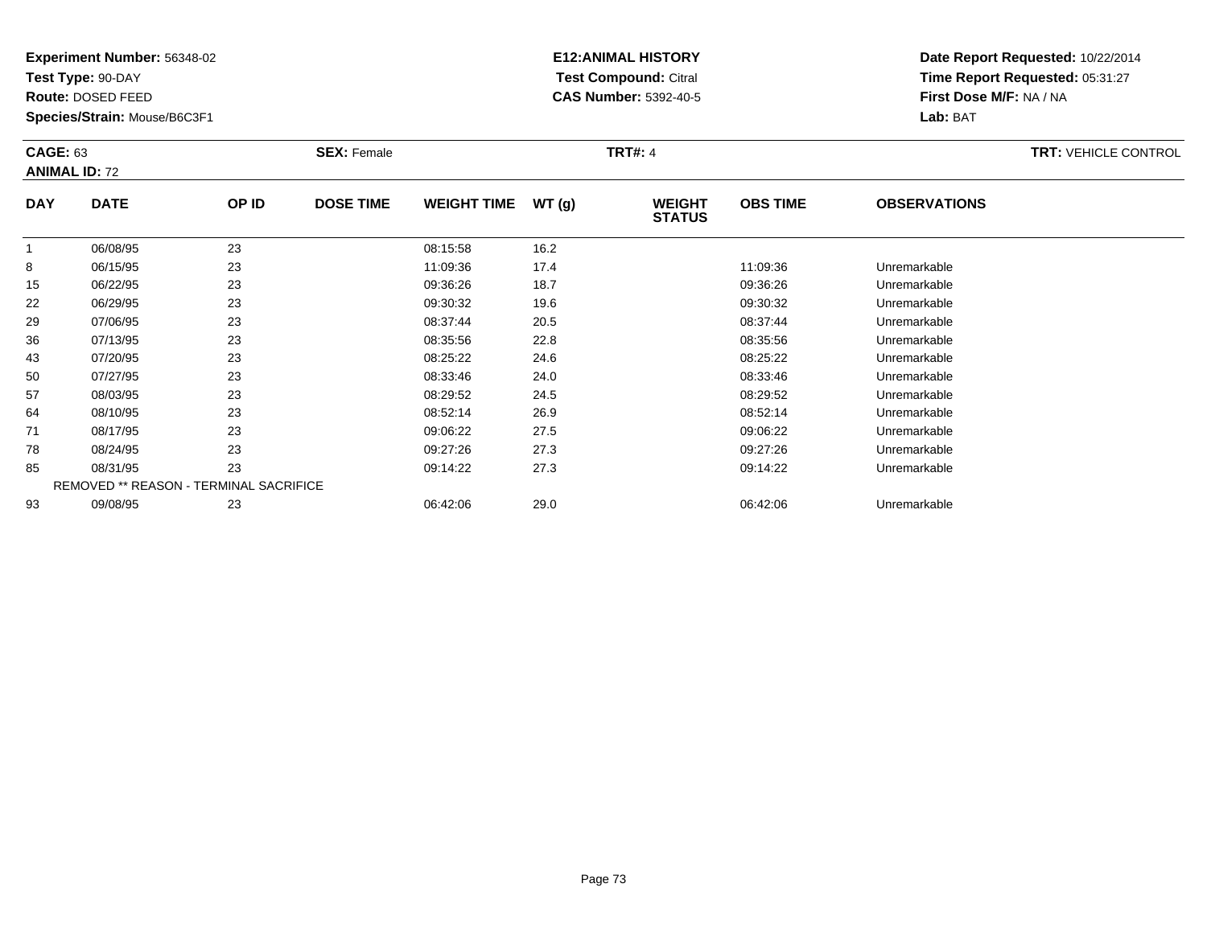**Experiment Number:** 56348-02
**Test Type:** 90-DAY
**Route:** DOSED FEED
**Species/Strain:** Mouse/B6C3F1

**E12:ANIMAL HISTORY**
**Test Compound:** Citral
**CAS Number:** 5392-40-5

**Date Report Requested:** 10/22/2014
**Time Report Requested:** 05:31:27
**First Dose M/F:** NA / NA
**Lab:** BAT

**CAGE:** 63
**ANIMAL ID:** 72
**SEX:** Female
**TRT#:** 4
**TRT:** VEHICLE CONTROL

| DAY | DATE | OP ID | DOSE TIME | WEIGHT TIME | WT (g) | WEIGHT STATUS | OBS TIME | OBSERVATIONS |
|---|---|---|---|---|---|---|---|---|
| 1 | 06/08/95 | 23 | | 08:15:58 | 16.2 | | | |
| 8 | 06/15/95 | 23 | | 11:09:36 | 17.4 | | 11:09:36 | Unremarkable |
| 15 | 06/22/95 | 23 | | 09:36:26 | 18.7 | | 09:36:26 | Unremarkable |
| 22 | 06/29/95 | 23 | | 09:30:32 | 19.6 | | 09:30:32 | Unremarkable |
| 29 | 07/06/95 | 23 | | 08:37:44 | 20.5 | | 08:37:44 | Unremarkable |
| 36 | 07/13/95 | 23 | | 08:35:56 | 22.8 | | 08:35:56 | Unremarkable |
| 43 | 07/20/95 | 23 | | 08:25:22 | 24.6 | | 08:25:22 | Unremarkable |
| 50 | 07/27/95 | 23 | | 08:33:46 | 24.0 | | 08:33:46 | Unremarkable |
| 57 | 08/03/95 | 23 | | 08:29:52 | 24.5 | | 08:29:52 | Unremarkable |
| 64 | 08/10/95 | 23 | | 08:52:14 | 26.9 | | 08:52:14 | Unremarkable |
| 71 | 08/17/95 | 23 | | 09:06:22 | 27.5 | | 09:06:22 | Unremarkable |
| 78 | 08/24/95 | 23 | | 09:27:26 | 27.3 | | 09:27:26 | Unremarkable |
| 85 | 08/31/95 | 23 | | 09:14:22 | 27.3 | | 09:14:22 | Unremarkable |
| REMOVED ** REASON - TERMINAL SACRIFICE | | | | | | | | |
| 93 | 09/08/95 | 23 | | 06:42:06 | 29.0 | | 06:42:06 | Unremarkable |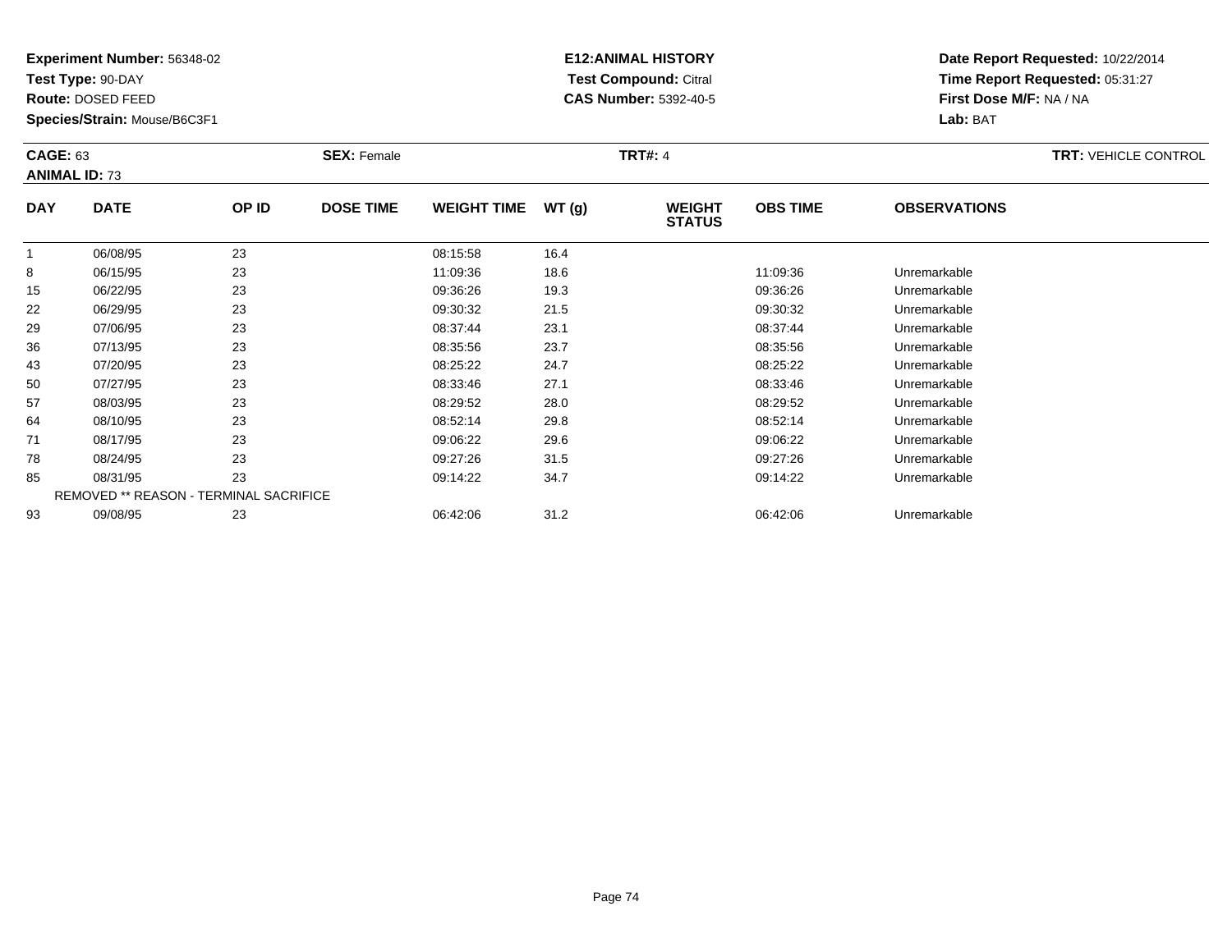**Experiment Number:** 56348-02
**Test Type:** 90-DAY
**Route:** DOSED FEED
**Species/Strain:** Mouse/B6C3F1

**E12:ANIMAL HISTORY**
**Test Compound:** Citral
**CAS Number:** 5392-40-5

**Date Report Requested:** 10/22/2014
**Time Report Requested:** 05:31:27
**First Dose M/F:** NA / NA
**Lab:** BAT

**CAGE:** 63 **SEX:** Female **TRT#:** 4 **TRT:** VEHICLE CONTROL
**ANIMAL ID:** 73

| DAY | DATE | OP ID | DOSE TIME | WEIGHT TIME | WT (g) | WEIGHT STATUS | OBS TIME | OBSERVATIONS |
|---|---|---|---|---|---|---|---|---|
| 1 | 06/08/95 | 23 | | 08:15:58 | 16.4 | | | |
| 8 | 06/15/95 | 23 | | 11:09:36 | 18.6 | | 11:09:36 | Unremarkable |
| 15 | 06/22/95 | 23 | | 09:36:26 | 19.3 | | 09:36:26 | Unremarkable |
| 22 | 06/29/95 | 23 | | 09:30:32 | 21.5 | | 09:30:32 | Unremarkable |
| 29 | 07/06/95 | 23 | | 08:37:44 | 23.1 | | 08:37:44 | Unremarkable |
| 36 | 07/13/95 | 23 | | 08:35:56 | 23.7 | | 08:35:56 | Unremarkable |
| 43 | 07/20/95 | 23 | | 08:25:22 | 24.7 | | 08:25:22 | Unremarkable |
| 50 | 07/27/95 | 23 | | 08:33:46 | 27.1 | | 08:33:46 | Unremarkable |
| 57 | 08/03/95 | 23 | | 08:29:52 | 28.0 | | 08:29:52 | Unremarkable |
| 64 | 08/10/95 | 23 | | 08:52:14 | 29.8 | | 08:52:14 | Unremarkable |
| 71 | 08/17/95 | 23 | | 09:06:22 | 29.6 | | 09:06:22 | Unremarkable |
| 78 | 08/24/95 | 23 | | 09:27:26 | 31.5 | | 09:27:26 | Unremarkable |
| 85 | 08/31/95 | 23 | | 09:14:22 | 34.7 | | 09:14:22 | Unremarkable |
| REMOVED ** REASON - TERMINAL SACRIFICE | | | | | | | | |
| 93 | 09/08/95 | 23 | | 06:42:06 | 31.2 | | 06:42:06 | Unremarkable |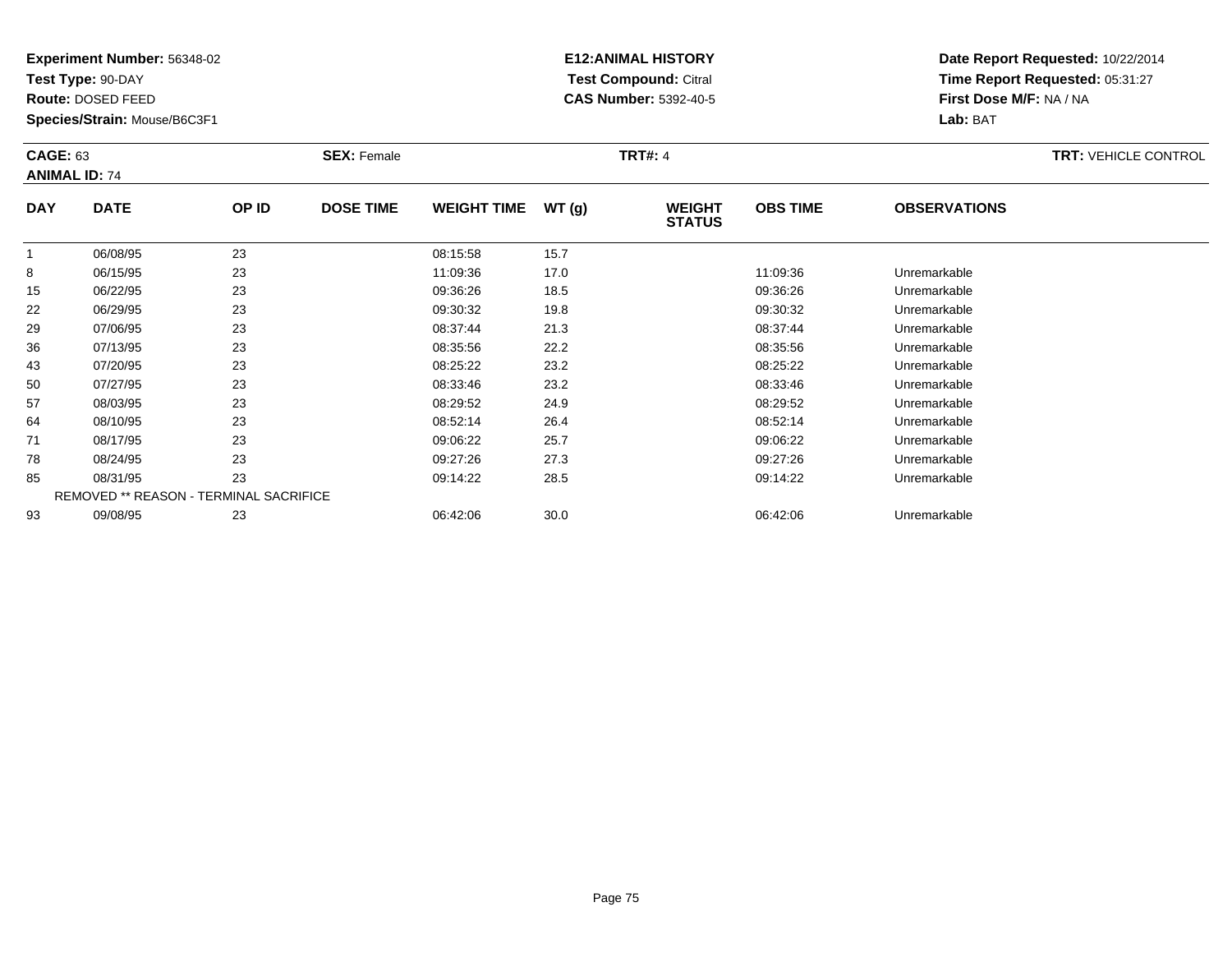**Experiment Number:** 56348-02
**Test Type:** 90-DAY
**Route:** DOSED FEED
**Species/Strain:** Mouse/B6C3F1

**E12:ANIMAL HISTORY**
**Test Compound:** Citral
**CAS Number:** 5392-40-5

**Date Report Requested:** 10/22/2014
**Time Report Requested:** 05:31:27
**First Dose M/F:** NA / NA
**Lab:** BAT

**CAGE:** 63 **SEX:** Female **TRT#:** 4 **TRT:** VEHICLE CONTROL
**ANIMAL ID:** 74

| DAY | DATE | OP ID | DOSE TIME | WEIGHT TIME | WT (g) | WEIGHT STATUS | OBS TIME | OBSERVATIONS |
|---|---|---|---|---|---|---|---|---|
| 1 | 06/08/95 | 23 | | 08:15:58 | 15.7 | | | |
| 8 | 06/15/95 | 23 | | 11:09:36 | 17.0 | | 11:09:36 | Unremarkable |
| 15 | 06/22/95 | 23 | | 09:36:26 | 18.5 | | 09:36:26 | Unremarkable |
| 22 | 06/29/95 | 23 | | 09:30:32 | 19.8 | | 09:30:32 | Unremarkable |
| 29 | 07/06/95 | 23 | | 08:37:44 | 21.3 | | 08:37:44 | Unremarkable |
| 36 | 07/13/95 | 23 | | 08:35:56 | 22.2 | | 08:35:56 | Unremarkable |
| 43 | 07/20/95 | 23 | | 08:25:22 | 23.2 | | 08:25:22 | Unremarkable |
| 50 | 07/27/95 | 23 | | 08:33:46 | 23.2 | | 08:33:46 | Unremarkable |
| 57 | 08/03/95 | 23 | | 08:29:52 | 24.9 | | 08:29:52 | Unremarkable |
| 64 | 08/10/95 | 23 | | 08:52:14 | 26.4 | | 08:52:14 | Unremarkable |
| 71 | 08/17/95 | 23 | | 09:06:22 | 25.7 | | 09:06:22 | Unremarkable |
| 78 | 08/24/95 | 23 | | 09:27:26 | 27.3 | | 09:27:26 | Unremarkable |
| 85 | 08/31/95 | 23 | | 09:14:22 | 28.5 | | 09:14:22 | Unremarkable |
| REMOVED ** REASON - TERMINAL SACRIFICE | | | | | | | | |
| 93 | 09/08/95 | 23 | | 06:42:06 | 30.0 | | 06:42:06 | Unremarkable |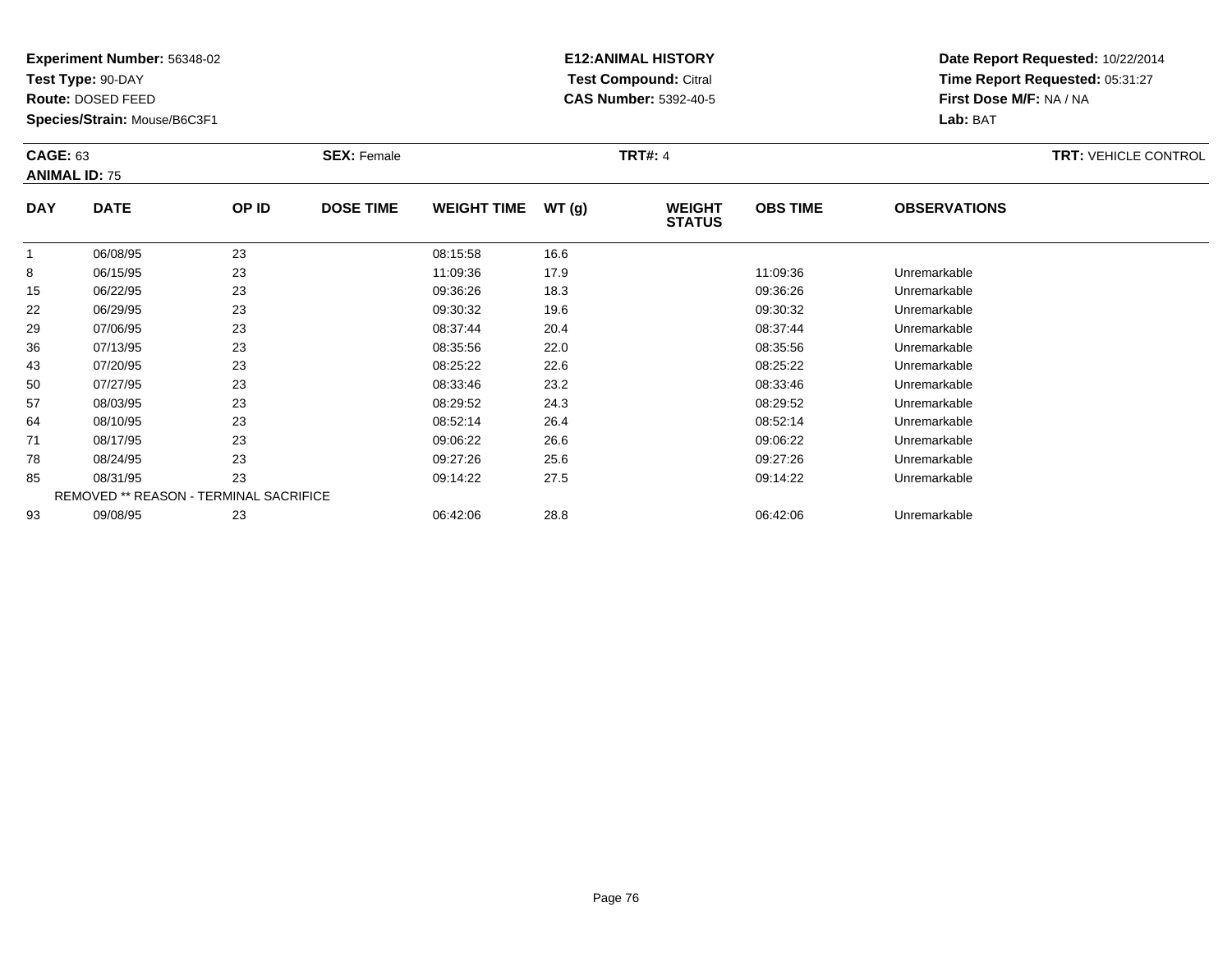**Experiment Number:** 56348-02
**Test Type:** 90-DAY
**Route:** DOSED FEED
**Species/Strain:** Mouse/B6C3F1

**E12:ANIMAL HISTORY**
**Test Compound:** Citral
**CAS Number:** 5392-40-5

**Date Report Requested:** 10/22/2014
**Time Report Requested:** 05:31:27
**First Dose M/F:** NA / NA
**Lab:** BAT

**CAGE:** 63 **SEX:** Female **TRT#:** 4 **TRT:** VEHICLE CONTROL
**ANIMAL ID:** 75

| DAY | DATE | OP ID | DOSE TIME | WEIGHT TIME | WT (g) | WEIGHT STATUS | OBS TIME | OBSERVATIONS |
|---|---|---|---|---|---|---|---|---|
| 1 | 06/08/95 | 23 | | 08:15:58 | 16.6 | | | |
| 8 | 06/15/95 | 23 | | 11:09:36 | 17.9 | | 11:09:36 | Unremarkable |
| 15 | 06/22/95 | 23 | | 09:36:26 | 18.3 | | 09:36:26 | Unremarkable |
| 22 | 06/29/95 | 23 | | 09:30:32 | 19.6 | | 09:30:32 | Unremarkable |
| 29 | 07/06/95 | 23 | | 08:37:44 | 20.4 | | 08:37:44 | Unremarkable |
| 36 | 07/13/95 | 23 | | 08:35:56 | 22.0 | | 08:35:56 | Unremarkable |
| 43 | 07/20/95 | 23 | | 08:25:22 | 22.6 | | 08:25:22 | Unremarkable |
| 50 | 07/27/95 | 23 | | 08:33:46 | 23.2 | | 08:33:46 | Unremarkable |
| 57 | 08/03/95 | 23 | | 08:29:52 | 24.3 | | 08:29:52 | Unremarkable |
| 64 | 08/10/95 | 23 | | 08:52:14 | 26.4 | | 08:52:14 | Unremarkable |
| 71 | 08/17/95 | 23 | | 09:06:22 | 26.6 | | 09:06:22 | Unremarkable |
| 78 | 08/24/95 | 23 | | 09:27:26 | 25.6 | | 09:27:26 | Unremarkable |
| 85 | 08/31/95 | 23 | | 09:14:22 | 27.5 | | 09:14:22 | Unremarkable |
| REMOVED ** REASON - TERMINAL SACRIFICE | | | | | | | | |
| 93 | 09/08/95 | 23 | | 06:42:06 | 28.8 | | 06:42:06 | Unremarkable |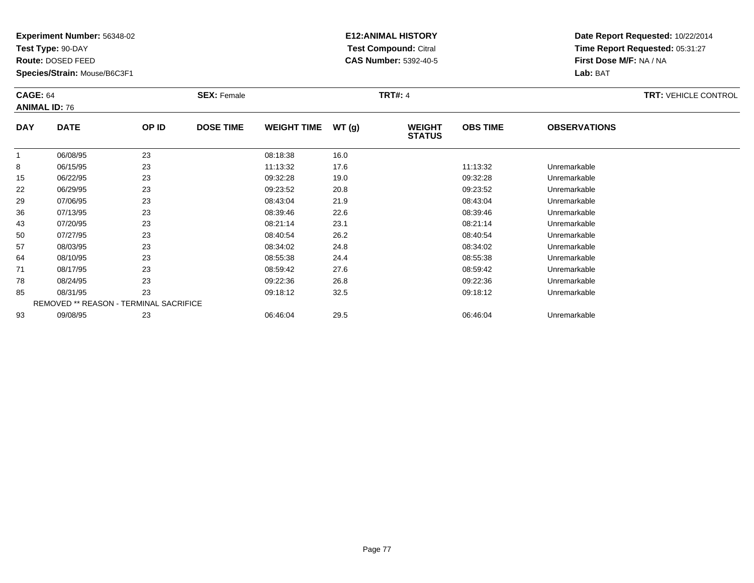**Experiment Number:** 56348-02
**Test Type:** 90-DAY
**Route:** DOSED FEED
**Species/Strain:** Mouse/B6C3F1

**E12:ANIMAL HISTORY**
**Test Compound:** Citral
**CAS Number:** 5392-40-5

**Date Report Requested:** 10/22/2014
**Time Report Requested:** 05:31:27
**First Dose M/F:** NA / NA
**Lab:** BAT

**CAGE:** 64
**ANIMAL ID:** 76
**SEX:** Female
**TRT#:** 4
**TRT:** VEHICLE CONTROL

| DAY | DATE | OP ID | DOSE TIME | WEIGHT TIME | WT (g) | WEIGHT STATUS | OBS TIME | OBSERVATIONS |
|---|---|---|---|---|---|---|---|---|
| 1 | 06/08/95 | 23 | | 08:18:38 | 16.0 | | | |
| 8 | 06/15/95 | 23 | | 11:13:32 | 17.6 | | 11:13:32 | Unremarkable |
| 15 | 06/22/95 | 23 | | 09:32:28 | 19.0 | | 09:32:28 | Unremarkable |
| 22 | 06/29/95 | 23 | | 09:23:52 | 20.8 | | 09:23:52 | Unremarkable |
| 29 | 07/06/95 | 23 | | 08:43:04 | 21.9 | | 08:43:04 | Unremarkable |
| 36 | 07/13/95 | 23 | | 08:39:46 | 22.6 | | 08:39:46 | Unremarkable |
| 43 | 07/20/95 | 23 | | 08:21:14 | 23.1 | | 08:21:14 | Unremarkable |
| 50 | 07/27/95 | 23 | | 08:40:54 | 26.2 | | 08:40:54 | Unremarkable |
| 57 | 08/03/95 | 23 | | 08:34:02 | 24.8 | | 08:34:02 | Unremarkable |
| 64 | 08/10/95 | 23 | | 08:55:38 | 24.4 | | 08:55:38 | Unremarkable |
| 71 | 08/17/95 | 23 | | 08:59:42 | 27.6 | | 08:59:42 | Unremarkable |
| 78 | 08/24/95 | 23 | | 09:22:36 | 26.8 | | 09:22:36 | Unremarkable |
| 85 | 08/31/95 | 23 | | 09:18:12 | 32.5 | | 09:18:12 | Unremarkable |
| REMOVED ** REASON - TERMINAL SACRIFICE | | | | | | | | |
| 93 | 09/08/95 | 23 | | 06:46:04 | 29.5 | | 06:46:04 | Unremarkable |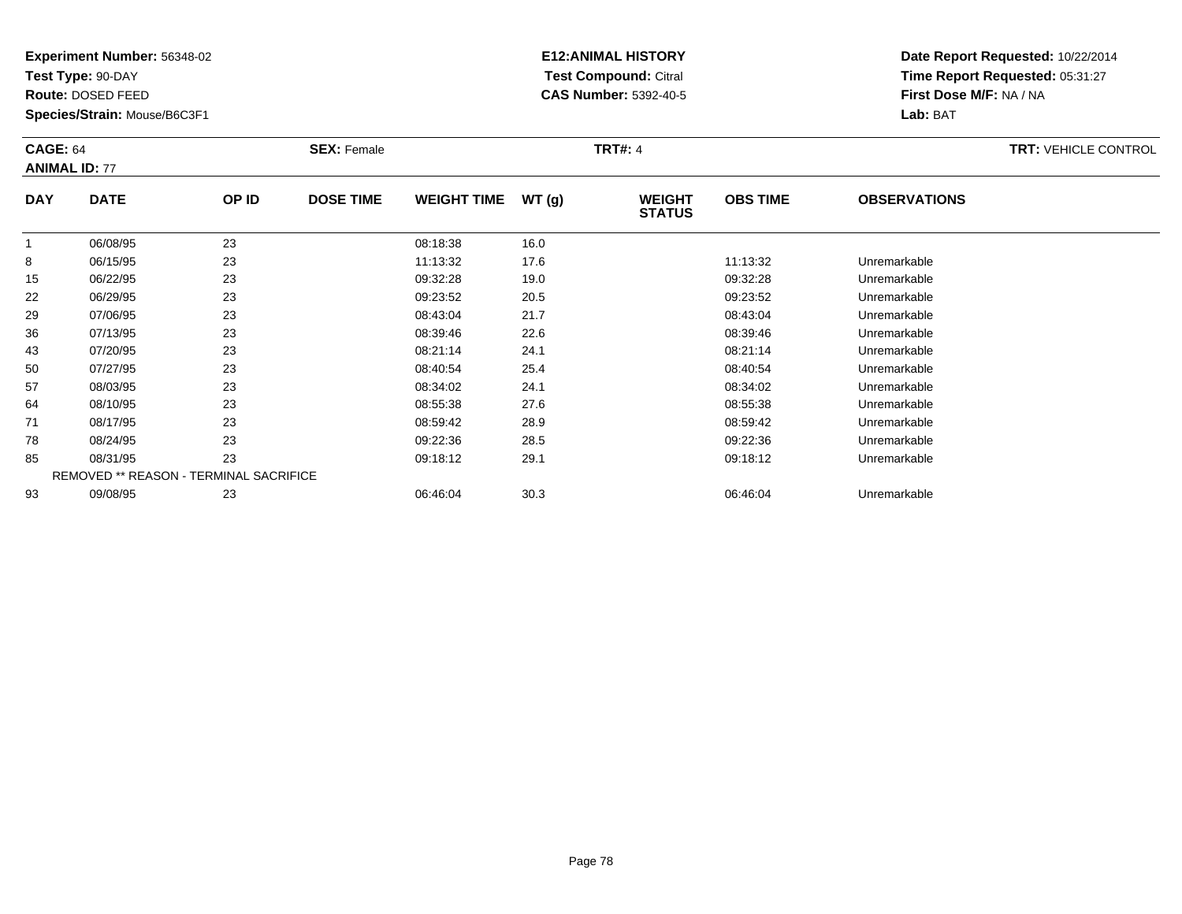**Experiment Number:** 56348-02
**Test Type:** 90-DAY
**Route:** DOSED FEED
**Species/Strain:** Mouse/B6C3F1

**E12:ANIMAL HISTORY**
**Test Compound:** Citral
**CAS Number:** 5392-40-5

**Date Report Requested:** 10/22/2014
**Time Report Requested:** 05:31:27
**First Dose M/F:** NA / NA
**Lab:** BAT

**CAGE:** 64 **SEX:** Female **TRT#:** 4 **TRT:** VEHICLE CONTROL
**ANIMAL ID:** 77

| DAY | DATE | OP ID | DOSE TIME | WEIGHT TIME | WT (g) | WEIGHT STATUS | OBS TIME | OBSERVATIONS |
|---|---|---|---|---|---|---|---|---|
| 1 | 06/08/95 | 23 | | 08:18:38 | 16.0 | | | |
| 8 | 06/15/95 | 23 | | 11:13:32 | 17.6 | | 11:13:32 | Unremarkable |
| 15 | 06/22/95 | 23 | | 09:32:28 | 19.0 | | 09:32:28 | Unremarkable |
| 22 | 06/29/95 | 23 | | 09:23:52 | 20.5 | | 09:23:52 | Unremarkable |
| 29 | 07/06/95 | 23 | | 08:43:04 | 21.7 | | 08:43:04 | Unremarkable |
| 36 | 07/13/95 | 23 | | 08:39:46 | 22.6 | | 08:39:46 | Unremarkable |
| 43 | 07/20/95 | 23 | | 08:21:14 | 24.1 | | 08:21:14 | Unremarkable |
| 50 | 07/27/95 | 23 | | 08:40:54 | 25.4 | | 08:40:54 | Unremarkable |
| 57 | 08/03/95 | 23 | | 08:34:02 | 24.1 | | 08:34:02 | Unremarkable |
| 64 | 08/10/95 | 23 | | 08:55:38 | 27.6 | | 08:55:38 | Unremarkable |
| 71 | 08/17/95 | 23 | | 08:59:42 | 28.9 | | 08:59:42 | Unremarkable |
| 78 | 08/24/95 | 23 | | 09:22:36 | 28.5 | | 09:22:36 | Unremarkable |
| 85 | 08/31/95 | 23 | | 09:18:12 | 29.1 | | 09:18:12 | Unremarkable |
| | REMOVED ** REASON - TERMINAL SACRIFICE | | | | | | | |
| 93 | 09/08/95 | 23 | | 06:46:04 | 30.3 | | 06:46:04 | Unremarkable |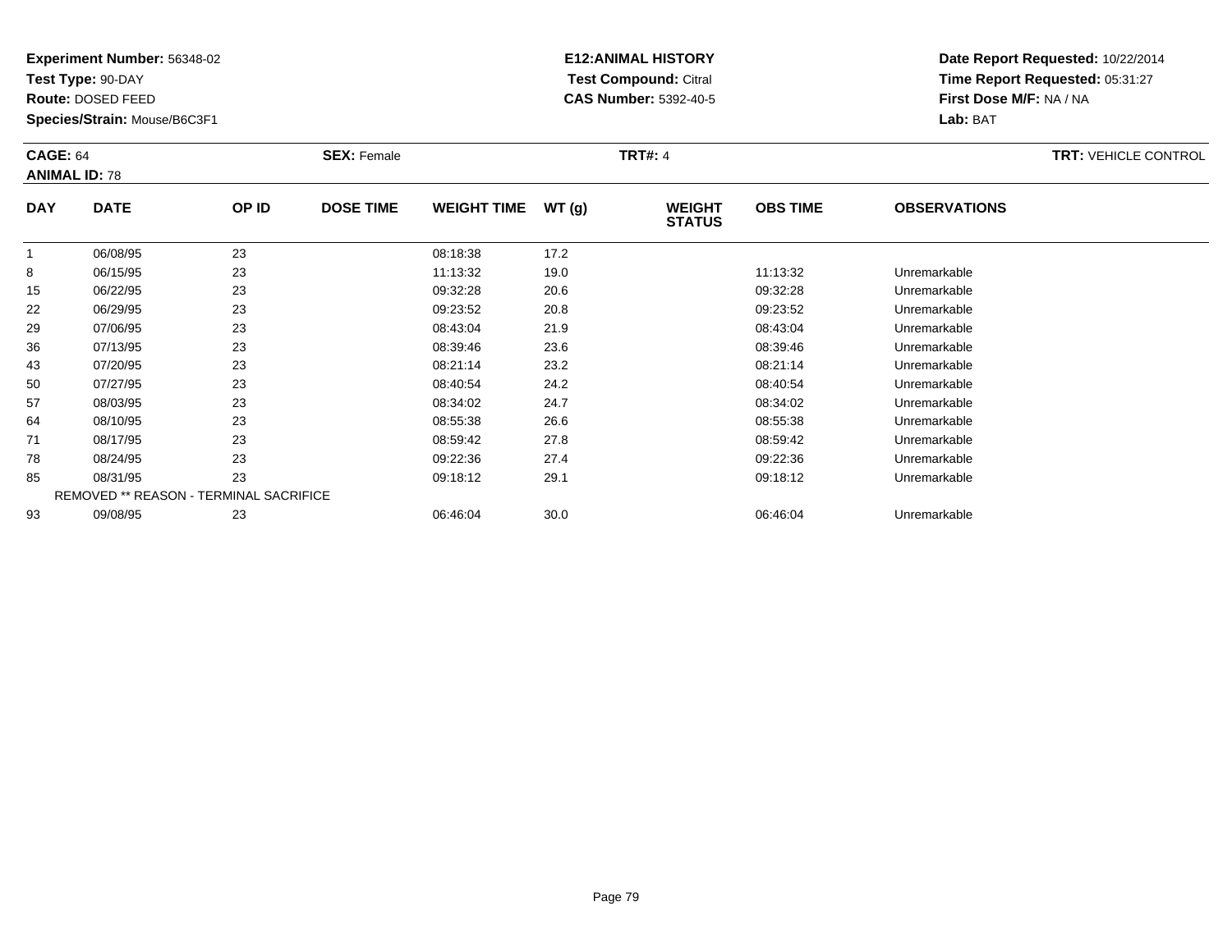**Experiment Number:** 56348-02
**Test Type:** 90-DAY
**Route:** DOSED FEED
**Species/Strain:** Mouse/B6C3F1

**E12:ANIMAL HISTORY**
**Test Compound:** Citral
**CAS Number:** 5392-40-5

**Date Report Requested:** 10/22/2014
**Time Report Requested:** 05:31:27
**First Dose M/F:** NA / NA
**Lab:** BAT

**CAGE:** 64 **SEX:** Female **TRT#:** 4 **TRT:** VEHICLE CONTROL
**ANIMAL ID:** 78

| DAY | DATE | OP ID | DOSE TIME | WEIGHT TIME | WT (g) | WEIGHT STATUS | OBS TIME | OBSERVATIONS |
|---|---|---|---|---|---|---|---|---|
| 1 | 06/08/95 | 23 | | 08:18:38 | 17.2 | | | |
| 8 | 06/15/95 | 23 | | 11:13:32 | 19.0 | | 11:13:32 | Unremarkable |
| 15 | 06/22/95 | 23 | | 09:32:28 | 20.6 | | 09:32:28 | Unremarkable |
| 22 | 06/29/95 | 23 | | 09:23:52 | 20.8 | | 09:23:52 | Unremarkable |
| 29 | 07/06/95 | 23 | | 08:43:04 | 21.9 | | 08:43:04 | Unremarkable |
| 36 | 07/13/95 | 23 | | 08:39:46 | 23.6 | | 08:39:46 | Unremarkable |
| 43 | 07/20/95 | 23 | | 08:21:14 | 23.2 | | 08:21:14 | Unremarkable |
| 50 | 07/27/95 | 23 | | 08:40:54 | 24.2 | | 08:40:54 | Unremarkable |
| 57 | 08/03/95 | 23 | | 08:34:02 | 24.7 | | 08:34:02 | Unremarkable |
| 64 | 08/10/95 | 23 | | 08:55:38 | 26.6 | | 08:55:38 | Unremarkable |
| 71 | 08/17/95 | 23 | | 08:59:42 | 27.8 | | 08:59:42 | Unremarkable |
| 78 | 08/24/95 | 23 | | 09:22:36 | 27.4 | | 09:22:36 | Unremarkable |
| 85 | 08/31/95 | 23 | | 09:18:12 | 29.1 | | 09:18:12 | Unremarkable |
| REMOVED ** REASON - TERMINAL SACRIFICE | | | | | | | | |
| 93 | 09/08/95 | 23 | | 06:46:04 | 30.0 | | 06:46:04 | Unremarkable |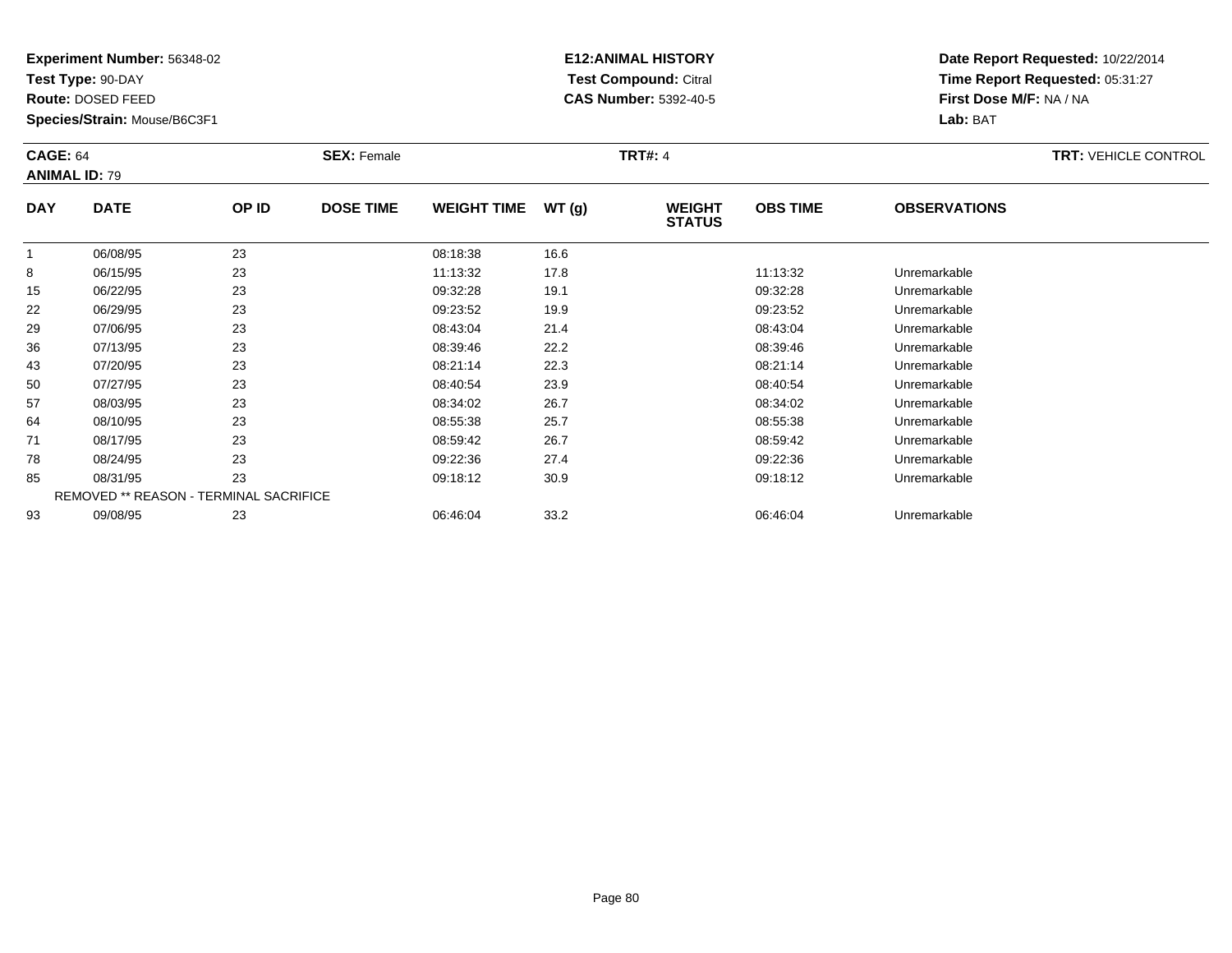**Experiment Number:** 56348-02
**Test Type:** 90-DAY
**Route:** DOSED FEED
**Species/Strain:** Mouse/B6C3F1

**E12:ANIMAL HISTORY**
**Test Compound:** Citral
**CAS Number:** 5392-40-5

**Date Report Requested:** 10/22/2014
**Time Report Requested:** 05:31:27
**First Dose M/F:** NA / NA
**Lab:** BAT

**CAGE:** 64
**ANIMAL ID:** 79
**SEX:** Female
**TRT#:** 4
**TRT:** VEHICLE CONTROL

| DAY | DATE | OP ID | DOSE TIME | WEIGHT TIME | WT (g) | WEIGHT STATUS | OBS TIME | OBSERVATIONS |
|---|---|---|---|---|---|---|---|---|
| 1 | 06/08/95 | 23 | | 08:18:38 | 16.6 | | | |
| 8 | 06/15/95 | 23 | | 11:13:32 | 17.8 | | 11:13:32 | Unremarkable |
| 15 | 06/22/95 | 23 | | 09:32:28 | 19.1 | | 09:32:28 | Unremarkable |
| 22 | 06/29/95 | 23 | | 09:23:52 | 19.9 | | 09:23:52 | Unremarkable |
| 29 | 07/06/95 | 23 | | 08:43:04 | 21.4 | | 08:43:04 | Unremarkable |
| 36 | 07/13/95 | 23 | | 08:39:46 | 22.2 | | 08:39:46 | Unremarkable |
| 43 | 07/20/95 | 23 | | 08:21:14 | 22.3 | | 08:21:14 | Unremarkable |
| 50 | 07/27/95 | 23 | | 08:40:54 | 23.9 | | 08:40:54 | Unremarkable |
| 57 | 08/03/95 | 23 | | 08:34:02 | 26.7 | | 08:34:02 | Unremarkable |
| 64 | 08/10/95 | 23 | | 08:55:38 | 25.7 | | 08:55:38 | Unremarkable |
| 71 | 08/17/95 | 23 | | 08:59:42 | 26.7 | | 08:59:42 | Unremarkable |
| 78 | 08/24/95 | 23 | | 09:22:36 | 27.4 | | 09:22:36 | Unremarkable |
| 85 | 08/31/95 | 23 | | 09:18:12 | 30.9 | | 09:18:12 | Unremarkable |
| REMOVED ** REASON - TERMINAL SACRIFICE | | | | | | | | |
| 93 | 09/08/95 | 23 | | 06:46:04 | 33.2 | | 06:46:04 | Unremarkable |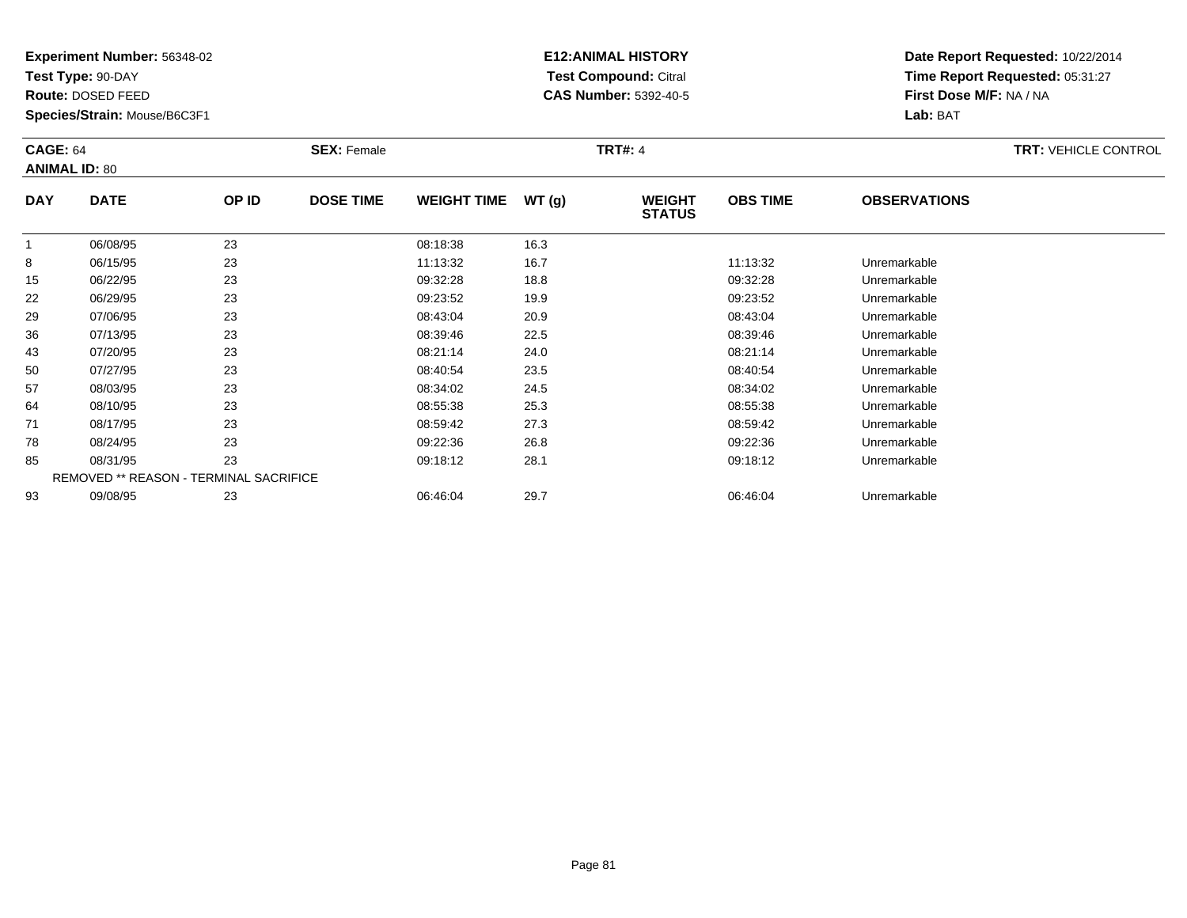**Experiment Number:** 56348-02
**Test Type:** 90-DAY
**Route:** DOSED FEED
**Species/Strain:** Mouse/B6C3F1

**E12:ANIMAL HISTORY**
**Test Compound:** Citral
**CAS Number:** 5392-40-5

**Date Report Requested:** 10/22/2014
**Time Report Requested:** 05:31:27
**First Dose M/F:** NA / NA
**Lab:** BAT

**CAGE:** 64 **SEX:** Female **TRT#:** 4 **TRT:** VEHICLE CONTROL
**ANIMAL ID:** 80

| DAY | DATE | OP ID | DOSE TIME | WEIGHT TIME | WT (g) | WEIGHT STATUS | OBS TIME | OBSERVATIONS |
|---|---|---|---|---|---|---|---|---|
| 1 | 06/08/95 | 23 | | 08:18:38 | 16.3 | | | |
| 8 | 06/15/95 | 23 | | 11:13:32 | 16.7 | | 11:13:32 | Unremarkable |
| 15 | 06/22/95 | 23 | | 09:32:28 | 18.8 | | 09:32:28 | Unremarkable |
| 22 | 06/29/95 | 23 | | 09:23:52 | 19.9 | | 09:23:52 | Unremarkable |
| 29 | 07/06/95 | 23 | | 08:43:04 | 20.9 | | 08:43:04 | Unremarkable |
| 36 | 07/13/95 | 23 | | 08:39:46 | 22.5 | | 08:39:46 | Unremarkable |
| 43 | 07/20/95 | 23 | | 08:21:14 | 24.0 | | 08:21:14 | Unremarkable |
| 50 | 07/27/95 | 23 | | 08:40:54 | 23.5 | | 08:40:54 | Unremarkable |
| 57 | 08/03/95 | 23 | | 08:34:02 | 24.5 | | 08:34:02 | Unremarkable |
| 64 | 08/10/95 | 23 | | 08:55:38 | 25.3 | | 08:55:38 | Unremarkable |
| 71 | 08/17/95 | 23 | | 08:59:42 | 27.3 | | 08:59:42 | Unremarkable |
| 78 | 08/24/95 | 23 | | 09:22:36 | 26.8 | | 09:22:36 | Unremarkable |
| 85 | 08/31/95 | 23 | | 09:18:12 | 28.1 | | 09:18:12 | Unremarkable |
| REMOVED ** REASON - TERMINAL SACRIFICE | | | | | | | | |
| 93 | 09/08/95 | 23 | | 06:46:04 | 29.7 | | 06:46:04 | Unremarkable |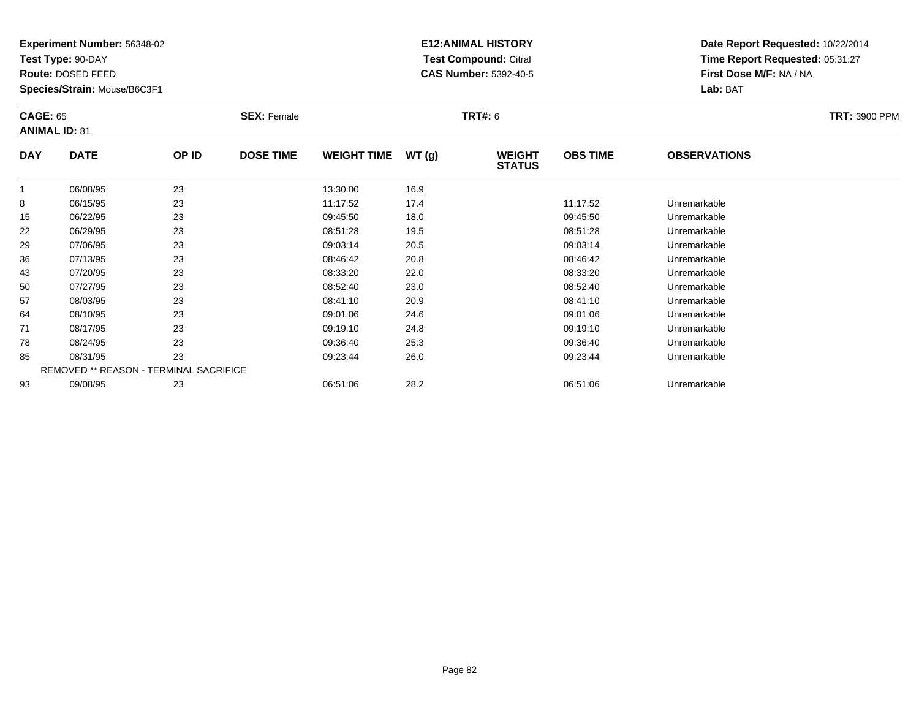**Experiment Number:** 56348-02
**Test Type:** 90-DAY
**Route:** DOSED FEED
**Species/Strain:** Mouse/B6C3F1

**E12:ANIMAL HISTORY**
**Test Compound:** Citral
**CAS Number:** 5392-40-5

**Date Report Requested:** 10/22/2014
**Time Report Requested:** 05:31:27
**First Dose M/F:** NA / NA
**Lab:** BAT

**CAGE:** 65 **SEX:** Female **TRT#:** 6 **TRT:** 3900 PPM
**ANIMAL ID:** 81

| DAY | DATE | OP ID | DOSE TIME | WEIGHT TIME | WT (g) | WEIGHT STATUS | OBS TIME | OBSERVATIONS |
|---|---|---|---|---|---|---|---|---|
| 1 | 06/08/95 | 23 | | 13:30:00 | 16.9 | | | |
| 8 | 06/15/95 | 23 | | 11:17:52 | 17.4 | | 11:17:52 | Unremarkable |
| 15 | 06/22/95 | 23 | | 09:45:50 | 18.0 | | 09:45:50 | Unremarkable |
| 22 | 06/29/95 | 23 | | 08:51:28 | 19.5 | | 08:51:28 | Unremarkable |
| 29 | 07/06/95 | 23 | | 09:03:14 | 20.5 | | 09:03:14 | Unremarkable |
| 36 | 07/13/95 | 23 | | 08:46:42 | 20.8 | | 08:46:42 | Unremarkable |
| 43 | 07/20/95 | 23 | | 08:33:20 | 22.0 | | 08:33:20 | Unremarkable |
| 50 | 07/27/95 | 23 | | 08:52:40 | 23.0 | | 08:52:40 | Unremarkable |
| 57 | 08/03/95 | 23 | | 08:41:10 | 20.9 | | 08:41:10 | Unremarkable |
| 64 | 08/10/95 | 23 | | 09:01:06 | 24.6 | | 09:01:06 | Unremarkable |
| 71 | 08/17/95 | 23 | | 09:19:10 | 24.8 | | 09:19:10 | Unremarkable |
| 78 | 08/24/95 | 23 | | 09:36:40 | 25.3 | | 09:36:40 | Unremarkable |
| 85 | 08/31/95 | 23 | | 09:23:44 | 26.0 | | 09:23:44 | Unremarkable |
| REMOVED ** REASON - TERMINAL SACRIFICE | | | | | | | | |
| 93 | 09/08/95 | 23 | | 06:51:06 | 28.2 | | 06:51:06 | Unremarkable |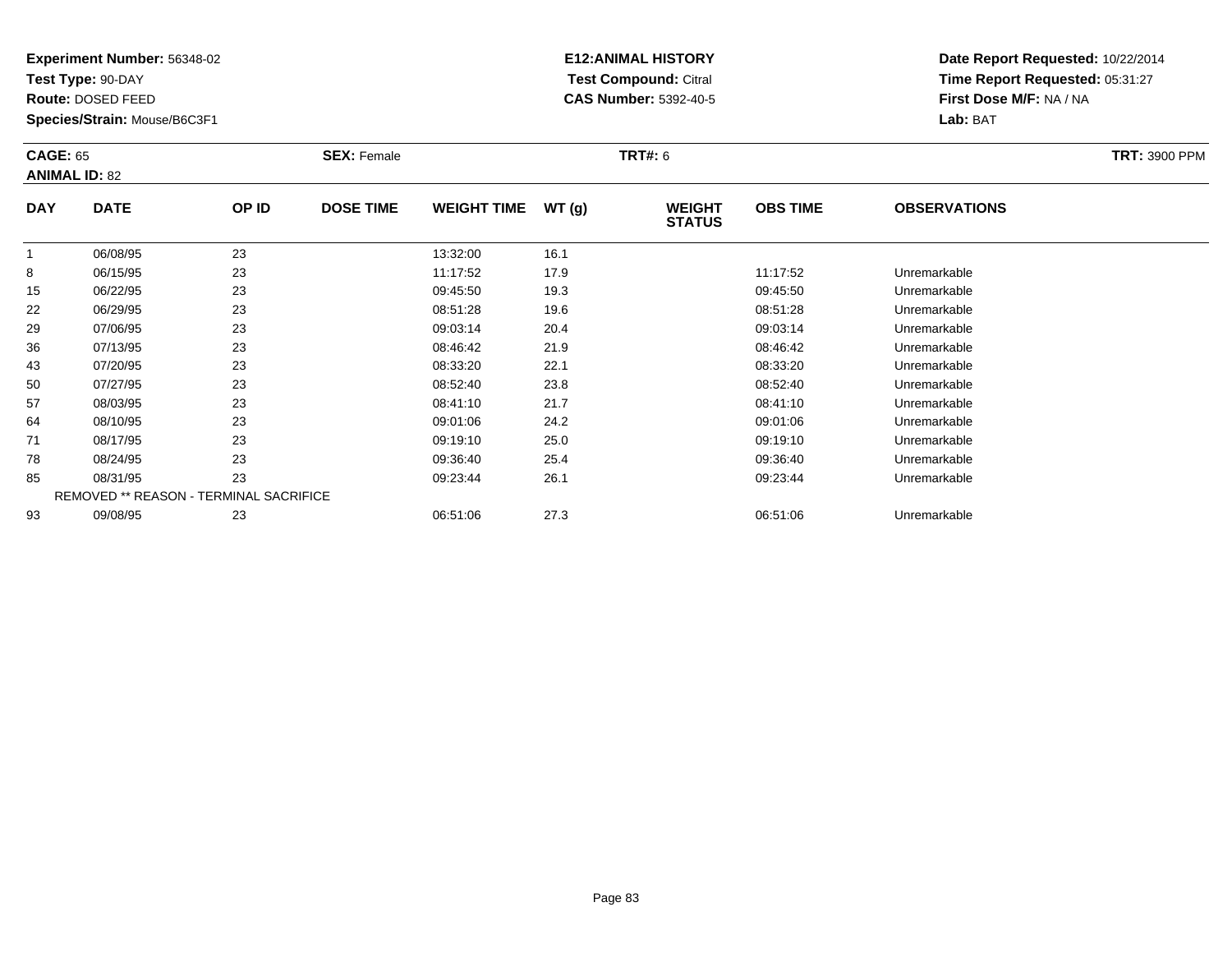**Experiment Number:** 56348-02
**Test Type:** 90-DAY
**Route:** DOSED FEED
**Species/Strain:** Mouse/B6C3F1

**E12:ANIMAL HISTORY**
**Test Compound:** Citral
**CAS Number:** 5392-40-5

**Date Report Requested:** 10/22/2014
**Time Report Requested:** 05:31:27
**First Dose M/F:** NA / NA
**Lab:** BAT

**CAGE:** 65 **SEX:** Female **TRT#:** 6 **TRT:** 3900 PPM
**ANIMAL ID:** 82

| DAY | DATE | OP ID | DOSE TIME | WEIGHT TIME | WT (g) | WEIGHT STATUS | OBS TIME | OBSERVATIONS |
|---|---|---|---|---|---|---|---|---|
| 1 | 06/08/95 | 23 | | 13:32:00 | 16.1 | | | |
| 8 | 06/15/95 | 23 | | 11:17:52 | 17.9 | | 11:17:52 | Unremarkable |
| 15 | 06/22/95 | 23 | | 09:45:50 | 19.3 | | 09:45:50 | Unremarkable |
| 22 | 06/29/95 | 23 | | 08:51:28 | 19.6 | | 08:51:28 | Unremarkable |
| 29 | 07/06/95 | 23 | | 09:03:14 | 20.4 | | 09:03:14 | Unremarkable |
| 36 | 07/13/95 | 23 | | 08:46:42 | 21.9 | | 08:46:42 | Unremarkable |
| 43 | 07/20/95 | 23 | | 08:33:20 | 22.1 | | 08:33:20 | Unremarkable |
| 50 | 07/27/95 | 23 | | 08:52:40 | 23.8 | | 08:52:40 | Unremarkable |
| 57 | 08/03/95 | 23 | | 08:41:10 | 21.7 | | 08:41:10 | Unremarkable |
| 64 | 08/10/95 | 23 | | 09:01:06 | 24.2 | | 09:01:06 | Unremarkable |
| 71 | 08/17/95 | 23 | | 09:19:10 | 25.0 | | 09:19:10 | Unremarkable |
| 78 | 08/24/95 | 23 | | 09:36:40 | 25.4 | | 09:36:40 | Unremarkable |
| 85 | 08/31/95 | 23 | | 09:23:44 | 26.1 | | 09:23:44 | Unremarkable |
| REMOVED ** REASON - TERMINAL SACRIFICE | | | | | | | | |
| 93 | 09/08/95 | 23 | | 06:51:06 | 27.3 | | 06:51:06 | Unremarkable |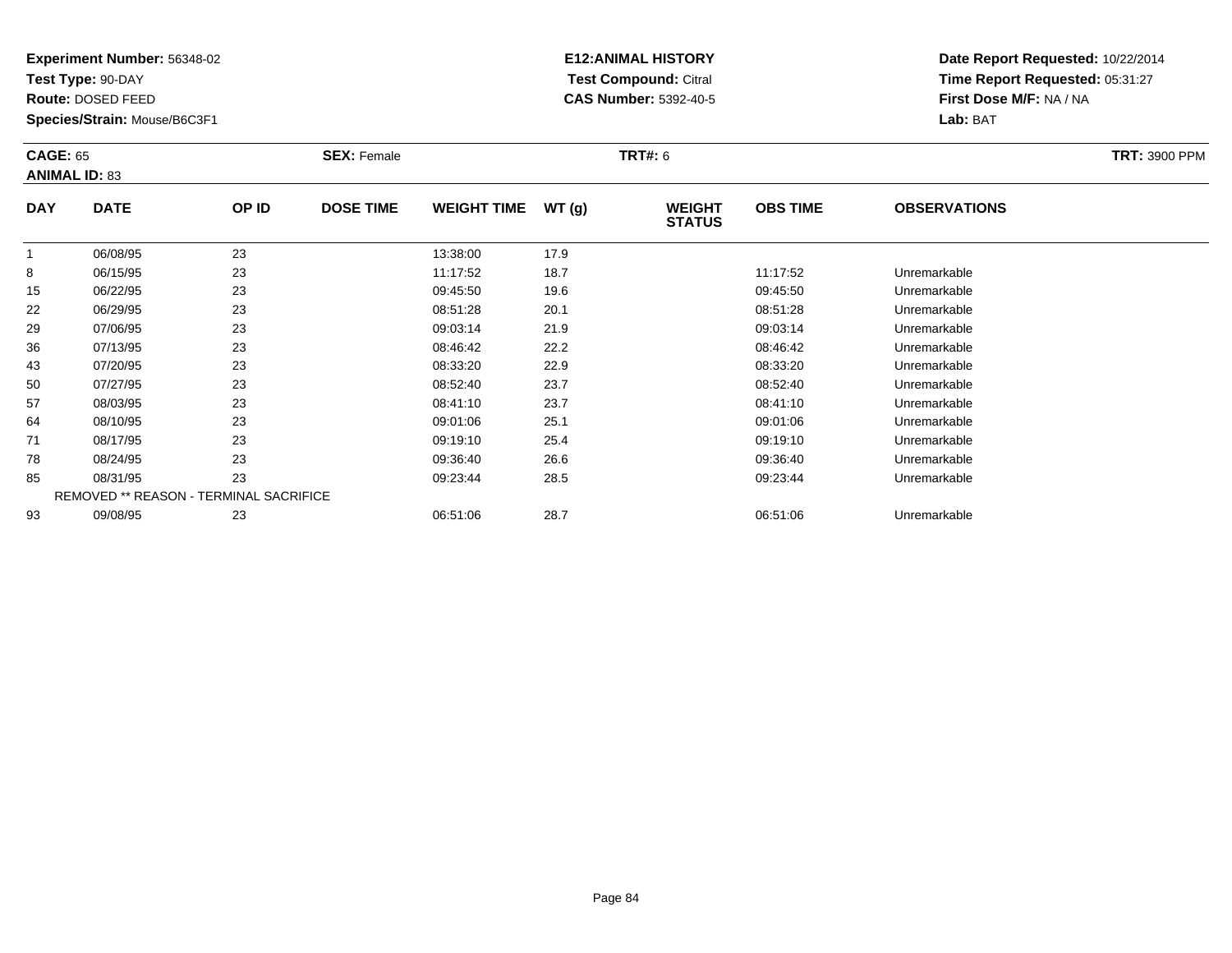**Experiment Number:** 56348-02
**Test Type:** 90-DAY
**Route:** DOSED FEED
**Species/Strain:** Mouse/B6C3F1

**E12:ANIMAL HISTORY**
**Test Compound:** Citral
**CAS Number:** 5392-40-5

**Date Report Requested:** 10/22/2014
**Time Report Requested:** 05:31:27
**First Dose M/F:** NA / NA
**Lab:** BAT

**CAGE:** 65
**ANIMAL ID:** 83
**SEX:** Female
**TRT#:** 6
**TRT:** 3900 PPM

| DAY | DATE | OP ID | DOSE TIME | WEIGHT TIME | WT (g) | WEIGHT STATUS | OBS TIME | OBSERVATIONS |
|---|---|---|---|---|---|---|---|---|
| 1 | 06/08/95 | 23 | | 13:38:00 | 17.9 | | | |
| 8 | 06/15/95 | 23 | | 11:17:52 | 18.7 | | 11:17:52 | Unremarkable |
| 15 | 06/22/95 | 23 | | 09:45:50 | 19.6 | | 09:45:50 | Unremarkable |
| 22 | 06/29/95 | 23 | | 08:51:28 | 20.1 | | 08:51:28 | Unremarkable |
| 29 | 07/06/95 | 23 | | 09:03:14 | 21.9 | | 09:03:14 | Unremarkable |
| 36 | 07/13/95 | 23 | | 08:46:42 | 22.2 | | 08:46:42 | Unremarkable |
| 43 | 07/20/95 | 23 | | 08:33:20 | 22.9 | | 08:33:20 | Unremarkable |
| 50 | 07/27/95 | 23 | | 08:52:40 | 23.7 | | 08:52:40 | Unremarkable |
| 57 | 08/03/95 | 23 | | 08:41:10 | 23.7 | | 08:41:10 | Unremarkable |
| 64 | 08/10/95 | 23 | | 09:01:06 | 25.1 | | 09:01:06 | Unremarkable |
| 71 | 08/17/95 | 23 | | 09:19:10 | 25.4 | | 09:19:10 | Unremarkable |
| 78 | 08/24/95 | 23 | | 09:36:40 | 26.6 | | 09:36:40 | Unremarkable |
| 85 | 08/31/95 | 23 | | 09:23:44 | 28.5 | | 09:23:44 | Unremarkable |
| REMOVED ** REASON - TERMINAL SACRIFICE | | | | | | | | |
| 93 | 09/08/95 | 23 | | 06:51:06 | 28.7 | | 06:51:06 | Unremarkable |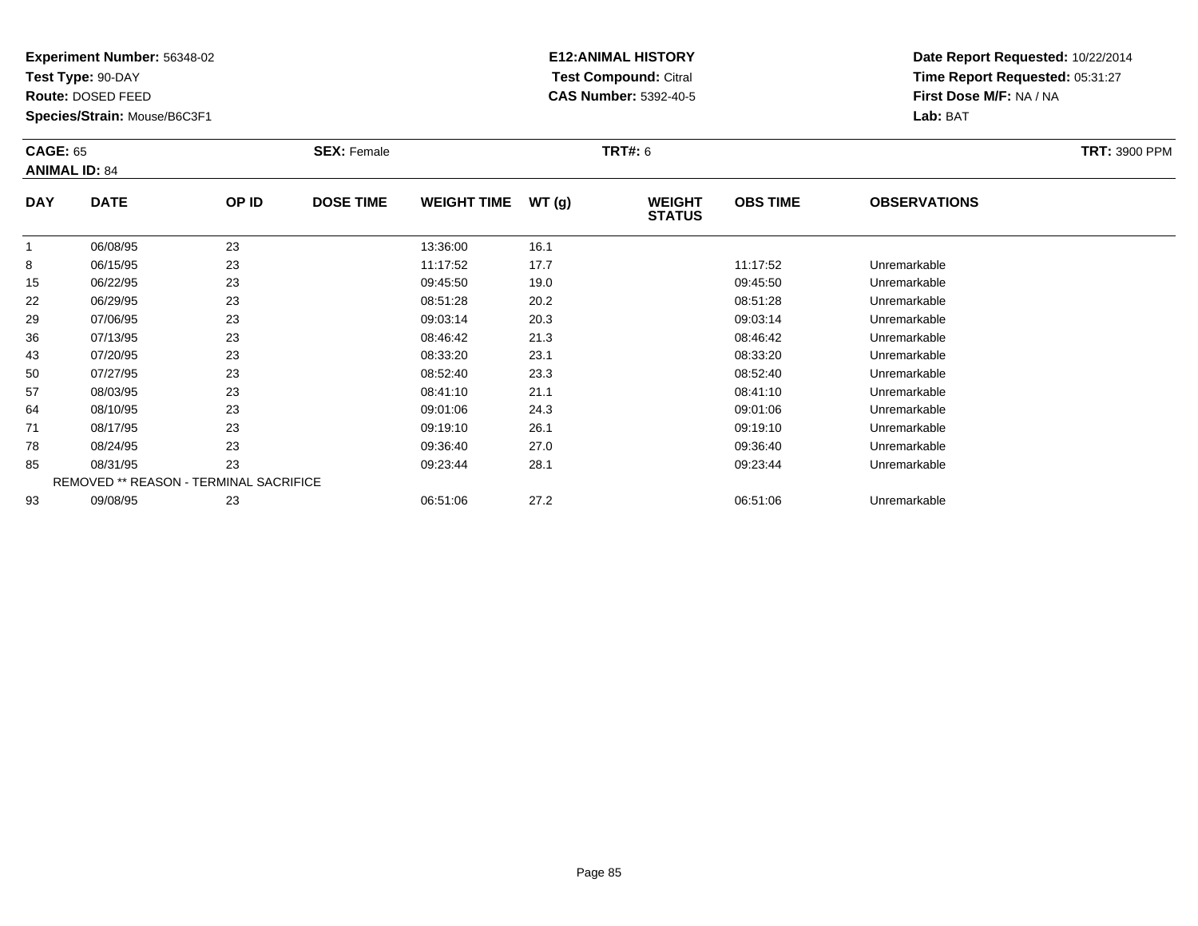**Experiment Number:** 56348-02
**Test Type:** 90-DAY
**Route:** DOSED FEED
**Species/Strain:** Mouse/B6C3F1

**E12:ANIMAL HISTORY**
**Test Compound:** Citral
**CAS Number:** 5392-40-5

**Date Report Requested:** 10/22/2014
**Time Report Requested:** 05:31:27
**First Dose M/F:** NA / NA
**Lab:** BAT

**CAGE:** 65
**ANIMAL ID:** 84
**SEX:** Female
**TRT#:** 6
**TRT:** 3900 PPM

| DAY | DATE | OP ID | DOSE TIME | WEIGHT TIME | WT (g) | WEIGHT STATUS | OBS TIME | OBSERVATIONS |
|---|---|---|---|---|---|---|---|---|
| 1 | 06/08/95 | 23 | | 13:36:00 | 16.1 | | | |
| 8 | 06/15/95 | 23 | | 11:17:52 | 17.7 | | 11:17:52 | Unremarkable |
| 15 | 06/22/95 | 23 | | 09:45:50 | 19.0 | | 09:45:50 | Unremarkable |
| 22 | 06/29/95 | 23 | | 08:51:28 | 20.2 | | 08:51:28 | Unremarkable |
| 29 | 07/06/95 | 23 | | 09:03:14 | 20.3 | | 09:03:14 | Unremarkable |
| 36 | 07/13/95 | 23 | | 08:46:42 | 21.3 | | 08:46:42 | Unremarkable |
| 43 | 07/20/95 | 23 | | 08:33:20 | 23.1 | | 08:33:20 | Unremarkable |
| 50 | 07/27/95 | 23 | | 08:52:40 | 23.3 | | 08:52:40 | Unremarkable |
| 57 | 08/03/95 | 23 | | 08:41:10 | 21.1 | | 08:41:10 | Unremarkable |
| 64 | 08/10/95 | 23 | | 09:01:06 | 24.3 | | 09:01:06 | Unremarkable |
| 71 | 08/17/95 | 23 | | 09:19:10 | 26.1 | | 09:19:10 | Unremarkable |
| 78 | 08/24/95 | 23 | | 09:36:40 | 27.0 | | 09:36:40 | Unremarkable |
| 85 | 08/31/95 | 23 | | 09:23:44 | 28.1 | | 09:23:44 | Unremarkable |
| REMOVED ** REASON - TERMINAL SACRIFICE | | | | | | | | |
| 93 | 09/08/95 | 23 | | 06:51:06 | 27.2 | | 06:51:06 | Unremarkable |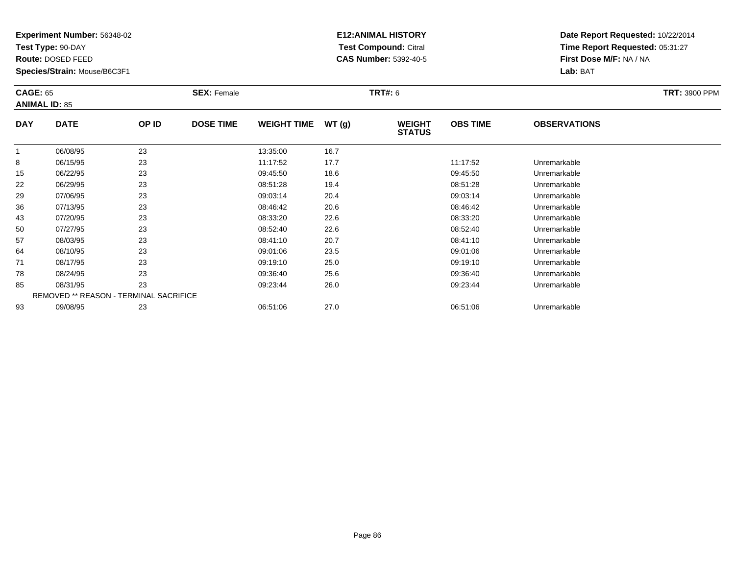**Experiment Number:** 56348-02
**Test Type:** 90-DAY
**Route:** DOSED FEED
**Species/Strain:** Mouse/B6C3F1

**E12:ANIMAL HISTORY**
**Test Compound:** Citral
**CAS Number:** 5392-40-5

**Date Report Requested:** 10/22/2014
**Time Report Requested:** 05:31:27
**First Dose M/F:** NA / NA
**Lab:** BAT

**CAGE:** 65
**ANIMAL ID:** 85

**SEX:** Female

**TRT#:** 6

**TRT:** 3900 PPM

| DAY | DATE | OP ID | DOSE TIME | WEIGHT TIME | WT (g) | WEIGHT STATUS | OBS TIME | OBSERVATIONS |
|---|---|---|---|---|---|---|---|---|
| 1 | 06/08/95 | 23 | | 13:35:00 | 16.7 | | | |
| 8 | 06/15/95 | 23 | | 11:17:52 | 17.7 | | 11:17:52 | Unremarkable |
| 15 | 06/22/95 | 23 | | 09:45:50 | 18.6 | | 09:45:50 | Unremarkable |
| 22 | 06/29/95 | 23 | | 08:51:28 | 19.4 | | 08:51:28 | Unremarkable |
| 29 | 07/06/95 | 23 | | 09:03:14 | 20.4 | | 09:03:14 | Unremarkable |
| 36 | 07/13/95 | 23 | | 08:46:42 | 20.6 | | 08:46:42 | Unremarkable |
| 43 | 07/20/95 | 23 | | 08:33:20 | 22.6 | | 08:33:20 | Unremarkable |
| 50 | 07/27/95 | 23 | | 08:52:40 | 22.6 | | 08:52:40 | Unremarkable |
| 57 | 08/03/95 | 23 | | 08:41:10 | 20.7 | | 08:41:10 | Unremarkable |
| 64 | 08/10/95 | 23 | | 09:01:06 | 23.5 | | 09:01:06 | Unremarkable |
| 71 | 08/17/95 | 23 | | 09:19:10 | 25.0 | | 09:19:10 | Unremarkable |
| 78 | 08/24/95 | 23 | | 09:36:40 | 25.6 | | 09:36:40 | Unremarkable |
| 85 | 08/31/95 | 23 | | 09:23:44 | 26.0 | | 09:23:44 | Unremarkable |
| REMOVED ** REASON - TERMINAL SACRIFICE | | | | | | | | |
| 93 | 09/08/95 | 23 | | 06:51:06 | 27.0 | | 06:51:06 | Unremarkable |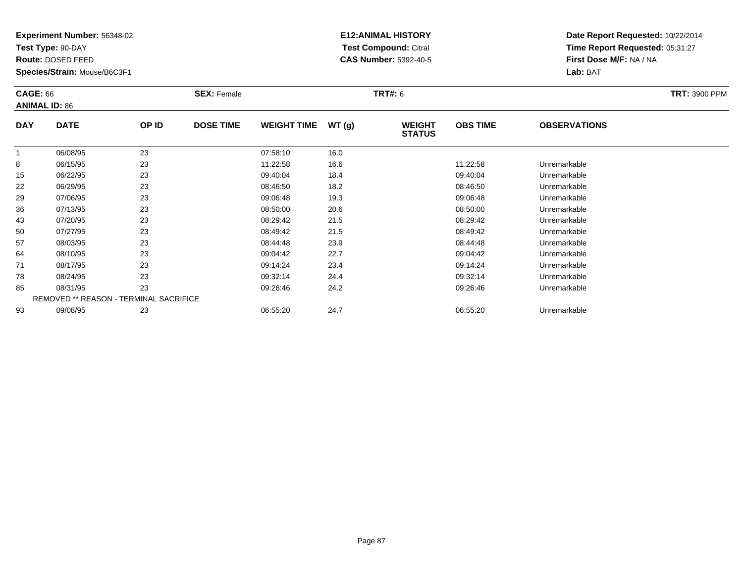**Experiment Number:** 56348-02
**Test Type:** 90-DAY
**Route:** DOSED FEED
**Species/Strain:** Mouse/B6C3F1

**E12:ANIMAL HISTORY**
**Test Compound:** Citral
**CAS Number:** 5392-40-5

**Date Report Requested:** 10/22/2014
**Time Report Requested:** 05:31:27
**First Dose M/F:** NA / NA
**Lab:** BAT

**CAGE:** 66
**ANIMAL ID:** 86
**SEX:** Female
**TRT#:** 6
**TRT:** 3900 PPM

| DAY | DATE | OP ID | DOSE TIME | WEIGHT TIME | WT (g) | WEIGHT STATUS | OBS TIME | OBSERVATIONS |
|---|---|---|---|---|---|---|---|---|
| 1 | 06/08/95 | 23 | | 07:58:10 | 16.0 | | | |
| 8 | 06/15/95 | 23 | | 11:22:58 | 16.6 | | 11:22:58 | Unremarkable |
| 15 | 06/22/95 | 23 | | 09:40:04 | 18.4 | | 09:40:04 | Unremarkable |
| 22 | 06/29/95 | 23 | | 08:46:50 | 18.2 | | 08:46:50 | Unremarkable |
| 29 | 07/06/95 | 23 | | 09:06:48 | 19.3 | | 09:06:48 | Unremarkable |
| 36 | 07/13/95 | 23 | | 08:50:00 | 20.6 | | 08:50:00 | Unremarkable |
| 43 | 07/20/95 | 23 | | 08:29:42 | 21.5 | | 08:29:42 | Unremarkable |
| 50 | 07/27/95 | 23 | | 08:49:42 | 21.5 | | 08:49:42 | Unremarkable |
| 57 | 08/03/95 | 23 | | 08:44:48 | 23.9 | | 08:44:48 | Unremarkable |
| 64 | 08/10/95 | 23 | | 09:04:42 | 22.7 | | 09:04:42 | Unremarkable |
| 71 | 08/17/95 | 23 | | 09:14:24 | 23.4 | | 09:14:24 | Unremarkable |
| 78 | 08/24/95 | 23 | | 09:32:14 | 24.4 | | 09:32:14 | Unremarkable |
| 85 | 08/31/95 | 23 | | 09:26:46 | 24.2 | | 09:26:46 | Unremarkable |
| REMOVED ** REASON - TERMINAL SACRIFICE | | | | | | | | |
| 93 | 09/08/95 | 23 | | 06:55:20 | 24.7 | | 06:55:20 | Unremarkable |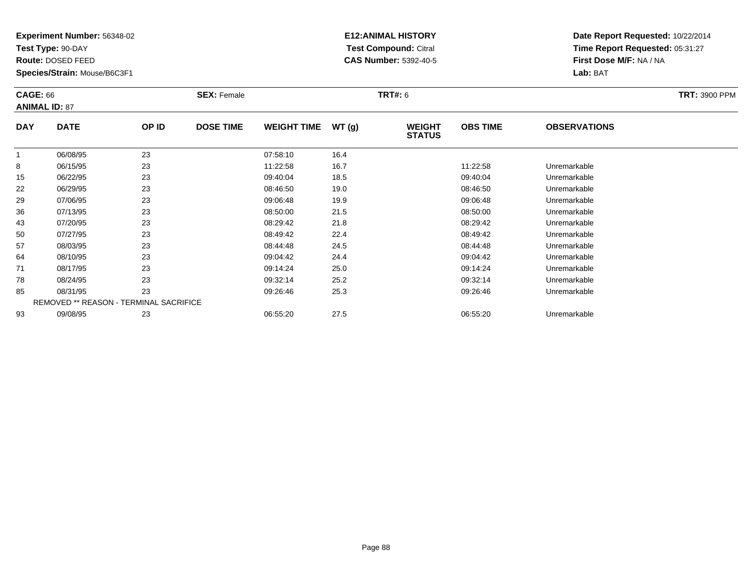**Experiment Number:** 56348-02
**Test Type:** 90-DAY
**Route:** DOSED FEED
**Species/Strain:** Mouse/B6C3F1

**E12:ANIMAL HISTORY**
**Test Compound:** Citral
**CAS Number:** 5392-40-5

**Date Report Requested:** 10/22/2014
**Time Report Requested:** 05:31:27
**First Dose M/F:** NA / NA
**Lab:** BAT

**CAGE:** 66
**ANIMAL ID:** 87
**SEX:** Female
**TRT#:** 6
**TRT:** 3900 PPM

| DAY | DATE | OP ID | DOSE TIME | WEIGHT TIME | WT (g) | WEIGHT STATUS | OBS TIME | OBSERVATIONS |
|---|---|---|---|---|---|---|---|---|
| 1 | 06/08/95 | 23 | | 07:58:10 | 16.4 | | | |
| 8 | 06/15/95 | 23 | | 11:22:58 | 16.7 | | 11:22:58 | Unremarkable |
| 15 | 06/22/95 | 23 | | 09:40:04 | 18.5 | | 09:40:04 | Unremarkable |
| 22 | 06/29/95 | 23 | | 08:46:50 | 19.0 | | 08:46:50 | Unremarkable |
| 29 | 07/06/95 | 23 | | 09:06:48 | 19.9 | | 09:06:48 | Unremarkable |
| 36 | 07/13/95 | 23 | | 08:50:00 | 21.5 | | 08:50:00 | Unremarkable |
| 43 | 07/20/95 | 23 | | 08:29:42 | 21.8 | | 08:29:42 | Unremarkable |
| 50 | 07/27/95 | 23 | | 08:49:42 | 22.4 | | 08:49:42 | Unremarkable |
| 57 | 08/03/95 | 23 | | 08:44:48 | 24.5 | | 08:44:48 | Unremarkable |
| 64 | 08/10/95 | 23 | | 09:04:42 | 24.4 | | 09:04:42 | Unremarkable |
| 71 | 08/17/95 | 23 | | 09:14:24 | 25.0 | | 09:14:24 | Unremarkable |
| 78 | 08/24/95 | 23 | | 09:32:14 | 25.2 | | 09:32:14 | Unremarkable |
| 85 | 08/31/95 | 23 | | 09:26:46 | 25.3 | | 09:26:46 | Unremarkable |
| REMOVED ** REASON - TERMINAL SACRIFICE | | | | | | | | |
| 93 | 09/08/95 | 23 | | 06:55:20 | 27.5 | | 06:55:20 | Unremarkable |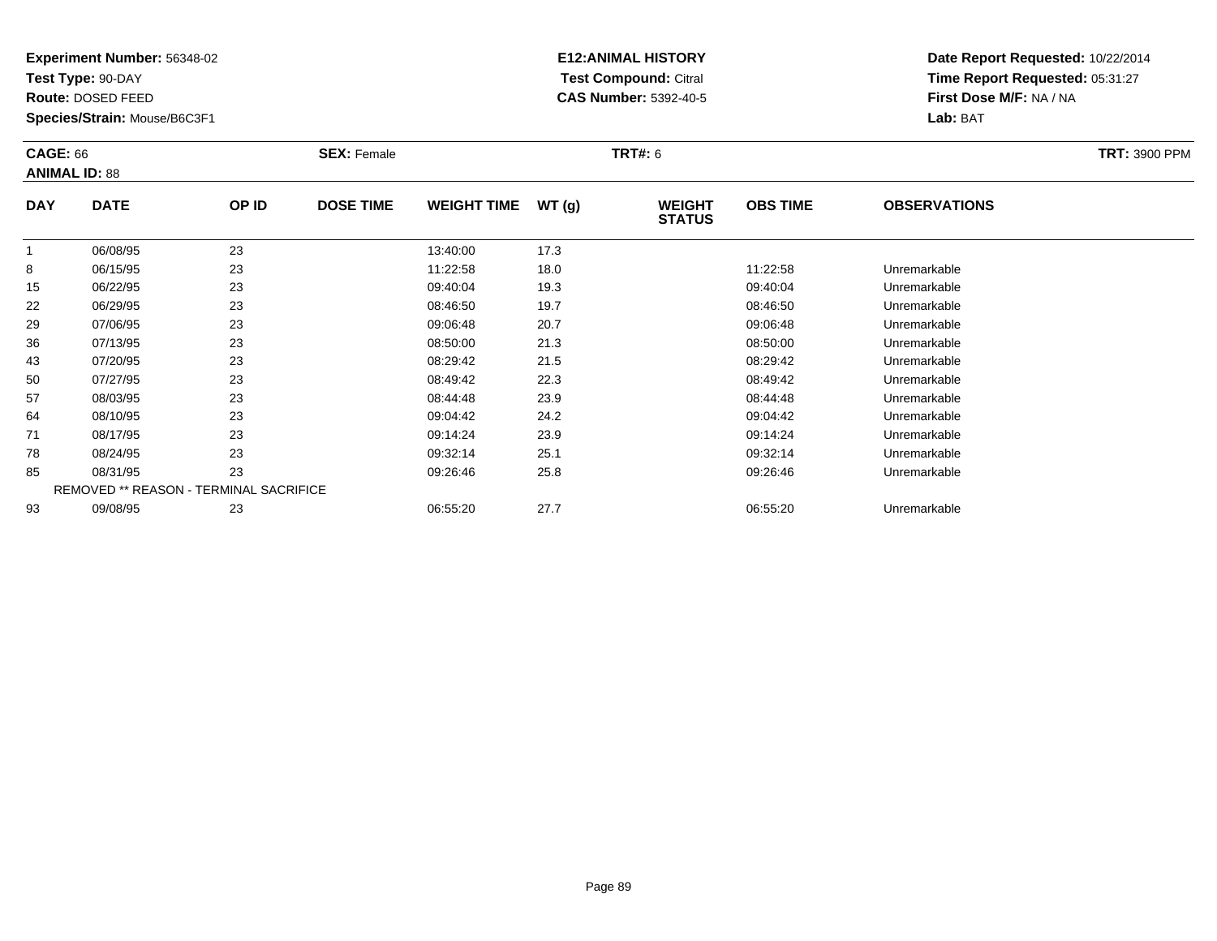**Experiment Number:** 56348-02
**Test Type:** 90-DAY
**Route:** DOSED FEED
**Species/Strain:** Mouse/B6C3F1

**E12:ANIMAL HISTORY**
**Test Compound:** Citral
**CAS Number:** 5392-40-5

**Date Report Requested:** 10/22/2014
**Time Report Requested:** 05:31:27
**First Dose M/F:** NA / NA
**Lab:** BAT

**CAGE:** 66 **SEX:** Female **TRT#:** 6 **TRT:** 3900 PPM
**ANIMAL ID:** 88

| DAY | DATE | OP ID | DOSE TIME | WEIGHT TIME | WT (g) | WEIGHT STATUS | OBS TIME | OBSERVATIONS |
|---|---|---|---|---|---|---|---|---|
| 1 | 06/08/95 | 23 | | 13:40:00 | 17.3 | | | |
| 8 | 06/15/95 | 23 | | 11:22:58 | 18.0 | | 11:22:58 | Unremarkable |
| 15 | 06/22/95 | 23 | | 09:40:04 | 19.3 | | 09:40:04 | Unremarkable |
| 22 | 06/29/95 | 23 | | 08:46:50 | 19.7 | | 08:46:50 | Unremarkable |
| 29 | 07/06/95 | 23 | | 09:06:48 | 20.7 | | 09:06:48 | Unremarkable |
| 36 | 07/13/95 | 23 | | 08:50:00 | 21.3 | | 08:50:00 | Unremarkable |
| 43 | 07/20/95 | 23 | | 08:29:42 | 21.5 | | 08:29:42 | Unremarkable |
| 50 | 07/27/95 | 23 | | 08:49:42 | 22.3 | | 08:49:42 | Unremarkable |
| 57 | 08/03/95 | 23 | | 08:44:48 | 23.9 | | 08:44:48 | Unremarkable |
| 64 | 08/10/95 | 23 | | 09:04:42 | 24.2 | | 09:04:42 | Unremarkable |
| 71 | 08/17/95 | 23 | | 09:14:24 | 23.9 | | 09:14:24 | Unremarkable |
| 78 | 08/24/95 | 23 | | 09:32:14 | 25.1 | | 09:32:14 | Unremarkable |
| 85 | 08/31/95 | 23 | | 09:26:46 | 25.8 | | 09:26:46 | Unremarkable |
| REMOVED ** REASON - TERMINAL SACRIFICE | | | | | | | | |
| 93 | 09/08/95 | 23 | | 06:55:20 | 27.7 | | 06:55:20 | Unremarkable |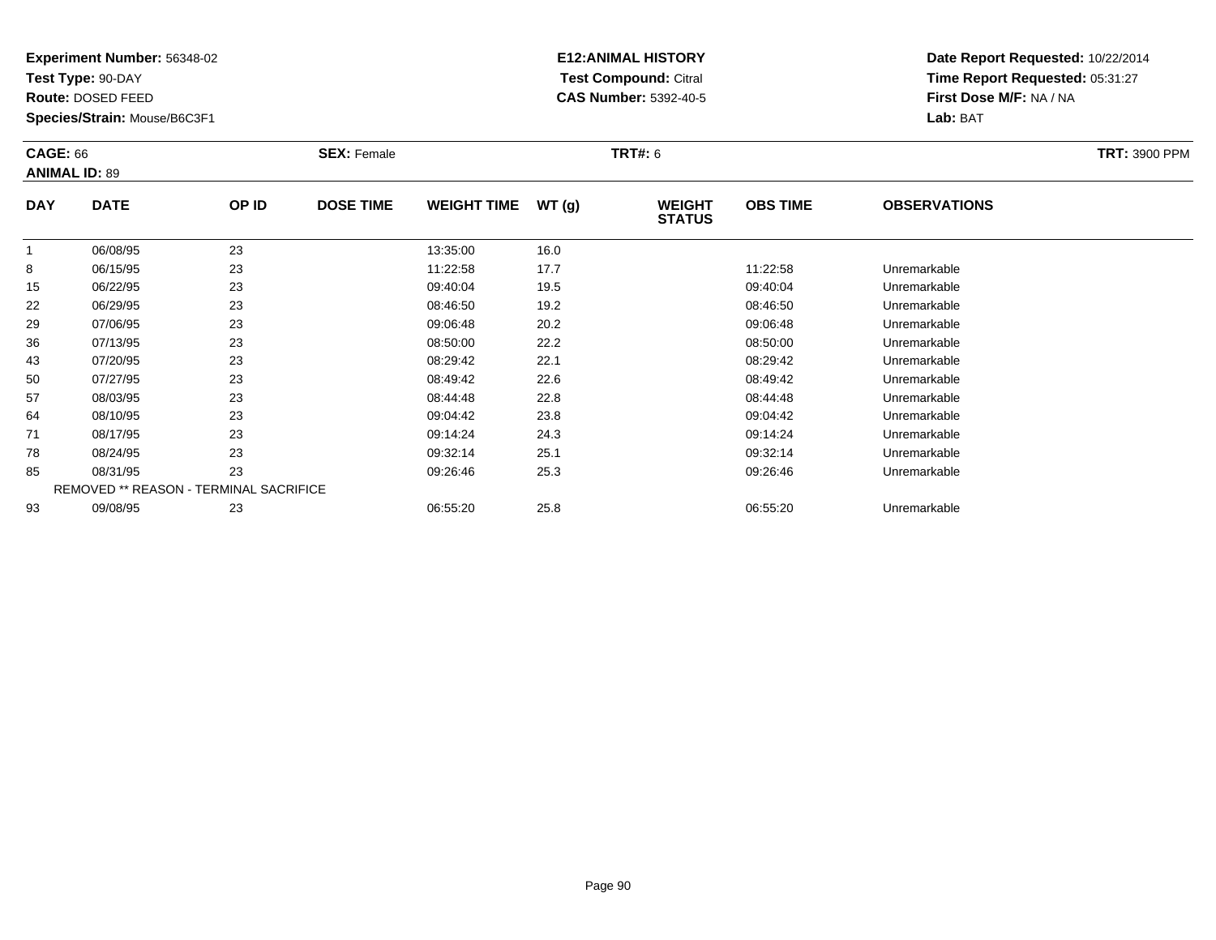**Experiment Number:** 56348-02
**Test Type:** 90-DAY
**Route:** DOSED FEED
**Species/Strain:** Mouse/B6C3F1

**E12:ANIMAL HISTORY**
**Test Compound:** Citral
**CAS Number:** 5392-40-5

**Date Report Requested:** 10/22/2014
**Time Report Requested:** 05:31:27
**First Dose M/F:** NA / NA
**Lab:** BAT

**CAGE:** 66 **SEX:** Female **TRT#:** 6 **TRT:** 3900 PPM
**ANIMAL ID:** 89

| DAY | DATE | OP ID | DOSE TIME | WEIGHT TIME | WT (g) | WEIGHT STATUS | OBS TIME | OBSERVATIONS |
|---|---|---|---|---|---|---|---|---|
| 1 | 06/08/95 | 23 | | 13:35:00 | 16.0 | | | |
| 8 | 06/15/95 | 23 | | 11:22:58 | 17.7 | | 11:22:58 | Unremarkable |
| 15 | 06/22/95 | 23 | | 09:40:04 | 19.5 | | 09:40:04 | Unremarkable |
| 22 | 06/29/95 | 23 | | 08:46:50 | 19.2 | | 08:46:50 | Unremarkable |
| 29 | 07/06/95 | 23 | | 09:06:48 | 20.2 | | 09:06:48 | Unremarkable |
| 36 | 07/13/95 | 23 | | 08:50:00 | 22.2 | | 08:50:00 | Unremarkable |
| 43 | 07/20/95 | 23 | | 08:29:42 | 22.1 | | 08:29:42 | Unremarkable |
| 50 | 07/27/95 | 23 | | 08:49:42 | 22.6 | | 08:49:42 | Unremarkable |
| 57 | 08/03/95 | 23 | | 08:44:48 | 22.8 | | 08:44:48 | Unremarkable |
| 64 | 08/10/95 | 23 | | 09:04:42 | 23.8 | | 09:04:42 | Unremarkable |
| 71 | 08/17/95 | 23 | | 09:14:24 | 24.3 | | 09:14:24 | Unremarkable |
| 78 | 08/24/95 | 23 | | 09:32:14 | 25.1 | | 09:32:14 | Unremarkable |
| 85 | 08/31/95 | 23 | | 09:26:46 | 25.3 | | 09:26:46 | Unremarkable |
| REMOVED ** REASON - TERMINAL SACRIFICE | | | | | | | | |
| 93 | 09/08/95 | 23 | | 06:55:20 | 25.8 | | 06:55:20 | Unremarkable |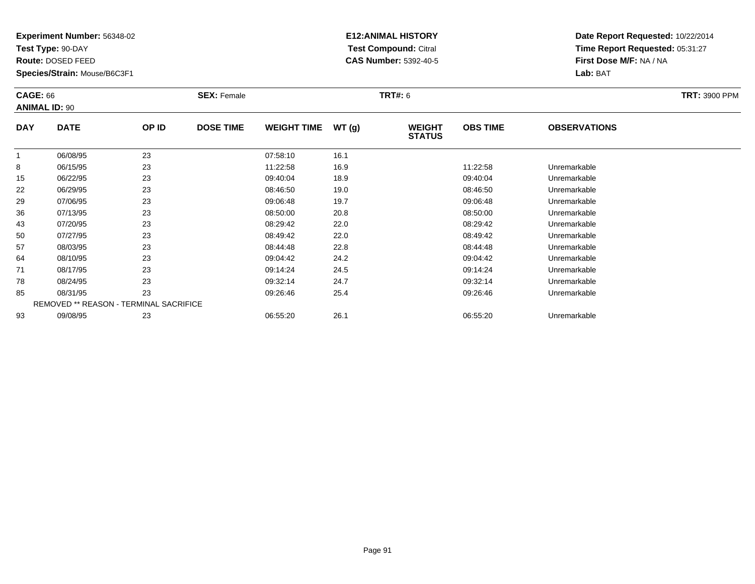**Experiment Number:** 56348-02
**Test Type:** 90-DAY
**Route:** DOSED FEED
**Species/Strain:** Mouse/B6C3F1

**E12:ANIMAL HISTORY**
**Test Compound:** Citral
**CAS Number:** 5392-40-5

**Date Report Requested:** 10/22/2014
**Time Report Requested:** 05:31:27
**First Dose M/F:** NA / NA
**Lab:** BAT

**CAGE:** 66 | **SEX:** Female | **TRT#:** 6 | **TRT:** 3900 PPM
**ANIMAL ID:** 90

| DAY | DATE | OP ID | DOSE TIME | WEIGHT TIME | WT (g) | WEIGHT STATUS | OBS TIME | OBSERVATIONS |
|---|---|---|---|---|---|---|---|---|
| 1 | 06/08/95 | 23 | | 07:58:10 | 16.1 | | | |
| 8 | 06/15/95 | 23 | | 11:22:58 | 16.9 | | 11:22:58 | Unremarkable |
| 15 | 06/22/95 | 23 | | 09:40:04 | 18.9 | | 09:40:04 | Unremarkable |
| 22 | 06/29/95 | 23 | | 08:46:50 | 19.0 | | 08:46:50 | Unremarkable |
| 29 | 07/06/95 | 23 | | 09:06:48 | 19.7 | | 09:06:48 | Unremarkable |
| 36 | 07/13/95 | 23 | | 08:50:00 | 20.8 | | 08:50:00 | Unremarkable |
| 43 | 07/20/95 | 23 | | 08:29:42 | 22.0 | | 08:29:42 | Unremarkable |
| 50 | 07/27/95 | 23 | | 08:49:42 | 22.0 | | 08:49:42 | Unremarkable |
| 57 | 08/03/95 | 23 | | 08:44:48 | 22.8 | | 08:44:48 | Unremarkable |
| 64 | 08/10/95 | 23 | | 09:04:42 | 24.2 | | 09:04:42 | Unremarkable |
| 71 | 08/17/95 | 23 | | 09:14:24 | 24.5 | | 09:14:24 | Unremarkable |
| 78 | 08/24/95 | 23 | | 09:32:14 | 24.7 | | 09:32:14 | Unremarkable |
| 85 | 08/31/95 | 23 | | 09:26:46 | 25.4 | | 09:26:46 | Unremarkable |
| | REMOVED ** REASON - TERMINAL SACRIFICE | | | | | | | |
| 93 | 09/08/95 | 23 | | 06:55:20 | 26.1 | | 06:55:20 | Unremarkable |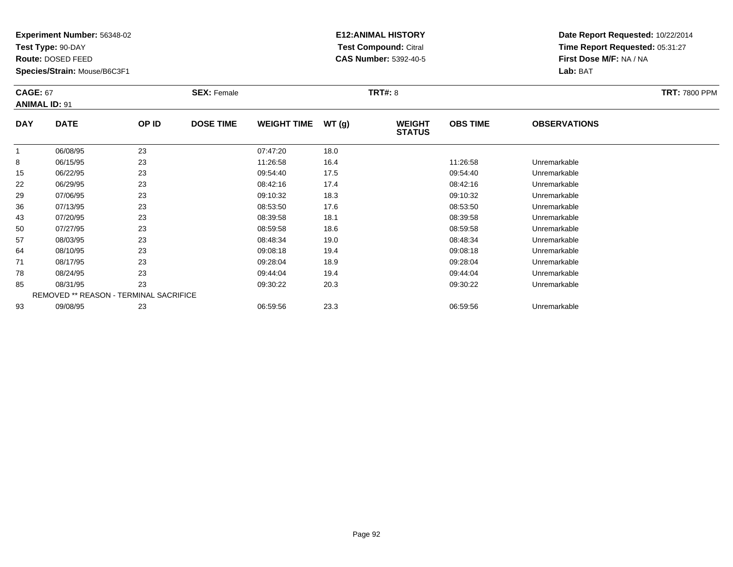**Experiment Number:** 56348-02
**Test Type:** 90-DAY
**Route:** DOSED FEED
**Species/Strain:** Mouse/B6C3F1

**E12:ANIMAL HISTORY**
**Test Compound:** Citral
**CAS Number:** 5392-40-5

**Date Report Requested:** 10/22/2014
**Time Report Requested:** 05:31:27
**First Dose M/F:** NA / NA
**Lab:** BAT

**CAGE:** 67 **SEX:** Female **TRT#:** 8 **TRT:** 7800 PPM
**ANIMAL ID:** 91

| DAY | DATE | OP ID | DOSE TIME | WEIGHT TIME | WT (g) | WEIGHT STATUS | OBS TIME | OBSERVATIONS |
|---|---|---|---|---|---|---|---|---|
| 1 | 06/08/95 | 23 | | 07:47:20 | 18.0 | | | |
| 8 | 06/15/95 | 23 | | 11:26:58 | 16.4 | | 11:26:58 | Unremarkable |
| 15 | 06/22/95 | 23 | | 09:54:40 | 17.5 | | 09:54:40 | Unremarkable |
| 22 | 06/29/95 | 23 | | 08:42:16 | 17.4 | | 08:42:16 | Unremarkable |
| 29 | 07/06/95 | 23 | | 09:10:32 | 18.3 | | 09:10:32 | Unremarkable |
| 36 | 07/13/95 | 23 | | 08:53:50 | 17.6 | | 08:53:50 | Unremarkable |
| 43 | 07/20/95 | 23 | | 08:39:58 | 18.1 | | 08:39:58 | Unremarkable |
| 50 | 07/27/95 | 23 | | 08:59:58 | 18.6 | | 08:59:58 | Unremarkable |
| 57 | 08/03/95 | 23 | | 08:48:34 | 19.0 | | 08:48:34 | Unremarkable |
| 64 | 08/10/95 | 23 | | 09:08:18 | 19.4 | | 09:08:18 | Unremarkable |
| 71 | 08/17/95 | 23 | | 09:28:04 | 18.9 | | 09:28:04 | Unremarkable |
| 78 | 08/24/95 | 23 | | 09:44:04 | 19.4 | | 09:44:04 | Unremarkable |
| 85 | 08/31/95 | 23 | | 09:30:22 | 20.3 | | 09:30:22 | Unremarkable |
| REMOVED ** REASON - TERMINAL SACRIFICE | | | | | | | | |
| 93 | 09/08/95 | 23 | | 06:59:56 | 23.3 | | 06:59:56 | Unremarkable |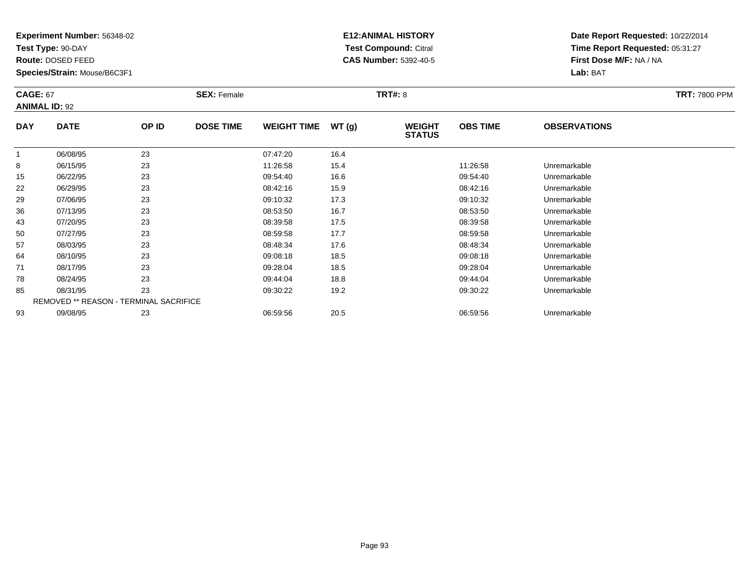**Experiment Number:** 56348-02
**Test Type:** 90-DAY
**Route:** DOSED FEED
**Species/Strain:** Mouse/B6C3F1

**E12:ANIMAL HISTORY**
**Test Compound:** Citral
**CAS Number:** 5392-40-5

**Date Report Requested:** 10/22/2014
**Time Report Requested:** 05:31:27
**First Dose M/F:** NA / NA
**Lab:** BAT

**CAGE:** 67 **SEX:** Female **TRT#:** 8 **TRT:** 7800 PPM
**ANIMAL ID:** 92

| DAY | DATE | OP ID | DOSE TIME | WEIGHT TIME | WT (g) | WEIGHT STATUS | OBS TIME | OBSERVATIONS |
|---|---|---|---|---|---|---|---|---|
| 1 | 06/08/95 | 23 | | 07:47:20 | 16.4 | | | |
| 8 | 06/15/95 | 23 | | 11:26:58 | 15.4 | | 11:26:58 | Unremarkable |
| 15 | 06/22/95 | 23 | | 09:54:40 | 16.6 | | 09:54:40 | Unremarkable |
| 22 | 06/29/95 | 23 | | 08:42:16 | 15.9 | | 08:42:16 | Unremarkable |
| 29 | 07/06/95 | 23 | | 09:10:32 | 17.3 | | 09:10:32 | Unremarkable |
| 36 | 07/13/95 | 23 | | 08:53:50 | 16.7 | | 08:53:50 | Unremarkable |
| 43 | 07/20/95 | 23 | | 08:39:58 | 17.5 | | 08:39:58 | Unremarkable |
| 50 | 07/27/95 | 23 | | 08:59:58 | 17.7 | | 08:59:58 | Unremarkable |
| 57 | 08/03/95 | 23 | | 08:48:34 | 17.6 | | 08:48:34 | Unremarkable |
| 64 | 08/10/95 | 23 | | 09:08:18 | 18.5 | | 09:08:18 | Unremarkable |
| 71 | 08/17/95 | 23 | | 09:28:04 | 18.5 | | 09:28:04 | Unremarkable |
| 78 | 08/24/95 | 23 | | 09:44:04 | 18.8 | | 09:44:04 | Unremarkable |
| 85 | 08/31/95 | 23 | | 09:30:22 | 19.2 | | 09:30:22 | Unremarkable |
| REMOVED ** REASON - TERMINAL SACRIFICE | | | | | | | | |
| 93 | 09/08/95 | 23 | | 06:59:56 | 20.5 | | 06:59:56 | Unremarkable |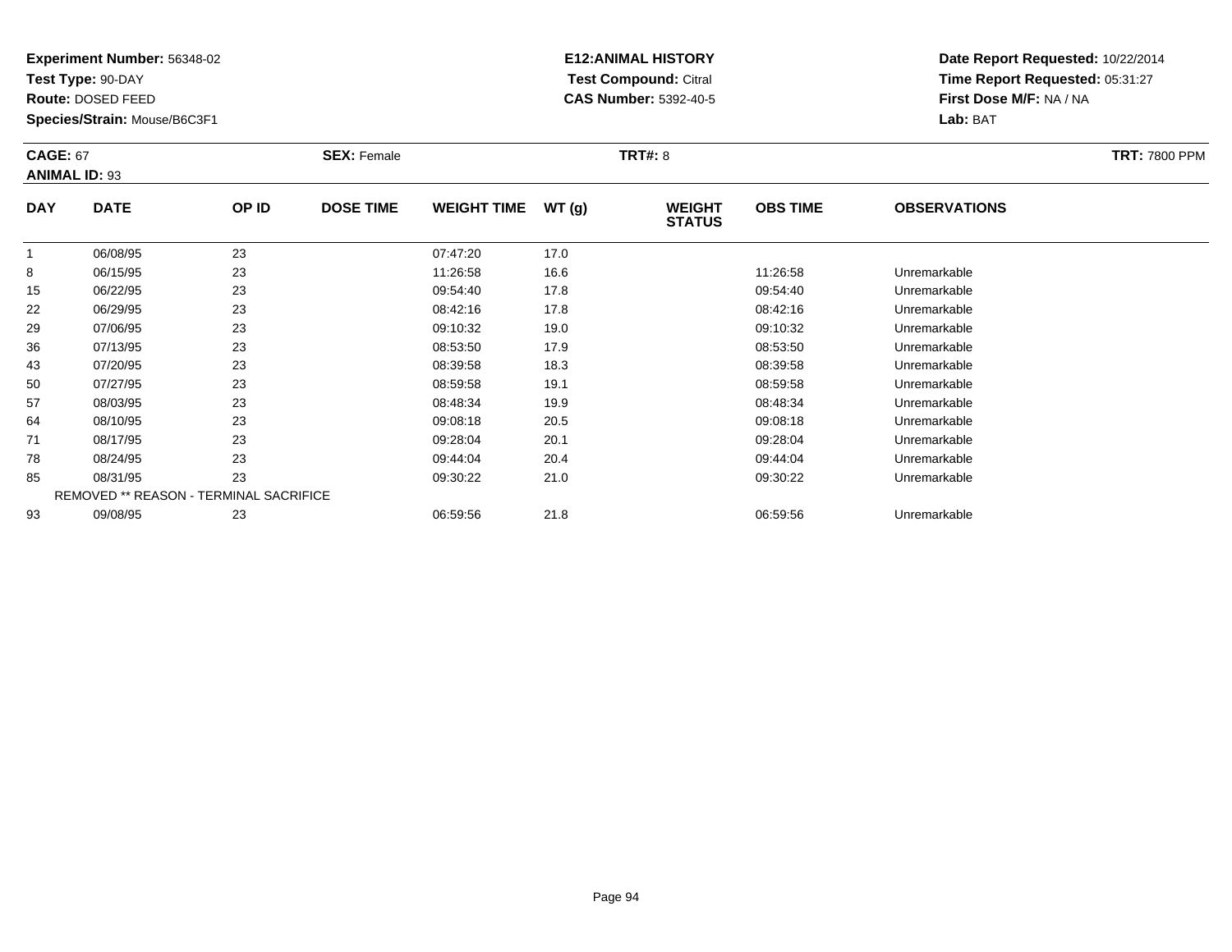**Experiment Number:** 56348-02
**Test Type:** 90-DAY
**Route:** DOSED FEED
**Species/Strain:** Mouse/B6C3F1

**E12:ANIMAL HISTORY**
**Test Compound:** Citral
**CAS Number:** 5392-40-5

**Date Report Requested:** 10/22/2014
**Time Report Requested:** 05:31:27
**First Dose M/F:** NA / NA
**Lab:** BAT

**CAGE:** 67
**ANIMAL ID:** 93
**SEX:** Female
**TRT#:** 8
**TRT:** 7800 PPM

| DAY | DATE | OP ID | DOSE TIME | WEIGHT TIME | WT (g) | WEIGHT STATUS | OBS TIME | OBSERVATIONS |
|---|---|---|---|---|---|---|---|---|
| 1 | 06/08/95 | 23 | | 07:47:20 | 17.0 | | | |
| 8 | 06/15/95 | 23 | | 11:26:58 | 16.6 | | 11:26:58 | Unremarkable |
| 15 | 06/22/95 | 23 | | 09:54:40 | 17.8 | | 09:54:40 | Unremarkable |
| 22 | 06/29/95 | 23 | | 08:42:16 | 17.8 | | 08:42:16 | Unremarkable |
| 29 | 07/06/95 | 23 | | 09:10:32 | 19.0 | | 09:10:32 | Unremarkable |
| 36 | 07/13/95 | 23 | | 08:53:50 | 17.9 | | 08:53:50 | Unremarkable |
| 43 | 07/20/95 | 23 | | 08:39:58 | 18.3 | | 08:39:58 | Unremarkable |
| 50 | 07/27/95 | 23 | | 08:59:58 | 19.1 | | 08:59:58 | Unremarkable |
| 57 | 08/03/95 | 23 | | 08:48:34 | 19.9 | | 08:48:34 | Unremarkable |
| 64 | 08/10/95 | 23 | | 09:08:18 | 20.5 | | 09:08:18 | Unremarkable |
| 71 | 08/17/95 | 23 | | 09:28:04 | 20.1 | | 09:28:04 | Unremarkable |
| 78 | 08/24/95 | 23 | | 09:44:04 | 20.4 | | 09:44:04 | Unremarkable |
| 85 | 08/31/95 | 23 | | 09:30:22 | 21.0 | | 09:30:22 | Unremarkable |
| REMOVED ** REASON - TERMINAL SACRIFICE | | | | | | | | |
| 93 | 09/08/95 | 23 | | 06:59:56 | 21.8 | | 06:59:56 | Unremarkable |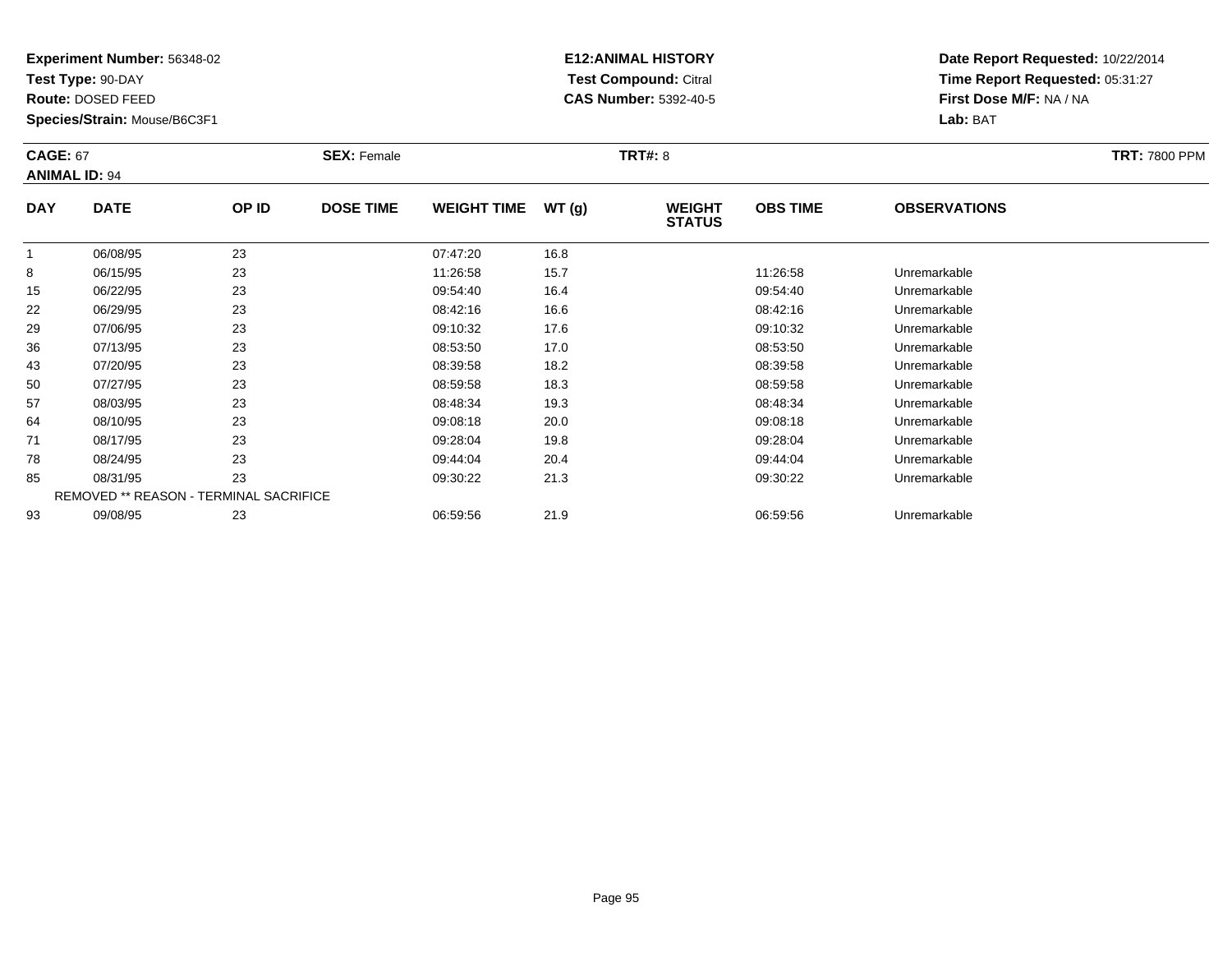**Experiment Number:** 56348-02
**Test Type:** 90-DAY
**Route:** DOSED FEED
**Species/Strain:** Mouse/B6C3F1

**E12:ANIMAL HISTORY**
**Test Compound:** Citral
**CAS Number:** 5392-40-5

**Date Report Requested:** 10/22/2014
**Time Report Requested:** 05:31:27
**First Dose M/F:** NA / NA
**Lab:** BAT

**CAGE:** 67 **SEX:** Female **TRT#:** 8 **TRT:** 7800 PPM
**ANIMAL ID:** 94

| DAY | DATE | OP ID | DOSE TIME | WEIGHT TIME | WT (g) | WEIGHT STATUS | OBS TIME | OBSERVATIONS |
|---|---|---|---|---|---|---|---|---|
| 1 | 06/08/95 | 23 | | 07:47:20 | 16.8 | | | |
| 8 | 06/15/95 | 23 | | 11:26:58 | 15.7 | | 11:26:58 | Unremarkable |
| 15 | 06/22/95 | 23 | | 09:54:40 | 16.4 | | 09:54:40 | Unremarkable |
| 22 | 06/29/95 | 23 | | 08:42:16 | 16.6 | | 08:42:16 | Unremarkable |
| 29 | 07/06/95 | 23 | | 09:10:32 | 17.6 | | 09:10:32 | Unremarkable |
| 36 | 07/13/95 | 23 | | 08:53:50 | 17.0 | | 08:53:50 | Unremarkable |
| 43 | 07/20/95 | 23 | | 08:39:58 | 18.2 | | 08:39:58 | Unremarkable |
| 50 | 07/27/95 | 23 | | 08:59:58 | 18.3 | | 08:59:58 | Unremarkable |
| 57 | 08/03/95 | 23 | | 08:48:34 | 19.3 | | 08:48:34 | Unremarkable |
| 64 | 08/10/95 | 23 | | 09:08:18 | 20.0 | | 09:08:18 | Unremarkable |
| 71 | 08/17/95 | 23 | | 09:28:04 | 19.8 | | 09:28:04 | Unremarkable |
| 78 | 08/24/95 | 23 | | 09:44:04 | 20.4 | | 09:44:04 | Unremarkable |
| 85 | 08/31/95 | 23 | | 09:30:22 | 21.3 | | 09:30:22 | Unremarkable |
| REMOVED ** REASON - TERMINAL SACRIFICE | | | | | | | | |
| 93 | 09/08/95 | 23 | | 06:59:56 | 21.9 | | 06:59:56 | Unremarkable |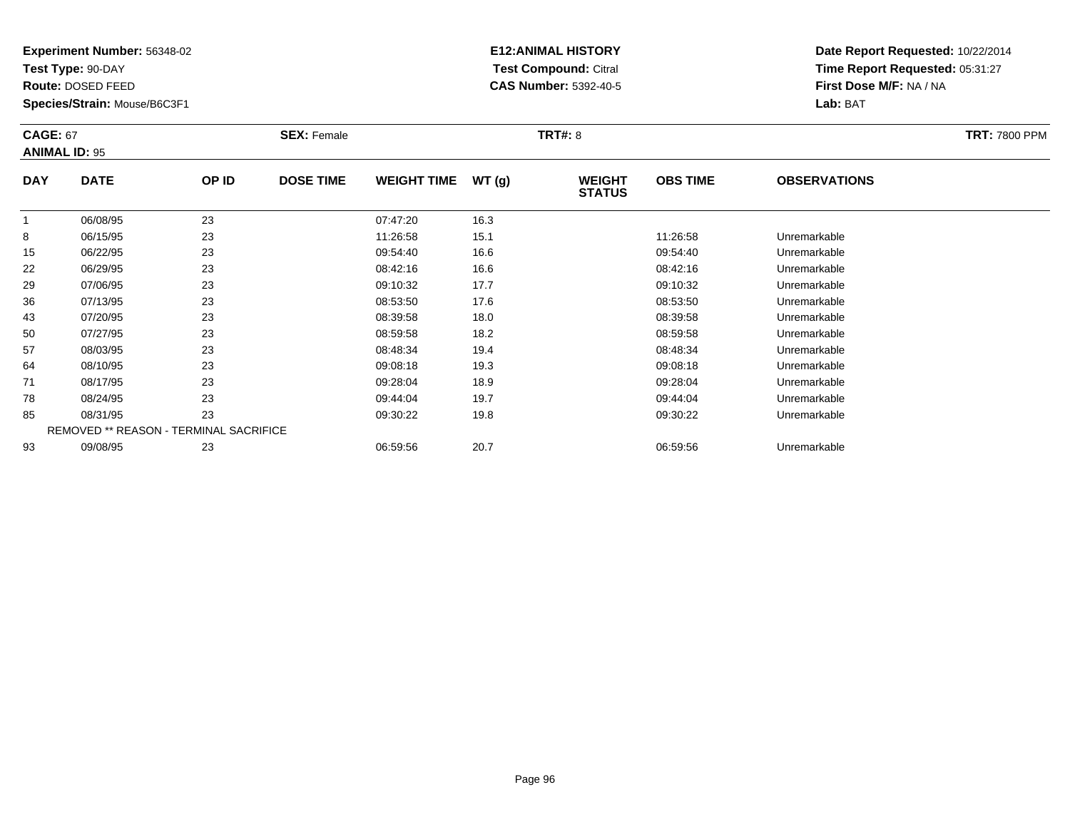**Experiment Number:** 56348-02
**Test Type:** 90-DAY
**Route:** DOSED FEED
**Species/Strain:** Mouse/B6C3F1

**E12:ANIMAL HISTORY**
**Test Compound:** Citral
**CAS Number:** 5392-40-5

**Date Report Requested:** 10/22/2014
**Time Report Requested:** 05:31:27
**First Dose M/F:** NA / NA
**Lab:** BAT

**CAGE:** 67 **SEX:** Female **TRT#:** 8 **TRT:** 7800 PPM
**ANIMAL ID:** 95

| DAY | DATE | OP ID | DOSE TIME | WEIGHT TIME | WT (g) | WEIGHT STATUS | OBS TIME | OBSERVATIONS |
|---|---|---|---|---|---|---|---|---|
| 1 | 06/08/95 | 23 | | 07:47:20 | 16.3 | | | |
| 8 | 06/15/95 | 23 | | 11:26:58 | 15.1 | | 11:26:58 | Unremarkable |
| 15 | 06/22/95 | 23 | | 09:54:40 | 16.6 | | 09:54:40 | Unremarkable |
| 22 | 06/29/95 | 23 | | 08:42:16 | 16.6 | | 08:42:16 | Unremarkable |
| 29 | 07/06/95 | 23 | | 09:10:32 | 17.7 | | 09:10:32 | Unremarkable |
| 36 | 07/13/95 | 23 | | 08:53:50 | 17.6 | | 08:53:50 | Unremarkable |
| 43 | 07/20/95 | 23 | | 08:39:58 | 18.0 | | 08:39:58 | Unremarkable |
| 50 | 07/27/95 | 23 | | 08:59:58 | 18.2 | | 08:59:58 | Unremarkable |
| 57 | 08/03/95 | 23 | | 08:48:34 | 19.4 | | 08:48:34 | Unremarkable |
| 64 | 08/10/95 | 23 | | 09:08:18 | 19.3 | | 09:08:18 | Unremarkable |
| 71 | 08/17/95 | 23 | | 09:28:04 | 18.9 | | 09:28:04 | Unremarkable |
| 78 | 08/24/95 | 23 | | 09:44:04 | 19.7 | | 09:44:04 | Unremarkable |
| 85 | 08/31/95 | 23 | | 09:30:22 | 19.8 | | 09:30:22 | Unremarkable |
| REMOVED ** REASON - TERMINAL SACRIFICE | | | | | | | | |
| 93 | 09/08/95 | 23 | | 06:59:56 | 20.7 | | 06:59:56 | Unremarkable |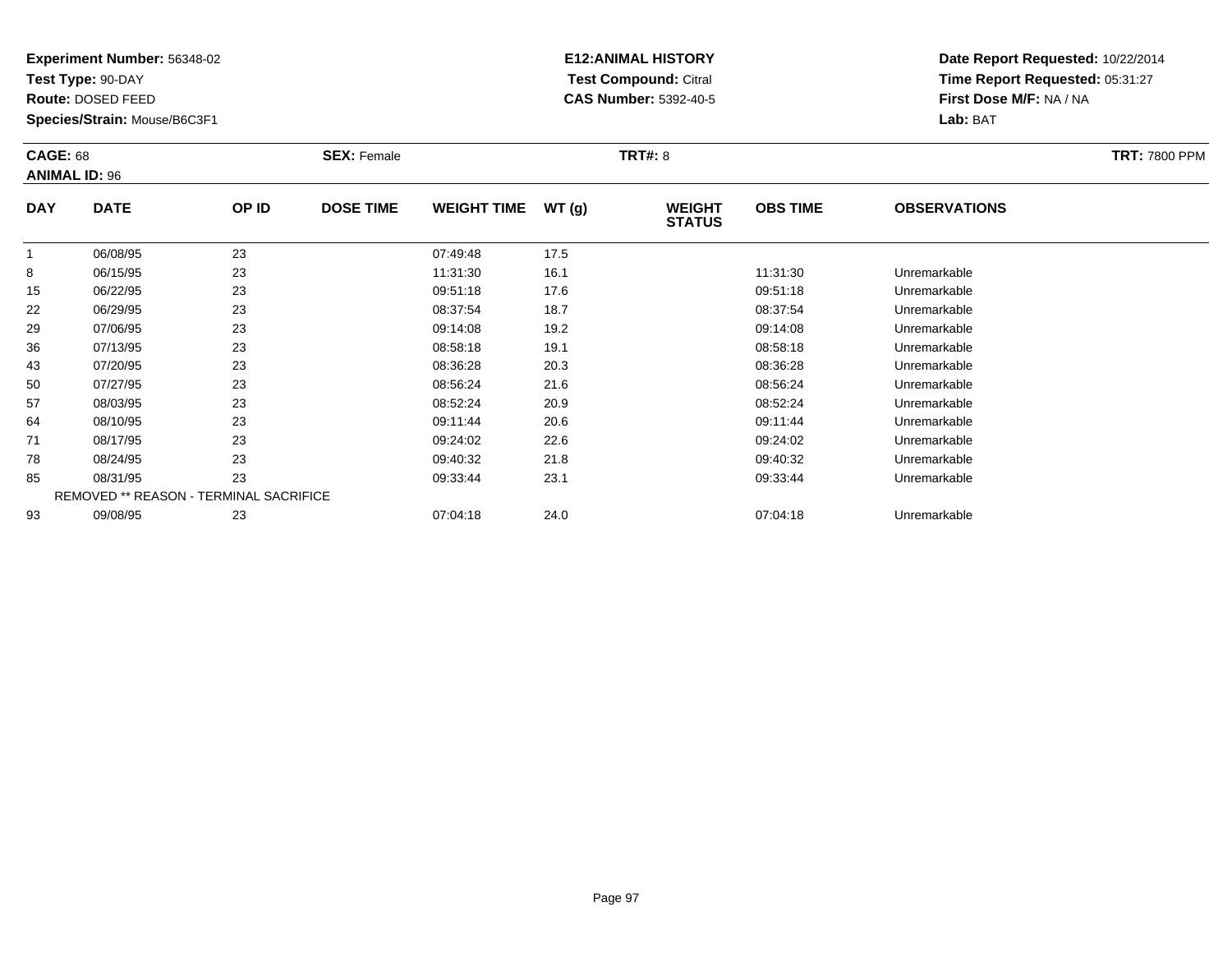**Experiment Number:** 56348-02
**Test Type:** 90-DAY
**Route:** DOSED FEED
**Species/Strain:** Mouse/B6C3F1

**E12:ANIMAL HISTORY**
**Test Compound:** Citral
**CAS Number:** 5392-40-5

**Date Report Requested:** 10/22/2014
**Time Report Requested:** 05:31:27
**First Dose M/F:** NA / NA
**Lab:** BAT

**CAGE:** 68 **SEX:** Female **TRT#:** 8 **TRT:** 7800 PPM
**ANIMAL ID:** 96

| DAY | DATE | OP ID | DOSE TIME | WEIGHT TIME | WT (g) | WEIGHT STATUS | OBS TIME | OBSERVATIONS |
|---|---|---|---|---|---|---|---|---|
| 1 | 06/08/95 | 23 | | 07:49:48 | 17.5 | | | |
| 8 | 06/15/95 | 23 | | 11:31:30 | 16.1 | | 11:31:30 | Unremarkable |
| 15 | 06/22/95 | 23 | | 09:51:18 | 17.6 | | 09:51:18 | Unremarkable |
| 22 | 06/29/95 | 23 | | 08:37:54 | 18.7 | | 08:37:54 | Unremarkable |
| 29 | 07/06/95 | 23 | | 09:14:08 | 19.2 | | 09:14:08 | Unremarkable |
| 36 | 07/13/95 | 23 | | 08:58:18 | 19.1 | | 08:58:18 | Unremarkable |
| 43 | 07/20/95 | 23 | | 08:36:28 | 20.3 | | 08:36:28 | Unremarkable |
| 50 | 07/27/95 | 23 | | 08:56:24 | 21.6 | | 08:56:24 | Unremarkable |
| 57 | 08/03/95 | 23 | | 08:52:24 | 20.9 | | 08:52:24 | Unremarkable |
| 64 | 08/10/95 | 23 | | 09:11:44 | 20.6 | | 09:11:44 | Unremarkable |
| 71 | 08/17/95 | 23 | | 09:24:02 | 22.6 | | 09:24:02 | Unremarkable |
| 78 | 08/24/95 | 23 | | 09:40:32 | 21.8 | | 09:40:32 | Unremarkable |
| 85 | 08/31/95 | 23 | | 09:33:44 | 23.1 | | 09:33:44 | Unremarkable |
| REMOVED ** REASON - TERMINAL SACRIFICE | | | | | | | | |
| 93 | 09/08/95 | 23 | | 07:04:18 | 24.0 | | 07:04:18 | Unremarkable |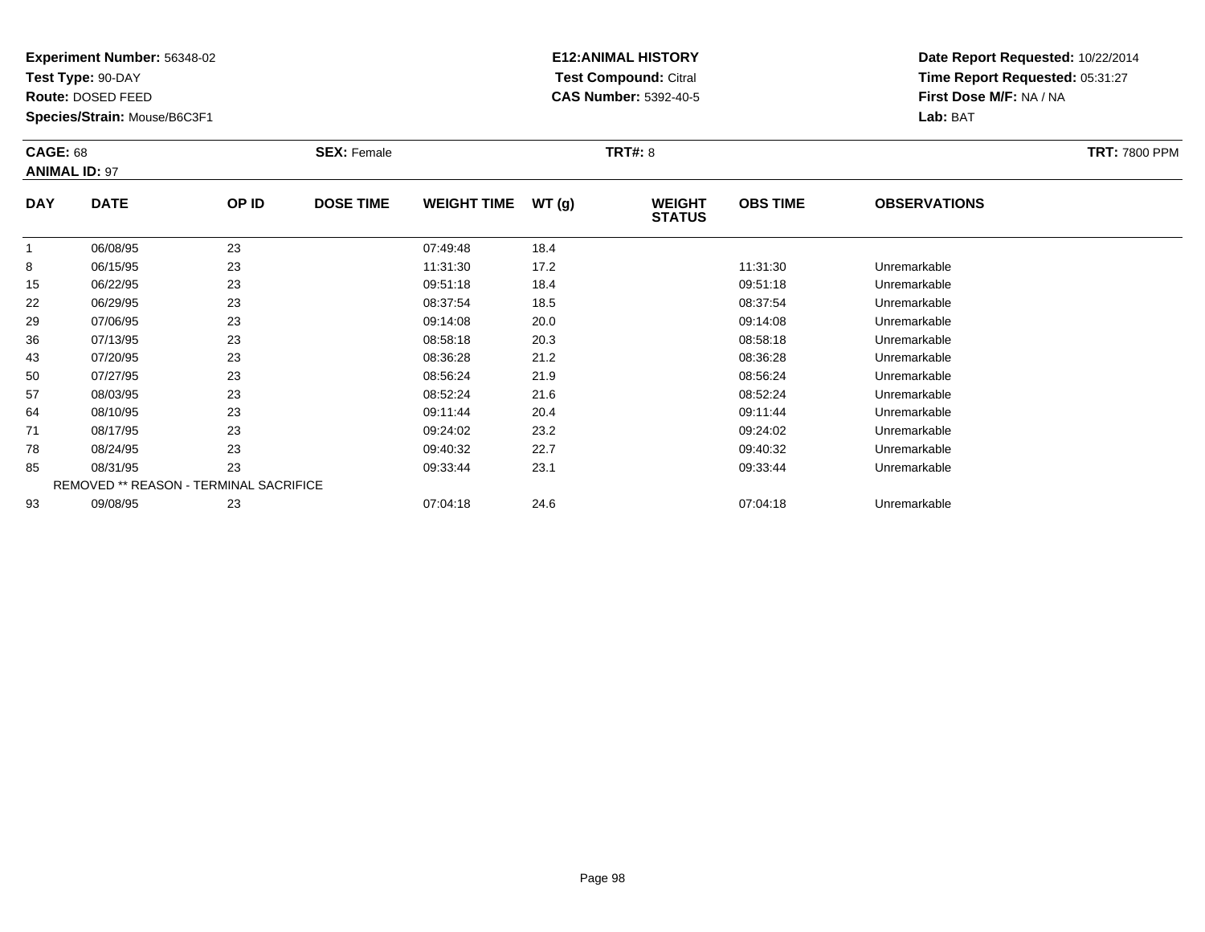**Experiment Number:** 56348-02
**Test Type:** 90-DAY
**Route:** DOSED FEED
**Species/Strain:** Mouse/B6C3F1

**E12:ANIMAL HISTORY**
**Test Compound:** Citral
**CAS Number:** 5392-40-5

**Date Report Requested:** 10/22/2014
**Time Report Requested:** 05:31:27
**First Dose M/F:** NA / NA
**Lab:** BAT

**CAGE:** 68
**ANIMAL ID:** 97
**SEX:** Female
**TRT#:** 8
**TRT:** 7800 PPM

| DAY | DATE | OP ID | DOSE TIME | WEIGHT TIME | WT (g) | WEIGHT STATUS | OBS TIME | OBSERVATIONS |
|---|---|---|---|---|---|---|---|---|
| 1 | 06/08/95 | 23 | | 07:49:48 | 18.4 | | | |
| 8 | 06/15/95 | 23 | | 11:31:30 | 17.2 | | 11:31:30 | Unremarkable |
| 15 | 06/22/95 | 23 | | 09:51:18 | 18.4 | | 09:51:18 | Unremarkable |
| 22 | 06/29/95 | 23 | | 08:37:54 | 18.5 | | 08:37:54 | Unremarkable |
| 29 | 07/06/95 | 23 | | 09:14:08 | 20.0 | | 09:14:08 | Unremarkable |
| 36 | 07/13/95 | 23 | | 08:58:18 | 20.3 | | 08:58:18 | Unremarkable |
| 43 | 07/20/95 | 23 | | 08:36:28 | 21.2 | | 08:36:28 | Unremarkable |
| 50 | 07/27/95 | 23 | | 08:56:24 | 21.9 | | 08:56:24 | Unremarkable |
| 57 | 08/03/95 | 23 | | 08:52:24 | 21.6 | | 08:52:24 | Unremarkable |
| 64 | 08/10/95 | 23 | | 09:11:44 | 20.4 | | 09:11:44 | Unremarkable |
| 71 | 08/17/95 | 23 | | 09:24:02 | 23.2 | | 09:24:02 | Unremarkable |
| 78 | 08/24/95 | 23 | | 09:40:32 | 22.7 | | 09:40:32 | Unremarkable |
| 85 | 08/31/95 | 23 | | 09:33:44 | 23.1 | | 09:33:44 | Unremarkable |
| REMOVED ** REASON - TERMINAL SACRIFICE | | | | | | | | |
| 93 | 09/08/95 | 23 | | 07:04:18 | 24.6 | | 07:04:18 | Unremarkable |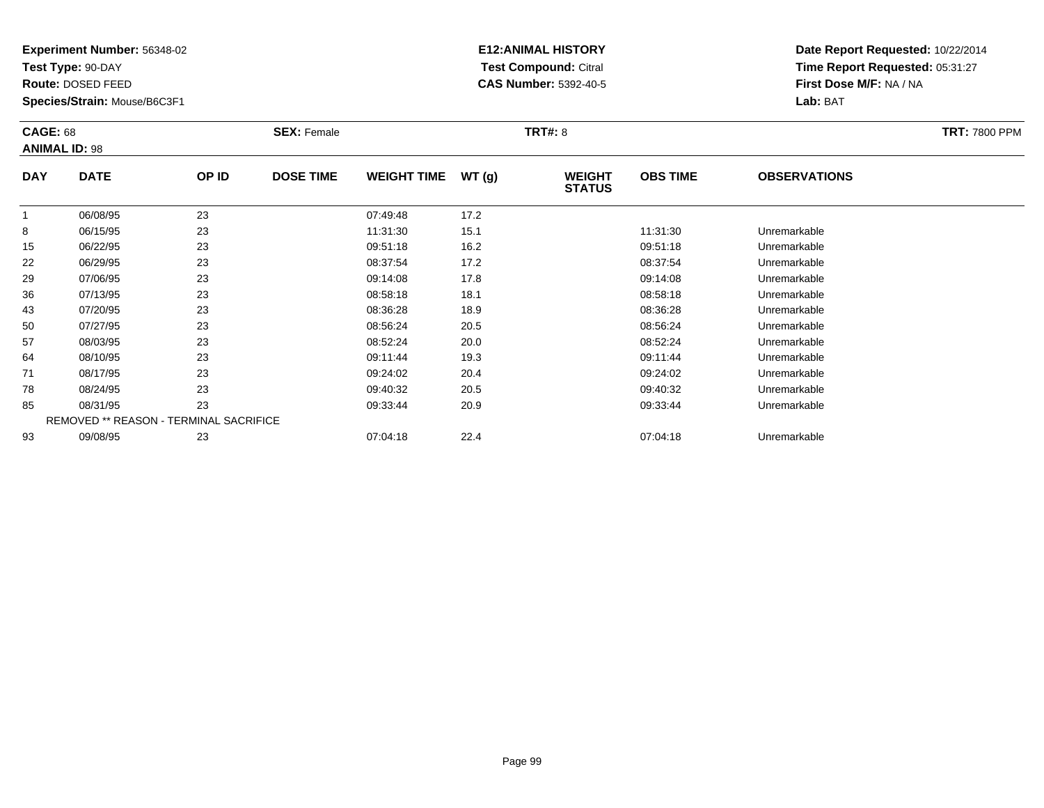**Experiment Number:** 56348-02
**Test Type:** 90-DAY
**Route:** DOSED FEED
**Species/Strain:** Mouse/B6C3F1

**E12:ANIMAL HISTORY**
**Test Compound:** Citral
**CAS Number:** 5392-40-5

**Date Report Requested:** 10/22/2014
**Time Report Requested:** 05:31:27
**First Dose M/F:** NA / NA
**Lab:** BAT

**CAGE:** 68 **SEX:** Female **TRT#:** 8 **TRT:** 7800 PPM
**ANIMAL ID:** 98

| DAY | DATE | OP ID | DOSE TIME | WEIGHT TIME | WT (g) | WEIGHT STATUS | OBS TIME | OBSERVATIONS |
|---|---|---|---|---|---|---|---|---|
| 1 | 06/08/95 | 23 | | 07:49:48 | 17.2 | | | |
| 8 | 06/15/95 | 23 | | 11:31:30 | 15.1 | | 11:31:30 | Unremarkable |
| 15 | 06/22/95 | 23 | | 09:51:18 | 16.2 | | 09:51:18 | Unremarkable |
| 22 | 06/29/95 | 23 | | 08:37:54 | 17.2 | | 08:37:54 | Unremarkable |
| 29 | 07/06/95 | 23 | | 09:14:08 | 17.8 | | 09:14:08 | Unremarkable |
| 36 | 07/13/95 | 23 | | 08:58:18 | 18.1 | | 08:58:18 | Unremarkable |
| 43 | 07/20/95 | 23 | | 08:36:28 | 18.9 | | 08:36:28 | Unremarkable |
| 50 | 07/27/95 | 23 | | 08:56:24 | 20.5 | | 08:56:24 | Unremarkable |
| 57 | 08/03/95 | 23 | | 08:52:24 | 20.0 | | 08:52:24 | Unremarkable |
| 64 | 08/10/95 | 23 | | 09:11:44 | 19.3 | | 09:11:44 | Unremarkable |
| 71 | 08/17/95 | 23 | | 09:24:02 | 20.4 | | 09:24:02 | Unremarkable |
| 78 | 08/24/95 | 23 | | 09:40:32 | 20.5 | | 09:40:32 | Unremarkable |
| 85 | 08/31/95 | 23 | | 09:33:44 | 20.9 | | 09:33:44 | Unremarkable |
| | REMOVED ** REASON - TERMINAL SACRIFICE | | | | | | | |
| 93 | 09/08/95 | 23 | | 07:04:18 | 22.4 | | 07:04:18 | Unremarkable |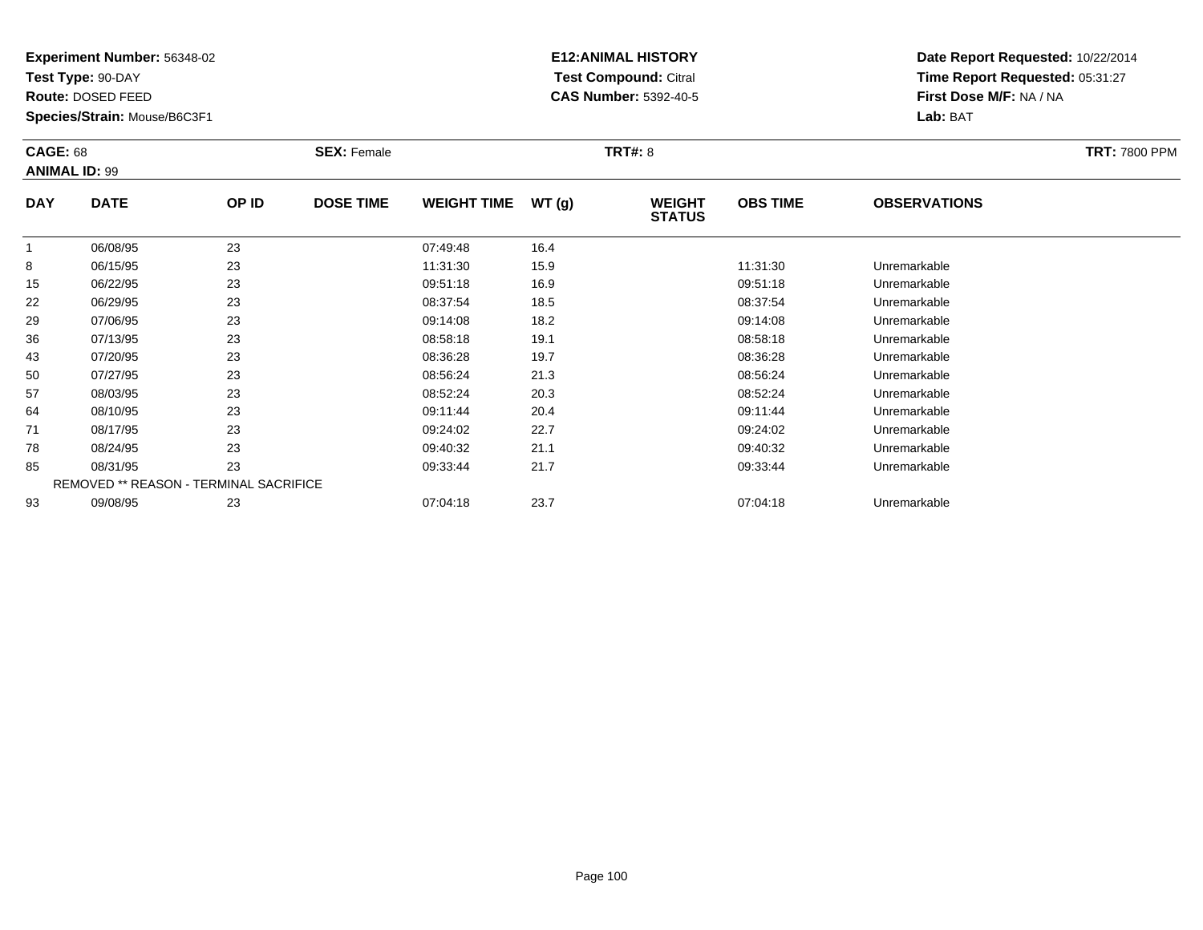**Experiment Number:** 56348-02
**Test Type:** 90-DAY
**Route:** DOSED FEED
**Species/Strain:** Mouse/B6C3F1

**E12:ANIMAL HISTORY**
**Test Compound:** Citral
**CAS Number:** 5392-40-5

**Date Report Requested:** 10/22/2014
**Time Report Requested:** 05:31:27
**First Dose M/F:** NA / NA
**Lab:** BAT

**CAGE:** 68 **SEX:** Female **TRT#:** 8 **TRT:** 7800 PPM
**ANIMAL ID:** 99

| DAY | DATE | OP ID | DOSE TIME | WEIGHT TIME | WT (g) | WEIGHT STATUS | OBS TIME | OBSERVATIONS |
|---|---|---|---|---|---|---|---|---|
| 1 | 06/08/95 | 23 | | 07:49:48 | 16.4 | | | |
| 8 | 06/15/95 | 23 | | 11:31:30 | 15.9 | | 11:31:30 | Unremarkable |
| 15 | 06/22/95 | 23 | | 09:51:18 | 16.9 | | 09:51:18 | Unremarkable |
| 22 | 06/29/95 | 23 | | 08:37:54 | 18.5 | | 08:37:54 | Unremarkable |
| 29 | 07/06/95 | 23 | | 09:14:08 | 18.2 | | 09:14:08 | Unremarkable |
| 36 | 07/13/95 | 23 | | 08:58:18 | 19.1 | | 08:58:18 | Unremarkable |
| 43 | 07/20/95 | 23 | | 08:36:28 | 19.7 | | 08:36:28 | Unremarkable |
| 50 | 07/27/95 | 23 | | 08:56:24 | 21.3 | | 08:56:24 | Unremarkable |
| 57 | 08/03/95 | 23 | | 08:52:24 | 20.3 | | 08:52:24 | Unremarkable |
| 64 | 08/10/95 | 23 | | 09:11:44 | 20.4 | | 09:11:44 | Unremarkable |
| 71 | 08/17/95 | 23 | | 09:24:02 | 22.7 | | 09:24:02 | Unremarkable |
| 78 | 08/24/95 | 23 | | 09:40:32 | 21.1 | | 09:40:32 | Unremarkable |
| 85 | 08/31/95 | 23 | | 09:33:44 | 21.7 | | 09:33:44 | Unremarkable |
| | REMOVED ** REASON - TERMINAL SACRIFICE | | | | | | | |
| 93 | 09/08/95 | 23 | | 07:04:18 | 23.7 | | 07:04:18 | Unremarkable |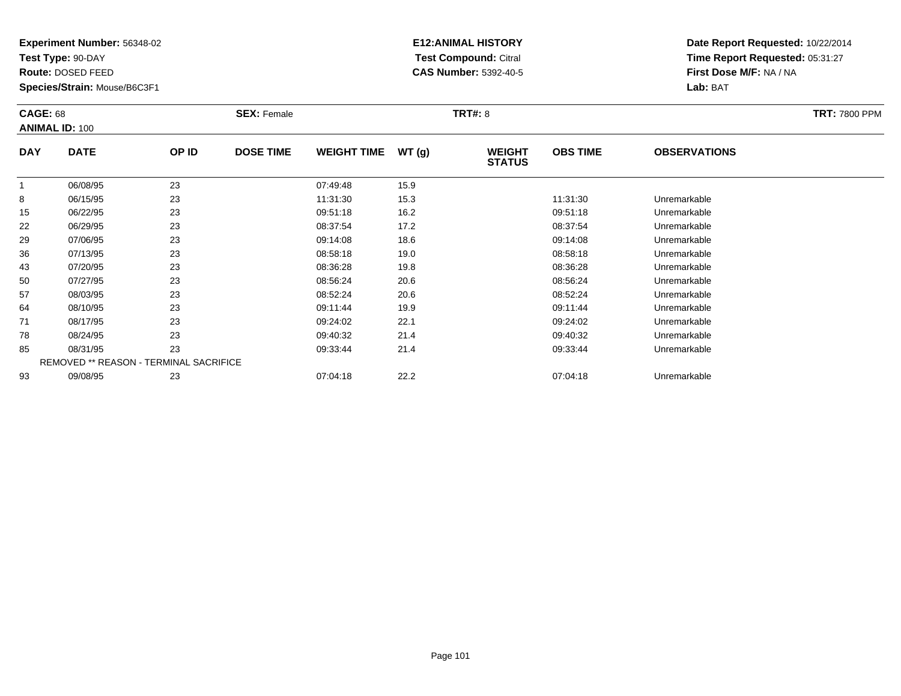**Experiment Number:** 56348-02
**Test Type:** 90-DAY
**Route:** DOSED FEED
**Species/Strain:** Mouse/B6C3F1

**E12:ANIMAL HISTORY**
**Test Compound:** Citral
**CAS Number:** 5392-40-5

**Date Report Requested:** 10/22/2014
**Time Report Requested:** 05:31:27
**First Dose M/F:** NA / NA
**Lab:** BAT

**CAGE:** 68　**SEX:** Female　**TRT#:** 8　**TRT:** 7800 PPM
**ANIMAL ID:** 100

| DAY | DATE | OP ID | DOSE TIME | WEIGHT TIME | WT (g) | WEIGHT STATUS | OBS TIME | OBSERVATIONS |
|---|---|---|---|---|---|---|---|---|
| 1 | 06/08/95 | 23 | | 07:49:48 | 15.9 | | | |
| 8 | 06/15/95 | 23 | | 11:31:30 | 15.3 | | 11:31:30 | Unremarkable |
| 15 | 06/22/95 | 23 | | 09:51:18 | 16.2 | | 09:51:18 | Unremarkable |
| 22 | 06/29/95 | 23 | | 08:37:54 | 17.2 | | 08:37:54 | Unremarkable |
| 29 | 07/06/95 | 23 | | 09:14:08 | 18.6 | | 09:14:08 | Unremarkable |
| 36 | 07/13/95 | 23 | | 08:58:18 | 19.0 | | 08:58:18 | Unremarkable |
| 43 | 07/20/95 | 23 | | 08:36:28 | 19.8 | | 08:36:28 | Unremarkable |
| 50 | 07/27/95 | 23 | | 08:56:24 | 20.6 | | 08:56:24 | Unremarkable |
| 57 | 08/03/95 | 23 | | 08:52:24 | 20.6 | | 08:52:24 | Unremarkable |
| 64 | 08/10/95 | 23 | | 09:11:44 | 19.9 | | 09:11:44 | Unremarkable |
| 71 | 08/17/95 | 23 | | 09:24:02 | 22.1 | | 09:24:02 | Unremarkable |
| 78 | 08/24/95 | 23 | | 09:40:32 | 21.4 | | 09:40:32 | Unremarkable |
| 85 | 08/31/95 | 23 | | 09:33:44 | 21.4 | | 09:33:44 | Unremarkable |
| | REMOVED ** REASON - TERMINAL SACRIFICE | | | | | | | |
| 93 | 09/08/95 | 23 | | 07:04:18 | 22.2 | | 07:04:18 | Unremarkable |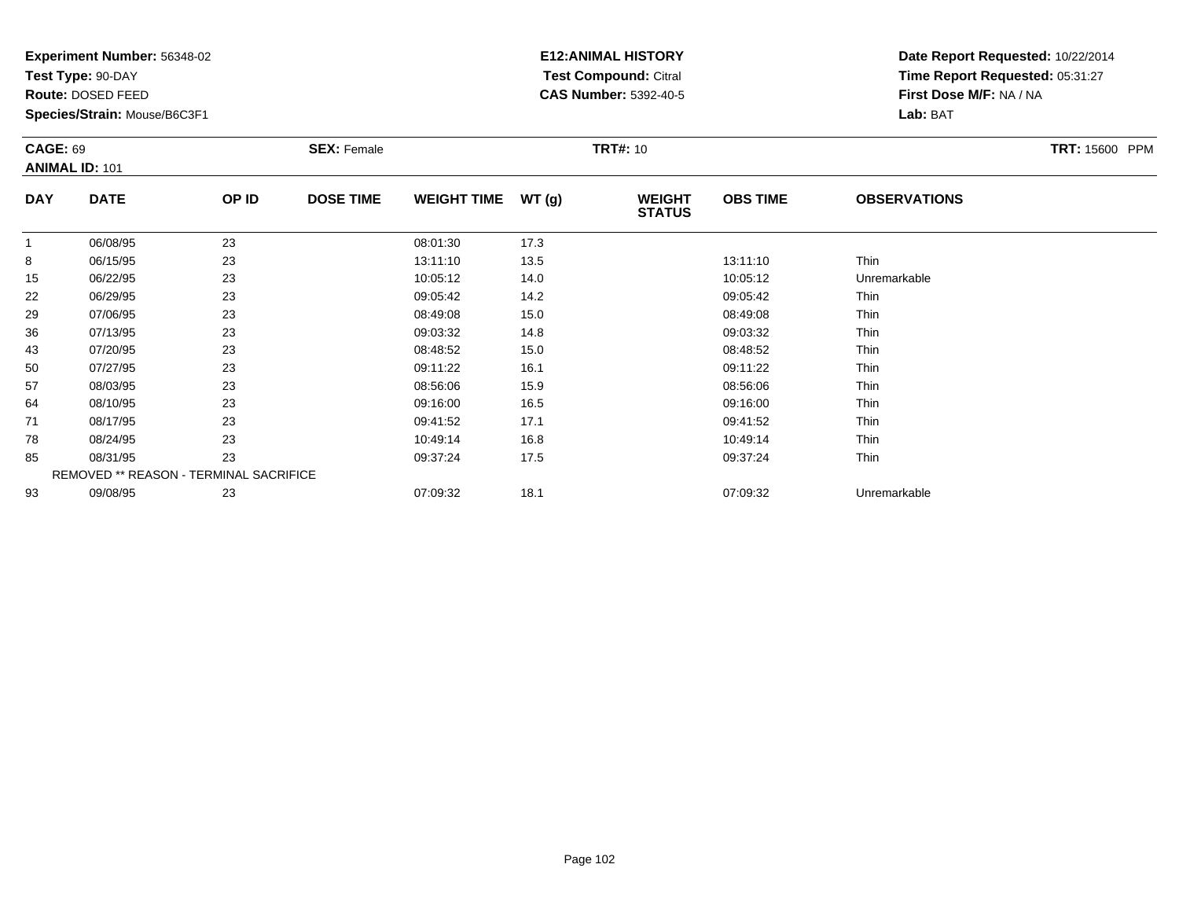**Experiment Number:** 56348-02
**Test Type:** 90-DAY
**Route:** DOSED FEED
**Species/Strain:** Mouse/B6C3F1

**E12:ANIMAL HISTORY**
**Test Compound:** Citral
**CAS Number:** 5392-40-5

**Date Report Requested:** 10/22/2014
**Time Report Requested:** 05:31:27
**First Dose M/F:** NA / NA
**Lab:** BAT

**CAGE:** 69 **SEX:** Female **TRT#:** 10 **TRT:** 15600 PPM
**ANIMAL ID:** 101

| DAY | DATE | OP ID | DOSE TIME | WEIGHT TIME | WT (g) | WEIGHT STATUS | OBS TIME | OBSERVATIONS |
|---|---|---|---|---|---|---|---|---|
| 1 | 06/08/95 | 23 | | 08:01:30 | 17.3 | | | |
| 8 | 06/15/95 | 23 | | 13:11:10 | 13.5 | | 13:11:10 | Thin |
| 15 | 06/22/95 | 23 | | 10:05:12 | 14.0 | | 10:05:12 | Unremarkable |
| 22 | 06/29/95 | 23 | | 09:05:42 | 14.2 | | 09:05:42 | Thin |
| 29 | 07/06/95 | 23 | | 08:49:08 | 15.0 | | 08:49:08 | Thin |
| 36 | 07/13/95 | 23 | | 09:03:32 | 14.8 | | 09:03:32 | Thin |
| 43 | 07/20/95 | 23 | | 08:48:52 | 15.0 | | 08:48:52 | Thin |
| 50 | 07/27/95 | 23 | | 09:11:22 | 16.1 | | 09:11:22 | Thin |
| 57 | 08/03/95 | 23 | | 08:56:06 | 15.9 | | 08:56:06 | Thin |
| 64 | 08/10/95 | 23 | | 09:16:00 | 16.5 | | 09:16:00 | Thin |
| 71 | 08/17/95 | 23 | | 09:41:52 | 17.1 | | 09:41:52 | Thin |
| 78 | 08/24/95 | 23 | | 10:49:14 | 16.8 | | 10:49:14 | Thin |
| 85 | 08/31/95 | 23 | | 09:37:24 | 17.5 | | 09:37:24 | Thin |
| REMOVED ** REASON - TERMINAL SACRIFICE | | | | | | | | |
| 93 | 09/08/95 | 23 | | 07:09:32 | 18.1 | | 07:09:32 | Unremarkable |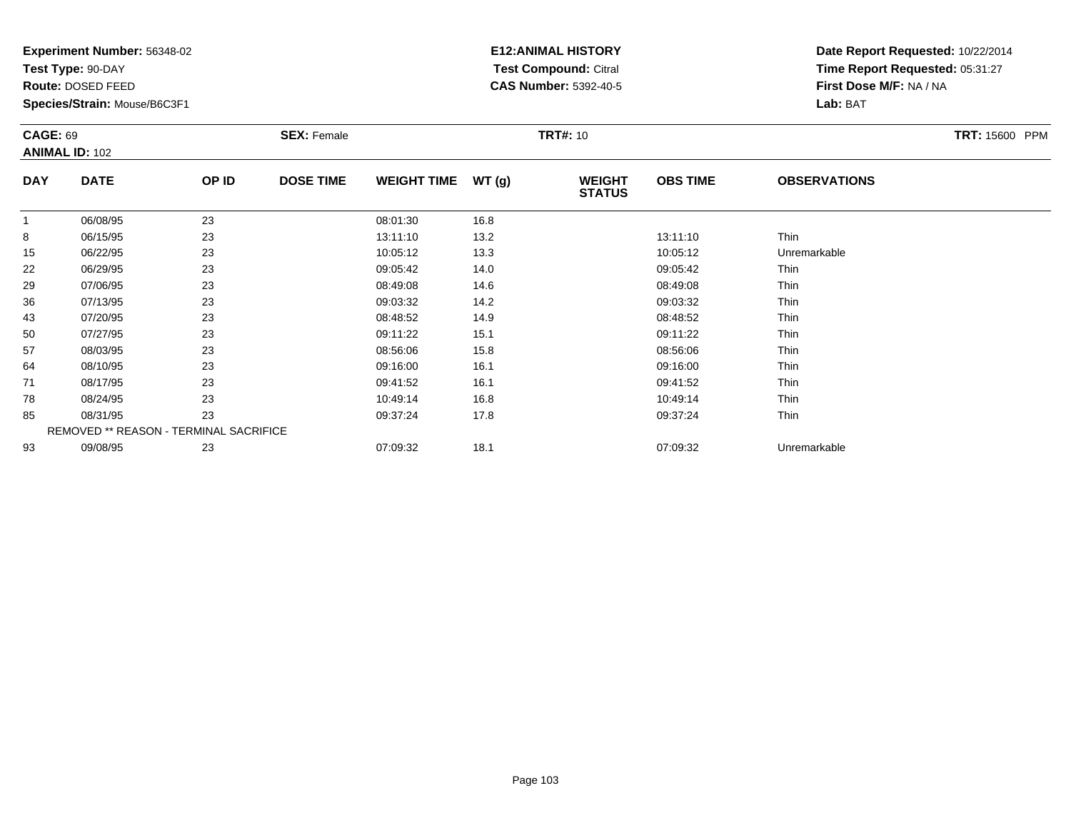**Experiment Number:** 56348-02
**Test Type:** 90-DAY
**Route:** DOSED FEED
**Species/Strain:** Mouse/B6C3F1

**E12:ANIMAL HISTORY**
**Test Compound:** Citral
**CAS Number:** 5392-40-5

**Date Report Requested:** 10/22/2014
**Time Report Requested:** 05:31:27
**First Dose M/F:** NA / NA
**Lab:** BAT

**CAGE:** 69
**ANIMAL ID:** 102
**SEX:** Female
**TRT#:** 10
**TRT:** 15600 PPM

| DAY | DATE | OP ID | DOSE TIME | WEIGHT TIME | WT (g) | WEIGHT STATUS | OBS TIME | OBSERVATIONS |
|---|---|---|---|---|---|---|---|---|
| 1 | 06/08/95 | 23 | | 08:01:30 | 16.8 | | | |
| 8 | 06/15/95 | 23 | | 13:11:10 | 13.2 | | 13:11:10 | Thin |
| 15 | 06/22/95 | 23 | | 10:05:12 | 13.3 | | 10:05:12 | Unremarkable |
| 22 | 06/29/95 | 23 | | 09:05:42 | 14.0 | | 09:05:42 | Thin |
| 29 | 07/06/95 | 23 | | 08:49:08 | 14.6 | | 08:49:08 | Thin |
| 36 | 07/13/95 | 23 | | 09:03:32 | 14.2 | | 09:03:32 | Thin |
| 43 | 07/20/95 | 23 | | 08:48:52 | 14.9 | | 08:48:52 | Thin |
| 50 | 07/27/95 | 23 | | 09:11:22 | 15.1 | | 09:11:22 | Thin |
| 57 | 08/03/95 | 23 | | 08:56:06 | 15.8 | | 08:56:06 | Thin |
| 64 | 08/10/95 | 23 | | 09:16:00 | 16.1 | | 09:16:00 | Thin |
| 71 | 08/17/95 | 23 | | 09:41:52 | 16.1 | | 09:41:52 | Thin |
| 78 | 08/24/95 | 23 | | 10:49:14 | 16.8 | | 10:49:14 | Thin |
| 85 | 08/31/95 | 23 | | 09:37:24 | 17.8 | | 09:37:24 | Thin |
| REMOVED ** REASON - TERMINAL SACRIFICE | | | | | | | | |
| 93 | 09/08/95 | 23 | | 07:09:32 | 18.1 | | 07:09:32 | Unremarkable |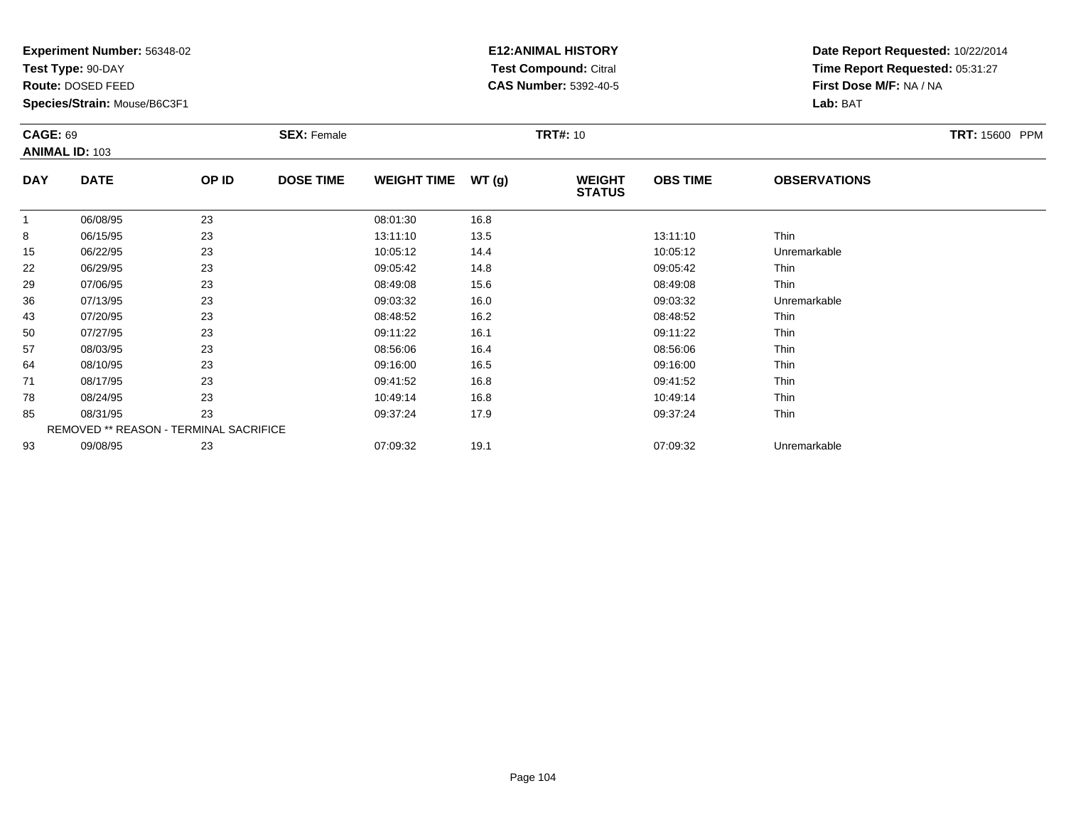**Experiment Number:** 56348-02
**Test Type:** 90-DAY
**Route:** DOSED FEED
**Species/Strain:** Mouse/B6C3F1

**E12:ANIMAL HISTORY**
**Test Compound:** Citral
**CAS Number:** 5392-40-5

**Date Report Requested:** 10/22/2014
**Time Report Requested:** 05:31:27
**First Dose M/F:** NA / NA
**Lab:** BAT

**CAGE:** 69
**ANIMAL ID:** 103
**SEX:** Female
**TRT#:** 10
**TRT:** 15600 PPM

| DAY | DATE | OP ID | DOSE TIME | WEIGHT TIME | WT (g) | WEIGHT STATUS | OBS TIME | OBSERVATIONS |
|---|---|---|---|---|---|---|---|---|
| 1 | 06/08/95 | 23 | | 08:01:30 | 16.8 | | | |
| 8 | 06/15/95 | 23 | | 13:11:10 | 13.5 | | 13:11:10 | Thin |
| 15 | 06/22/95 | 23 | | 10:05:12 | 14.4 | | 10:05:12 | Unremarkable |
| 22 | 06/29/95 | 23 | | 09:05:42 | 14.8 | | 09:05:42 | Thin |
| 29 | 07/06/95 | 23 | | 08:49:08 | 15.6 | | 08:49:08 | Thin |
| 36 | 07/13/95 | 23 | | 09:03:32 | 16.0 | | 09:03:32 | Unremarkable |
| 43 | 07/20/95 | 23 | | 08:48:52 | 16.2 | | 08:48:52 | Thin |
| 50 | 07/27/95 | 23 | | 09:11:22 | 16.1 | | 09:11:22 | Thin |
| 57 | 08/03/95 | 23 | | 08:56:06 | 16.4 | | 08:56:06 | Thin |
| 64 | 08/10/95 | 23 | | 09:16:00 | 16.5 | | 09:16:00 | Thin |
| 71 | 08/17/95 | 23 | | 09:41:52 | 16.8 | | 09:41:52 | Thin |
| 78 | 08/24/95 | 23 | | 10:49:14 | 16.8 | | 10:49:14 | Thin |
| 85 | 08/31/95 | 23 | | 09:37:24 | 17.9 | | 09:37:24 | Thin |
| REMOVED ** REASON - TERMINAL SACRIFICE | | | | | | | | |
| 93 | 09/08/95 | 23 | | 07:09:32 | 19.1 | | 07:09:32 | Unremarkable |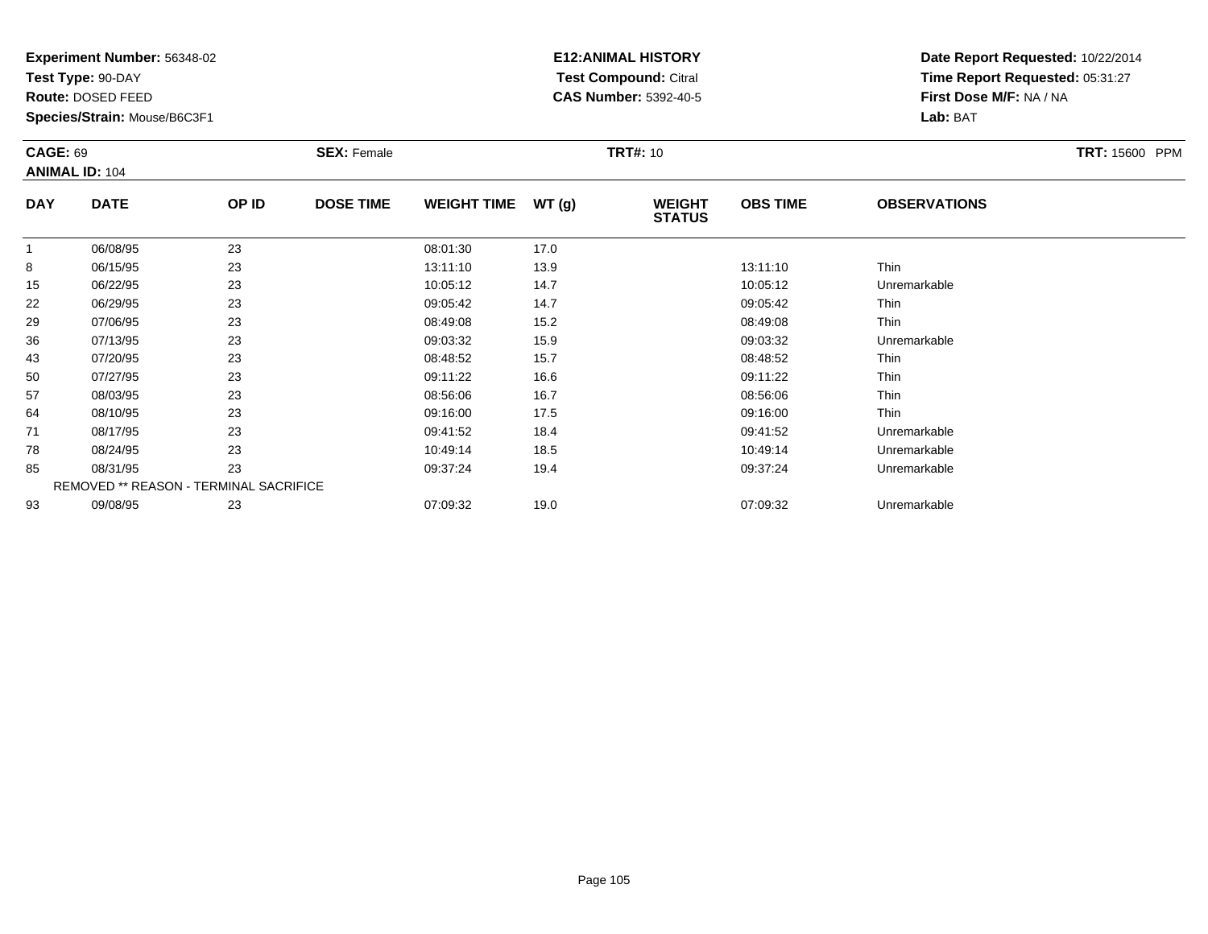**Experiment Number:** 56348-02
**Test Type:** 90-DAY
**Route:** DOSED FEED
**Species/Strain:** Mouse/B6C3F1

**E12:ANIMAL HISTORY**
**Test Compound:** Citral
**CAS Number:** 5392-40-5

**Date Report Requested:** 10/22/2014
**Time Report Requested:** 05:31:27
**First Dose M/F:** NA / NA
**Lab:** BAT

**CAGE:** 69 **SEX:** Female **TRT#:** 10 **TRT:** 15600 PPM
**ANIMAL ID:** 104

| DAY | DATE | OP ID | DOSE TIME | WEIGHT TIME | WT (g) | WEIGHT STATUS | OBS TIME | OBSERVATIONS |
|---|---|---|---|---|---|---|---|---|
| 1 | 06/08/95 | 23 | | 08:01:30 | 17.0 | | | |
| 8 | 06/15/95 | 23 | | 13:11:10 | 13.9 | | 13:11:10 | Thin |
| 15 | 06/22/95 | 23 | | 10:05:12 | 14.7 | | 10:05:12 | Unremarkable |
| 22 | 06/29/95 | 23 | | 09:05:42 | 14.7 | | 09:05:42 | Thin |
| 29 | 07/06/95 | 23 | | 08:49:08 | 15.2 | | 08:49:08 | Thin |
| 36 | 07/13/95 | 23 | | 09:03:32 | 15.9 | | 09:03:32 | Unremarkable |
| 43 | 07/20/95 | 23 | | 08:48:52 | 15.7 | | 08:48:52 | Thin |
| 50 | 07/27/95 | 23 | | 09:11:22 | 16.6 | | 09:11:22 | Thin |
| 57 | 08/03/95 | 23 | | 08:56:06 | 16.7 | | 08:56:06 | Thin |
| 64 | 08/10/95 | 23 | | 09:16:00 | 17.5 | | 09:16:00 | Thin |
| 71 | 08/17/95 | 23 | | 09:41:52 | 18.4 | | 09:41:52 | Unremarkable |
| 78 | 08/24/95 | 23 | | 10:49:14 | 18.5 | | 10:49:14 | Unremarkable |
| 85 | 08/31/95 | 23 | | 09:37:24 | 19.4 | | 09:37:24 | Unremarkable |
| REMOVED ** REASON - TERMINAL SACRIFICE | | | | | | | | |
| 93 | 09/08/95 | 23 | | 07:09:32 | 19.0 | | 07:09:32 | Unremarkable |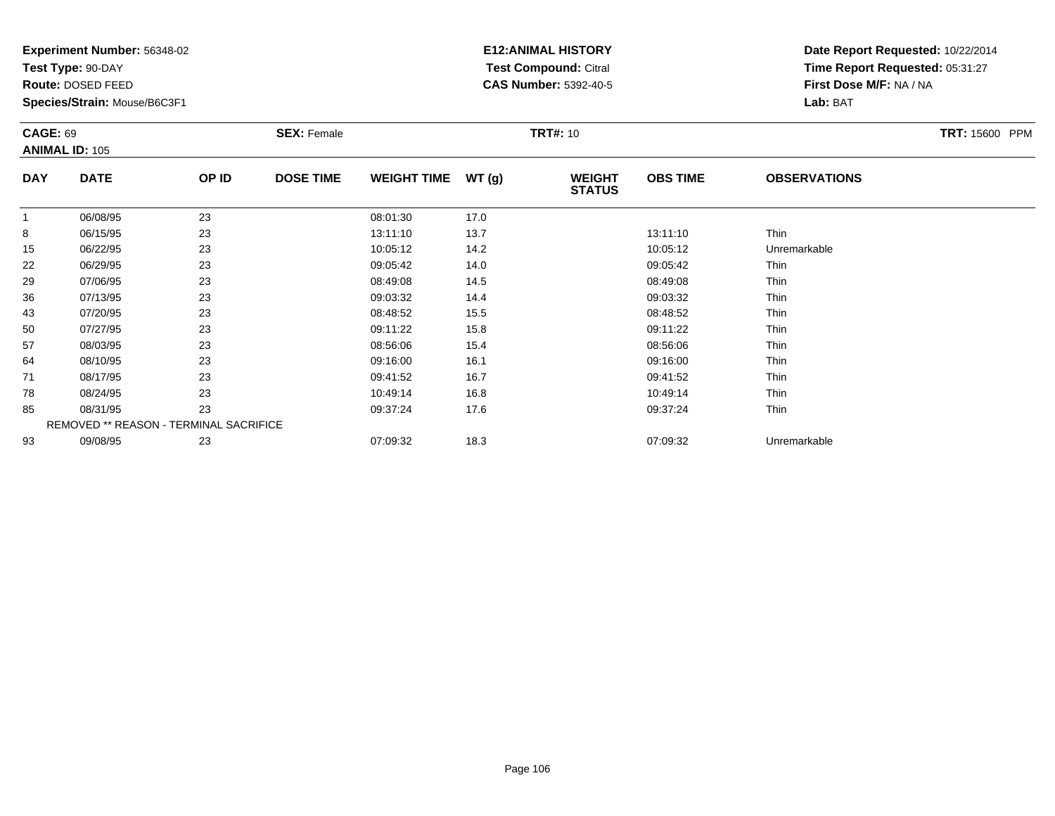**Experiment Number:** 56348-02
**Test Type:** 90-DAY
**Route:** DOSED FEED
**Species/Strain:** Mouse/B6C3F1

**E12:ANIMAL HISTORY**
**Test Compound:** Citral
**CAS Number:** 5392-40-5

**Date Report Requested:** 10/22/2014
**Time Report Requested:** 05:31:27
**First Dose M/F:** NA / NA
**Lab:** BAT

**CAGE:** 69 **SEX:** Female **TRT#:** 10 **TRT:** 15600 PPM
**ANIMAL ID:** 105

| DAY | DATE | OP ID | DOSE TIME | WEIGHT TIME | WT (g) | WEIGHT STATUS | OBS TIME | OBSERVATIONS |
|---|---|---|---|---|---|---|---|---|
| 1 | 06/08/95 | 23 | | 08:01:30 | 17.0 | | | |
| 8 | 06/15/95 | 23 | | 13:11:10 | 13.7 | | 13:11:10 | Thin |
| 15 | 06/22/95 | 23 | | 10:05:12 | 14.2 | | 10:05:12 | Unremarkable |
| 22 | 06/29/95 | 23 | | 09:05:42 | 14.0 | | 09:05:42 | Thin |
| 29 | 07/06/95 | 23 | | 08:49:08 | 14.5 | | 08:49:08 | Thin |
| 36 | 07/13/95 | 23 | | 09:03:32 | 14.4 | | 09:03:32 | Thin |
| 43 | 07/20/95 | 23 | | 08:48:52 | 15.5 | | 08:48:52 | Thin |
| 50 | 07/27/95 | 23 | | 09:11:22 | 15.8 | | 09:11:22 | Thin |
| 57 | 08/03/95 | 23 | | 08:56:06 | 15.4 | | 08:56:06 | Thin |
| 64 | 08/10/95 | 23 | | 09:16:00 | 16.1 | | 09:16:00 | Thin |
| 71 | 08/17/95 | 23 | | 09:41:52 | 16.7 | | 09:41:52 | Thin |
| 78 | 08/24/95 | 23 | | 10:49:14 | 16.8 | | 10:49:14 | Thin |
| 85 | 08/31/95 | 23 | | 09:37:24 | 17.6 | | 09:37:24 | Thin |
| REMOVED ** REASON - TERMINAL SACRIFICE | | | | | | | | |
| 93 | 09/08/95 | 23 | | 07:09:32 | 18.3 | | 07:09:32 | Unremarkable |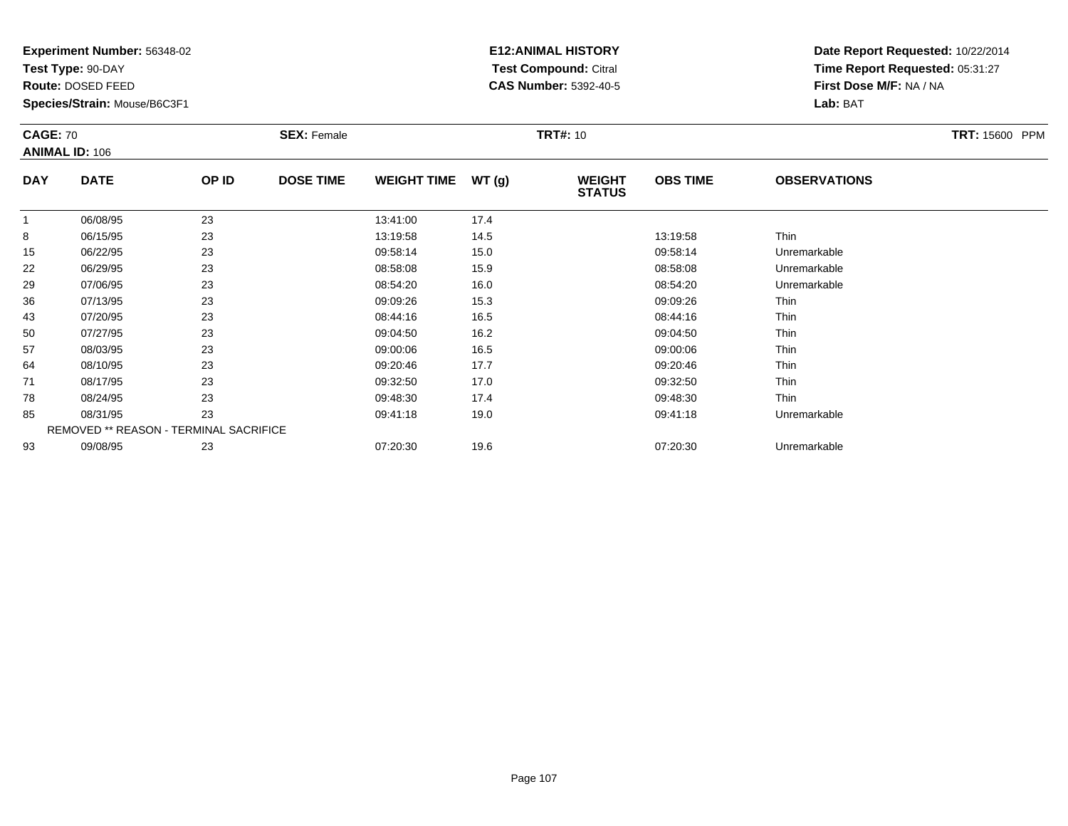**Experiment Number:** 56348-02
**Test Type:** 90-DAY
**Route:** DOSED FEED
**Species/Strain:** Mouse/B6C3F1

**E12:ANIMAL HISTORY**
**Test Compound:** Citral
**CAS Number:** 5392-40-5

**Date Report Requested:** 10/22/2014
**Time Report Requested:** 05:31:27
**First Dose M/F:** NA / NA
**Lab:** BAT

**CAGE:** 70 **SEX:** Female **TRT#:** 10 **TRT:** 15600 PPM
**ANIMAL ID:** 106

| DAY | DATE | OP ID | DOSE TIME | WEIGHT TIME | WT (g) | WEIGHT STATUS | OBS TIME | OBSERVATIONS |
|---|---|---|---|---|---|---|---|---|
| 1 | 06/08/95 | 23 | | 13:41:00 | 17.4 | | | |
| 8 | 06/15/95 | 23 | | 13:19:58 | 14.5 | | 13:19:58 | Thin |
| 15 | 06/22/95 | 23 | | 09:58:14 | 15.0 | | 09:58:14 | Unremarkable |
| 22 | 06/29/95 | 23 | | 08:58:08 | 15.9 | | 08:58:08 | Unremarkable |
| 29 | 07/06/95 | 23 | | 08:54:20 | 16.0 | | 08:54:20 | Unremarkable |
| 36 | 07/13/95 | 23 | | 09:09:26 | 15.3 | | 09:09:26 | Thin |
| 43 | 07/20/95 | 23 | | 08:44:16 | 16.5 | | 08:44:16 | Thin |
| 50 | 07/27/95 | 23 | | 09:04:50 | 16.2 | | 09:04:50 | Thin |
| 57 | 08/03/95 | 23 | | 09:00:06 | 16.5 | | 09:00:06 | Thin |
| 64 | 08/10/95 | 23 | | 09:20:46 | 17.7 | | 09:20:46 | Thin |
| 71 | 08/17/95 | 23 | | 09:32:50 | 17.0 | | 09:32:50 | Thin |
| 78 | 08/24/95 | 23 | | 09:48:30 | 17.4 | | 09:48:30 | Thin |
| 85 | 08/31/95 | 23 | | 09:41:18 | 19.0 | | 09:41:18 | Unremarkable |
| REMOVED ** REASON - TERMINAL SACRIFICE | | | | | | | | |
| 93 | 09/08/95 | 23 | | 07:20:30 | 19.6 | | 07:20:30 | Unremarkable |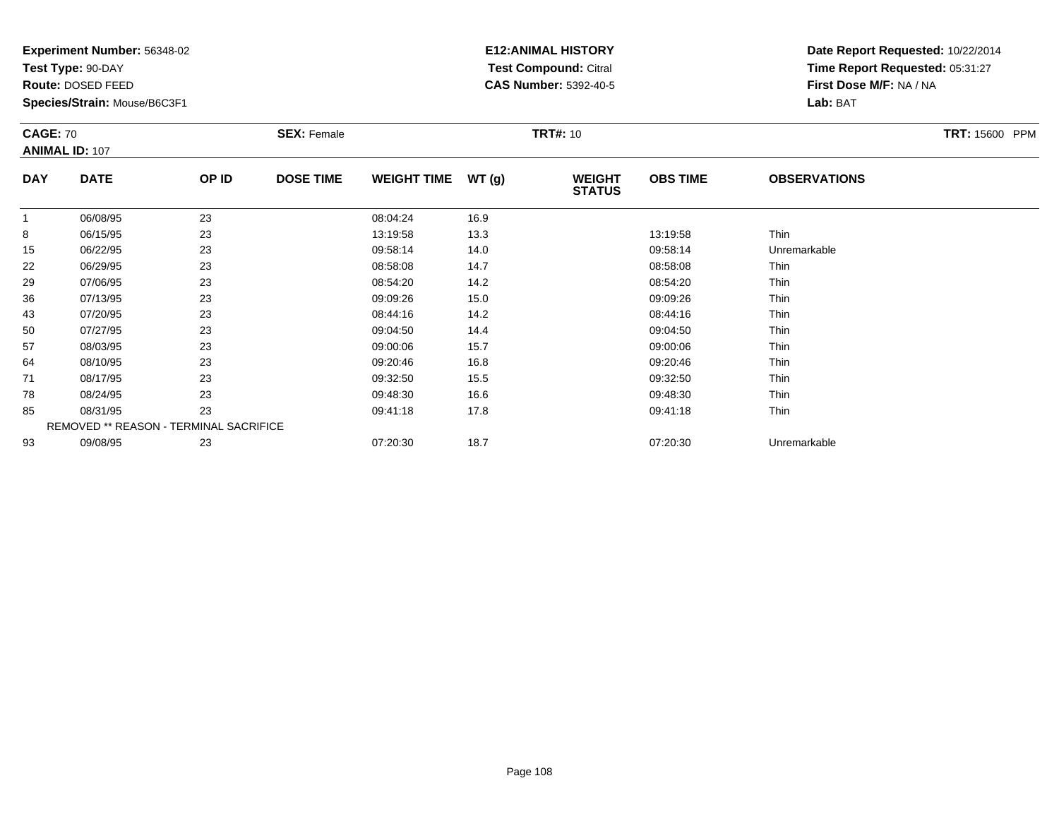**Experiment Number:** 56348-02
**Test Type:** 90-DAY
**Route:** DOSED FEED
**Species/Strain:** Mouse/B6C3F1

**E12:ANIMAL HISTORY**
**Test Compound:** Citral
**CAS Number:** 5392-40-5

**Date Report Requested:** 10/22/2014
**Time Report Requested:** 05:31:27
**First Dose M/F:** NA / NA
**Lab:** BAT

**CAGE:** 70 **SEX:** Female **TRT#:** 10 **TRT:** 15600 PPM
**ANIMAL ID:** 107

| DAY | DATE | OP ID | DOSE TIME | WEIGHT TIME | WT (g) | WEIGHT STATUS | OBS TIME | OBSERVATIONS |
|---|---|---|---|---|---|---|---|---|
| 1 | 06/08/95 | 23 | | 08:04:24 | 16.9 | | | |
| 8 | 06/15/95 | 23 | | 13:19:58 | 13.3 | | 13:19:58 | Thin |
| 15 | 06/22/95 | 23 | | 09:58:14 | 14.0 | | 09:58:14 | Unremarkable |
| 22 | 06/29/95 | 23 | | 08:58:08 | 14.7 | | 08:58:08 | Thin |
| 29 | 07/06/95 | 23 | | 08:54:20 | 14.2 | | 08:54:20 | Thin |
| 36 | 07/13/95 | 23 | | 09:09:26 | 15.0 | | 09:09:26 | Thin |
| 43 | 07/20/95 | 23 | | 08:44:16 | 14.2 | | 08:44:16 | Thin |
| 50 | 07/27/95 | 23 | | 09:04:50 | 14.4 | | 09:04:50 | Thin |
| 57 | 08/03/95 | 23 | | 09:00:06 | 15.7 | | 09:00:06 | Thin |
| 64 | 08/10/95 | 23 | | 09:20:46 | 16.8 | | 09:20:46 | Thin |
| 71 | 08/17/95 | 23 | | 09:32:50 | 15.5 | | 09:32:50 | Thin |
| 78 | 08/24/95 | 23 | | 09:48:30 | 16.6 | | 09:48:30 | Thin |
| 85 | 08/31/95 | 23 | | 09:41:18 | 17.8 | | 09:41:18 | Thin |
| REMOVED ** REASON - TERMINAL SACRIFICE | | | | | | | | |
| 93 | 09/08/95 | 23 | | 07:20:30 | 18.7 | | 07:20:30 | Unremarkable |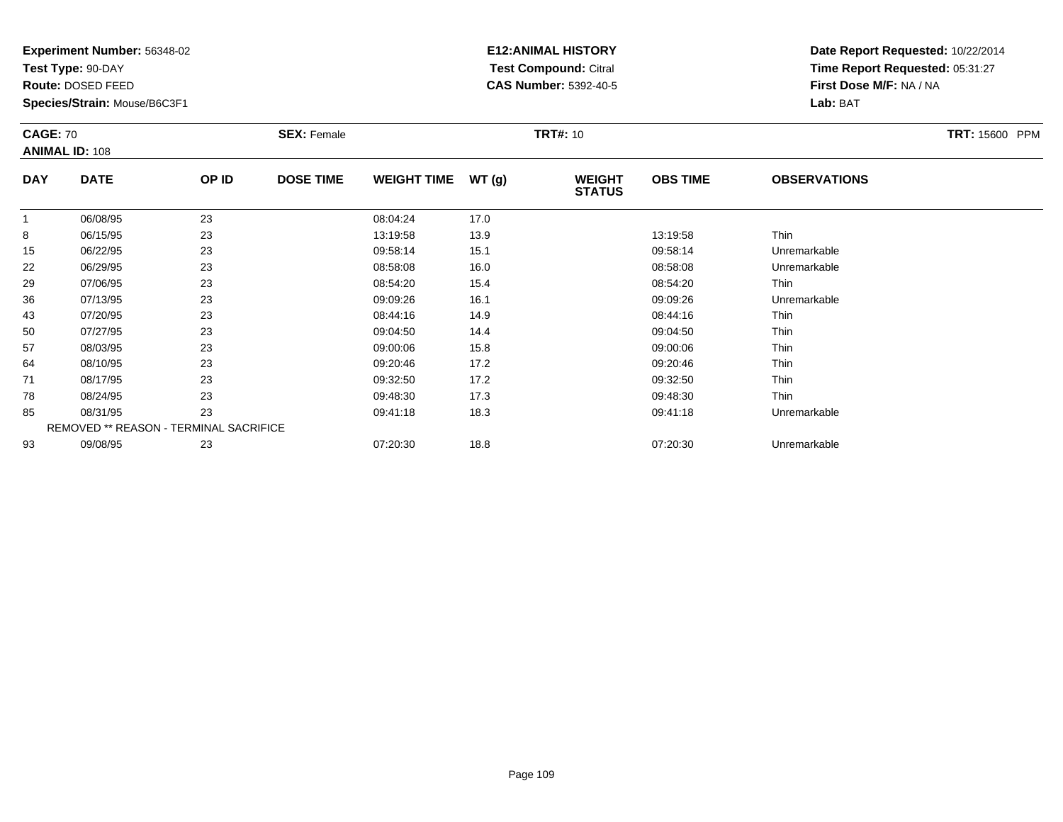**Experiment Number:** 56348-02
**Test Type:** 90-DAY
**Route:** DOSED FEED
**Species/Strain:** Mouse/B6C3F1

**E12:ANIMAL HISTORY**
**Test Compound:** Citral
**CAS Number:** 5392-40-5

**Date Report Requested:** 10/22/2014
**Time Report Requested:** 05:31:27
**First Dose M/F:** NA / NA
**Lab:** BAT

**CAGE:** 70 **SEX:** Female **TRT#:** 10 **TRT:** 15600 PPM
**ANIMAL ID:** 108

| DAY | DATE | OP ID | DOSE TIME | WEIGHT TIME | WT (g) | WEIGHT STATUS | OBS TIME | OBSERVATIONS |
|---|---|---|---|---|---|---|---|---|
| 1 | 06/08/95 | 23 | | 08:04:24 | 17.0 | | | |
| 8 | 06/15/95 | 23 | | 13:19:58 | 13.9 | | 13:19:58 | Thin |
| 15 | 06/22/95 | 23 | | 09:58:14 | 15.1 | | 09:58:14 | Unremarkable |
| 22 | 06/29/95 | 23 | | 08:58:08 | 16.0 | | 08:58:08 | Unremarkable |
| 29 | 07/06/95 | 23 | | 08:54:20 | 15.4 | | 08:54:20 | Thin |
| 36 | 07/13/95 | 23 | | 09:09:26 | 16.1 | | 09:09:26 | Unremarkable |
| 43 | 07/20/95 | 23 | | 08:44:16 | 14.9 | | 08:44:16 | Thin |
| 50 | 07/27/95 | 23 | | 09:04:50 | 14.4 | | 09:04:50 | Thin |
| 57 | 08/03/95 | 23 | | 09:00:06 | 15.8 | | 09:00:06 | Thin |
| 64 | 08/10/95 | 23 | | 09:20:46 | 17.2 | | 09:20:46 | Thin |
| 71 | 08/17/95 | 23 | | 09:32:50 | 17.2 | | 09:32:50 | Thin |
| 78 | 08/24/95 | 23 | | 09:48:30 | 17.3 | | 09:48:30 | Thin |
| 85 | 08/31/95 | 23 | | 09:41:18 | 18.3 | | 09:41:18 | Unremarkable |
| REMOVED ** REASON - TERMINAL SACRIFICE | | | | | | | | |
| 93 | 09/08/95 | 23 | | 07:20:30 | 18.8 | | 07:20:30 | Unremarkable |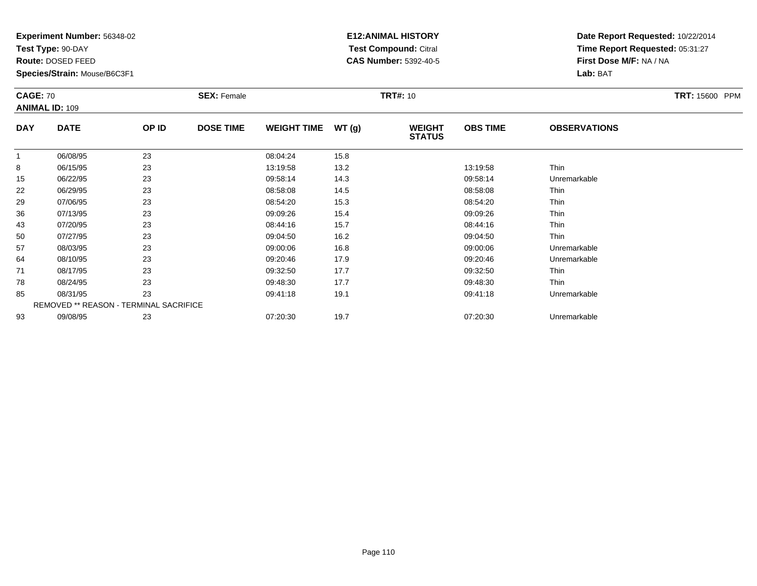**Experiment Number:** 56348-02
**Test Type:** 90-DAY
**Route:** DOSED FEED
**Species/Strain:** Mouse/B6C3F1

**E12:ANIMAL HISTORY**
**Test Compound:** Citral
**CAS Number:** 5392-40-5

**Date Report Requested:** 10/22/2014
**Time Report Requested:** 05:31:27
**First Dose M/F:** NA / NA
**Lab:** BAT

**CAGE:** 70 **SEX:** Female **TRT#:** 10 **TRT:** 15600 PPM
**ANIMAL ID:** 109

| DAY | DATE | OP ID | DOSE TIME | WEIGHT TIME | WT (g) | WEIGHT STATUS | OBS TIME | OBSERVATIONS |
|---|---|---|---|---|---|---|---|---|
| 1 | 06/08/95 | 23 | | 08:04:24 | 15.8 | | | |
| 8 | 06/15/95 | 23 | | 13:19:58 | 13.2 | | 13:19:58 | Thin |
| 15 | 06/22/95 | 23 | | 09:58:14 | 14.3 | | 09:58:14 | Unremarkable |
| 22 | 06/29/95 | 23 | | 08:58:08 | 14.5 | | 08:58:08 | Thin |
| 29 | 07/06/95 | 23 | | 08:54:20 | 15.3 | | 08:54:20 | Thin |
| 36 | 07/13/95 | 23 | | 09:09:26 | 15.4 | | 09:09:26 | Thin |
| 43 | 07/20/95 | 23 | | 08:44:16 | 15.7 | | 08:44:16 | Thin |
| 50 | 07/27/95 | 23 | | 09:04:50 | 16.2 | | 09:04:50 | Thin |
| 57 | 08/03/95 | 23 | | 09:00:06 | 16.8 | | 09:00:06 | Unremarkable |
| 64 | 08/10/95 | 23 | | 09:20:46 | 17.9 | | 09:20:46 | Unremarkable |
| 71 | 08/17/95 | 23 | | 09:32:50 | 17.7 | | 09:32:50 | Thin |
| 78 | 08/24/95 | 23 | | 09:48:30 | 17.7 | | 09:48:30 | Thin |
| 85 | 08/31/95 | 23 | | 09:41:18 | 19.1 | | 09:41:18 | Unremarkable |
| REMOVED ** REASON - TERMINAL SACRIFICE | | | | | | | | |
| 93 | 09/08/95 | 23 | | 07:20:30 | 19.7 | | 07:20:30 | Unremarkable |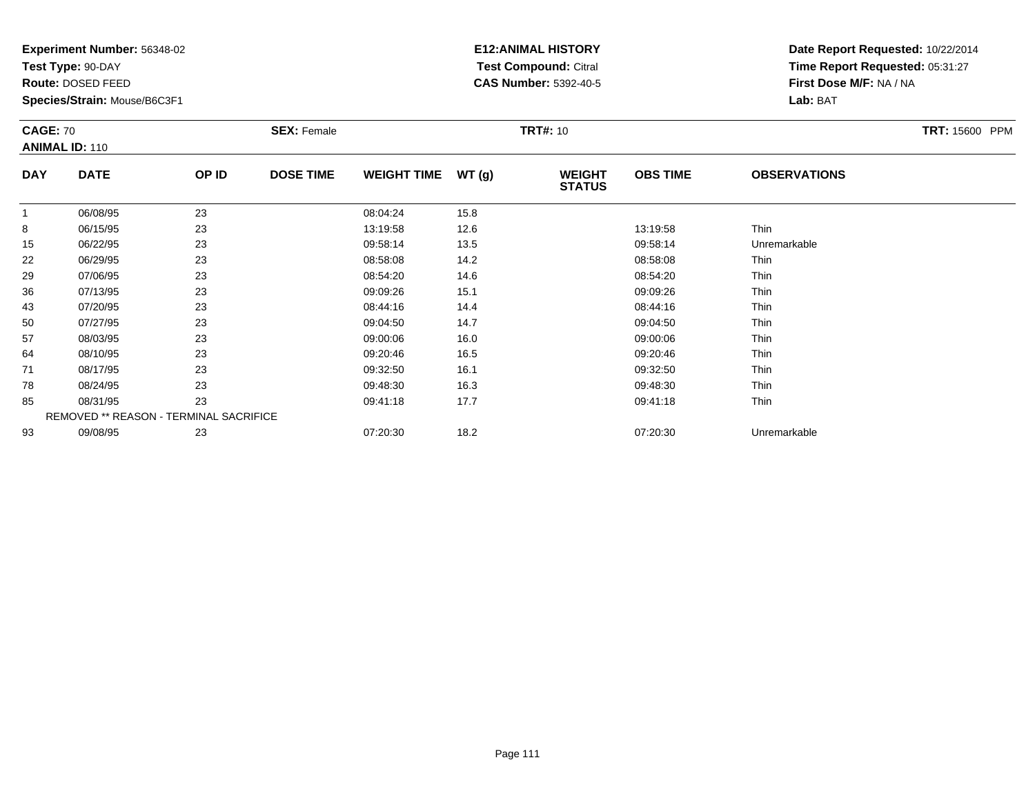**Experiment Number:** 56348-02
**Test Type:** 90-DAY
**Route:** DOSED FEED
**Species/Strain:** Mouse/B6C3F1

**E12:ANIMAL HISTORY**
**Test Compound:** Citral
**CAS Number:** 5392-40-5

**Date Report Requested:** 10/22/2014
**Time Report Requested:** 05:31:27
**First Dose M/F:** NA / NA
**Lab:** BAT

**CAGE:** 70 **SEX:** Female **TRT#:** 10 **TRT:** 15600 PPM
**ANIMAL ID:** 110

| DAY | DATE | OP ID | DOSE TIME | WEIGHT TIME | WT (g) | WEIGHT STATUS | OBS TIME | OBSERVATIONS |
|---|---|---|---|---|---|---|---|---|
| 1 | 06/08/95 | 23 | | 08:04:24 | 15.8 | | | |
| 8 | 06/15/95 | 23 | | 13:19:58 | 12.6 | | 13:19:58 | Thin |
| 15 | 06/22/95 | 23 | | 09:58:14 | 13.5 | | 09:58:14 | Unremarkable |
| 22 | 06/29/95 | 23 | | 08:58:08 | 14.2 | | 08:58:08 | Thin |
| 29 | 07/06/95 | 23 | | 08:54:20 | 14.6 | | 08:54:20 | Thin |
| 36 | 07/13/95 | 23 | | 09:09:26 | 15.1 | | 09:09:26 | Thin |
| 43 | 07/20/95 | 23 | | 08:44:16 | 14.4 | | 08:44:16 | Thin |
| 50 | 07/27/95 | 23 | | 09:04:50 | 14.7 | | 09:04:50 | Thin |
| 57 | 08/03/95 | 23 | | 09:00:06 | 16.0 | | 09:00:06 | Thin |
| 64 | 08/10/95 | 23 | | 09:20:46 | 16.5 | | 09:20:46 | Thin |
| 71 | 08/17/95 | 23 | | 09:32:50 | 16.1 | | 09:32:50 | Thin |
| 78 | 08/24/95 | 23 | | 09:48:30 | 16.3 | | 09:48:30 | Thin |
| 85 | 08/31/95 | 23 | | 09:41:18 | 17.7 | | 09:41:18 | Thin |
| REMOVED ** REASON - TERMINAL SACRIFICE | | | | | | | | |
| 93 | 09/08/95 | 23 | | 07:20:30 | 18.2 | | 07:20:30 | Unremarkable |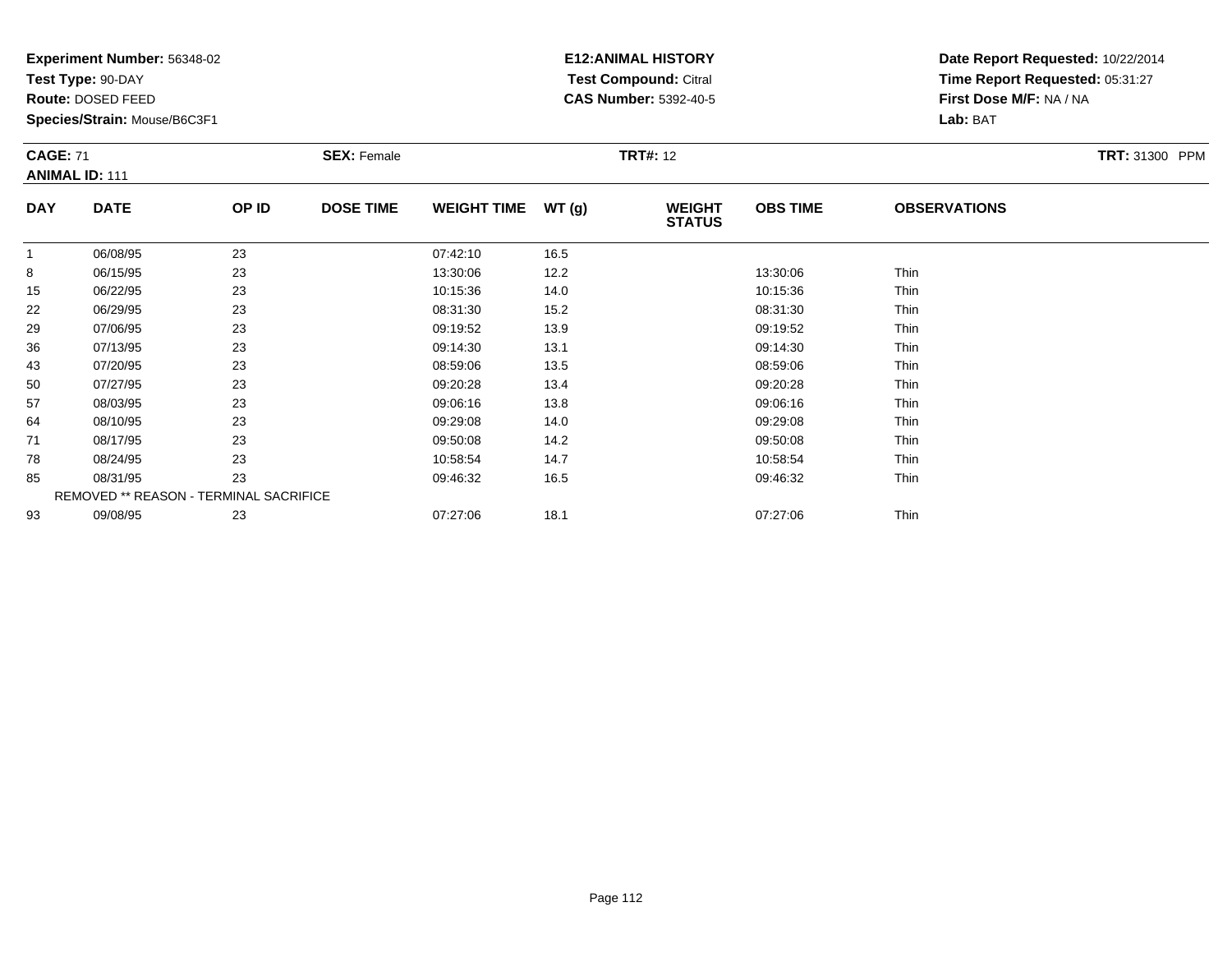**Experiment Number:** 56348-02
**Test Type:** 90-DAY
**Route:** DOSED FEED
**Species/Strain:** Mouse/B6C3F1

**E12:ANIMAL HISTORY**
**Test Compound:** Citral
**CAS Number:** 5392-40-5

**Date Report Requested:** 10/22/2014
**Time Report Requested:** 05:31:27
**First Dose M/F:** NA / NA
**Lab:** BAT

**CAGE:** 71 **SEX:** Female **TRT#:** 12 **TRT:** 31300 PPM
**ANIMAL ID:** 111

| DAY | DATE | OP ID | DOSE TIME | WEIGHT TIME | WT (g) | WEIGHT STATUS | OBS TIME | OBSERVATIONS |
|---|---|---|---|---|---|---|---|---|
| 1 | 06/08/95 | 23 | | 07:42:10 | 16.5 | | | |
| 8 | 06/15/95 | 23 | | 13:30:06 | 12.2 | | 13:30:06 | Thin |
| 15 | 06/22/95 | 23 | | 10:15:36 | 14.0 | | 10:15:36 | Thin |
| 22 | 06/29/95 | 23 | | 08:31:30 | 15.2 | | 08:31:30 | Thin |
| 29 | 07/06/95 | 23 | | 09:19:52 | 13.9 | | 09:19:52 | Thin |
| 36 | 07/13/95 | 23 | | 09:14:30 | 13.1 | | 09:14:30 | Thin |
| 43 | 07/20/95 | 23 | | 08:59:06 | 13.5 | | 08:59:06 | Thin |
| 50 | 07/27/95 | 23 | | 09:20:28 | 13.4 | | 09:20:28 | Thin |
| 57 | 08/03/95 | 23 | | 09:06:16 | 13.8 | | 09:06:16 | Thin |
| 64 | 08/10/95 | 23 | | 09:29:08 | 14.0 | | 09:29:08 | Thin |
| 71 | 08/17/95 | 23 | | 09:50:08 | 14.2 | | 09:50:08 | Thin |
| 78 | 08/24/95 | 23 | | 10:58:54 | 14.7 | | 10:58:54 | Thin |
| 85 | 08/31/95 | 23 | | 09:46:32 | 16.5 | | 09:46:32 | Thin |
| REMOVED ** REASON - TERMINAL SACRIFICE | | | | | | | | |
| 93 | 09/08/95 | 23 | | 07:27:06 | 18.1 | | 07:27:06 | Thin |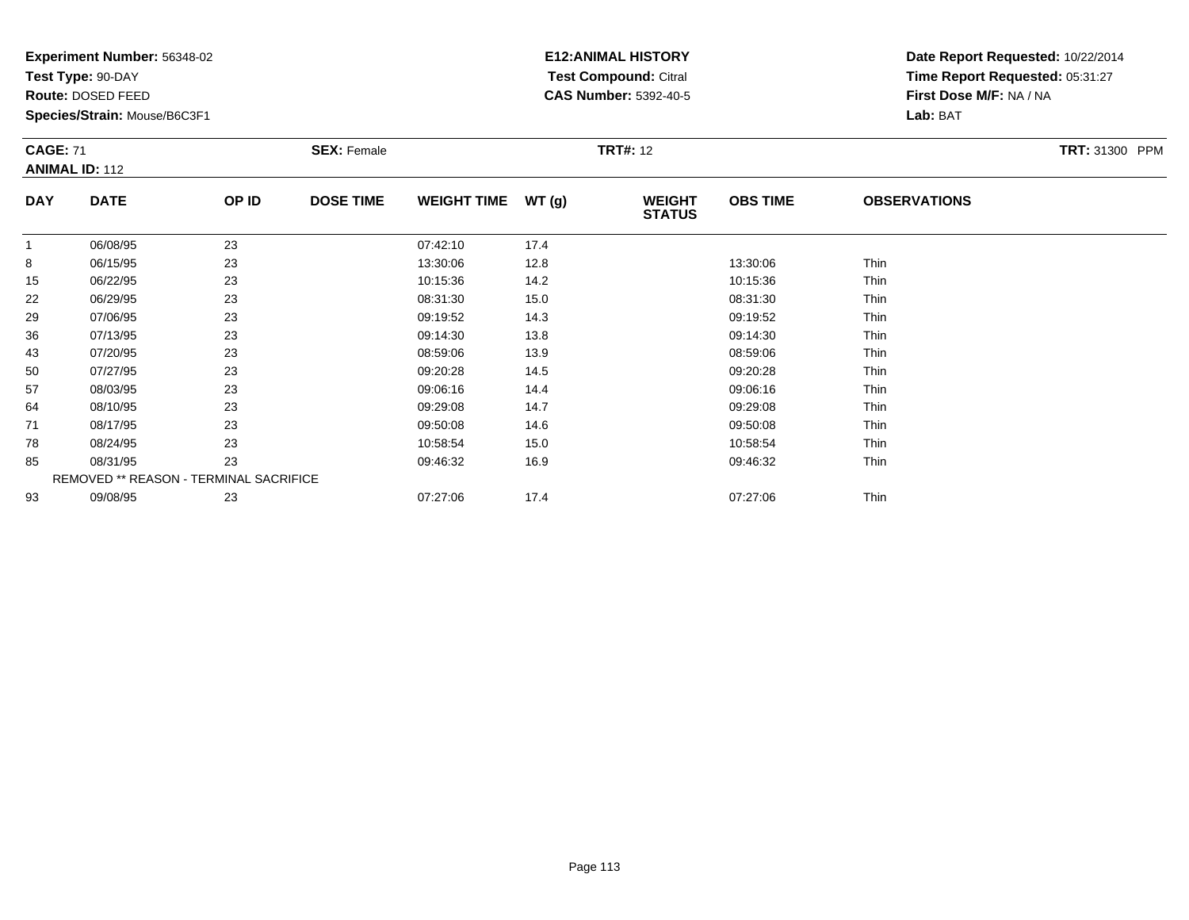**Experiment Number:** 56348-02
**Test Type:** 90-DAY
**Route:** DOSED FEED
**Species/Strain:** Mouse/B6C3F1

**E12:ANIMAL HISTORY**
**Test Compound:** Citral
**CAS Number:** 5392-40-5

**Date Report Requested:** 10/22/2014
**Time Report Requested:** 05:31:27
**First Dose M/F:** NA / NA
**Lab:** BAT

**CAGE:** 71 **SEX:** Female **TRT#:** 12 **TRT:** 31300 PPM
**ANIMAL ID:** 112

| DAY | DATE | OP ID | DOSE TIME | WEIGHT TIME | WT (g) | WEIGHT STATUS | OBS TIME | OBSERVATIONS |
|---|---|---|---|---|---|---|---|---|
| 1 | 06/08/95 | 23 | | 07:42:10 | 17.4 | | | |
| 8 | 06/15/95 | 23 | | 13:30:06 | 12.8 | | 13:30:06 | Thin |
| 15 | 06/22/95 | 23 | | 10:15:36 | 14.2 | | 10:15:36 | Thin |
| 22 | 06/29/95 | 23 | | 08:31:30 | 15.0 | | 08:31:30 | Thin |
| 29 | 07/06/95 | 23 | | 09:19:52 | 14.3 | | 09:19:52 | Thin |
| 36 | 07/13/95 | 23 | | 09:14:30 | 13.8 | | 09:14:30 | Thin |
| 43 | 07/20/95 | 23 | | 08:59:06 | 13.9 | | 08:59:06 | Thin |
| 50 | 07/27/95 | 23 | | 09:20:28 | 14.5 | | 09:20:28 | Thin |
| 57 | 08/03/95 | 23 | | 09:06:16 | 14.4 | | 09:06:16 | Thin |
| 64 | 08/10/95 | 23 | | 09:29:08 | 14.7 | | 09:29:08 | Thin |
| 71 | 08/17/95 | 23 | | 09:50:08 | 14.6 | | 09:50:08 | Thin |
| 78 | 08/24/95 | 23 | | 10:58:54 | 15.0 | | 10:58:54 | Thin |
| 85 | 08/31/95 | 23 | | 09:46:32 | 16.9 | | 09:46:32 | Thin |
| REMOVED ** REASON - TERMINAL SACRIFICE | | | | | | | | |
| 93 | 09/08/95 | 23 | | 07:27:06 | 17.4 | | 07:27:06 | Thin |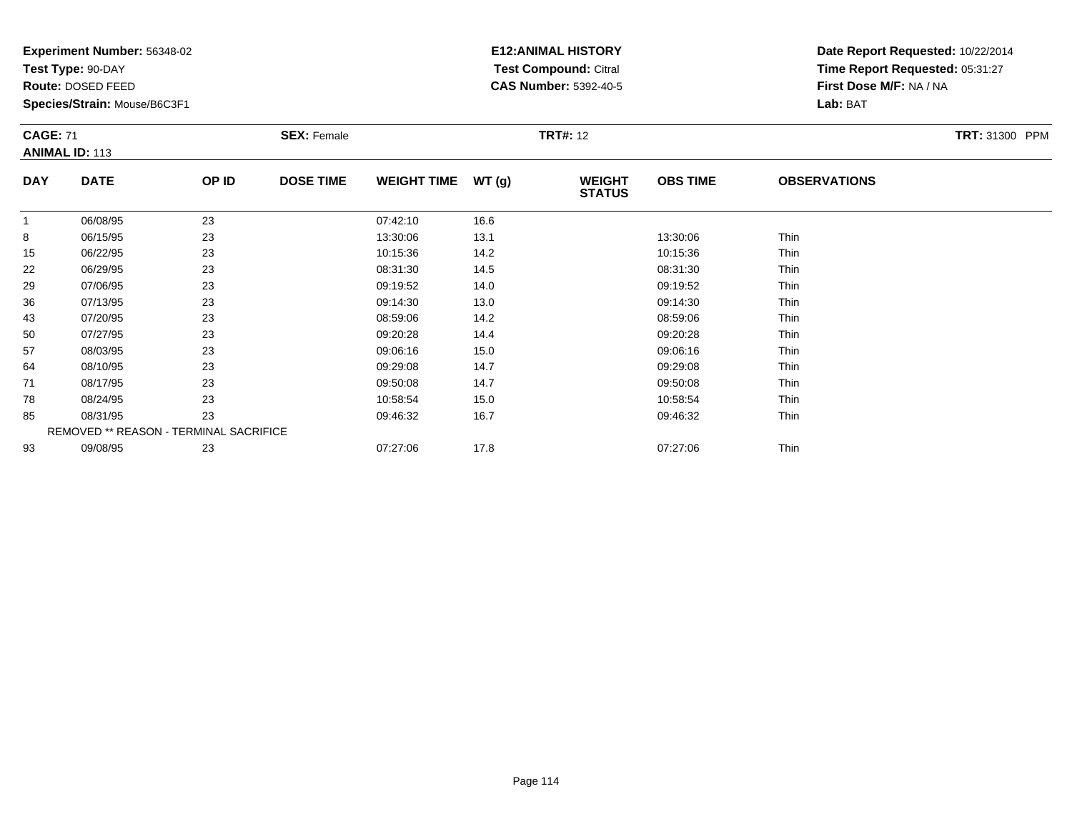**Experiment Number:** 56348-02
**Test Type:** 90-DAY
**Route:** DOSED FEED
**Species/Strain:** Mouse/B6C3F1

**E12:ANIMAL HISTORY**
**Test Compound:** Citral
**CAS Number:** 5392-40-5

**Date Report Requested:** 10/22/2014
**Time Report Requested:** 05:31:27
**First Dose M/F:** NA / NA
**Lab:** BAT

**CAGE:** 71 **SEX:** Female **TRT#:** 12 **TRT:** 31300 PPM
**ANIMAL ID:** 113

| DAY | DATE | OP ID | DOSE TIME | WEIGHT TIME | WT (g) | WEIGHT STATUS | OBS TIME | OBSERVATIONS |
|---|---|---|---|---|---|---|---|---|
| 1 | 06/08/95 | 23 | | 07:42:10 | 16.6 | | | |
| 8 | 06/15/95 | 23 | | 13:30:06 | 13.1 | | 13:30:06 | Thin |
| 15 | 06/22/95 | 23 | | 10:15:36 | 14.2 | | 10:15:36 | Thin |
| 22 | 06/29/95 | 23 | | 08:31:30 | 14.5 | | 08:31:30 | Thin |
| 29 | 07/06/95 | 23 | | 09:19:52 | 14.0 | | 09:19:52 | Thin |
| 36 | 07/13/95 | 23 | | 09:14:30 | 13.0 | | 09:14:30 | Thin |
| 43 | 07/20/95 | 23 | | 08:59:06 | 14.2 | | 08:59:06 | Thin |
| 50 | 07/27/95 | 23 | | 09:20:28 | 14.4 | | 09:20:28 | Thin |
| 57 | 08/03/95 | 23 | | 09:06:16 | 15.0 | | 09:06:16 | Thin |
| 64 | 08/10/95 | 23 | | 09:29:08 | 14.7 | | 09:29:08 | Thin |
| 71 | 08/17/95 | 23 | | 09:50:08 | 14.7 | | 09:50:08 | Thin |
| 78 | 08/24/95 | 23 | | 10:58:54 | 15.0 | | 10:58:54 | Thin |
| 85 | 08/31/95 | 23 | | 09:46:32 | 16.7 | | 09:46:32 | Thin |
| REMOVED ** REASON - TERMINAL SACRIFICE | | | | | | | | |
| 93 | 09/08/95 | 23 | | 07:27:06 | 17.8 | | 07:27:06 | Thin |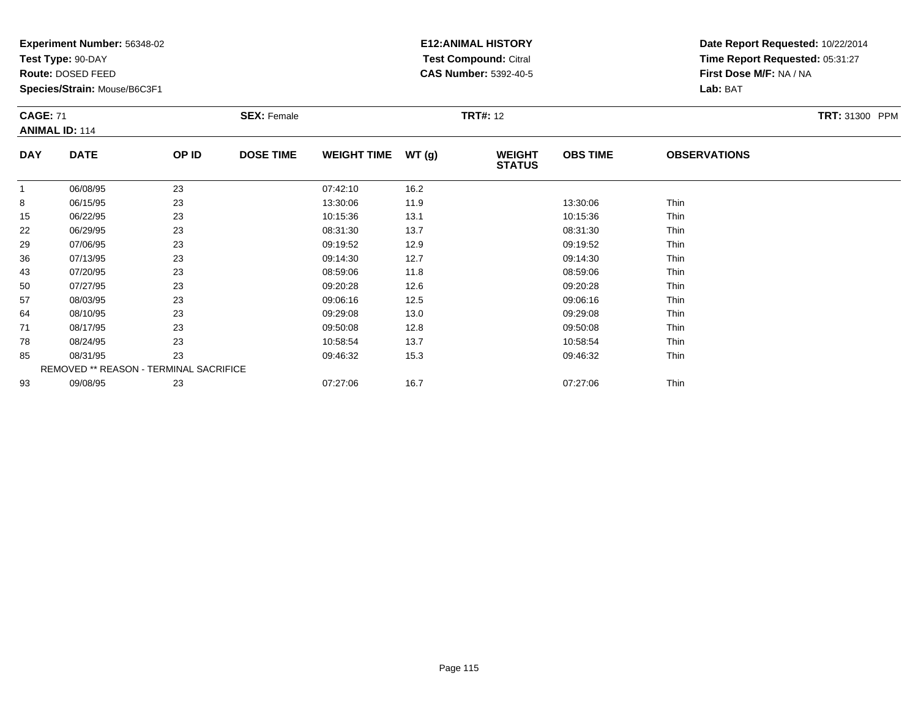**Experiment Number:** 56348-02
**Test Type:** 90-DAY
**Route:** DOSED FEED
**Species/Strain:** Mouse/B6C3F1

**E12:ANIMAL HISTORY**
**Test Compound:** Citral
**CAS Number:** 5392-40-5

**Date Report Requested:** 10/22/2014
**Time Report Requested:** 05:31:27
**First Dose M/F:** NA / NA
**Lab:** BAT

**CAGE:** 71 **SEX:** Female **TRT#:** 12 **TRT:** 31300 PPM
**ANIMAL ID:** 114

| DAY | DATE | OP ID | DOSE TIME | WEIGHT TIME | WT (g) | WEIGHT STATUS | OBS TIME | OBSERVATIONS |
|---|---|---|---|---|---|---|---|---|
| 1 | 06/08/95 | 23 | | 07:42:10 | 16.2 | | | |
| 8 | 06/15/95 | 23 | | 13:30:06 | 11.9 | | 13:30:06 | Thin |
| 15 | 06/22/95 | 23 | | 10:15:36 | 13.1 | | 10:15:36 | Thin |
| 22 | 06/29/95 | 23 | | 08:31:30 | 13.7 | | 08:31:30 | Thin |
| 29 | 07/06/95 | 23 | | 09:19:52 | 12.9 | | 09:19:52 | Thin |
| 36 | 07/13/95 | 23 | | 09:14:30 | 12.7 | | 09:14:30 | Thin |
| 43 | 07/20/95 | 23 | | 08:59:06 | 11.8 | | 08:59:06 | Thin |
| 50 | 07/27/95 | 23 | | 09:20:28 | 12.6 | | 09:20:28 | Thin |
| 57 | 08/03/95 | 23 | | 09:06:16 | 12.5 | | 09:06:16 | Thin |
| 64 | 08/10/95 | 23 | | 09:29:08 | 13.0 | | 09:29:08 | Thin |
| 71 | 08/17/95 | 23 | | 09:50:08 | 12.8 | | 09:50:08 | Thin |
| 78 | 08/24/95 | 23 | | 10:58:54 | 13.7 | | 10:58:54 | Thin |
| 85 | 08/31/95 | 23 | | 09:46:32 | 15.3 | | 09:46:32 | Thin |
| REMOVED ** REASON - TERMINAL SACRIFICE | | | | | | | | |
| 93 | 09/08/95 | 23 | | 07:27:06 | 16.7 | | 07:27:06 | Thin |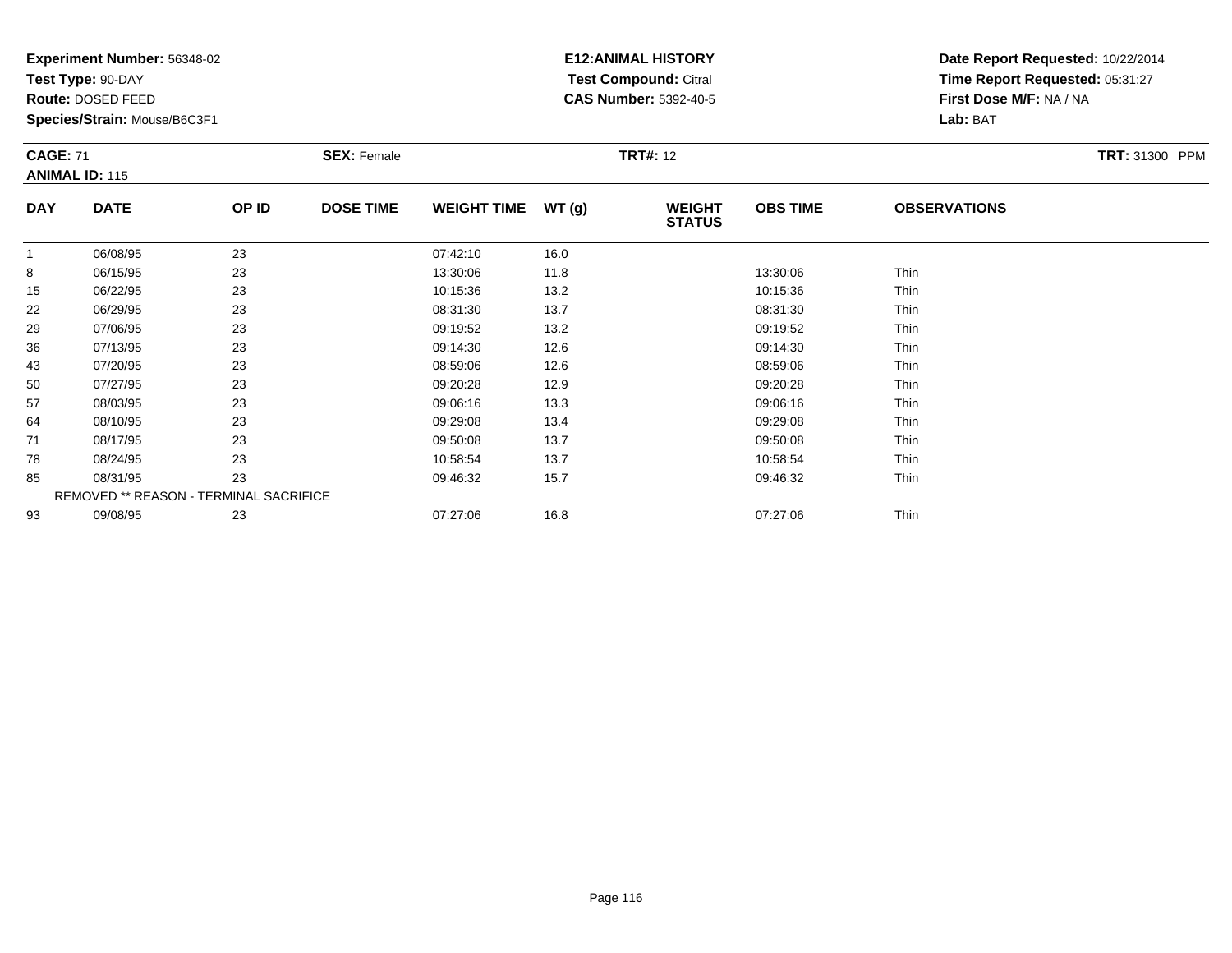**Experiment Number:** 56348-02
**Test Type:** 90-DAY
**Route:** DOSED FEED
**Species/Strain:** Mouse/B6C3F1

**E12:ANIMAL HISTORY**
**Test Compound:** Citral
**CAS Number:** 5392-40-5

**Date Report Requested:** 10/22/2014
**Time Report Requested:** 05:31:27
**First Dose M/F:** NA / NA
**Lab:** BAT

**CAGE:** 71 **SEX:** Female **TRT#:** 12 **TRT:** 31300 PPM
**ANIMAL ID:** 115

| DAY | DATE | OP ID | DOSE TIME | WEIGHT TIME | WT (g) | WEIGHT STATUS | OBS TIME | OBSERVATIONS |
|---|---|---|---|---|---|---|---|---|
| 1 | 06/08/95 | 23 | | 07:42:10 | 16.0 | | | |
| 8 | 06/15/95 | 23 | | 13:30:06 | 11.8 | | 13:30:06 | Thin |
| 15 | 06/22/95 | 23 | | 10:15:36 | 13.2 | | 10:15:36 | Thin |
| 22 | 06/29/95 | 23 | | 08:31:30 | 13.7 | | 08:31:30 | Thin |
| 29 | 07/06/95 | 23 | | 09:19:52 | 13.2 | | 09:19:52 | Thin |
| 36 | 07/13/95 | 23 | | 09:14:30 | 12.6 | | 09:14:30 | Thin |
| 43 | 07/20/95 | 23 | | 08:59:06 | 12.6 | | 08:59:06 | Thin |
| 50 | 07/27/95 | 23 | | 09:20:28 | 12.9 | | 09:20:28 | Thin |
| 57 | 08/03/95 | 23 | | 09:06:16 | 13.3 | | 09:06:16 | Thin |
| 64 | 08/10/95 | 23 | | 09:29:08 | 13.4 | | 09:29:08 | Thin |
| 71 | 08/17/95 | 23 | | 09:50:08 | 13.7 | | 09:50:08 | Thin |
| 78 | 08/24/95 | 23 | | 10:58:54 | 13.7 | | 10:58:54 | Thin |
| 85 | 08/31/95 | 23 | | 09:46:32 | 15.7 | | 09:46:32 | Thin |
| REMOVED ** REASON - TERMINAL SACRIFICE | | | | | | | | |
| 93 | 09/08/95 | 23 | | 07:27:06 | 16.8 | | 07:27:06 | Thin |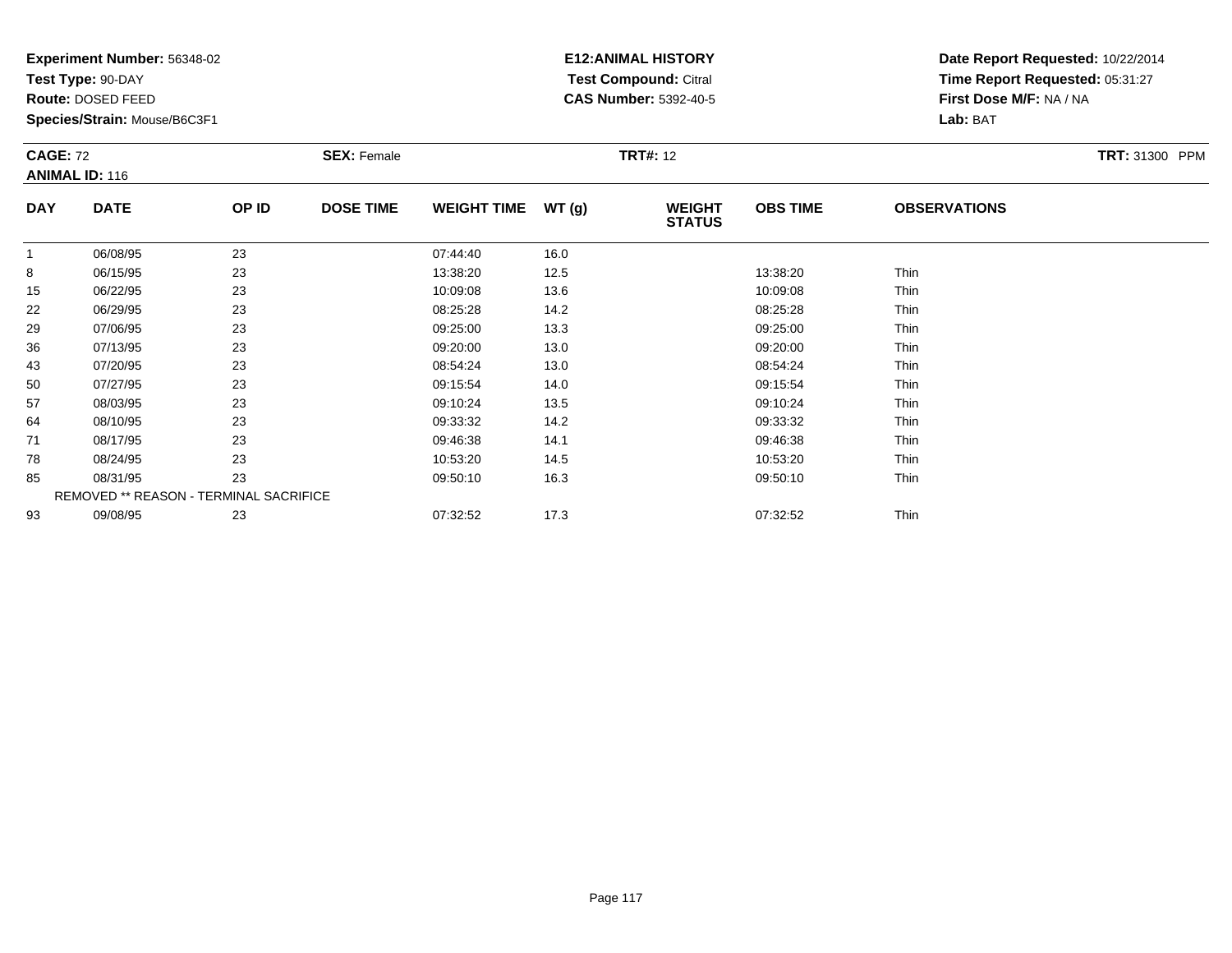**Experiment Number:** 56348-02
**Test Type:** 90-DAY
**Route:** DOSED FEED
**Species/Strain:** Mouse/B6C3F1

**E12:ANIMAL HISTORY**
**Test Compound:** Citral
**CAS Number:** 5392-40-5

**Date Report Requested:** 10/22/2014
**Time Report Requested:** 05:31:27
**First Dose M/F:** NA / NA
**Lab:** BAT

**CAGE:** 72 **SEX:** Female **TRT#:** 12 **TRT:** 31300 PPM
**ANIMAL ID:** 116

| DAY | DATE | OP ID | DOSE TIME | WEIGHT TIME | WT (g) | WEIGHT STATUS | OBS TIME | OBSERVATIONS |
|---|---|---|---|---|---|---|---|---|
| 1 | 06/08/95 | 23 | | 07:44:40 | 16.0 | | | |
| 8 | 06/15/95 | 23 | | 13:38:20 | 12.5 | | 13:38:20 | Thin |
| 15 | 06/22/95 | 23 | | 10:09:08 | 13.6 | | 10:09:08 | Thin |
| 22 | 06/29/95 | 23 | | 08:25:28 | 14.2 | | 08:25:28 | Thin |
| 29 | 07/06/95 | 23 | | 09:25:00 | 13.3 | | 09:25:00 | Thin |
| 36 | 07/13/95 | 23 | | 09:20:00 | 13.0 | | 09:20:00 | Thin |
| 43 | 07/20/95 | 23 | | 08:54:24 | 13.0 | | 08:54:24 | Thin |
| 50 | 07/27/95 | 23 | | 09:15:54 | 14.0 | | 09:15:54 | Thin |
| 57 | 08/03/95 | 23 | | 09:10:24 | 13.5 | | 09:10:24 | Thin |
| 64 | 08/10/95 | 23 | | 09:33:32 | 14.2 | | 09:33:32 | Thin |
| 71 | 08/17/95 | 23 | | 09:46:38 | 14.1 | | 09:46:38 | Thin |
| 78 | 08/24/95 | 23 | | 10:53:20 | 14.5 | | 10:53:20 | Thin |
| 85 | 08/31/95 | 23 | | 09:50:10 | 16.3 | | 09:50:10 | Thin |
| | REMOVED ** REASON - TERMINAL SACRIFICE | | | | | | | |
| 93 | 09/08/95 | 23 | | 07:32:52 | 17.3 | | 07:32:52 | Thin |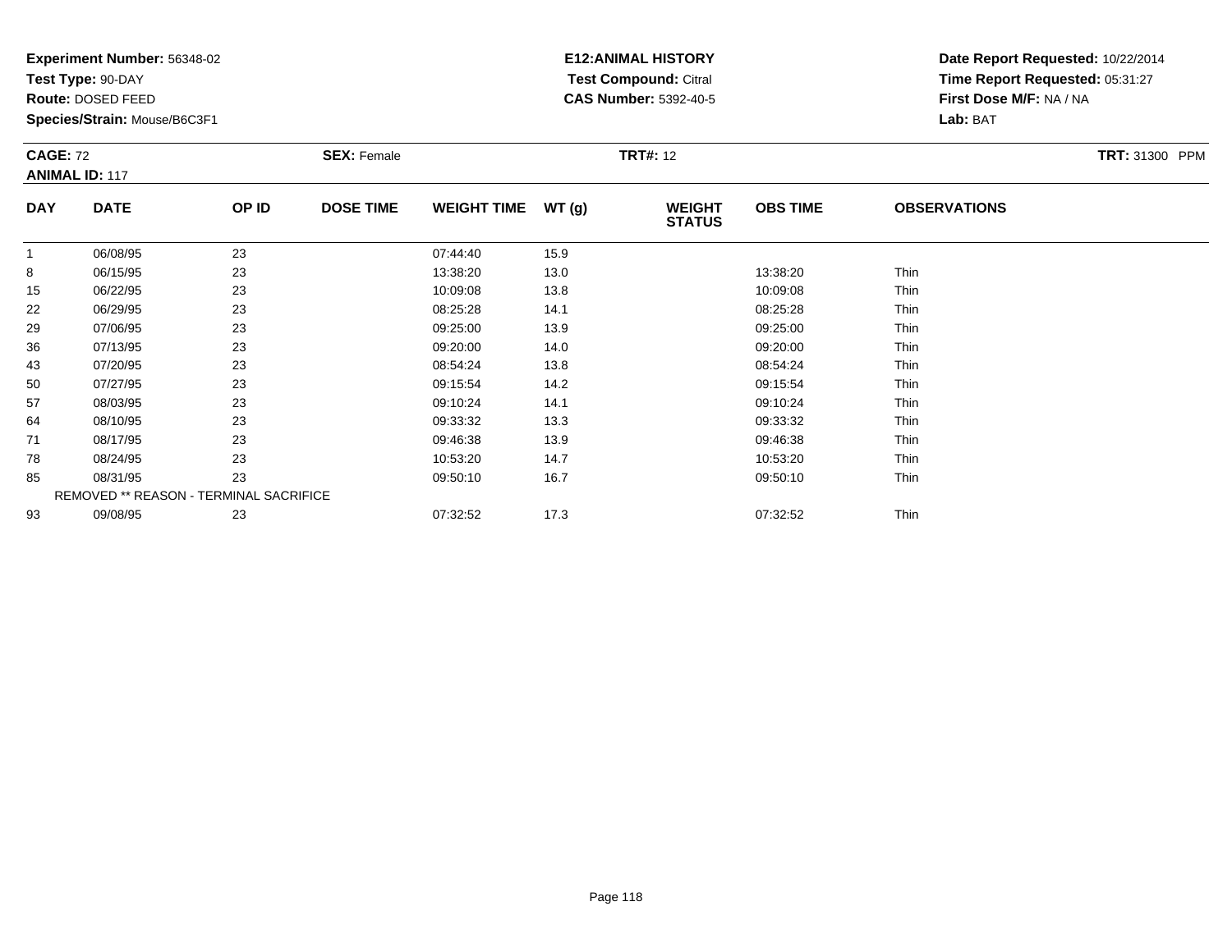**Experiment Number:** 56348-02
**Test Type:** 90-DAY
**Route:** DOSED FEED
**Species/Strain:** Mouse/B6C3F1

**E12:ANIMAL HISTORY**
**Test Compound:** Citral
**CAS Number:** 5392-40-5

**Date Report Requested:** 10/22/2014
**Time Report Requested:** 05:31:27
**First Dose M/F:** NA / NA
**Lab:** BAT

**CAGE:** 72 **SEX:** Female **TRT#:** 12 **TRT:** 31300 PPM
**ANIMAL ID:** 117

| DAY | DATE | OP ID | DOSE TIME | WEIGHT TIME | WT (g) | WEIGHT STATUS | OBS TIME | OBSERVATIONS |
|---|---|---|---|---|---|---|---|---|
| 1 | 06/08/95 | 23 | | 07:44:40 | 15.9 | | | |
| 8 | 06/15/95 | 23 | | 13:38:20 | 13.0 | | 13:38:20 | Thin |
| 15 | 06/22/95 | 23 | | 10:09:08 | 13.8 | | 10:09:08 | Thin |
| 22 | 06/29/95 | 23 | | 08:25:28 | 14.1 | | 08:25:28 | Thin |
| 29 | 07/06/95 | 23 | | 09:25:00 | 13.9 | | 09:25:00 | Thin |
| 36 | 07/13/95 | 23 | | 09:20:00 | 14.0 | | 09:20:00 | Thin |
| 43 | 07/20/95 | 23 | | 08:54:24 | 13.8 | | 08:54:24 | Thin |
| 50 | 07/27/95 | 23 | | 09:15:54 | 14.2 | | 09:15:54 | Thin |
| 57 | 08/03/95 | 23 | | 09:10:24 | 14.1 | | 09:10:24 | Thin |
| 64 | 08/10/95 | 23 | | 09:33:32 | 13.3 | | 09:33:32 | Thin |
| 71 | 08/17/95 | 23 | | 09:46:38 | 13.9 | | 09:46:38 | Thin |
| 78 | 08/24/95 | 23 | | 10:53:20 | 14.7 | | 10:53:20 | Thin |
| 85 | 08/31/95 | 23 | | 09:50:10 | 16.7 | | 09:50:10 | Thin |
| REMOVED ** REASON - TERMINAL SACRIFICE | | | | | | | | |
| 93 | 09/08/95 | 23 | | 07:32:52 | 17.3 | | 07:32:52 | Thin |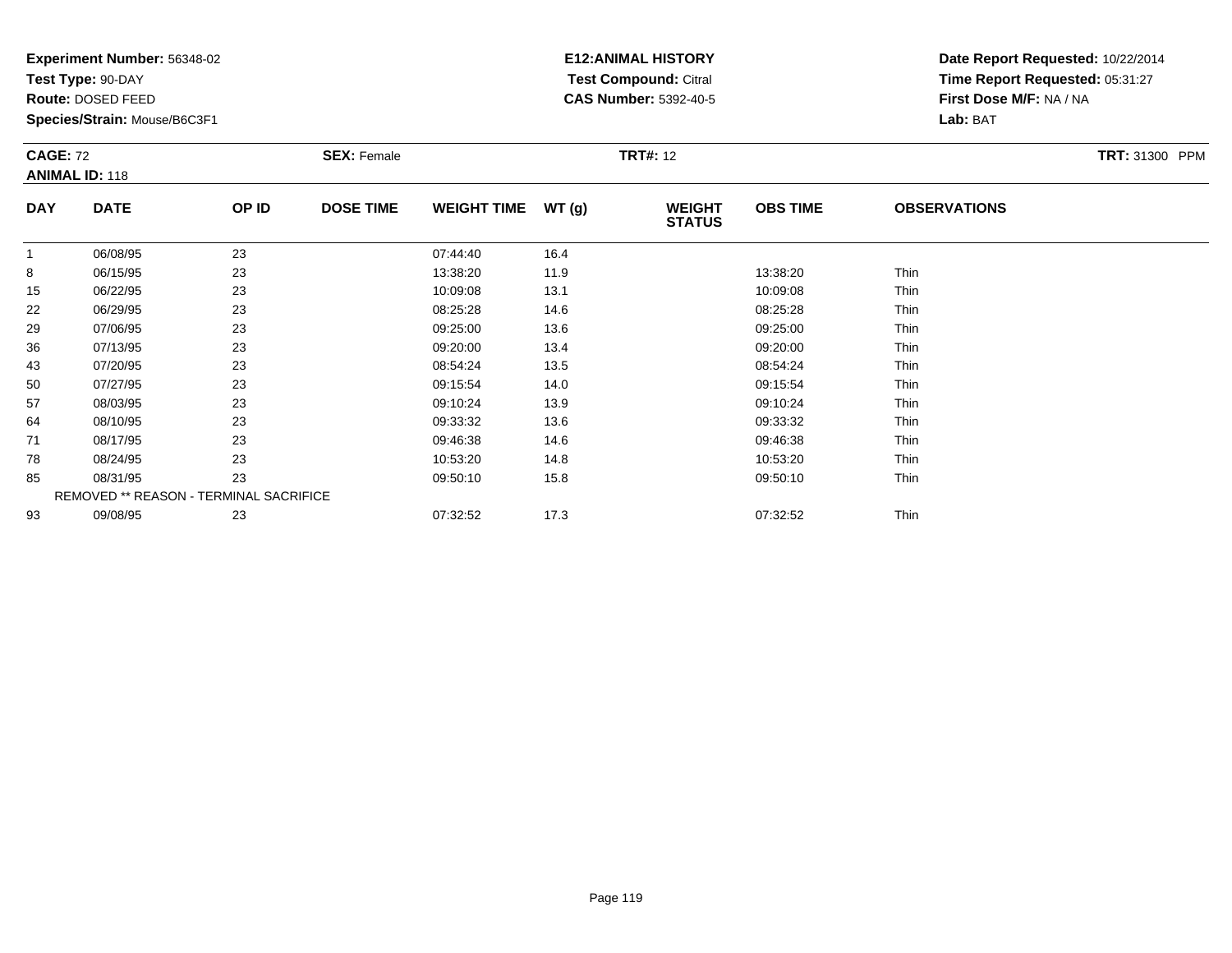**Experiment Number:** 56348-02
**Test Type:** 90-DAY
**Route:** DOSED FEED
**Species/Strain:** Mouse/B6C3F1

**E12:ANIMAL HISTORY**
**Test Compound:** Citral
**CAS Number:** 5392-40-5

**Date Report Requested:** 10/22/2014
**Time Report Requested:** 05:31:27
**First Dose M/F:** NA / NA
**Lab:** BAT

**CAGE:** 72 **SEX:** Female **TRT#:** 12 **TRT:** 31300 PPM
**ANIMAL ID:** 118

| DAY | DATE | OP ID | DOSE TIME | WEIGHT TIME | WT (g) | WEIGHT STATUS | OBS TIME | OBSERVATIONS |
|---|---|---|---|---|---|---|---|---|
| 1 | 06/08/95 | 23 | | 07:44:40 | 16.4 | | | |
| 8 | 06/15/95 | 23 | | 13:38:20 | 11.9 | | 13:38:20 | Thin |
| 15 | 06/22/95 | 23 | | 10:09:08 | 13.1 | | 10:09:08 | Thin |
| 22 | 06/29/95 | 23 | | 08:25:28 | 14.6 | | 08:25:28 | Thin |
| 29 | 07/06/95 | 23 | | 09:25:00 | 13.6 | | 09:25:00 | Thin |
| 36 | 07/13/95 | 23 | | 09:20:00 | 13.4 | | 09:20:00 | Thin |
| 43 | 07/20/95 | 23 | | 08:54:24 | 13.5 | | 08:54:24 | Thin |
| 50 | 07/27/95 | 23 | | 09:15:54 | 14.0 | | 09:15:54 | Thin |
| 57 | 08/03/95 | 23 | | 09:10:24 | 13.9 | | 09:10:24 | Thin |
| 64 | 08/10/95 | 23 | | 09:33:32 | 13.6 | | 09:33:32 | Thin |
| 71 | 08/17/95 | 23 | | 09:46:38 | 14.6 | | 09:46:38 | Thin |
| 78 | 08/24/95 | 23 | | 10:53:20 | 14.8 | | 10:53:20 | Thin |
| 85 | 08/31/95 | 23 | | 09:50:10 | 15.8 | | 09:50:10 | Thin |
| REMOVED ** REASON - TERMINAL SACRIFICE | | | | | | | | |
| 93 | 09/08/95 | 23 | | 07:32:52 | 17.3 | | 07:32:52 | Thin |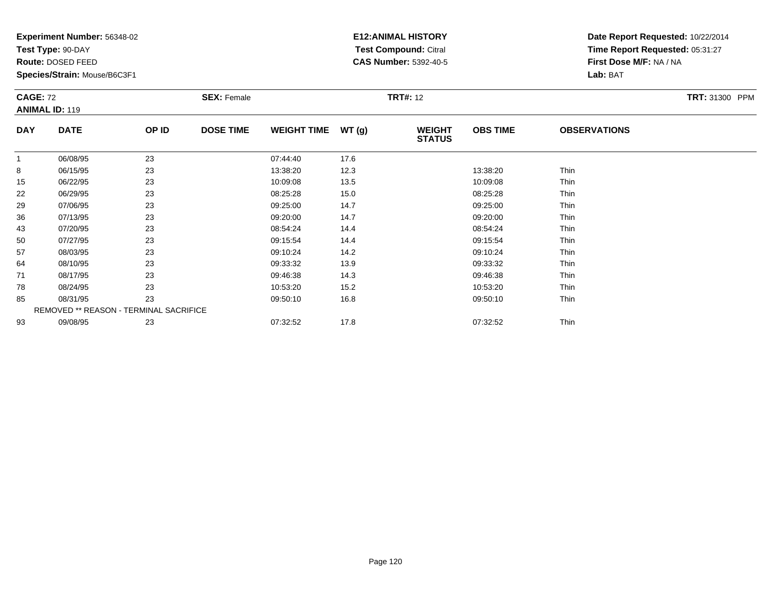**Experiment Number:** 56348-02
**Test Type:** 90-DAY
**Route:** DOSED FEED
**Species/Strain:** Mouse/B6C3F1

**E12:ANIMAL HISTORY**
**Test Compound:** Citral
**CAS Number:** 5392-40-5

**Date Report Requested:** 10/22/2014
**Time Report Requested:** 05:31:27
**First Dose M/F:** NA / NA
**Lab:** BAT

**CAGE:** 72 **SEX:** Female **TRT#:** 12 **TRT:** 31300 PPM
**ANIMAL ID:** 119

| DAY | DATE | OP ID | DOSE TIME | WEIGHT TIME | WT (g) | WEIGHT STATUS | OBS TIME | OBSERVATIONS |
|---|---|---|---|---|---|---|---|---|
| 1 | 06/08/95 | 23 | | 07:44:40 | 17.6 | | | |
| 8 | 06/15/95 | 23 | | 13:38:20 | 12.3 | | 13:38:20 | Thin |
| 15 | 06/22/95 | 23 | | 10:09:08 | 13.5 | | 10:09:08 | Thin |
| 22 | 06/29/95 | 23 | | 08:25:28 | 15.0 | | 08:25:28 | Thin |
| 29 | 07/06/95 | 23 | | 09:25:00 | 14.7 | | 09:25:00 | Thin |
| 36 | 07/13/95 | 23 | | 09:20:00 | 14.7 | | 09:20:00 | Thin |
| 43 | 07/20/95 | 23 | | 08:54:24 | 14.4 | | 08:54:24 | Thin |
| 50 | 07/27/95 | 23 | | 09:15:54 | 14.4 | | 09:15:54 | Thin |
| 57 | 08/03/95 | 23 | | 09:10:24 | 14.2 | | 09:10:24 | Thin |
| 64 | 08/10/95 | 23 | | 09:33:32 | 13.9 | | 09:33:32 | Thin |
| 71 | 08/17/95 | 23 | | 09:46:38 | 14.3 | | 09:46:38 | Thin |
| 78 | 08/24/95 | 23 | | 10:53:20 | 15.2 | | 10:53:20 | Thin |
| 85 | 08/31/95 | 23 | | 09:50:10 | 16.8 | | 09:50:10 | Thin |
| | REMOVED ** REASON - TERMINAL SACRIFICE | | | | | | | |
| 93 | 09/08/95 | 23 | | 07:32:52 | 17.8 | | 07:32:52 | Thin |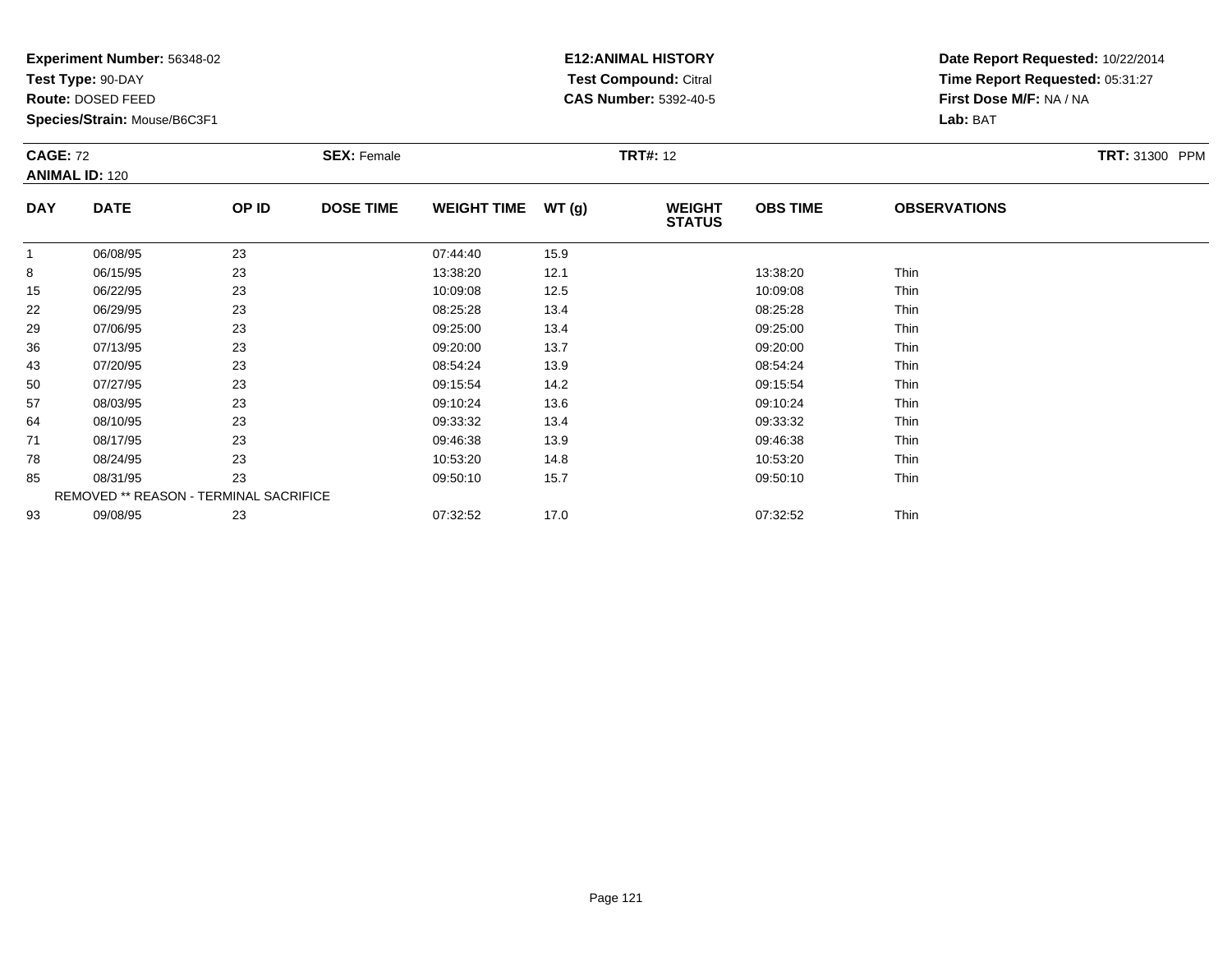**Experiment Number:** 56348-02
**Test Type:** 90-DAY
**Route:** DOSED FEED
**Species/Strain:** Mouse/B6C3F1

**E12:ANIMAL HISTORY**
**Test Compound:** Citral
**CAS Number:** 5392-40-5

**Date Report Requested:** 10/22/2014
**Time Report Requested:** 05:31:27
**First Dose M/F:** NA / NA
**Lab:** BAT

**CAGE:** 72 **SEX:** Female **TRT#:** 12 **TRT:** 31300 PPM
**ANIMAL ID:** 120

| DAY | DATE | OP ID | DOSE TIME | WEIGHT TIME | WT (g) | WEIGHT STATUS | OBS TIME | OBSERVATIONS |
|---|---|---|---|---|---|---|---|---|
| 1 | 06/08/95 | 23 | | 07:44:40 | 15.9 | | | |
| 8 | 06/15/95 | 23 | | 13:38:20 | 12.1 | | 13:38:20 | Thin |
| 15 | 06/22/95 | 23 | | 10:09:08 | 12.5 | | 10:09:08 | Thin |
| 22 | 06/29/95 | 23 | | 08:25:28 | 13.4 | | 08:25:28 | Thin |
| 29 | 07/06/95 | 23 | | 09:25:00 | 13.4 | | 09:25:00 | Thin |
| 36 | 07/13/95 | 23 | | 09:20:00 | 13.7 | | 09:20:00 | Thin |
| 43 | 07/20/95 | 23 | | 08:54:24 | 13.9 | | 08:54:24 | Thin |
| 50 | 07/27/95 | 23 | | 09:15:54 | 14.2 | | 09:15:54 | Thin |
| 57 | 08/03/95 | 23 | | 09:10:24 | 13.6 | | 09:10:24 | Thin |
| 64 | 08/10/95 | 23 | | 09:33:32 | 13.4 | | 09:33:32 | Thin |
| 71 | 08/17/95 | 23 | | 09:46:38 | 13.9 | | 09:46:38 | Thin |
| 78 | 08/24/95 | 23 | | 10:53:20 | 14.8 | | 10:53:20 | Thin |
| 85 | 08/31/95 | 23 | | 09:50:10 | 15.7 | | 09:50:10 | Thin |
| REMOVED ** REASON - TERMINAL SACRIFICE | | | | | | | | |
| 93 | 09/08/95 | 23 | | 07:32:52 | 17.0 | | 07:32:52 | Thin |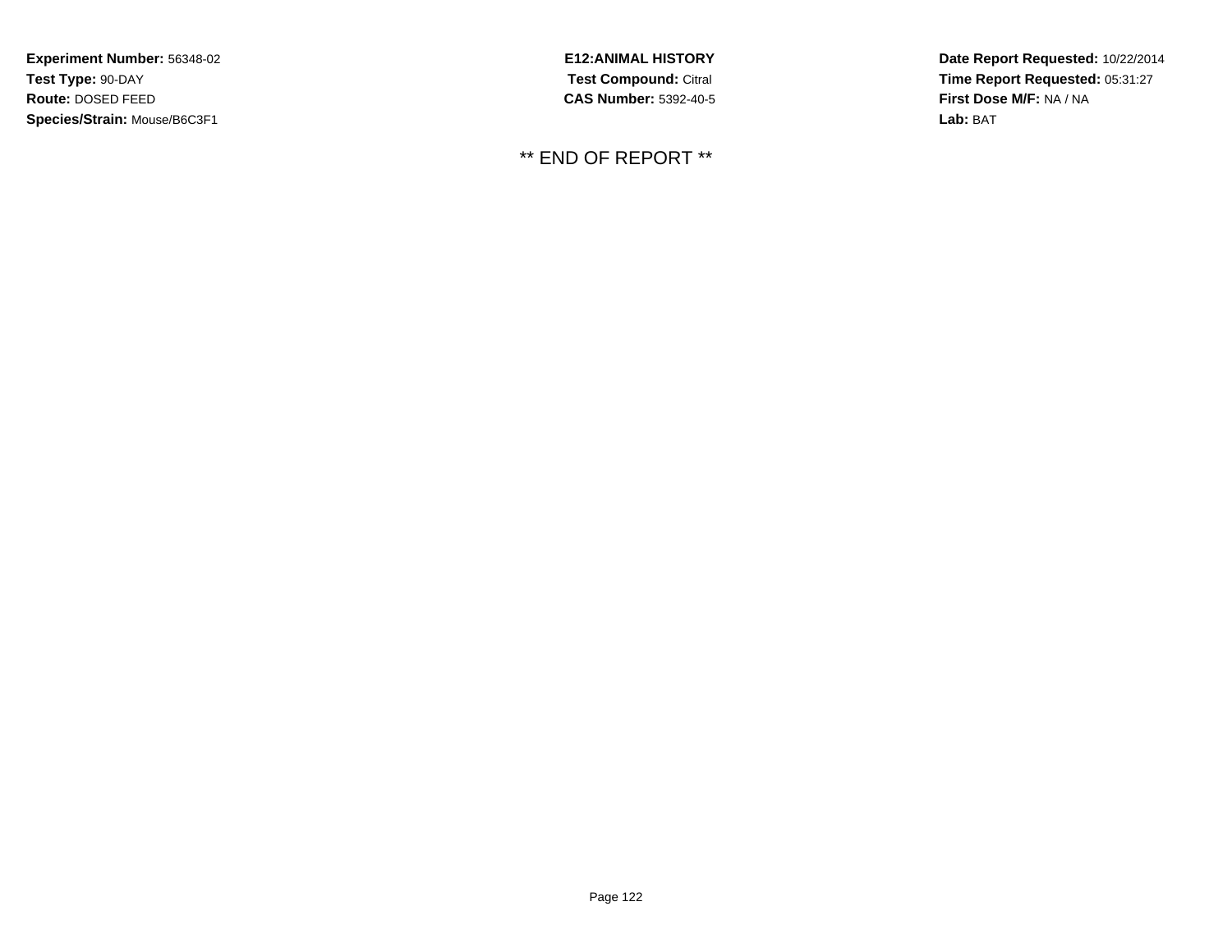**Experiment Number:** 56348-02
**Test Type:** 90-DAY
**Route:** DOSED FEED
**Species/Strain:** Mouse/B6C3F1

**E12:ANIMAL HISTORY**
**Test Compound:** Citral
**CAS Number:** 5392-40-5

**Date Report Requested:** 10/22/2014
**Time Report Requested:** 05:31:27
**First Dose M/F:** NA / NA
**Lab:** BAT

** END OF REPORT **